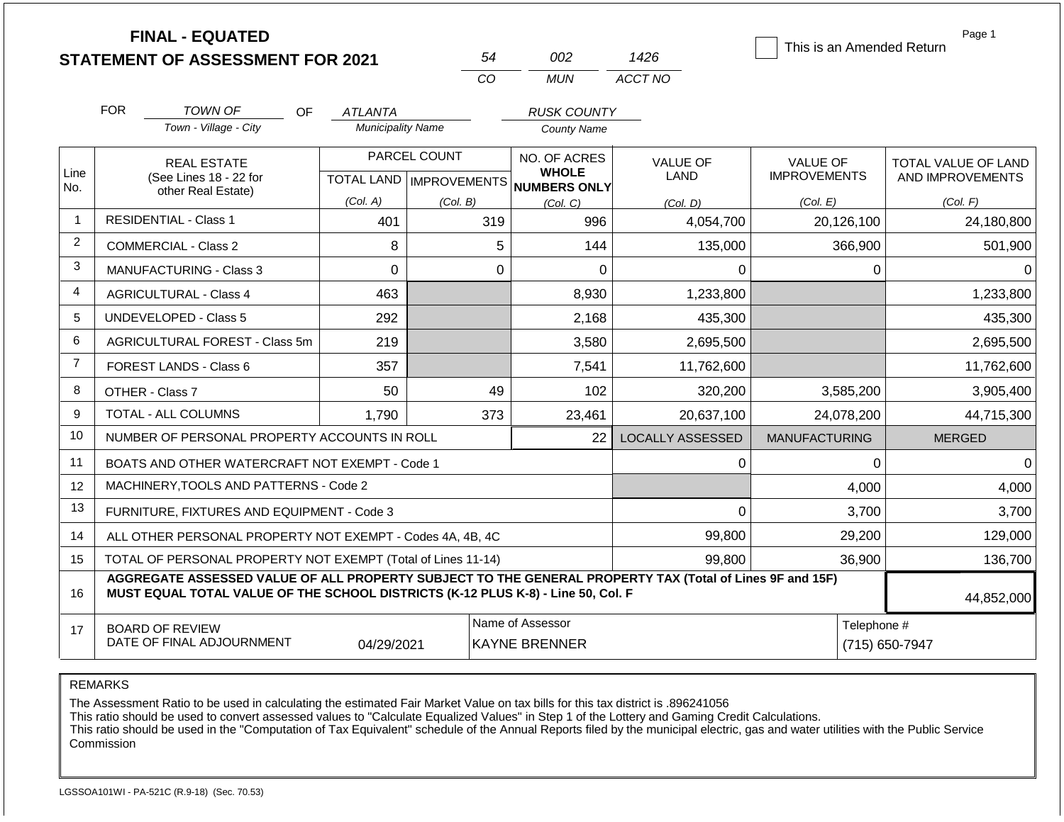**FINAL - EQUATED**
**STATEMENT OF ASSESSMENT FOR 2021**

| 54 | 002 | 1426 |
|---|---|---|
| CO | MUN | ACCT NO |

☐ This is an Amended Return

FOR *TOWN OF* (Town - Village - City) OF *ATLANTA* (Municipality Name) *RUSK COUNTY* (County Name)

| Line No. | REAL ESTATE (See Lines 18 - 22 for other Real Estate) | PARCEL COUNT TOTAL LAND (Col. A) | PARCEL COUNT IMPROVEMENTS (Col. B) | NO. OF ACRES WHOLE NUMBERS ONLY (Col. C) | VALUE OF LAND (Col. D) | VALUE OF IMPROVEMENTS (Col. E) | TOTAL VALUE OF LAND AND IMPROVEMENTS (Col. F) |
|---|---|---|---|---|---|---|---|
| 1 | RESIDENTIAL - Class 1 | 401 | 319 | 996 | 4,054,700 | 20,126,100 | 24,180,800 |
| 2 | COMMERCIAL - Class 2 | 8 | 5 | 144 | 135,000 | 366,900 | 501,900 |
| 3 | MANUFACTURING - Class 3 | 0 | 0 | 0 | 0 | 0 | 0 |
| 4 | AGRICULTURAL - Class 4 | 463 | | 8,930 | 1,233,800 | | 1,233,800 |
| 5 | UNDEVELOPED - Class 5 | 292 | | 2,168 | 435,300 | | 435,300 |
| 6 | AGRICULTURAL FOREST - Class 5m | 219 | | 3,580 | 2,695,500 | | 2,695,500 |
| 7 | FOREST LANDS - Class 6 | 357 | | 7,541 | 11,762,600 | | 11,762,600 |
| 8 | OTHER - Class 7 | 50 | 49 | 102 | 320,200 | 3,585,200 | 3,905,400 |
| 9 | TOTAL - ALL COLUMNS | 1,790 | 373 | 23,461 | 20,637,100 | 24,078,200 | 44,715,300 |
| 10 | NUMBER OF PERSONAL PROPERTY ACCOUNTS IN ROLL | | | 22 | LOCALLY ASSESSED | MANUFACTURING | MERGED |
| 11 | BOATS AND OTHER WATERCRAFT NOT EXEMPT - Code 1 | | | | 0 | 0 | 0 |
| 12 | MACHINERY,TOOLS AND PATTERNS - Code 2 | | | | | 4,000 | 4,000 |
| 13 | FURNITURE, FIXTURES AND EQUIPMENT - Code 3 | | | | 0 | 3,700 | 3,700 |
| 14 | ALL OTHER PERSONAL PROPERTY NOT EXEMPT - Codes 4A, 4B, 4C | | | | 99,800 | 29,200 | 129,000 |
| 15 | TOTAL OF PERSONAL PROPERTY NOT EXEMPT (Total of Lines 11-14) | | | | 99,800 | 36,900 | 136,700 |
| 16 | **AGGREGATE ASSESSED VALUE OF ALL PROPERTY SUBJECT TO THE GENERAL PROPERTY TAX (Total of Lines 9F and 15F) MUST EQUAL TOTAL VALUE OF THE SCHOOL DISTRICTS (K-12 PLUS K-8) - Line 50, Col. F** | | | | | | 44,852,000 |
| 17 | BOARD OF REVIEW DATE OF FINAL ADJOURNMENT | 04/29/2021 | | Name of Assessor: KAYNE BRENNER | | | Telephone #: (715) 650-7947 |

REMARKS

The Assessment Ratio to be used in calculating the estimated Fair Market Value on tax bills for this tax district is .896241056
This ratio should be used to convert assessed values to "Calculate Equalized Values" in Step 1 of the Lottery and Gaming Credit Calculations.
This ratio should be used in the "Computation of Tax Equivalent" schedule of the Annual Reports filed by the municipal electric, gas and water utilities with the Public Service Commission

LGSSOA101WI - PA-521C (R.9-18) (Sec. 70.53)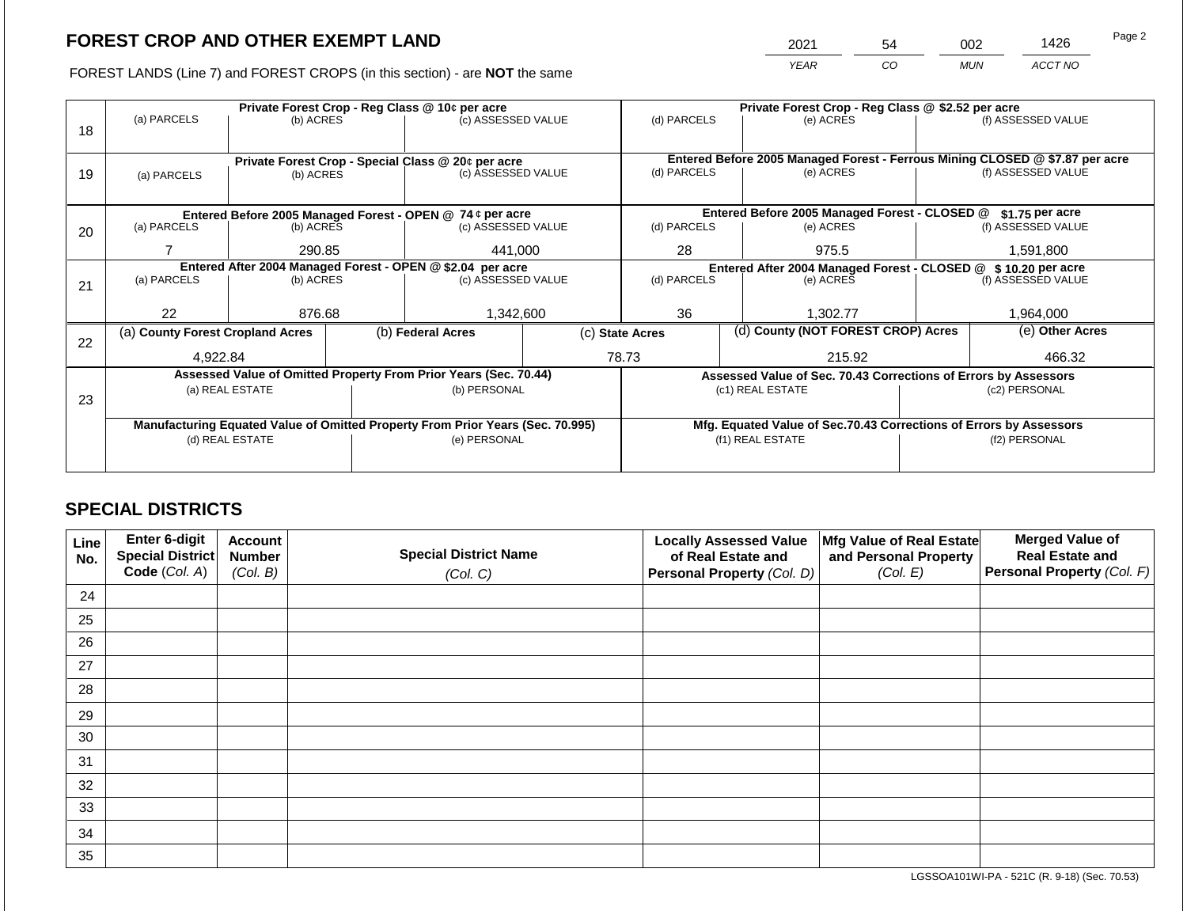# FOREST CROP AND OTHER EXEMPT LAND

| 2021 | 54 | 002 | 1426 |
|---|---|---|---|
| *YEAR* | *CO* | *MUN* | *ACCT NO* |

FOREST LANDS (Line 7) and FOREST CROPS (in this section) - are **NOT** the same

| Line | Private Forest Crop - Reg Class @ 10¢ per acre | | | Private Forest Crop - Reg Class @ $2.52 per acre | | |
|---|---|---|---|---|---|---|
| | (a) PARCELS | (b) ACRES | (c) ASSESSED VALUE | (d) PARCELS | (e) ACRES | (f) ASSESSED VALUE |
| 18 | | | | | | |
| | **Private Forest Crop - Special Class @ 20¢ per acre** | | | **Entered Before 2005 Managed Forest - Ferrous Mining CLOSED @ $7.87 per acre** | | |
| | (a) PARCELS | (b) ACRES | (c) ASSESSED VALUE | (d) PARCELS | (e) ACRES | (f) ASSESSED VALUE |
| 19 | | | | | | |
| | **Entered Before 2005 Managed Forest - OPEN @ 74 ¢ per acre** | | | **Entered Before 2005 Managed Forest - CLOSED @ $1.75 per acre** | | |
| | (a) PARCELS | (b) ACRES | (c) ASSESSED VALUE | (d) PARCELS | (e) ACRES | (f) ASSESSED VALUE |
| 20 | 7 | 290.85 | 441,000 | 28 | 975.5 | 1,591,800 |
| | **Entered After 2004 Managed Forest - OPEN @ $2.04 per acre** | | | **Entered After 2004 Managed Forest - CLOSED @ $ 10.20 per acre** | | |
| | (a) PARCELS | (b) ACRES | (c) ASSESSED VALUE | (d) PARCELS | (e) ACRES | (f) ASSESSED VALUE |
| 21 | 22 | 876.68 | 1,342,600 | 36 | 1,302.77 | 1,964,000 |

| Line | (a) County Forest Cropland Acres | (b) Federal Acres | (c) State Acres | (d) County (NOT FOREST CROP) Acres | (e) Other Acres |
|---|---|---|---|---|---|
| 22 | 4,922.84 | | 78.73 | 215.92 | 466.32 |

| Line | Assessed Value of Omitted Property From Prior Years (Sec. 70.44) | | Assessed Value of Sec. 70.43 Corrections of Errors by Assessors | |
|---|---|---|---|---|
| | (a) REAL ESTATE | (b) PERSONAL | (c1) REAL ESTATE | (c2) PERSONAL |
| 23 | | | | |
| | **Manufacturing Equated Value of Omitted Property From Prior Years (Sec. 70.995)** | | **Mfg. Equated Value of Sec.70.43 Corrections of Errors by Assessors** | |
| | (d) REAL ESTATE | (e) PERSONAL | (f1) REAL ESTATE | (f2) PERSONAL |
| | | | | |

## SPECIAL DISTRICTS

| Line No. | Enter 6-digit Special District Code (*Col. A*) | Account Number (*Col. B*) | Special District Name (*Col. C*) | Locally Assessed Value of Real Estate and Personal Property (*Col. D*) | Mfg Value of Real Estate and Personal Property (*Col. E*) | Merged Value of Real Estate and Personal Property (*Col. F*) |
|---|---|---|---|---|---|---|
| 24 | | | | | | |
| 25 | | | | | | |
| 26 | | | | | | |
| 27 | | | | | | |
| 28 | | | | | | |
| 29 | | | | | | |
| 30 | | | | | | |
| 31 | | | | | | |
| 32 | | | | | | |
| 33 | | | | | | |
| 34 | | | | | | |
| 35 | | | | | | |

LGSSOA101WI-PA - 521C (R. 9-18) (Sec. 70.53)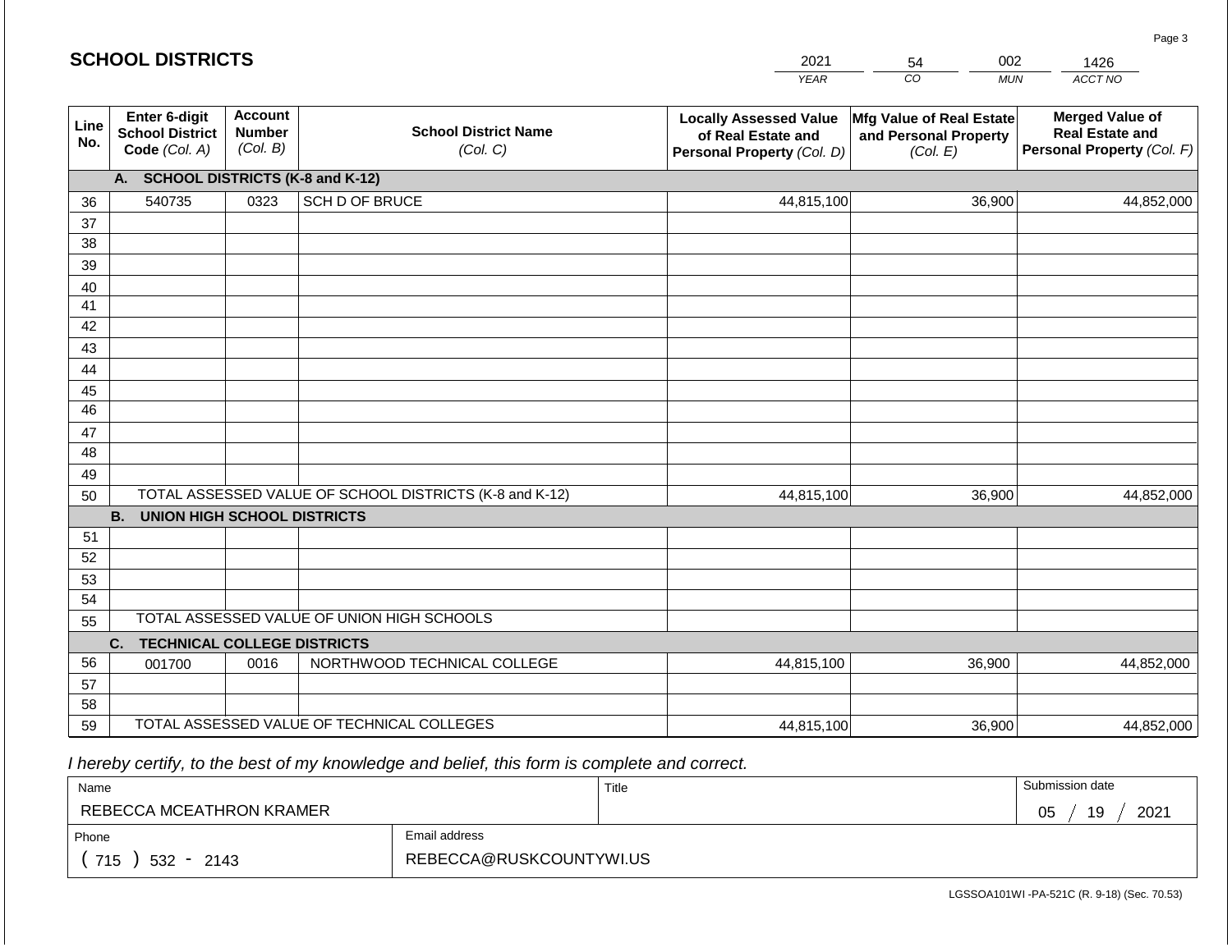## SCHOOL DISTRICTS

| 2021 | 54 | 002 | 1426 |
|---|---|---|---|
| YEAR | CO | MUN | ACCT NO |

| Line No. | Enter 6-digit School District Code (Col. A) | Account Number (Col. B) | School District Name (Col. C) | Locally Assessed Value of Real Estate and Personal Property (Col. D) | Mfg Value of Real Estate and Personal Property (Col. E) | Merged Value of Real Estate and Personal Property (Col. F) |
|---|---|---|---|---|---|---|
| | **A. SCHOOL DISTRICTS (K-8 and K-12)** | | | | | |
| 36 | 540735 | 0323 | SCH D OF BRUCE | 44,815,100 | 36,900 | 44,852,000 |
| 37 | | | | | | |
| 38 | | | | | | |
| 39 | | | | | | |
| 40 | | | | | | |
| 41 | | | | | | |
| 42 | | | | | | |
| 43 | | | | | | |
| 44 | | | | | | |
| 45 | | | | | | |
| 46 | | | | | | |
| 47 | | | | | | |
| 48 | | | | | | |
| 49 | | | | | | |
| 50 | TOTAL ASSESSED VALUE OF SCHOOL DISTRICTS (K-8 and K-12) | | | 44,815,100 | 36,900 | 44,852,000 |
| | **B. UNION HIGH SCHOOL DISTRICTS** | | | | | |
| 51 | | | | | | |
| 52 | | | | | | |
| 53 | | | | | | |
| 54 | | | | | | |
| 55 | TOTAL ASSESSED VALUE OF UNION HIGH SCHOOLS | | | | | |
| | **C. TECHNICAL COLLEGE DISTRICTS** | | | | | |
| 56 | 001700 | 0016 | NORTHWOOD TECHNICAL COLLEGE | 44,815,100 | 36,900 | 44,852,000 |
| 57 | | | | | | |
| 58 | | | | | | |
| 59 | TOTAL ASSESSED VALUE OF TECHNICAL COLLEGES | | | 44,815,100 | 36,900 | 44,852,000 |

*I hereby certify, to the best of my knowledge and belief, this form is complete and correct.*

| Name | Title | Submission date |
|---|---|---|
| REBECCA MCEATHRON KRAMER | | 05 / 19 / 2021 |
| Phone | Email address | |
| ( 715 ) 532 - 2143 | REBECCA@RUSKCOUNTYWI.US | |

LGSSOA101WI -PA-521C (R. 9-18) (Sec. 70.53)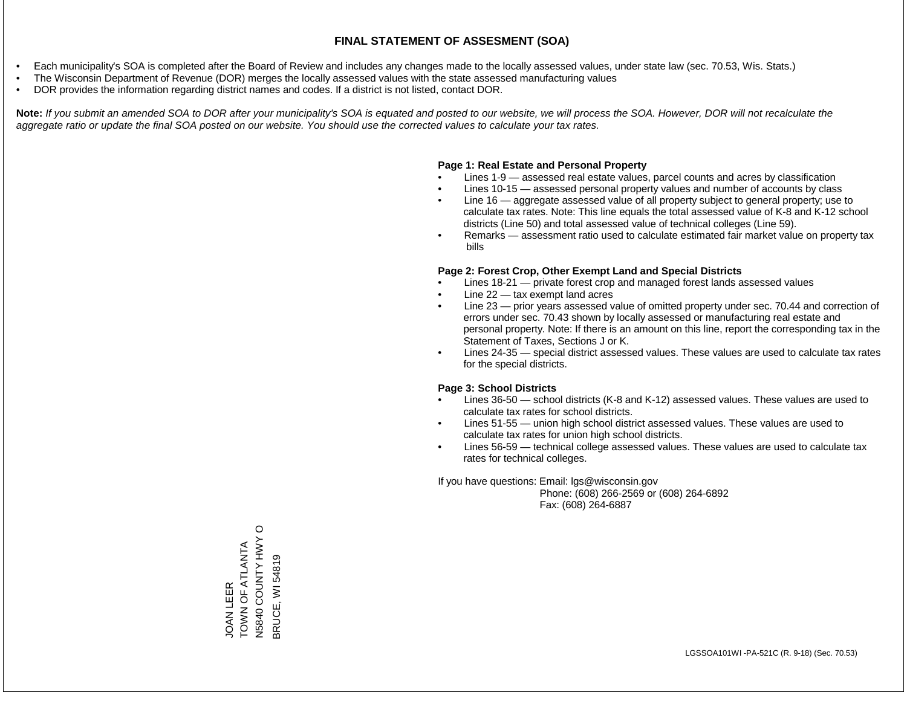# FINAL STATEMENT OF ASSESMENT (SOA)

- Each municipality's SOA is completed after the Board of Review and includes any changes made to the locally assessed values, under state law (sec. 70.53, Wis. Stats.)
- The Wisconsin Department of Revenue (DOR) merges the locally assessed values with the state assessed manufacturing values
- DOR provides the information regarding district names and codes. If a district is not listed, contact DOR.

**Note:** *If you submit an amended SOA to DOR after your municipality's SOA is equated and posted to our website, we will process the SOA. However, DOR will not recalculate the aggregate ratio or update the final SOA posted on our website. You should use the corrected values to calculate your tax rates.*

**Page 1: Real Estate and Personal Property**

- Lines 1-9 — assessed real estate values, parcel counts and acres by classification
- Lines 10-15 — assessed personal property values and number of accounts by class
- Line 16 — aggregate assessed value of all property subject to general property; use to calculate tax rates. Note: This line equals the total assessed value of K-8 and K-12 school districts (Line 50) and total assessed value of technical colleges (Line 59).
- Remarks — assessment ratio used to calculate estimated fair market value on property tax bills

**Page 2: Forest Crop, Other Exempt Land and Special Districts**

- Lines 18-21 — private forest crop and managed forest lands assessed values
- Line 22 — tax exempt land acres
- Line 23 — prior years assessed value of omitted property under sec. 70.44 and correction of errors under sec. 70.43 shown by locally assessed or manufacturing real estate and personal property. Note: If there is an amount on this line, report the corresponding tax in the Statement of Taxes, Sections J or K.
- Lines 24-35 — special district assessed values. These values are used to calculate tax rates for the special districts.

**Page 3: School Districts**

- Lines 36-50 — school districts (K-8 and K-12) assessed values. These values are used to calculate tax rates for school districts.
- Lines 51-55 — union high school district assessed values. These values are used to calculate tax rates for union high school districts.
- Lines 56-59 — technical college assessed values. These values are used to calculate tax rates for technical colleges.

If you have questions: Email: lgs@wisconsin.gov
Phone: (608) 266-2569 or (608) 264-6892
Fax: (608) 264-6887

JOAN LEER
TOWN OF ATLANTA
N5840 COUNTY HWY O
BRUCE, WI 54819

LGSSOA101WI -PA-521C (R. 9-18) (Sec. 70.53)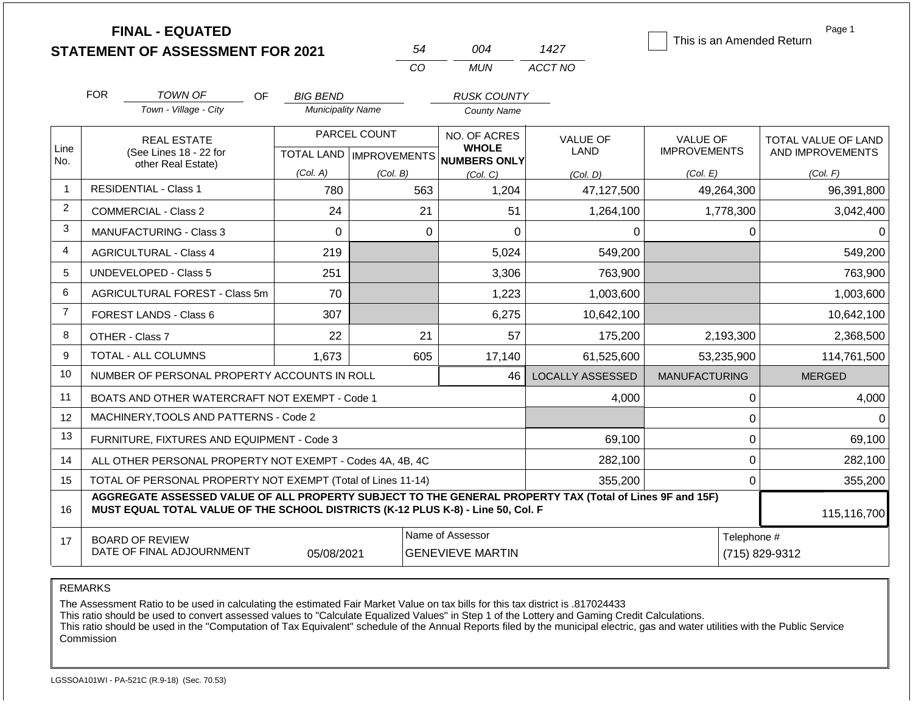# FINAL - EQUATED
# STATEMENT OF ASSESSMENT FOR 2021

| 54 | 004 | 1427 |
|---|---|---|
| CO | MUN | ACCT NO |

☐ This is an Amended Return

Page 1

FOR *TOWN OF* (Town - Village - City) OF *BIG BEND* (Municipality Name) *RUSK COUNTY* (County Name)

| Line No. | REAL ESTATE (See Lines 18 - 22 for other Real Estate) | PARCEL COUNT TOTAL LAND (Col. A) | IMPROVEMENTS (Col. B) | NO. OF ACRES WHOLE NUMBERS ONLY (Col. C) | VALUE OF LAND (Col. D) | VALUE OF IMPROVEMENTS (Col. E) | TOTAL VALUE OF LAND AND IMPROVEMENTS (Col. F) |
|---|---|---|---|---|---|---|---|
| 1 | RESIDENTIAL - Class 1 | 780 | 563 | 1,204 | 47,127,500 | 49,264,300 | 96,391,800 |
| 2 | COMMERCIAL - Class 2 | 24 | 21 | 51 | 1,264,100 | 1,778,300 | 3,042,400 |
| 3 | MANUFACTURING - Class 3 | 0 | 0 | 0 | 0 | 0 | 0 |
| 4 | AGRICULTURAL - Class 4 | 219 | | 5,024 | 549,200 | | 549,200 |
| 5 | UNDEVELOPED - Class 5 | 251 | | 3,306 | 763,900 | | 763,900 |
| 6 | AGRICULTURAL FOREST - Class 5m | 70 | | 1,223 | 1,003,600 | | 1,003,600 |
| 7 | FOREST LANDS - Class 6 | 307 | | 6,275 | 10,642,100 | | 10,642,100 |
| 8 | OTHER - Class 7 | 22 | 21 | 57 | 175,200 | 2,193,300 | 2,368,500 |
| 9 | TOTAL - ALL COLUMNS | 1,673 | 605 | 17,140 | 61,525,600 | 53,235,900 | 114,761,500 |
| 10 | NUMBER OF PERSONAL PROPERTY ACCOUNTS IN ROLL | | | 46 | LOCALLY ASSESSED | MANUFACTURING | MERGED |
| 11 | BOATS AND OTHER WATERCRAFT NOT EXEMPT - Code 1 | | | | 4,000 | 0 | 4,000 |
| 12 | MACHINERY,TOOLS AND PATTERNS - Code 2 | | | | | 0 | 0 |
| 13 | FURNITURE, FIXTURES AND EQUIPMENT - Code 3 | | | | 69,100 | 0 | 69,100 |
| 14 | ALL OTHER PERSONAL PROPERTY NOT EXEMPT - Codes 4A, 4B, 4C | | | | 282,100 | 0 | 282,100 |
| 15 | TOTAL OF PERSONAL PROPERTY NOT EXEMPT (Total of Lines 11-14) | | | | 355,200 | 0 | 355,200 |
| 16 | AGGREGATE ASSESSED VALUE OF ALL PROPERTY SUBJECT TO THE GENERAL PROPERTY TAX (Total of Lines 9F and 15F) MUST EQUAL TOTAL VALUE OF THE SCHOOL DISTRICTS (K-12 PLUS K-8) - Line 50, Col. F | | | | | | 115,116,700 |
| 17 | BOARD OF REVIEW DATE OF FINAL ADJOURNMENT | 05/08/2021 | | Name of Assessor: GENEVIEVE MARTIN | | | Telephone #: (715) 829-9312 |

REMARKS

The Assessment Ratio to be used in calculating the estimated Fair Market Value on tax bills for this tax district is .817024433
This ratio should be used to convert assessed values to "Calculate Equalized Values" in Step 1 of the Lottery and Gaming Credit Calculations.
This ratio should be used in the "Computation of Tax Equivalent" schedule of the Annual Reports filed by the municipal electric, gas and water utilities with the Public Service Commission

LGSSOA101WI - PA-521C (R.9-18) (Sec. 70.53)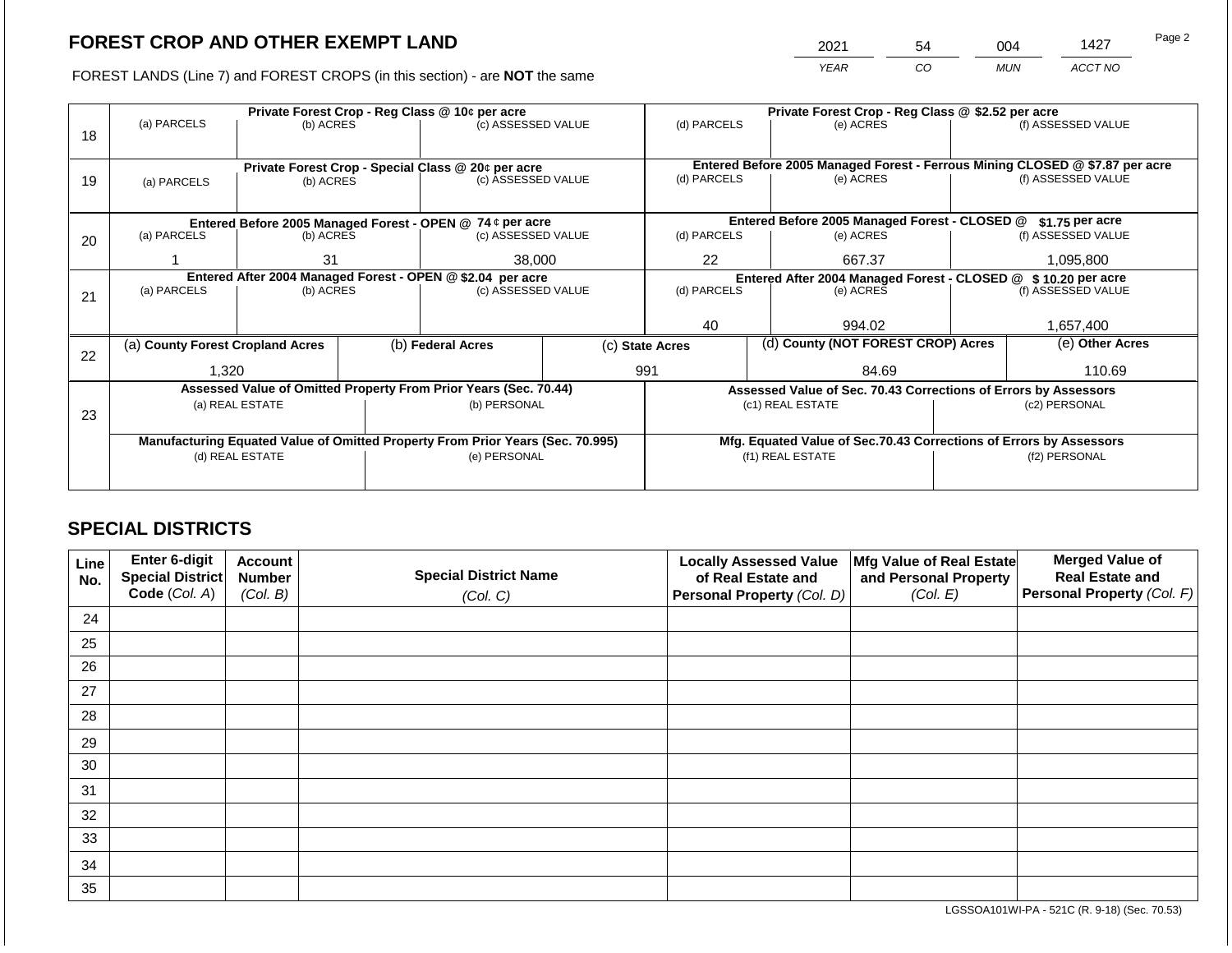# FOREST CROP AND OTHER EXEMPT LAND

FOREST LANDS (Line 7) and FOREST CROPS (in this section) - are **NOT** the same

| YEAR | CO | MUN | ACCT NO |
|---|---|---|---|
| 2021 | 54 | 004 | 1427 |

| Line | Private Forest Crop - Reg Class @ 10¢ per acre | | | Private Forest Crop - Reg Class @ $2.52 per acre | | |
|---|---|---|---|---|---|---|
| 18 | (a) PARCELS | (b) ACRES | (c) ASSESSED VALUE | (d) PARCELS | (e) ACRES | (f) ASSESSED VALUE |
| | | | | | | |
| | **Private Forest Crop - Special Class @ 20¢ per acre** | | | **Entered Before 2005 Managed Forest - Ferrous Mining CLOSED @ $7.87 per acre** | | |
| 19 | (a) PARCELS | (b) ACRES | (c) ASSESSED VALUE | (d) PARCELS | (e) ACRES | (f) ASSESSED VALUE |
| | | | | | | |
| | **Entered Before 2005 Managed Forest - OPEN @ 74 ¢ per acre** | | | **Entered Before 2005 Managed Forest - CLOSED @ $1.75 per acre** | | |
| 20 | (a) PARCELS | (b) ACRES | (c) ASSESSED VALUE | (d) PARCELS | (e) ACRES | (f) ASSESSED VALUE |
| | 1 | 31 | 38,000 | 22 | 667.37 | 1,095,800 |
| | **Entered After 2004 Managed Forest - OPEN @ $2.04 per acre** | | | **Entered After 2004 Managed Forest - CLOSED @ $ 10.20 per acre** | | |
| 21 | (a) PARCELS | (b) ACRES | (c) ASSESSED VALUE | (d) PARCELS | (e) ACRES | (f) ASSESSED VALUE |
| | | | | 40 | 994.02 | 1,657,400 |

| Line | (a) County Forest Cropland Acres | (b) Federal Acres | (c) State Acres | (d) County (NOT FOREST CROP) Acres | (e) Other Acres |
|---|---|---|---|---|---|
| 22 | 1,320 | | 991 | 84.69 | 110.69 |

| Line | Assessed Value of Omitted Property From Prior Years (Sec. 70.44) | | Assessed Value of Sec. 70.43 Corrections of Errors by Assessors | |
|---|---|---|---|---|
| 23 | (a) REAL ESTATE | (b) PERSONAL | (c1) REAL ESTATE | (c2) PERSONAL |
| | | | | |
| | **Manufacturing Equated Value of Omitted Property From Prior Years (Sec. 70.995)** | | **Mfg. Equated Value of Sec.70.43 Corrections of Errors by Assessors** | |
| | (d) REAL ESTATE | (e) PERSONAL | (f1) REAL ESTATE | (f2) PERSONAL |
| | | | | |

## SPECIAL DISTRICTS

| Line No. | Enter 6-digit Special District Code (Col. A) | Account Number (Col. B) | Special District Name (Col. C) | Locally Assessed Value of Real Estate and Personal Property (Col. D) | Mfg Value of Real Estate and Personal Property (Col. E) | Merged Value of Real Estate and Personal Property (Col. F) |
|---|---|---|---|---|---|---|
| 24 | | | | | | |
| 25 | | | | | | |
| 26 | | | | | | |
| 27 | | | | | | |
| 28 | | | | | | |
| 29 | | | | | | |
| 30 | | | | | | |
| 31 | | | | | | |
| 32 | | | | | | |
| 33 | | | | | | |
| 34 | | | | | | |
| 35 | | | | | | |

LGSSOA101WI-PA - 521C (R. 9-18) (Sec. 70.53)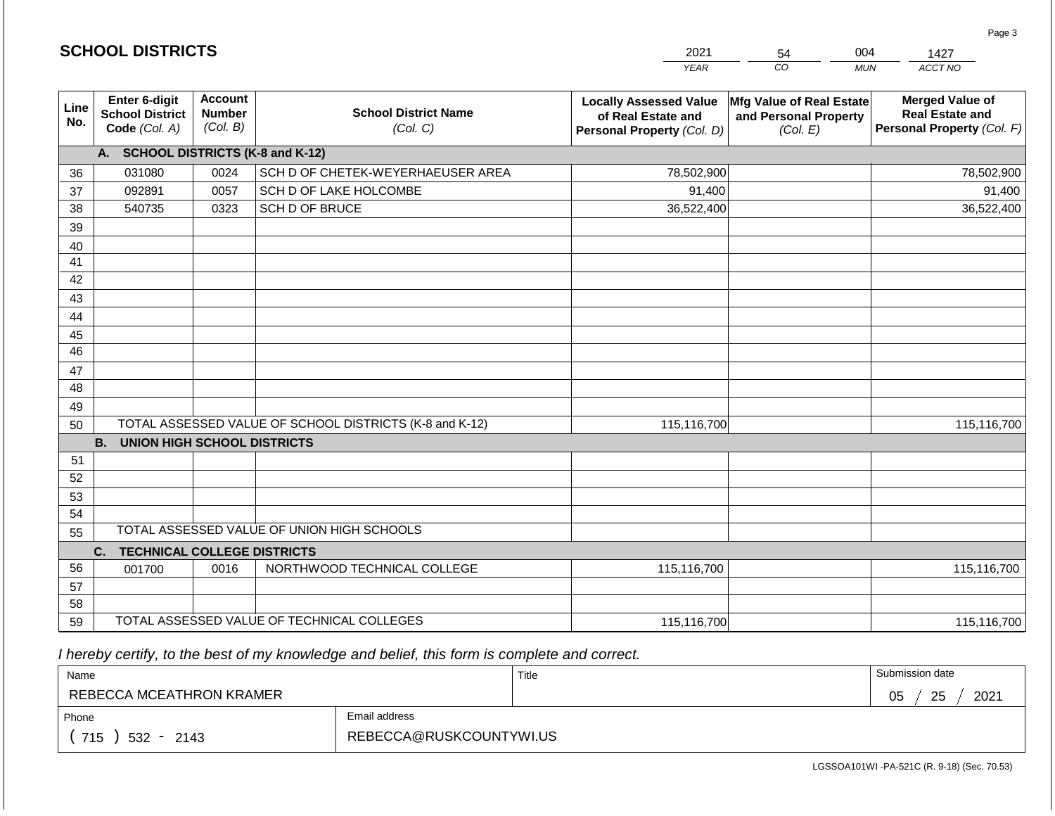## SCHOOL DISTRICTS

| 2021 | 54 | 004 | 1427 |
|---|---|---|---|
| YEAR | CO | MUN | ACCT NO |

| Line No. | Enter 6-digit School District Code (Col. A) | Account Number (Col. B) | School District Name (Col. C) | Locally Assessed Value of Real Estate and Personal Property (Col. D) | Mfg Value of Real Estate and Personal Property (Col. E) | Merged Value of Real Estate and Personal Property (Col. F) |
|---|---|---|---|---|---|---|
| | **A. SCHOOL DISTRICTS (K-8 and K-12)** | | | | | |
| 36 | 031080 | 0024 | SCH D OF CHETEK-WEYERHAEUSER AREA | 78,502,900 | | 78,502,900 |
| 37 | 092891 | 0057 | SCH D OF LAKE HOLCOMBE | 91,400 | | 91,400 |
| 38 | 540735 | 0323 | SCH D OF BRUCE | 36,522,400 | | 36,522,400 |
| 39 | | | | | | |
| 40 | | | | | | |
| 41 | | | | | | |
| 42 | | | | | | |
| 43 | | | | | | |
| 44 | | | | | | |
| 45 | | | | | | |
| 46 | | | | | | |
| 47 | | | | | | |
| 48 | | | | | | |
| 49 | | | | | | |
| 50 | TOTAL ASSESSED VALUE OF SCHOOL DISTRICTS (K-8 and K-12) | | | 115,116,700 | | 115,116,700 |
| | **B. UNION HIGH SCHOOL DISTRICTS** | | | | | |
| 51 | | | | | | |
| 52 | | | | | | |
| 53 | | | | | | |
| 54 | | | | | | |
| 55 | TOTAL ASSESSED VALUE OF UNION HIGH SCHOOLS | | | | | |
| | **C. TECHNICAL COLLEGE DISTRICTS** | | | | | |
| 56 | 001700 | 0016 | NORTHWOOD TECHNICAL COLLEGE | 115,116,700 | | 115,116,700 |
| 57 | | | | | | |
| 58 | | | | | | |
| 59 | TOTAL ASSESSED VALUE OF TECHNICAL COLLEGES | | | 115,116,700 | | 115,116,700 |

*I hereby certify, to the best of my knowledge and belief, this form is complete and correct.*

| Name | Title | Submission date |
|---|---|---|
| REBECCA MCEATHRON KRAMER | | 05 / 25 / 2021 |
| **Phone** | **Email address** | |
| ( 715 ) 532 - 2143 | REBECCA@RUSKCOUNTYWI.US | |

LGSSOA101WI -PA-521C (R. 9-18) (Sec. 70.53)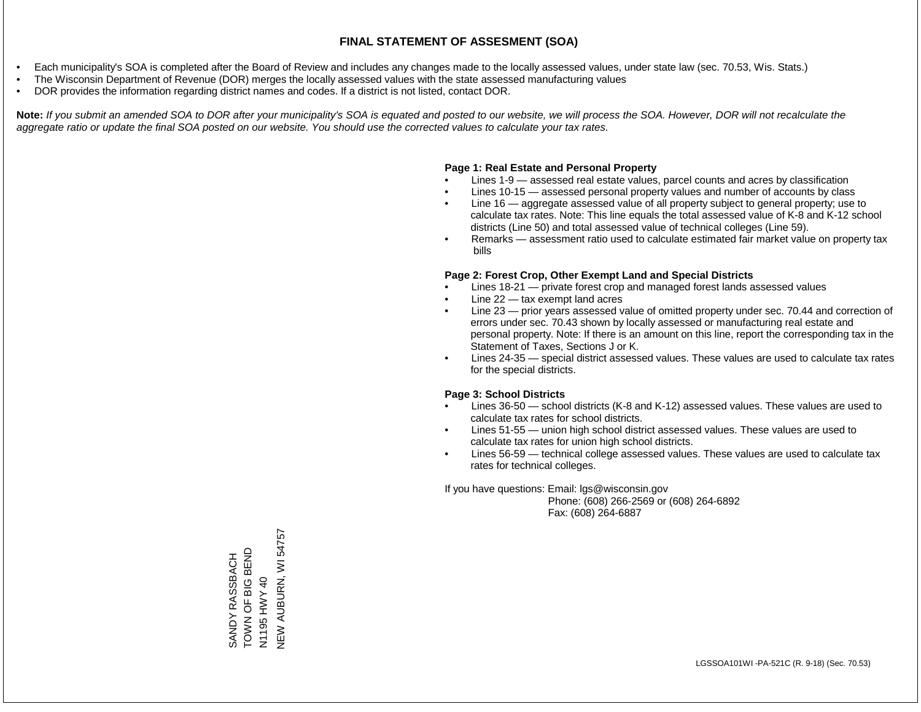# FINAL STATEMENT OF ASSESMENT (SOA)

- Each municipality's SOA is completed after the Board of Review and includes any changes made to the locally assessed values, under state law (sec. 70.53, Wis. Stats.)
- The Wisconsin Department of Revenue (DOR) merges the locally assessed values with the state assessed manufacturing values
- DOR provides the information regarding district names and codes. If a district is not listed, contact DOR.

**Note:** *If you submit an amended SOA to DOR after your municipality's SOA is equated and posted to our website, we will process the SOA. However, DOR will not recalculate the aggregate ratio or update the final SOA posted on our website. You should use the corrected values to calculate your tax rates.*

**Page 1: Real Estate and Personal Property**

- Lines 1-9 — assessed real estate values, parcel counts and acres by classification
- Lines 10-15 — assessed personal property values and number of accounts by class
- Line 16 — aggregate assessed value of all property subject to general property; use to calculate tax rates. Note: This line equals the total assessed value of K-8 and K-12 school districts (Line 50) and total assessed value of technical colleges (Line 59).
- Remarks — assessment ratio used to calculate estimated fair market value on property tax bills

**Page 2: Forest Crop, Other Exempt Land and Special Districts**

- Lines 18-21 — private forest crop and managed forest lands assessed values
- Line 22 — tax exempt land acres
- Line 23 — prior years assessed value of omitted property under sec. 70.44 and correction of errors under sec. 70.43 shown by locally assessed or manufacturing real estate and personal property. Note: If there is an amount on this line, report the corresponding tax in the Statement of Taxes, Sections J or K.
- Lines 24-35 — special district assessed values. These values are used to calculate tax rates for the special districts.

**Page 3: School Districts**

- Lines 36-50 — school districts (K-8 and K-12) assessed values. These values are used to calculate tax rates for school districts.
- Lines 51-55 — union high school district assessed values. These values are used to calculate tax rates for union high school districts.
- Lines 56-59 — technical college assessed values. These values are used to calculate tax rates for technical colleges.

If you have questions: Email: lgs@wisconsin.gov
Phone: (608) 266-2569 or (608) 264-6892
Fax: (608) 264-6887

SANDY RASSBACH
TOWN OF BIG BEND
N1195 HWY 40
NEW AUBURN, WI 54757

LGSSOA101WI -PA-521C (R. 9-18) (Sec. 70.53)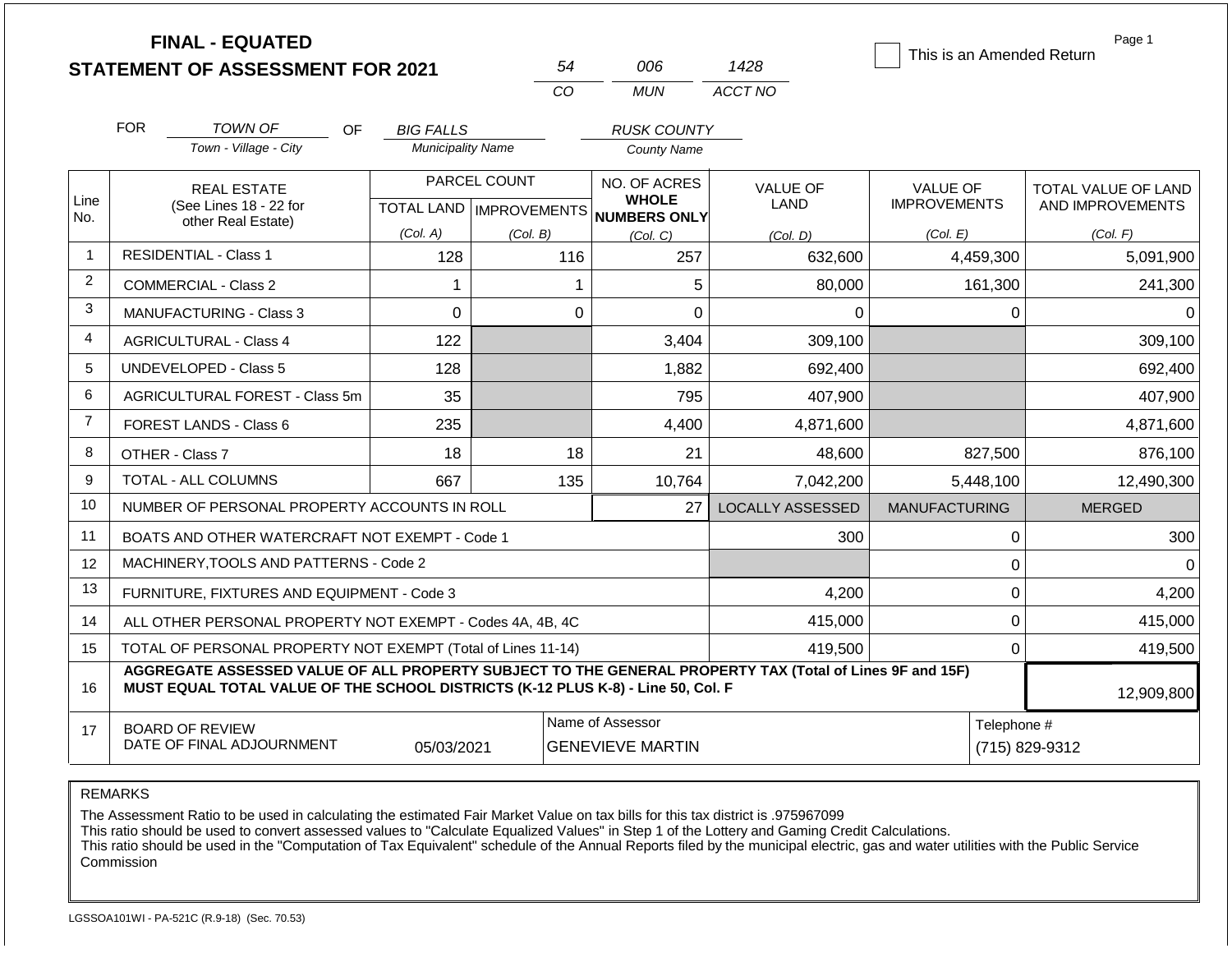# FINAL - EQUATED
# STATEMENT OF ASSESSMENT FOR 2021

| 54 | 006 | 1428 |
|---|---|---|
| CO | MUN | ACCT NO |

☐ This is an Amended Return

FOR *TOWN OF* (Town - Village - City) OF *BIG FALLS* (Municipality Name) *RUSK COUNTY* (County Name)

| Line No. | REAL ESTATE (See Lines 18 - 22 for other Real Estate) | PARCEL COUNT TOTAL LAND (Col. A) | PARCEL COUNT IMPROVEMENTS (Col. B) | NO. OF ACRES WHOLE NUMBERS ONLY (Col. C) | VALUE OF LAND (Col. D) | VALUE OF IMPROVEMENTS (Col. E) | TOTAL VALUE OF LAND AND IMPROVEMENTS (Col. F) |
|---|---|---|---|---|---|---|---|
| 1 | RESIDENTIAL - Class 1 | 128 | 116 | 257 | 632,600 | 4,459,300 | 5,091,900 |
| 2 | COMMERCIAL - Class 2 | 1 | 1 | 5 | 80,000 | 161,300 | 241,300 |
| 3 | MANUFACTURING - Class 3 | 0 | 0 | 0 | 0 | 0 | 0 |
| 4 | AGRICULTURAL - Class 4 | 122 | | 3,404 | 309,100 | | 309,100 |
| 5 | UNDEVELOPED - Class 5 | 128 | | 1,882 | 692,400 | | 692,400 |
| 6 | AGRICULTURAL FOREST - Class 5m | 35 | | 795 | 407,900 | | 407,900 |
| 7 | FOREST LANDS - Class 6 | 235 | | 4,400 | 4,871,600 | | 4,871,600 |
| 8 | OTHER - Class 7 | 18 | 18 | 21 | 48,600 | 827,500 | 876,100 |
| 9 | TOTAL - ALL COLUMNS | 667 | 135 | 10,764 | 7,042,200 | 5,448,100 | 12,490,300 |
| 10 | NUMBER OF PERSONAL PROPERTY ACCOUNTS IN ROLL | | | 27 | LOCALLY ASSESSED | MANUFACTURING | MERGED |
| 11 | BOATS AND OTHER WATERCRAFT NOT EXEMPT - Code 1 | | | | 300 | 0 | 300 |
| 12 | MACHINERY,TOOLS AND PATTERNS - Code 2 | | | | | 0 | 0 |
| 13 | FURNITURE, FIXTURES AND EQUIPMENT - Code 3 | | | | 4,200 | 0 | 4,200 |
| 14 | ALL OTHER PERSONAL PROPERTY NOT EXEMPT - Codes 4A, 4B, 4C | | | | 415,000 | 0 | 415,000 |
| 15 | TOTAL OF PERSONAL PROPERTY NOT EXEMPT (Total of Lines 11-14) | | | | 419,500 | 0 | 419,500 |
| 16 | **AGGREGATE ASSESSED VALUE OF ALL PROPERTY SUBJECT TO THE GENERAL PROPERTY TAX (Total of Lines 9F and 15F) MUST EQUAL TOTAL VALUE OF THE SCHOOL DISTRICTS (K-12 PLUS K-8) - Line 50, Col. F** | | | | | | 12,909,800 |
| 17 | BOARD OF REVIEW DATE OF FINAL ADJOURNMENT | 05/03/2021 | Name of Assessor | GENEVIEVE MARTIN | | Telephone # | (715) 829-9312 |

REMARKS

The Assessment Ratio to be used in calculating the estimated Fair Market Value on tax bills for this tax district is .975967099
This ratio should be used to convert assessed values to "Calculate Equalized Values" in Step 1 of the Lottery and Gaming Credit Calculations.
This ratio should be used in the "Computation of Tax Equivalent" schedule of the Annual Reports filed by the municipal electric, gas and water utilities with the Public Service Commission

LGSSOA101WI - PA-521C (R.9-18) (Sec. 70.53)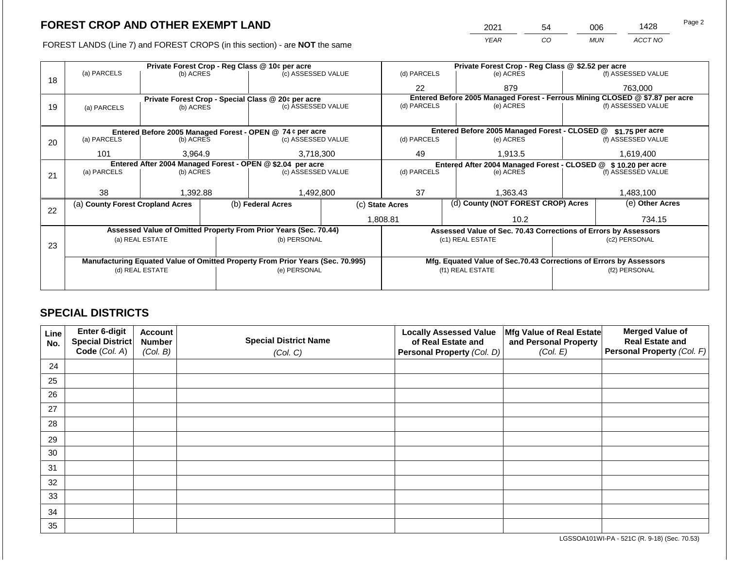## FOREST CROP AND OTHER EXEMPT LAND

| 2021 | 54 | 006 | 1428 |
|---|---|---|---|
| *YEAR* | *CO* | *MUN* | *ACCT NO* |

FOREST LANDS (Line 7) and FOREST CROPS (in this section) - are **NOT** the same

| Line | | | | | | |
|---|---|---|---|---|---|---|
| 18 | **Private Forest Crop - Reg Class @ 10¢ per acre** | | | **Private Forest Crop - Reg Class @ $2.52 per acre** | | |
| | (a) PARCELS | (b) ACRES | (c) ASSESSED VALUE | (d) PARCELS | (e) ACRES | (f) ASSESSED VALUE |
| | | | | 22 | 879 | 763,000 |
| 19 | **Private Forest Crop - Special Class @ 20¢ per acre** | | | **Entered Before 2005 Managed Forest - Ferrous Mining CLOSED @ $7.87 per acre** | | |
| | (a) PARCELS | (b) ACRES | (c) ASSESSED VALUE | (d) PARCELS | (e) ACRES | (f) ASSESSED VALUE |
| | | | | | | |
| 20 | **Entered Before 2005 Managed Forest - OPEN @ 74 ¢ per acre** | | | **Entered Before 2005 Managed Forest - CLOSED @ $1.75 per acre** | | |
| | (a) PARCELS | (b) ACRES | (c) ASSESSED VALUE | (d) PARCELS | (e) ACRES | (f) ASSESSED VALUE |
| | 101 | 3,964.9 | 3,718,300 | 49 | 1,913.5 | 1,619,400 |
| 21 | **Entered After 2004 Managed Forest - OPEN @ $2.04 per acre** | | | **Entered After 2004 Managed Forest - CLOSED @ $ 10.20 per acre** | | |
| | (a) PARCELS | (b) ACRES | (c) ASSESSED VALUE | (d) PARCELS | (e) ACRES | (f) ASSESSED VALUE |
| | 38 | 1,392.88 | 1,492,800 | 37 | 1,363.43 | 1,483,100 |

| Line | (a) County Forest Cropland Acres | (b) Federal Acres | (c) State Acres | (d) County (NOT FOREST CROP) Acres | (e) Other Acres |
|---|---|---|---|---|---|
| 22 | | | 1,808.81 | 10.2 | 734.15 |

| Line | | | | |
|---|---|---|---|---|
| 23 | **Assessed Value of Omitted Property From Prior Years (Sec. 70.44)** | | **Assessed Value of Sec. 70.43 Corrections of Errors by Assessors** | |
| | (a) REAL ESTATE | (b) PERSONAL | (c1) REAL ESTATE | (c2) PERSONAL |
| | | | | |
| | **Manufacturing Equated Value of Omitted Property From Prior Years (Sec. 70.995)** | | **Mfg. Equated Value of Sec.70.43 Corrections of Errors by Assessors** | |
| | (d) REAL ESTATE | (e) PERSONAL | (f1) REAL ESTATE | (f2) PERSONAL |
| | | | | |

## SPECIAL DISTRICTS

| Line No. | Enter 6-digit Special District Code (*Col. A*) | Account Number (*Col. B*) | Special District Name (*Col. C*) | Locally Assessed Value of Real Estate and Personal Property (*Col. D*) | Mfg Value of Real Estate and Personal Property (*Col. E*) | Merged Value of Real Estate and Personal Property (*Col. F*) |
|---|---|---|---|---|---|---|
| 24 | | | | | | |
| 25 | | | | | | |
| 26 | | | | | | |
| 27 | | | | | | |
| 28 | | | | | | |
| 29 | | | | | | |
| 30 | | | | | | |
| 31 | | | | | | |
| 32 | | | | | | |
| 33 | | | | | | |
| 34 | | | | | | |
| 35 | | | | | | |

LGSSOA101WI-PA - 521C (R. 9-18) (Sec. 70.53)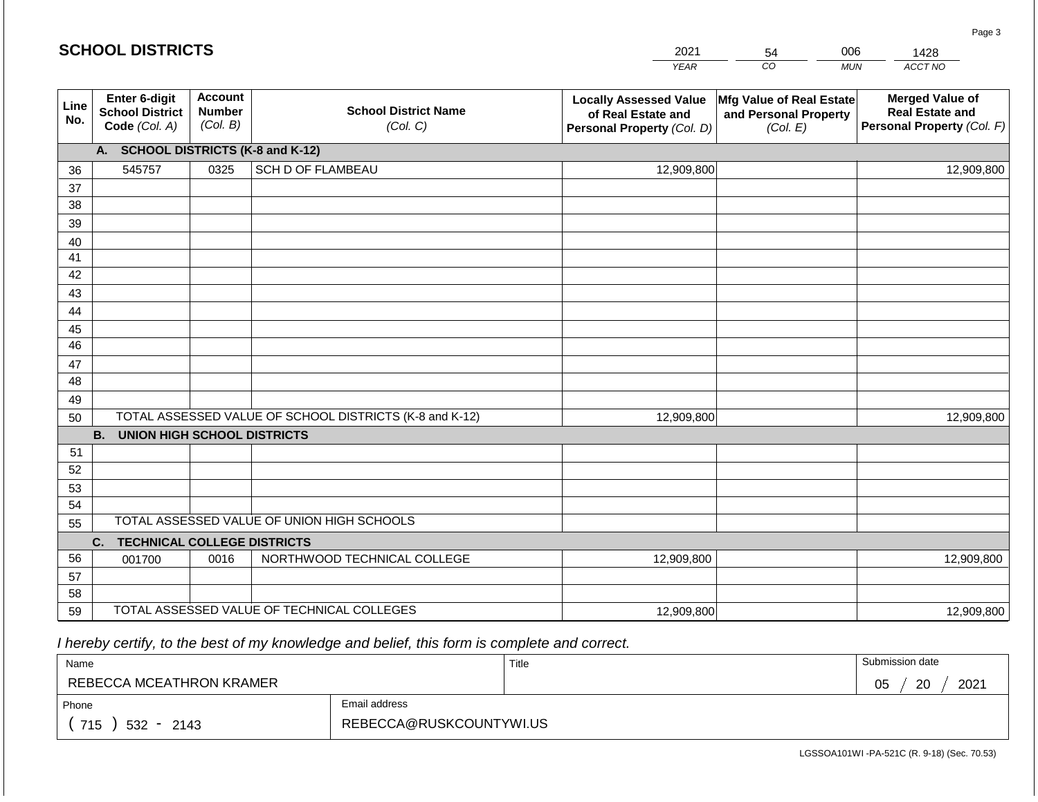# SCHOOL DISTRICTS

| 2021 | 54 | 006 | 1428 |
|---|---|---|---|
| YEAR | CO | MUN | ACCT NO |

| Line No. | Enter 6-digit School District Code (Col. A) | Account Number (Col. B) | School District Name (Col. C) | Locally Assessed Value of Real Estate and Personal Property (Col. D) | Mfg Value of Real Estate and Personal Property (Col. E) | Merged Value of Real Estate and Personal Property (Col. F) |
|---|---|---|---|---|---|---|
| | **A. SCHOOL DISTRICTS (K-8 and K-12)** | | | | | |
| 36 | 545757 | 0325 | SCH D OF FLAMBEAU | 12,909,800 | | 12,909,800 |
| 37 | | | | | | |
| 38 | | | | | | |
| 39 | | | | | | |
| 40 | | | | | | |
| 41 | | | | | | |
| 42 | | | | | | |
| 43 | | | | | | |
| 44 | | | | | | |
| 45 | | | | | | |
| 46 | | | | | | |
| 47 | | | | | | |
| 48 | | | | | | |
| 49 | | | | | | |
| 50 | TOTAL ASSESSED VALUE OF SCHOOL DISTRICTS (K-8 and K-12) | | | 12,909,800 | | 12,909,800 |
| | **B. UNION HIGH SCHOOL DISTRICTS** | | | | | |
| 51 | | | | | | |
| 52 | | | | | | |
| 53 | | | | | | |
| 54 | | | | | | |
| 55 | TOTAL ASSESSED VALUE OF UNION HIGH SCHOOLS | | | | | |
| | **C. TECHNICAL COLLEGE DISTRICTS** | | | | | |
| 56 | 001700 | 0016 | NORTHWOOD TECHNICAL COLLEGE | 12,909,800 | | 12,909,800 |
| 57 | | | | | | |
| 58 | | | | | | |
| 59 | TOTAL ASSESSED VALUE OF TECHNICAL COLLEGES | | | 12,909,800 | | 12,909,800 |

*I hereby certify, to the best of my knowledge and belief, this form is complete and correct.*

| Name | Title | Submission date |
|---|---|---|
| REBECCA MCEATHRON KRAMER | | 05 / 20 / 2021 |
| **Phone** | **Email address** | |
| ( 715 ) 532 - 2143 | REBECCA@RUSKCOUNTYWI.US | |

LGSSOA101WI -PA-521C (R. 9-18) (Sec. 70.53)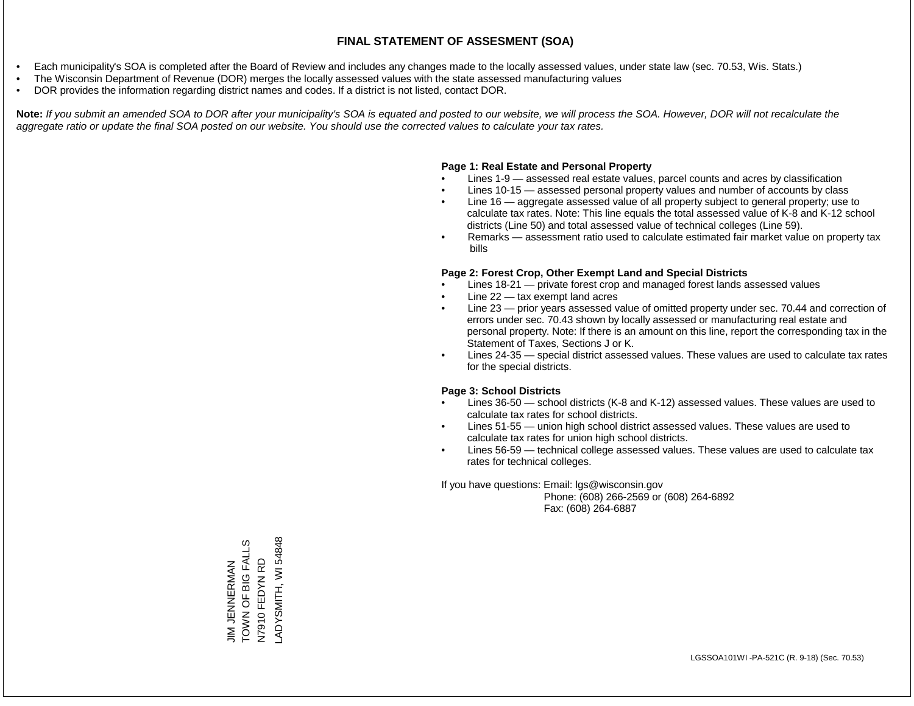# FINAL STATEMENT OF ASSESMENT (SOA)

- Each municipality's SOA is completed after the Board of Review and includes any changes made to the locally assessed values, under state law (sec. 70.53, Wis. Stats.)
- The Wisconsin Department of Revenue (DOR) merges the locally assessed values with the state assessed manufacturing values
- DOR provides the information regarding district names and codes. If a district is not listed, contact DOR.

**Note:** *If you submit an amended SOA to DOR after your municipality's SOA is equated and posted to our website, we will process the SOA. However, DOR will not recalculate the aggregate ratio or update the final SOA posted on our website. You should use the corrected values to calculate your tax rates.*

**Page 1: Real Estate and Personal Property**

- Lines 1-9 — assessed real estate values, parcel counts and acres by classification
- Lines 10-15 — assessed personal property values and number of accounts by class
- Line 16 — aggregate assessed value of all property subject to general property; use to calculate tax rates. Note: This line equals the total assessed value of K-8 and K-12 school districts (Line 50) and total assessed value of technical colleges (Line 59).
- Remarks — assessment ratio used to calculate estimated fair market value on property tax bills

**Page 2: Forest Crop, Other Exempt Land and Special Districts**

- Lines 18-21 — private forest crop and managed forest lands assessed values
- Line 22 — tax exempt land acres
- Line 23 — prior years assessed value of omitted property under sec. 70.44 and correction of errors under sec. 70.43 shown by locally assessed or manufacturing real estate and personal property. Note: If there is an amount on this line, report the corresponding tax in the Statement of Taxes, Sections J or K.
- Lines 24-35 — special district assessed values. These values are used to calculate tax rates for the special districts.

**Page 3: School Districts**

- Lines 36-50 — school districts (K-8 and K-12) assessed values. These values are used to calculate tax rates for school districts.
- Lines 51-55 — union high school district assessed values. These values are used to calculate tax rates for union high school districts.
- Lines 56-59 — technical college assessed values. These values are used to calculate tax rates for technical colleges.

If you have questions: Email: lgs@wisconsin.gov
Phone: (608) 266-2569 or (608) 264-6892
Fax: (608) 264-6887

JIM JENNERMAN
TOWN OF BIG FALLS
N7910 FEDYN RD
LADYSMITH, WI 54848

LGSSOA101WI -PA-521C (R. 9-18) (Sec. 70.53)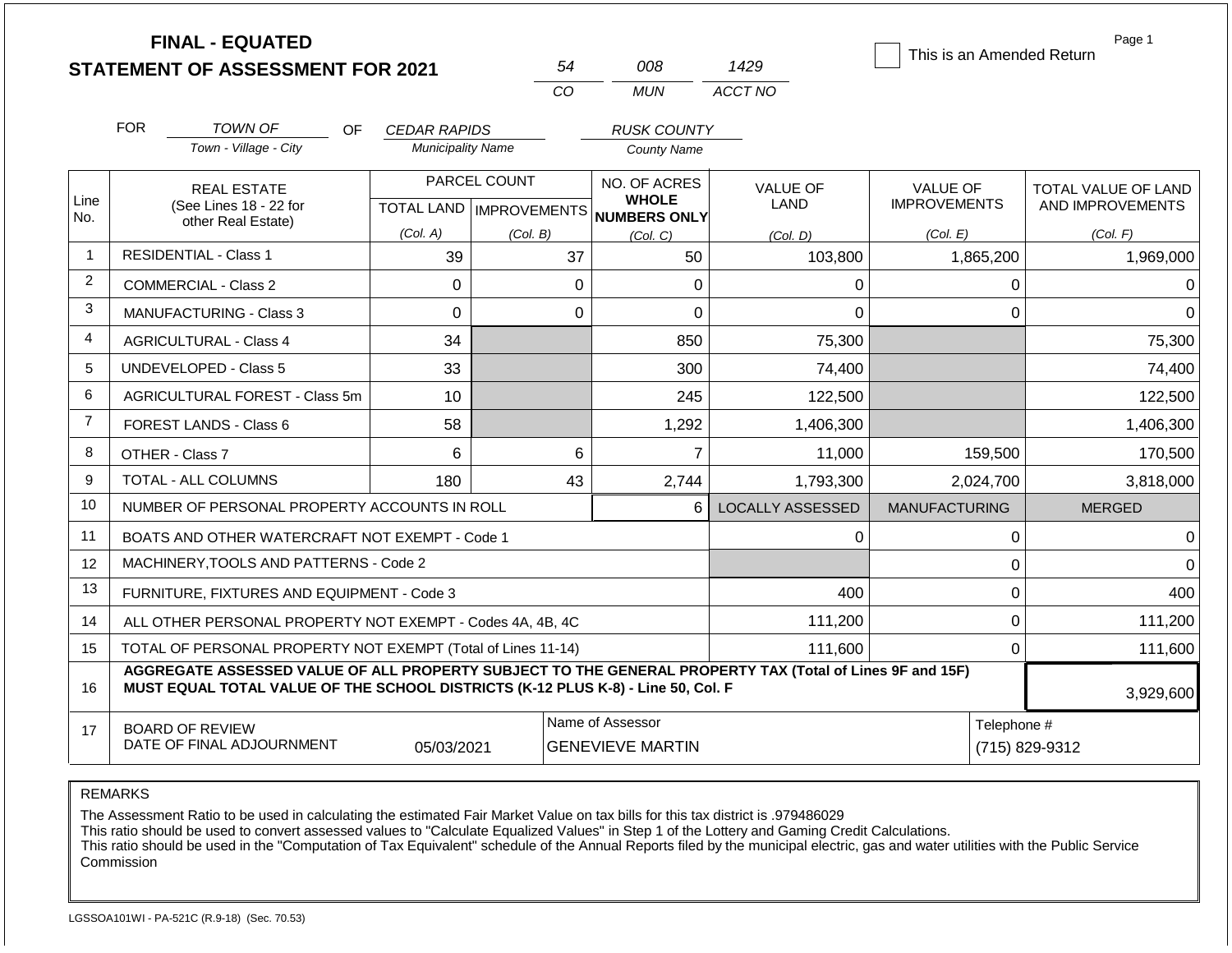# FINAL - EQUATED
## STATEMENT OF ASSESSMENT FOR 2021

| 54 | 008 | 1429 |
|---|---|---|
| CO | MUN | ACCT NO |

☐ This is an Amended Return

Page 1

FOR *TOWN OF* (Town - Village - City) OF *CEDAR RAPIDS* (Municipality Name) *RUSK COUNTY* (County Name)

| Line No. | REAL ESTATE (See Lines 18 - 22 for other Real Estate) | PARCEL COUNT TOTAL LAND (Col. A) | PARCEL COUNT IMPROVEMENTS (Col. B) | NO. OF ACRES WHOLE NUMBERS ONLY (Col. C) | VALUE OF LAND (Col. D) | VALUE OF IMPROVEMENTS (Col. E) | TOTAL VALUE OF LAND AND IMPROVEMENTS (Col. F) |
|---|---|---|---|---|---|---|---|
| 1 | RESIDENTIAL - Class 1 | 39 | 37 | 50 | 103,800 | 1,865,200 | 1,969,000 |
| 2 | COMMERCIAL - Class 2 | 0 | 0 | 0 | 0 | 0 | 0 |
| 3 | MANUFACTURING - Class 3 | 0 | 0 | 0 | 0 | 0 | 0 |
| 4 | AGRICULTURAL - Class 4 | 34 | | 850 | 75,300 | | 75,300 |
| 5 | UNDEVELOPED - Class 5 | 33 | | 300 | 74,400 | | 74,400 |
| 6 | AGRICULTURAL FOREST - Class 5m | 10 | | 245 | 122,500 | | 122,500 |
| 7 | FOREST LANDS - Class 6 | 58 | | 1,292 | 1,406,300 | | 1,406,300 |
| 8 | OTHER - Class 7 | 6 | 6 | 7 | 11,000 | 159,500 | 170,500 |
| 9 | TOTAL - ALL COLUMNS | 180 | 43 | 2,744 | 1,793,300 | 2,024,700 | 3,818,000 |
| 10 | NUMBER OF PERSONAL PROPERTY ACCOUNTS IN ROLL | | | 6 | LOCALLY ASSESSED | MANUFACTURING | MERGED |
| 11 | BOATS AND OTHER WATERCRAFT NOT EXEMPT - Code 1 | | | | 0 | 0 | 0 |
| 12 | MACHINERY,TOOLS AND PATTERNS - Code 2 | | | | | 0 | 0 |
| 13 | FURNITURE, FIXTURES AND EQUIPMENT - Code 3 | | | | 400 | 0 | 400 |
| 14 | ALL OTHER PERSONAL PROPERTY NOT EXEMPT - Codes 4A, 4B, 4C | | | | 111,200 | 0 | 111,200 |
| 15 | TOTAL OF PERSONAL PROPERTY NOT EXEMPT (Total of Lines 11-14) | | | | 111,600 | 0 | 111,600 |
| 16 | **AGGREGATE ASSESSED VALUE OF ALL PROPERTY SUBJECT TO THE GENERAL PROPERTY TAX (Total of Lines 9F and 15F) MUST EQUAL TOTAL VALUE OF THE SCHOOL DISTRICTS (K-12 PLUS K-8) - Line 50, Col. F** | | | | | | 3,929,600 |
| 17 | BOARD OF REVIEW DATE OF FINAL ADJOURNMENT | 05/03/2021 | | Name of Assessor: GENEVIEVE MARTIN | | | Telephone #: (715) 829-9312 |

REMARKS

The Assessment Ratio to be used in calculating the estimated Fair Market Value on tax bills for this tax district is .979486029
This ratio should be used to convert assessed values to "Calculate Equalized Values" in Step 1 of the Lottery and Gaming Credit Calculations.
This ratio should be used in the "Computation of Tax Equivalent" schedule of the Annual Reports filed by the municipal electric, gas and water utilities with the Public Service Commission

LGSSOA101WI - PA-521C (R.9-18) (Sec. 70.53)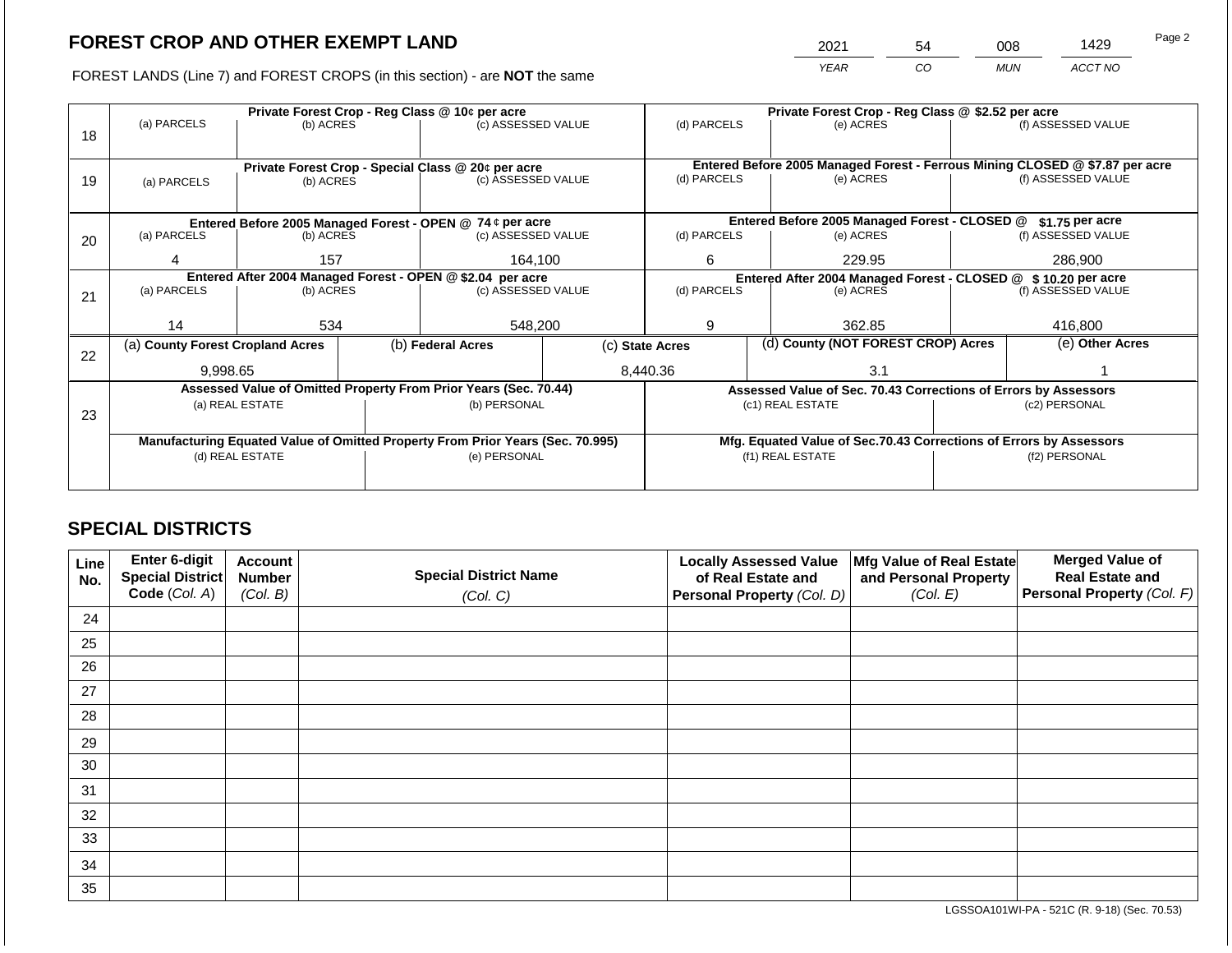# FOREST CROP AND OTHER EXEMPT LAND

FOREST LANDS (Line 7) and FOREST CROPS (in this section) - are **NOT** the same

| YEAR | CO | MUN | ACCT NO |
|---|---|---|---|
| 2021 | 54 | 008 | 1429 |

| Line | | | | | | |
|---|---|---|---|---|---|---|
| 18 | **Private Forest Crop - Reg Class @ 10¢ per acre** | | | **Private Forest Crop - Reg Class @ $2.52 per acre** | | |
| | (a) PARCELS | (b) ACRES | (c) ASSESSED VALUE | (d) PARCELS | (e) ACRES | (f) ASSESSED VALUE |
| | | | | | | |
| 19 | **Private Forest Crop - Special Class @ 20¢ per acre** | | | **Entered Before 2005 Managed Forest - Ferrous Mining CLOSED @ $7.87 per acre** | | |
| | (a) PARCELS | (b) ACRES | (c) ASSESSED VALUE | (d) PARCELS | (e) ACRES | (f) ASSESSED VALUE |
| | | | | | | |
| 20 | **Entered Before 2005 Managed Forest - OPEN @ 74 ¢ per acre** | | | **Entered Before 2005 Managed Forest - CLOSED @ $1.75 per acre** | | |
| | (a) PARCELS | (b) ACRES | (c) ASSESSED VALUE | (d) PARCELS | (e) ACRES | (f) ASSESSED VALUE |
| | 4 | 157 | 164,100 | 6 | 229.95 | 286,900 |
| 21 | **Entered After 2004 Managed Forest - OPEN @ $2.04 per acre** | | | **Entered After 2004 Managed Forest - CLOSED @ $ 10.20 per acre** | | |
| | (a) PARCELS | (b) ACRES | (c) ASSESSED VALUE | (d) PARCELS | (e) ACRES | (f) ASSESSED VALUE |
| | 14 | 534 | 548,200 | 9 | 362.85 | 416,800 |

| Line | (a) County Forest Cropland Acres | (b) Federal Acres | (c) State Acres | (d) County (NOT FOREST CROP) Acres | (e) Other Acres |
|---|---|---|---|---|---|
| 22 | 9,998.65 | | 8,440.36 | 3.1 | 1 |

| Line | | | | |
|---|---|---|---|---|
| 23 | **Assessed Value of Omitted Property From Prior Years (Sec. 70.44)** | | **Assessed Value of Sec. 70.43 Corrections of Errors by Assessors** | |
| | (a) REAL ESTATE | (b) PERSONAL | (c1) REAL ESTATE | (c2) PERSONAL |
| | | | | |
| | **Manufacturing Equated Value of Omitted Property From Prior Years (Sec. 70.995)** | | **Mfg. Equated Value of Sec.70.43 Corrections of Errors by Assessors** | |
| | (d) REAL ESTATE | (e) PERSONAL | (f1) REAL ESTATE | (f2) PERSONAL |
| | | | | |

## SPECIAL DISTRICTS

| Line No. | Enter 6-digit Special District Code (Col. A) | Account Number (Col. B) | Special District Name (Col. C) | Locally Assessed Value of Real Estate and Personal Property (Col. D) | Mfg Value of Real Estate and Personal Property (Col. E) | Merged Value of Real Estate and Personal Property (Col. F) |
|---|---|---|---|---|---|---|
| 24 | | | | | | |
| 25 | | | | | | |
| 26 | | | | | | |
| 27 | | | | | | |
| 28 | | | | | | |
| 29 | | | | | | |
| 30 | | | | | | |
| 31 | | | | | | |
| 32 | | | | | | |
| 33 | | | | | | |
| 34 | | | | | | |
| 35 | | | | | | |

LGSSOA101WI-PA - 521C (R. 9-18) (Sec. 70.53)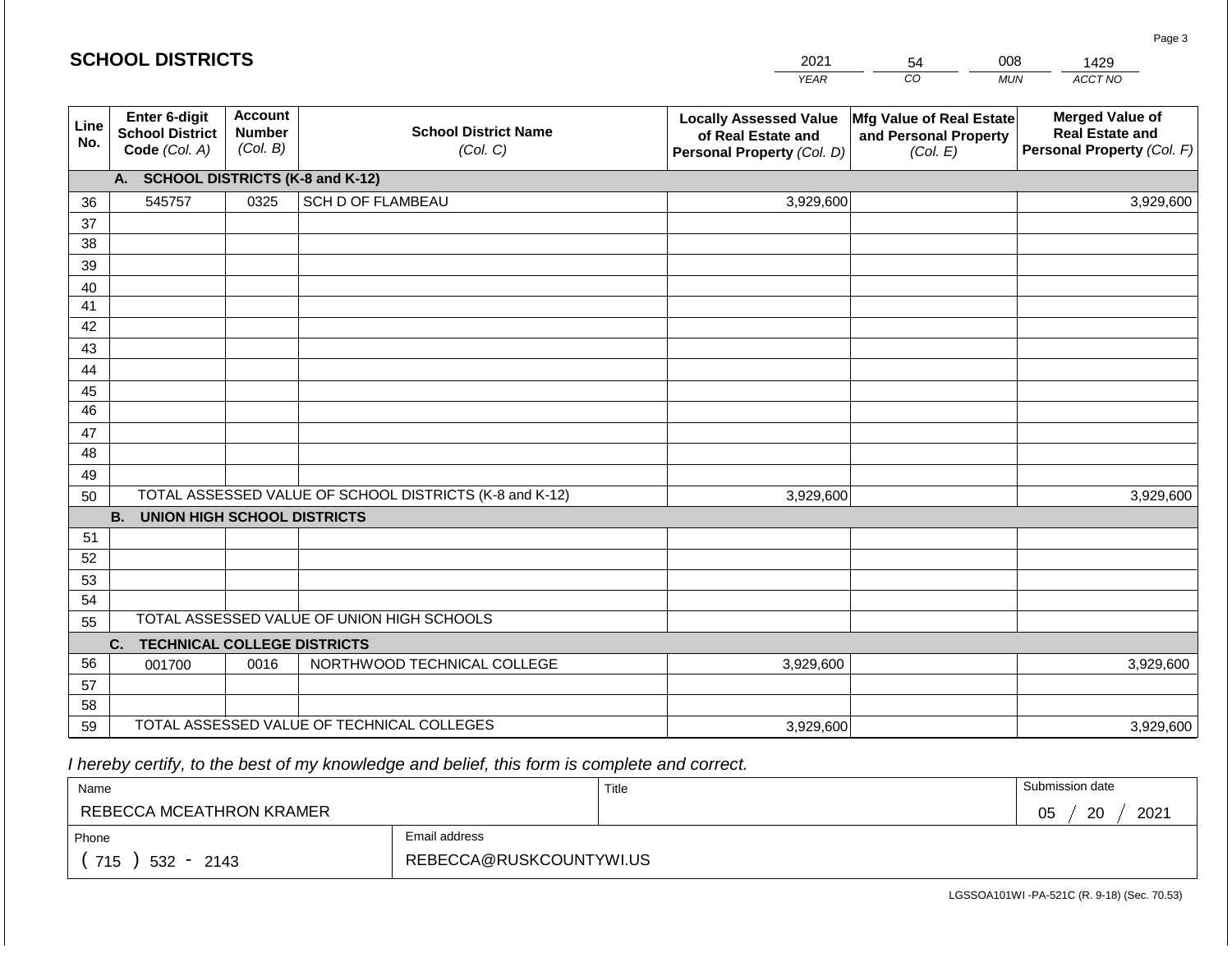# SCHOOL DISTRICTS

| 2021 | 54 | 008 | 1429 |
|---|---|---|---|
| YEAR | CO | MUN | ACCT NO |

| Line No. | Enter 6-digit School District Code (Col. A) | Account Number (Col. B) | School District Name (Col. C) | Locally Assessed Value of Real Estate and Personal Property (Col. D) | Mfg Value of Real Estate and Personal Property (Col. E) | Merged Value of Real Estate and Personal Property (Col. F) |
|---|---|---|---|---|---|---|
| | **A. SCHOOL DISTRICTS (K-8 and K-12)** | | | | | |
| 36 | 545757 | 0325 | SCH D OF FLAMBEAU | 3,929,600 | | 3,929,600 |
| 37 | | | | | | |
| 38 | | | | | | |
| 39 | | | | | | |
| 40 | | | | | | |
| 41 | | | | | | |
| 42 | | | | | | |
| 43 | | | | | | |
| 44 | | | | | | |
| 45 | | | | | | |
| 46 | | | | | | |
| 47 | | | | | | |
| 48 | | | | | | |
| 49 | | | | | | |
| 50 | TOTAL ASSESSED VALUE OF SCHOOL DISTRICTS (K-8 and K-12) | | | 3,929,600 | | 3,929,600 |
| | **B. UNION HIGH SCHOOL DISTRICTS** | | | | | |
| 51 | | | | | | |
| 52 | | | | | | |
| 53 | | | | | | |
| 54 | | | | | | |
| 55 | TOTAL ASSESSED VALUE OF UNION HIGH SCHOOLS | | | | | |
| | **C. TECHNICAL COLLEGE DISTRICTS** | | | | | |
| 56 | 001700 | 0016 | NORTHWOOD TECHNICAL COLLEGE | 3,929,600 | | 3,929,600 |
| 57 | | | | | | |
| 58 | | | | | | |
| 59 | TOTAL ASSESSED VALUE OF TECHNICAL COLLEGES | | | 3,929,600 | | 3,929,600 |

*I hereby certify, to the best of my knowledge and belief, this form is complete and correct.*

| Name | Title | Submission date |
|---|---|---|
| REBECCA MCEATHRON KRAMER | | 05 / 20 / 2021 |

| Phone | Email address |
|---|---|
| ( 715 ) 532 - 2143 | REBECCA@RUSKCOUNTYWI.US |

LGSSOA101WI -PA-521C (R. 9-18) (Sec. 70.53)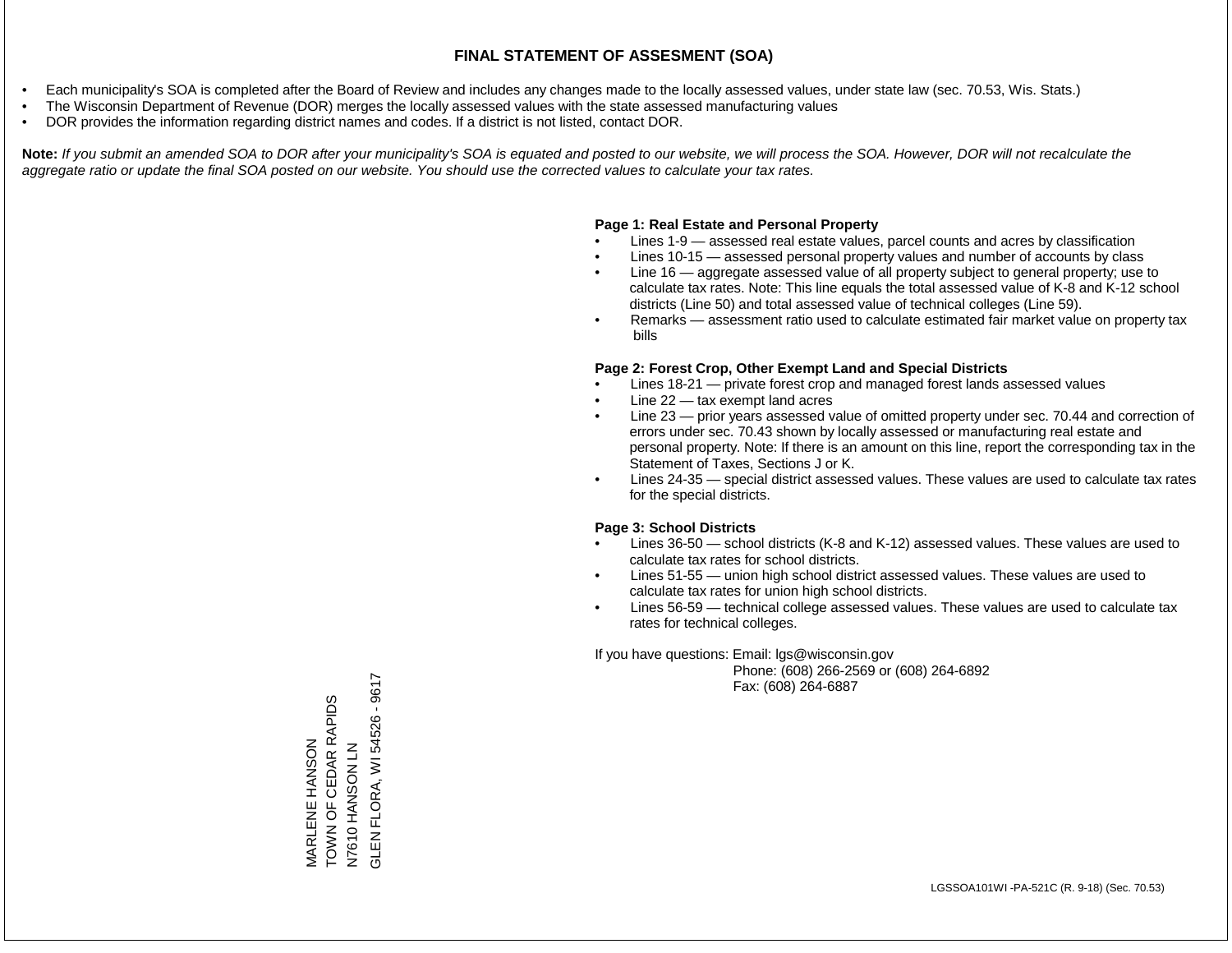# FINAL STATEMENT OF ASSESMENT (SOA)

- Each municipality's SOA is completed after the Board of Review and includes any changes made to the locally assessed values, under state law (sec. 70.53, Wis. Stats.)
- The Wisconsin Department of Revenue (DOR) merges the locally assessed values with the state assessed manufacturing values
- DOR provides the information regarding district names and codes. If a district is not listed, contact DOR.

**Note:** *If you submit an amended SOA to DOR after your municipality's SOA is equated and posted to our website, we will process the SOA. However, DOR will not recalculate the aggregate ratio or update the final SOA posted on our website. You should use the corrected values to calculate your tax rates.*

**Page 1: Real Estate and Personal Property**

- Lines 1-9 — assessed real estate values, parcel counts and acres by classification
- Lines 10-15 — assessed personal property values and number of accounts by class
- Line 16 — aggregate assessed value of all property subject to general property; use to calculate tax rates. Note: This line equals the total assessed value of K-8 and K-12 school districts (Line 50) and total assessed value of technical colleges (Line 59).
- Remarks — assessment ratio used to calculate estimated fair market value on property tax bills

**Page 2: Forest Crop, Other Exempt Land and Special Districts**

- Lines 18-21 — private forest crop and managed forest lands assessed values
- Line 22 — tax exempt land acres
- Line 23 — prior years assessed value of omitted property under sec. 70.44 and correction of errors under sec. 70.43 shown by locally assessed or manufacturing real estate and personal property. Note: If there is an amount on this line, report the corresponding tax in the Statement of Taxes, Sections J or K.
- Lines 24-35 — special district assessed values. These values are used to calculate tax rates for the special districts.

**Page 3: School Districts**

- Lines 36-50 — school districts (K-8 and K-12) assessed values. These values are used to calculate tax rates for school districts.
- Lines 51-55 — union high school district assessed values. These values are used to calculate tax rates for union high school districts.
- Lines 56-59 — technical college assessed values. These values are used to calculate tax rates for technical colleges.

If you have questions: Email: lgs@wisconsin.gov
Phone: (608) 266-2569 or (608) 264-6892
Fax: (608) 264-6887

MARLENE HANSON
TOWN OF CEDAR RAPIDS
N7610 HANSON LN
GLEN FLORA, WI 54526 - 9617

LGSSOA101WI -PA-521C (R. 9-18) (Sec. 70.53)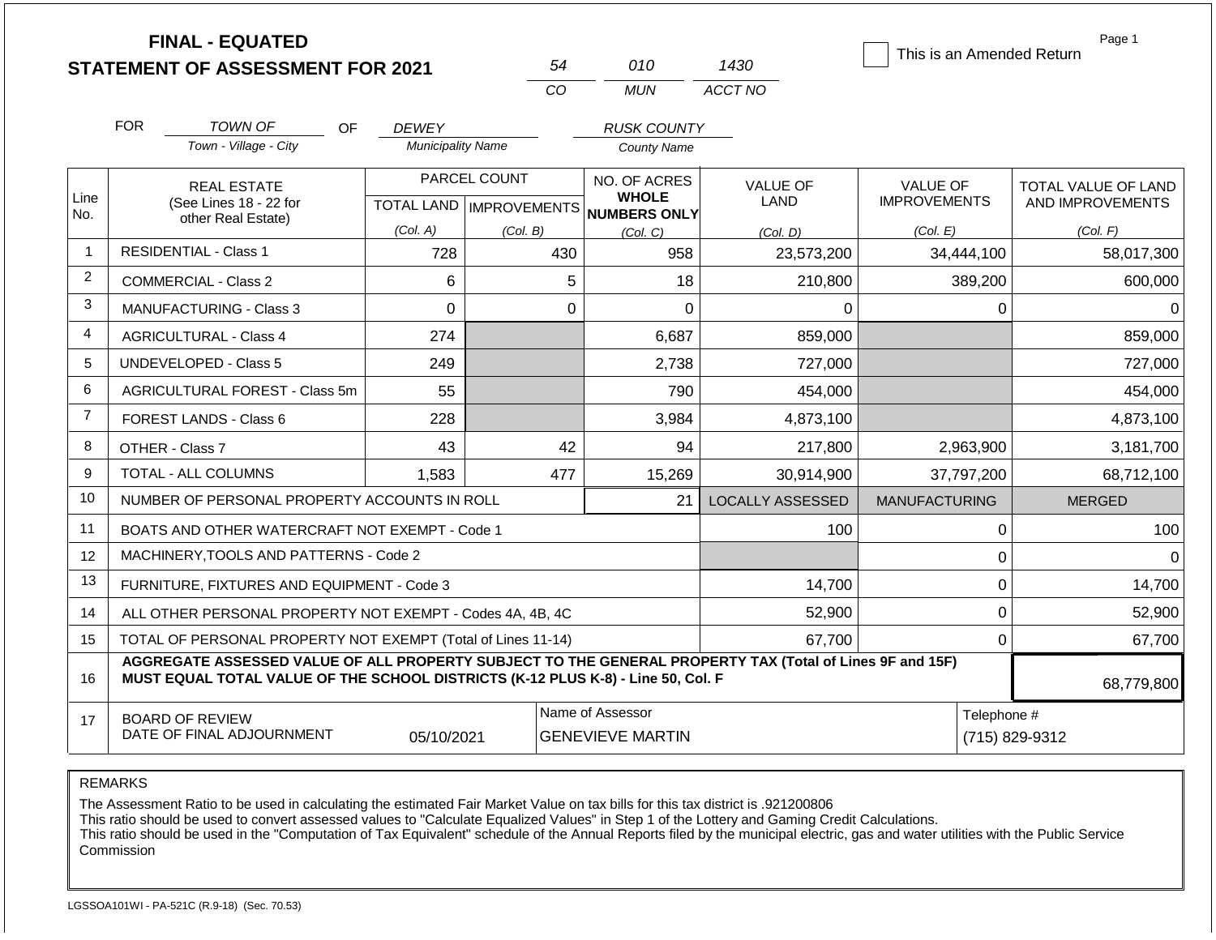**FINAL - EQUATED**
**STATEMENT OF ASSESSMENT FOR 2021**

| 54 | 010 | 1430 |
|---|---|---|
| CO | MUN | ACCT NO |

☐ This is an Amended Return

Page 1

FOR *TOWN OF* (Town - Village - City) OF *DEWEY* (Municipality Name) *RUSK COUNTY* (County Name)

| Line No. | REAL ESTATE (See Lines 18 - 22 for other Real Estate) | PARCEL COUNT TOTAL LAND (Col. A) | PARCEL COUNT IMPROVEMENTS (Col. B) | NO. OF ACRES WHOLE NUMBERS ONLY (Col. C) | VALUE OF LAND (Col. D) | VALUE OF IMPROVEMENTS (Col. E) | TOTAL VALUE OF LAND AND IMPROVEMENTS (Col. F) |
|---|---|---|---|---|---|---|---|
| 1 | RESIDENTIAL - Class 1 | 728 | 430 | 958 | 23,573,200 | 34,444,100 | 58,017,300 |
| 2 | COMMERCIAL - Class 2 | 6 | 5 | 18 | 210,800 | 389,200 | 600,000 |
| 3 | MANUFACTURING - Class 3 | 0 | 0 | 0 | 0 | 0 | 0 |
| 4 | AGRICULTURAL - Class 4 | 274 | | 6,687 | 859,000 | | 859,000 |
| 5 | UNDEVELOPED - Class 5 | 249 | | 2,738 | 727,000 | | 727,000 |
| 6 | AGRICULTURAL FOREST - Class 5m | 55 | | 790 | 454,000 | | 454,000 |
| 7 | FOREST LANDS - Class 6 | 228 | | 3,984 | 4,873,100 | | 4,873,100 |
| 8 | OTHER - Class 7 | 43 | 42 | 94 | 217,800 | 2,963,900 | 3,181,700 |
| 9 | TOTAL - ALL COLUMNS | 1,583 | 477 | 15,269 | 30,914,900 | 37,797,200 | 68,712,100 |
| 10 | NUMBER OF PERSONAL PROPERTY ACCOUNTS IN ROLL | | | 21 | LOCALLY ASSESSED | MANUFACTURING | MERGED |
| 11 | BOATS AND OTHER WATERCRAFT NOT EXEMPT - Code 1 | | | | 100 | 0 | 100 |
| 12 | MACHINERY,TOOLS AND PATTERNS - Code 2 | | | | | 0 | 0 |
| 13 | FURNITURE, FIXTURES AND EQUIPMENT - Code 3 | | | | 14,700 | 0 | 14,700 |
| 14 | ALL OTHER PERSONAL PROPERTY NOT EXEMPT - Codes 4A, 4B, 4C | | | | 52,900 | 0 | 52,900 |
| 15 | TOTAL OF PERSONAL PROPERTY NOT EXEMPT (Total of Lines 11-14) | | | | 67,700 | 0 | 67,700 |
| 16 | **AGGREGATE ASSESSED VALUE OF ALL PROPERTY SUBJECT TO THE GENERAL PROPERTY TAX (Total of Lines 9F and 15F) MUST EQUAL TOTAL VALUE OF THE SCHOOL DISTRICTS (K-12 PLUS K-8) - Line 50, Col. F** | | | | | | 68,779,800 |
| 17 | BOARD OF REVIEW DATE OF FINAL ADJOURNMENT | 05/10/2021 | Name of Assessor: GENEVIEVE MARTIN | | | Telephone #: (715) 829-9312 | |

REMARKS

The Assessment Ratio to be used in calculating the estimated Fair Market Value on tax bills for this tax district is .921200806
This ratio should be used to convert assessed values to "Calculate Equalized Values" in Step 1 of the Lottery and Gaming Credit Calculations.
This ratio should be used in the "Computation of Tax Equivalent" schedule of the Annual Reports filed by the municipal electric, gas and water utilities with the Public Service Commission

LGSSOA101WI - PA-521C (R.9-18) (Sec. 70.53)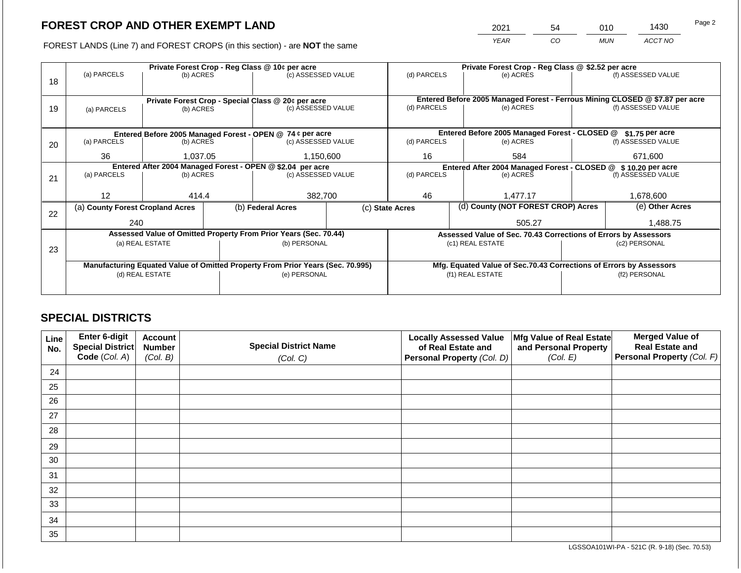# FOREST CROP AND OTHER EXEMPT LAND

| YEAR | CO | MUN | ACCT NO |
|---|---|---|---|
| 2021 | 54 | 010 | 1430 |

FOREST LANDS (Line 7) and FOREST CROPS (in this section) - are **NOT** the same

| Line | Private Forest Crop - Reg Class @ 10¢ per acre | | | Private Forest Crop - Reg Class @ $2.52 per acre | | |
|---|---|---|---|---|---|---|
| | (a) PARCELS | (b) ACRES | (c) ASSESSED VALUE | (d) PARCELS | (e) ACRES | (f) ASSESSED VALUE |
| 18 | | | | | | |
| | **Private Forest Crop - Special Class @ 20¢ per acre** | | | **Entered Before 2005 Managed Forest - Ferrous Mining CLOSED @ $7.87 per acre** | | |
| | (a) PARCELS | (b) ACRES | (c) ASSESSED VALUE | (d) PARCELS | (e) ACRES | (f) ASSESSED VALUE |
| 19 | | | | | | |
| | **Entered Before 2005 Managed Forest - OPEN @ 74 ¢ per acre** | | | **Entered Before 2005 Managed Forest - CLOSED @ $1.75 per acre** | | |
| | (a) PARCELS | (b) ACRES | (c) ASSESSED VALUE | (d) PARCELS | (e) ACRES | (f) ASSESSED VALUE |
| 20 | 36 | 1,037.05 | 1,150,600 | 16 | 584 | 671,600 |
| | **Entered After 2004 Managed Forest - OPEN @ $2.04 per acre** | | | **Entered After 2004 Managed Forest - CLOSED @ $ 10.20 per acre** | | |
| | (a) PARCELS | (b) ACRES | (c) ASSESSED VALUE | (d) PARCELS | (e) ACRES | (f) ASSESSED VALUE |
| 21 | 12 | 414.4 | 382,700 | 46 | 1,477.17 | 1,678,600 |

| Line | (a) County Forest Cropland Acres | (b) Federal Acres | (c) State Acres | (d) County (NOT FOREST CROP) Acres | (e) Other Acres |
|---|---|---|---|---|---|
| 22 | 240 | | | 505.27 | 1,488.75 |

| Line | Assessed Value of Omitted Property From Prior Years (Sec. 70.44) | | Assessed Value of Sec. 70.43 Corrections of Errors by Assessors | |
|---|---|---|---|---|
| | (a) REAL ESTATE | (b) PERSONAL | (c1) REAL ESTATE | (c2) PERSONAL |
| 23 | | | | |
| | **Manufacturing Equated Value of Omitted Property From Prior Years (Sec. 70.995)** | | **Mfg. Equated Value of Sec.70.43 Corrections of Errors by Assessors** | |
| | (d) REAL ESTATE | (e) PERSONAL | (f1) REAL ESTATE | (f2) PERSONAL |
| | | | | |

# SPECIAL DISTRICTS

| Line No. | Enter 6-digit Special District Code (Col. A) | Account Number (Col. B) | Special District Name (Col. C) | Locally Assessed Value of Real Estate and Personal Property (Col. D) | Mfg Value of Real Estate and Personal Property (Col. E) | Merged Value of Real Estate and Personal Property (Col. F) |
|---|---|---|---|---|---|---|
| 24 | | | | | | |
| 25 | | | | | | |
| 26 | | | | | | |
| 27 | | | | | | |
| 28 | | | | | | |
| 29 | | | | | | |
| 30 | | | | | | |
| 31 | | | | | | |
| 32 | | | | | | |
| 33 | | | | | | |
| 34 | | | | | | |
| 35 | | | | | | |

LGSSOA101WI-PA - 521C (R. 9-18) (Sec. 70.53)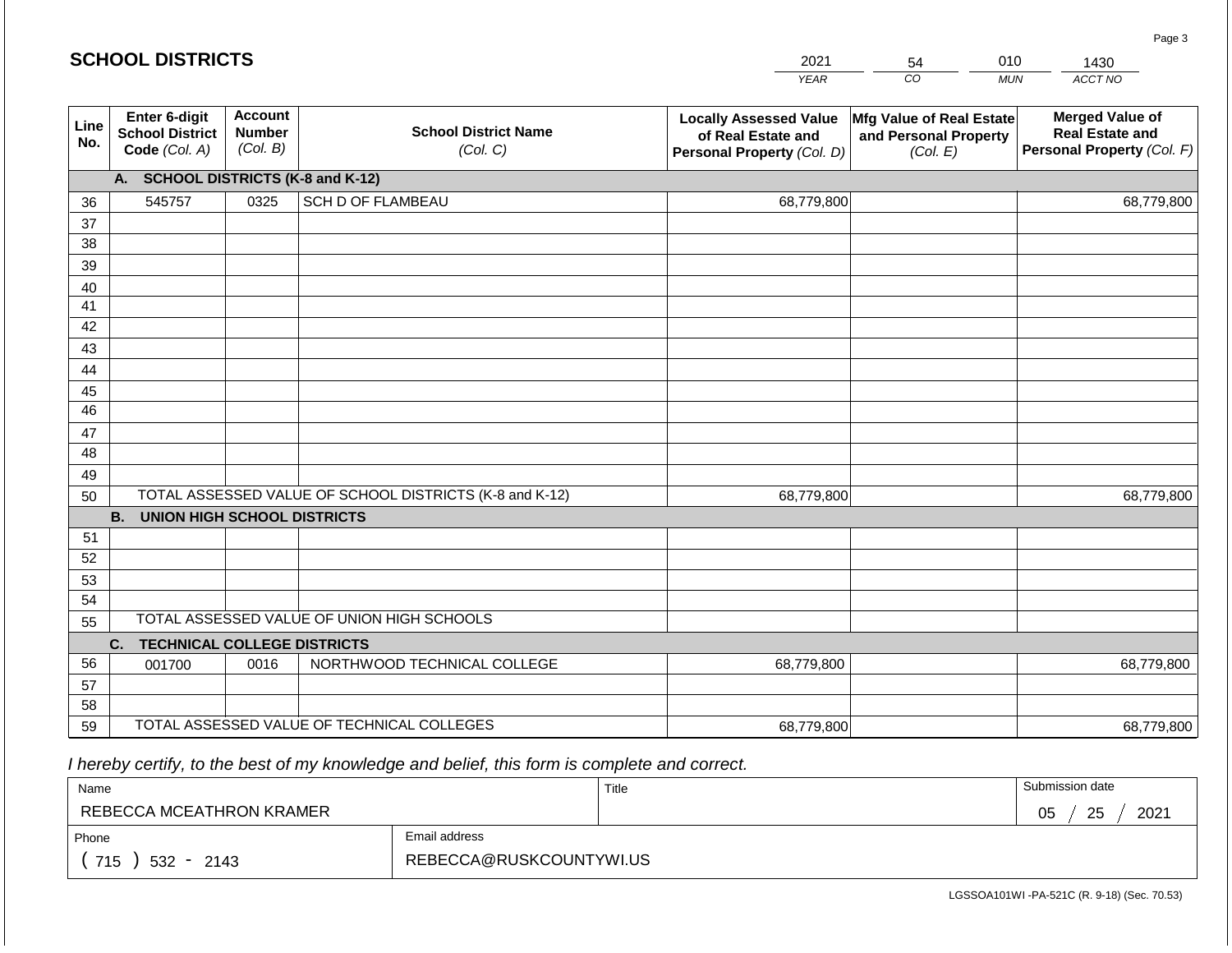# SCHOOL DISTRICTS

| 2021 | 54 | 010 | 1430 |
|---|---|---|---|
| YEAR | CO | MUN | ACCT NO |

| Line No. | Enter 6-digit School District Code (Col. A) | Account Number (Col. B) | School District Name (Col. C) | Locally Assessed Value of Real Estate and Personal Property (Col. D) | Mfg Value of Real Estate and Personal Property (Col. E) | Merged Value of Real Estate and Personal Property (Col. F) |
|---|---|---|---|---|---|---|
| | **A. SCHOOL DISTRICTS (K-8 and K-12)** | | | | | |
| 36 | 545757 | 0325 | SCH D OF FLAMBEAU | 68,779,800 | | 68,779,800 |
| 37 | | | | | | |
| 38 | | | | | | |
| 39 | | | | | | |
| 40 | | | | | | |
| 41 | | | | | | |
| 42 | | | | | | |
| 43 | | | | | | |
| 44 | | | | | | |
| 45 | | | | | | |
| 46 | | | | | | |
| 47 | | | | | | |
| 48 | | | | | | |
| 49 | | | | | | |
| 50 | TOTAL ASSESSED VALUE OF SCHOOL DISTRICTS (K-8 and K-12) | | | 68,779,800 | | 68,779,800 |
| | **B. UNION HIGH SCHOOL DISTRICTS** | | | | | |
| 51 | | | | | | |
| 52 | | | | | | |
| 53 | | | | | | |
| 54 | | | | | | |
| 55 | TOTAL ASSESSED VALUE OF UNION HIGH SCHOOLS | | | | | |
| | **C. TECHNICAL COLLEGE DISTRICTS** | | | | | |
| 56 | 001700 | 0016 | NORTHWOOD TECHNICAL COLLEGE | 68,779,800 | | 68,779,800 |
| 57 | | | | | | |
| 58 | | | | | | |
| 59 | TOTAL ASSESSED VALUE OF TECHNICAL COLLEGES | | | 68,779,800 | | 68,779,800 |

*I hereby certify, to the best of my knowledge and belief, this form is complete and correct.*

| Name | Title | Submission date |
|---|---|---|
| REBECCA MCEATHRON KRAMER | | 05 / 25 / 2021 |
| **Phone** | **Email address** | |
| ( 715 ) 532 - 2143 | REBECCA@RUSKCOUNTYWI.US | |

LGSSOA101WI -PA-521C (R. 9-18) (Sec. 70.53)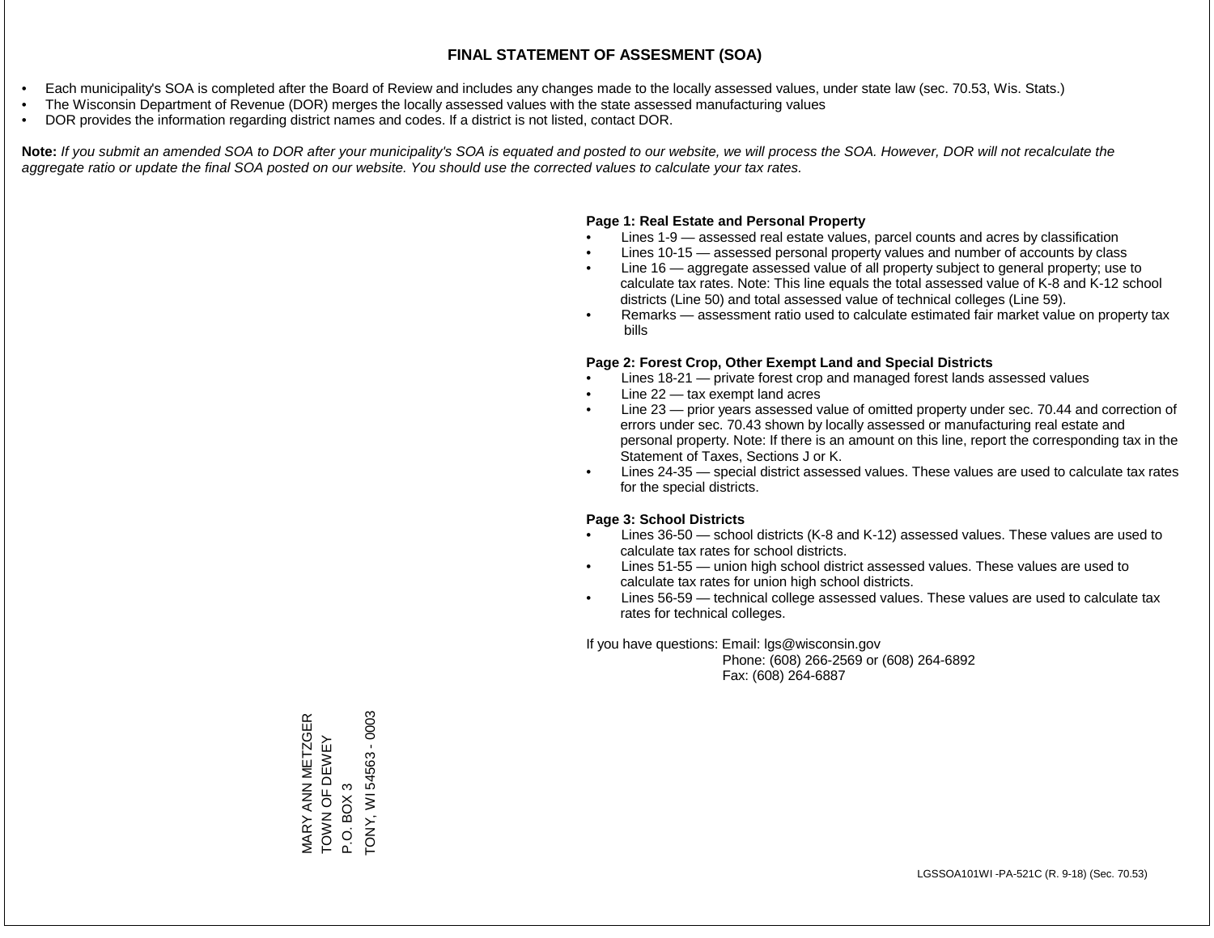# FINAL STATEMENT OF ASSESMENT (SOA)

- Each municipality's SOA is completed after the Board of Review and includes any changes made to the locally assessed values, under state law (sec. 70.53, Wis. Stats.)
- The Wisconsin Department of Revenue (DOR) merges the locally assessed values with the state assessed manufacturing values
- DOR provides the information regarding district names and codes. If a district is not listed, contact DOR.

**Note:** *If you submit an amended SOA to DOR after your municipality's SOA is equated and posted to our website, we will process the SOA. However, DOR will not recalculate the aggregate ratio or update the final SOA posted on our website. You should use the corrected values to calculate your tax rates.*

**Page 1: Real Estate and Personal Property**

- Lines 1-9 — assessed real estate values, parcel counts and acres by classification
- Lines 10-15 — assessed personal property values and number of accounts by class
- Line 16 — aggregate assessed value of all property subject to general property; use to calculate tax rates. Note: This line equals the total assessed value of K-8 and K-12 school districts (Line 50) and total assessed value of technical colleges (Line 59).
- Remarks — assessment ratio used to calculate estimated fair market value on property tax bills

**Page 2: Forest Crop, Other Exempt Land and Special Districts**

- Lines 18-21 — private forest crop and managed forest lands assessed values
- Line 22 — tax exempt land acres
- Line 23 — prior years assessed value of omitted property under sec. 70.44 and correction of errors under sec. 70.43 shown by locally assessed or manufacturing real estate and personal property. Note: If there is an amount on this line, report the corresponding tax in the Statement of Taxes, Sections J or K.
- Lines 24-35 — special district assessed values. These values are used to calculate tax rates for the special districts.

**Page 3: School Districts**

- Lines 36-50 — school districts (K-8 and K-12) assessed values. These values are used to calculate tax rates for school districts.
- Lines 51-55 — union high school district assessed values. These values are used to calculate tax rates for union high school districts.
- Lines 56-59 — technical college assessed values. These values are used to calculate tax rates for technical colleges.

If you have questions: Email: lgs@wisconsin.gov
Phone: (608) 266-2569 or (608) 264-6892
Fax: (608) 264-6887

MARY ANN METZGER
TOWN OF DEWEY
P.O. BOX 3
TONY, WI 54563 - 0003

LGSSOA101WI -PA-521C (R. 9-18) (Sec. 70.53)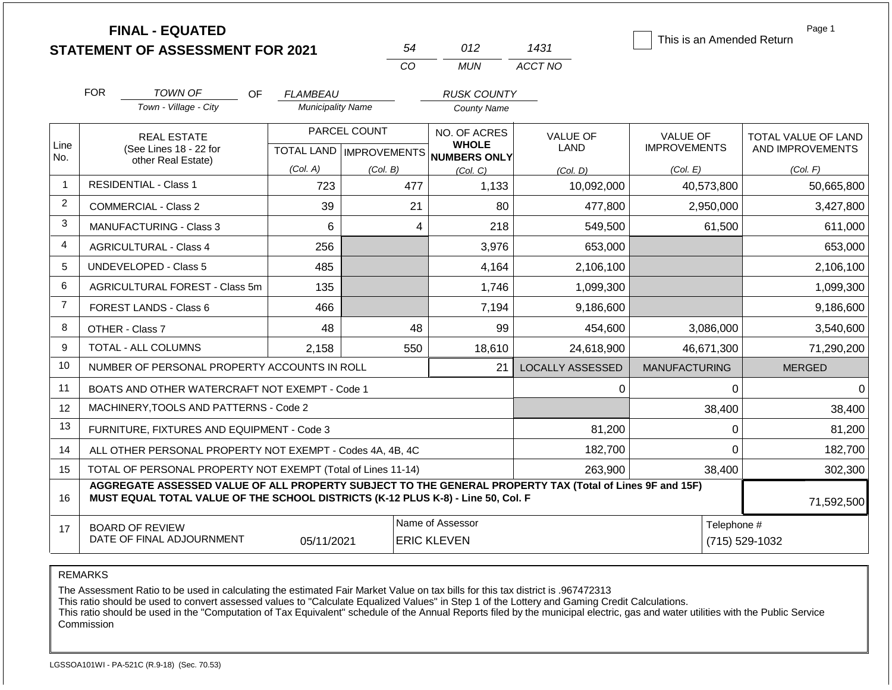**FINAL - EQUATED**
**STATEMENT OF ASSESSMENT FOR 2021**

| 54 | 012 | 1431 |
|---|---|---|
| CO | MUN | ACCT NO |

☐ This is an Amended Return

Page 1

FOR *TOWN OF* (Town - Village - City) OF *FLAMBEAU* (Municipality Name) *RUSK COUNTY* (County Name)

| Line No. | REAL ESTATE (See Lines 18 - 22 for other Real Estate) | PARCEL COUNT TOTAL LAND (Col. A) | PARCEL COUNT IMPROVEMENTS (Col. B) | NO. OF ACRES WHOLE NUMBERS ONLY (Col. C) | VALUE OF LAND (Col. D) | VALUE OF IMPROVEMENTS (Col. E) | TOTAL VALUE OF LAND AND IMPROVEMENTS (Col. F) |
|---|---|---|---|---|---|---|---|
| 1 | RESIDENTIAL - Class 1 | 723 | 477 | 1,133 | 10,092,000 | 40,573,800 | 50,665,800 |
| 2 | COMMERCIAL - Class 2 | 39 | 21 | 80 | 477,800 | 2,950,000 | 3,427,800 |
| 3 | MANUFACTURING - Class 3 | 6 | 4 | 218 | 549,500 | 61,500 | 611,000 |
| 4 | AGRICULTURAL - Class 4 | 256 | | 3,976 | 653,000 | | 653,000 |
| 5 | UNDEVELOPED - Class 5 | 485 | | 4,164 | 2,106,100 | | 2,106,100 |
| 6 | AGRICULTURAL FOREST - Class 5m | 135 | | 1,746 | 1,099,300 | | 1,099,300 |
| 7 | FOREST LANDS - Class 6 | 466 | | 7,194 | 9,186,600 | | 9,186,600 |
| 8 | OTHER - Class 7 | 48 | 48 | 99 | 454,600 | 3,086,000 | 3,540,600 |
| 9 | TOTAL - ALL COLUMNS | 2,158 | 550 | 18,610 | 24,618,900 | 46,671,300 | 71,290,200 |
| 10 | NUMBER OF PERSONAL PROPERTY ACCOUNTS IN ROLL | | | 21 | LOCALLY ASSESSED | MANUFACTURING | MERGED |
| 11 | BOATS AND OTHER WATERCRAFT NOT EXEMPT - Code 1 | | | | 0 | 0 | 0 |
| 12 | MACHINERY,TOOLS AND PATTERNS - Code 2 | | | | | 38,400 | 38,400 |
| 13 | FURNITURE, FIXTURES AND EQUIPMENT - Code 3 | | | | 81,200 | 0 | 81,200 |
| 14 | ALL OTHER PERSONAL PROPERTY NOT EXEMPT - Codes 4A, 4B, 4C | | | | 182,700 | 0 | 182,700 |
| 15 | TOTAL OF PERSONAL PROPERTY NOT EXEMPT (Total of Lines 11-14) | | | | 263,900 | 38,400 | 302,300 |
| 16 | **AGGREGATE ASSESSED VALUE OF ALL PROPERTY SUBJECT TO THE GENERAL PROPERTY TAX (Total of Lines 9F and 15F) MUST EQUAL TOTAL VALUE OF THE SCHOOL DISTRICTS (K-12 PLUS K-8) - Line 50, Col. F** | | | | | | 71,592,500 |
| 17 | BOARD OF REVIEW DATE OF FINAL ADJOURNMENT | 05/11/2021 | | Name of Assessor: ERIC KLEVEN | | | Telephone #: (715) 529-1032 |

REMARKS

The Assessment Ratio to be used in calculating the estimated Fair Market Value on tax bills for this tax district is .967472313
This ratio should be used to convert assessed values to "Calculate Equalized Values" in Step 1 of the Lottery and Gaming Credit Calculations.
This ratio should be used in the "Computation of Tax Equivalent" schedule of the Annual Reports filed by the municipal electric, gas and water utilities with the Public Service Commission

LGSSOA101WI - PA-521C (R.9-18) (Sec. 70.53)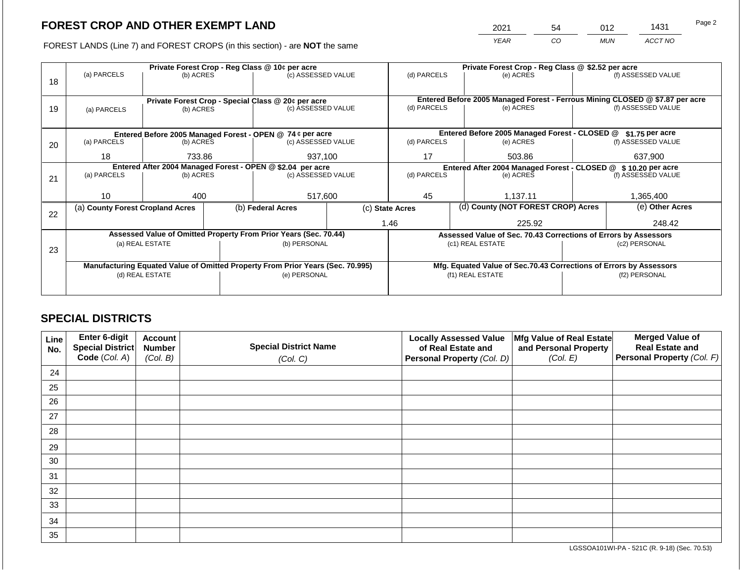# FOREST CROP AND OTHER EXEMPT LAND

FOREST LANDS (Line 7) and FOREST CROPS (in this section) - are **NOT** the same

| YEAR | CO | MUN | ACCT NO |
|---|---|---|---|
| 2021 | 54 | 012 | 1431 |

| Line | | | | | | |
|---|---|---|---|---|---|---|
| 18 | **Private Forest Crop - Reg Class @ 10¢ per acre** | | | **Private Forest Crop - Reg Class @ $2.52 per acre** | | |
| | (a) PARCELS | (b) ACRES | (c) ASSESSED VALUE | (d) PARCELS | (e) ACRES | (f) ASSESSED VALUE |
| | | | | | | |
| 19 | **Private Forest Crop - Special Class @ 20¢ per acre** | | | **Entered Before 2005 Managed Forest - Ferrous Mining CLOSED @ $7.87 per acre** | | |
| | (a) PARCELS | (b) ACRES | (c) ASSESSED VALUE | (d) PARCELS | (e) ACRES | (f) ASSESSED VALUE |
| | | | | | | |
| 20 | **Entered Before 2005 Managed Forest - OPEN @ 74 ¢ per acre** | | | **Entered Before 2005 Managed Forest - CLOSED @ $1.75 per acre** | | |
| | (a) PARCELS | (b) ACRES | (c) ASSESSED VALUE | (d) PARCELS | (e) ACRES | (f) ASSESSED VALUE |
| | 18 | 733.86 | 937,100 | 17 | 503.86 | 637,900 |
| 21 | **Entered After 2004 Managed Forest - OPEN @ $2.04 per acre** | | | **Entered After 2004 Managed Forest - CLOSED @ $ 10.20 per acre** | | |
| | (a) PARCELS | (b) ACRES | (c) ASSESSED VALUE | (d) PARCELS | (e) ACRES | (f) ASSESSED VALUE |
| | 10 | 400 | 517,600 | 45 | 1,137.11 | 1,365,400 |

| Line | (a) County Forest Cropland Acres | (b) Federal Acres | (c) State Acres | (d) County (NOT FOREST CROP) Acres | (e) Other Acres |
|---|---|---|---|---|---|
| 22 | | | 1.46 | 225.92 | 248.42 |

| Line | Assessed Value of Omitted Property From Prior Years (Sec. 70.44) | | Assessed Value of Sec. 70.43 Corrections of Errors by Assessors | |
|---|---|---|---|---|
| 23 | (a) REAL ESTATE | (b) PERSONAL | (c1) REAL ESTATE | (c2) PERSONAL |
| | | | | |
| | **Manufacturing Equated Value of Omitted Property From Prior Years (Sec. 70.995)** | | **Mfg. Equated Value of Sec.70.43 Corrections of Errors by Assessors** | |
| | (d) REAL ESTATE | (e) PERSONAL | (f1) REAL ESTATE | (f2) PERSONAL |
| | | | | |

## SPECIAL DISTRICTS

| Line No. | Enter 6-digit Special District Code (Col. A) | Account Number (Col. B) | Special District Name (Col. C) | Locally Assessed Value of Real Estate and Personal Property (Col. D) | Mfg Value of Real Estate and Personal Property (Col. E) | Merged Value of Real Estate and Personal Property (Col. F) |
|---|---|---|---|---|---|---|
| 24 | | | | | | |
| 25 | | | | | | |
| 26 | | | | | | |
| 27 | | | | | | |
| 28 | | | | | | |
| 29 | | | | | | |
| 30 | | | | | | |
| 31 | | | | | | |
| 32 | | | | | | |
| 33 | | | | | | |
| 34 | | | | | | |
| 35 | | | | | | |

LGSSOA101WI-PA - 521C (R. 9-18) (Sec. 70.53)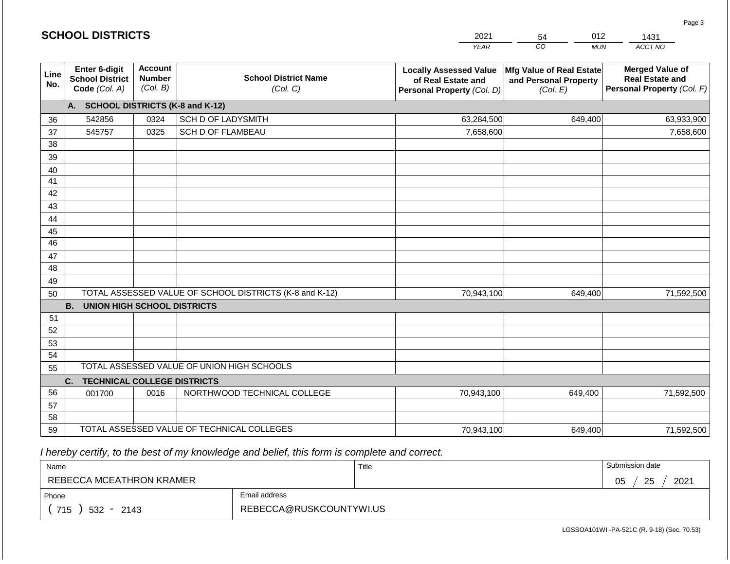## SCHOOL DISTRICTS

| 2021 | 54 | 012 | 1431 |
|---|---|---|---|
| *YEAR* | *CO* | *MUN* | *ACCT NO* |

| Line No. | Enter 6-digit School District Code *(Col. A)* | Account Number *(Col. B)* | School District Name *(Col. C)* | Locally Assessed Value of Real Estate and Personal Property *(Col. D)* | Mfg Value of Real Estate and Personal Property *(Col. E)* | Merged Value of Real Estate and Personal Property *(Col. F)* |
|---|---|---|---|---|---|---|
| | **A. SCHOOL DISTRICTS (K-8 and K-12)** | | | | | |
| 36 | 542856 | 0324 | SCH D OF LADYSMITH | 63,284,500 | 649,400 | 63,933,900 |
| 37 | 545757 | 0325 | SCH D OF FLAMBEAU | 7,658,600 | | 7,658,600 |
| 38 | | | | | | |
| 39 | | | | | | |
| 40 | | | | | | |
| 41 | | | | | | |
| 42 | | | | | | |
| 43 | | | | | | |
| 44 | | | | | | |
| 45 | | | | | | |
| 46 | | | | | | |
| 47 | | | | | | |
| 48 | | | | | | |
| 49 | | | | | | |
| 50 | TOTAL ASSESSED VALUE OF SCHOOL DISTRICTS (K-8 and K-12) | | | 70,943,100 | 649,400 | 71,592,500 |
| | **B. UNION HIGH SCHOOL DISTRICTS** | | | | | |
| 51 | | | | | | |
| 52 | | | | | | |
| 53 | | | | | | |
| 54 | | | | | | |
| 55 | TOTAL ASSESSED VALUE OF UNION HIGH SCHOOLS | | | | | |
| | **C. TECHNICAL COLLEGE DISTRICTS** | | | | | |
| 56 | 001700 | 0016 | NORTHWOOD TECHNICAL COLLEGE | 70,943,100 | 649,400 | 71,592,500 |
| 57 | | | | | | |
| 58 | | | | | | |
| 59 | TOTAL ASSESSED VALUE OF TECHNICAL COLLEGES | | | 70,943,100 | 649,400 | 71,592,500 |

*I hereby certify, to the best of my knowledge and belief, this form is complete and correct.*

| Name | | Title | Submission date |
|---|---|---|---|
| REBECCA MCEATHRON KRAMER | | | 05 / 25 / 2021 |
| Phone | Email address | | |
| ( 715 ) 532 - 2143 | REBECCA@RUSKCOUNTYWI.US | | |

LGSSOA101WI -PA-521C (R. 9-18) (Sec. 70.53)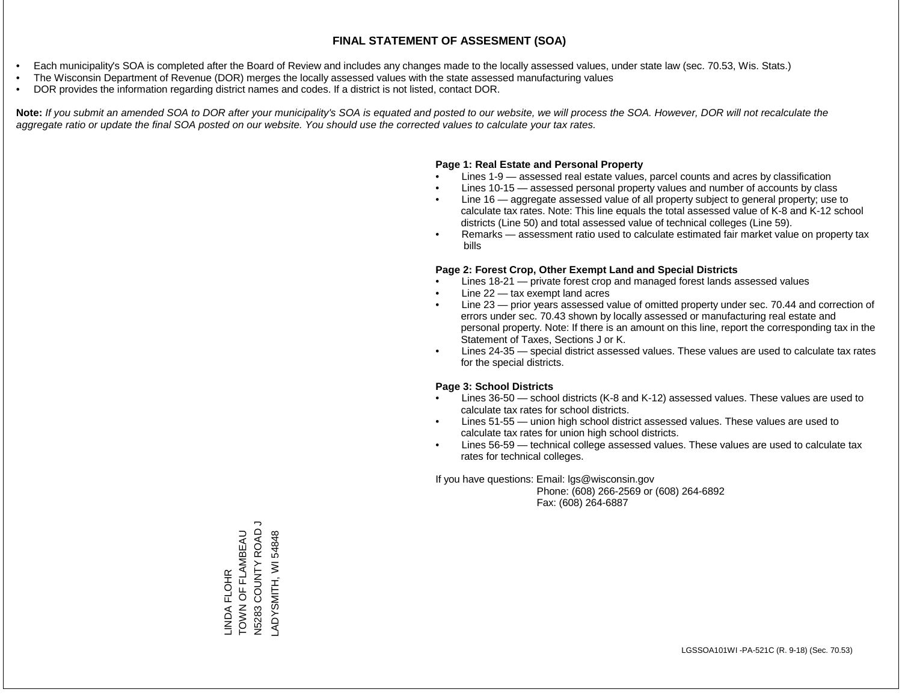# FINAL STATEMENT OF ASSESMENT (SOA)

- Each municipality's SOA is completed after the Board of Review and includes any changes made to the locally assessed values, under state law (sec. 70.53, Wis. Stats.)
- The Wisconsin Department of Revenue (DOR) merges the locally assessed values with the state assessed manufacturing values
- DOR provides the information regarding district names and codes. If a district is not listed, contact DOR.

**Note:** *If you submit an amended SOA to DOR after your municipality's SOA is equated and posted to our website, we will process the SOA. However, DOR will not recalculate the aggregate ratio or update the final SOA posted on our website. You should use the corrected values to calculate your tax rates.*

**Page 1: Real Estate and Personal Property**

- Lines 1-9 — assessed real estate values, parcel counts and acres by classification
- Lines 10-15 — assessed personal property values and number of accounts by class
- Line 16 — aggregate assessed value of all property subject to general property; use to calculate tax rates. Note: This line equals the total assessed value of K-8 and K-12 school districts (Line 50) and total assessed value of technical colleges (Line 59).
- Remarks — assessment ratio used to calculate estimated fair market value on property tax bills

**Page 2: Forest Crop, Other Exempt Land and Special Districts**

- Lines 18-21 — private forest crop and managed forest lands assessed values
- Line 22 — tax exempt land acres
- Line 23 — prior years assessed value of omitted property under sec. 70.44 and correction of errors under sec. 70.43 shown by locally assessed or manufacturing real estate and personal property. Note: If there is an amount on this line, report the corresponding tax in the Statement of Taxes, Sections J or K.
- Lines 24-35 — special district assessed values. These values are used to calculate tax rates for the special districts.

**Page 3: School Districts**

- Lines 36-50 — school districts (K-8 and K-12) assessed values. These values are used to calculate tax rates for school districts.
- Lines 51-55 — union high school district assessed values. These values are used to calculate tax rates for union high school districts.
- Lines 56-59 — technical college assessed values. These values are used to calculate tax rates for technical colleges.

If you have questions: Email: lgs@wisconsin.gov
Phone: (608) 266-2569 or (608) 264-6892
Fax: (608) 264-6887

LINDA FLOHR
TOWN OF FLAMBEAU
N5283 COUNTY ROAD J
LADYSMITH, WI 54848

LGSSOA101WI -PA-521C (R. 9-18) (Sec. 70.53)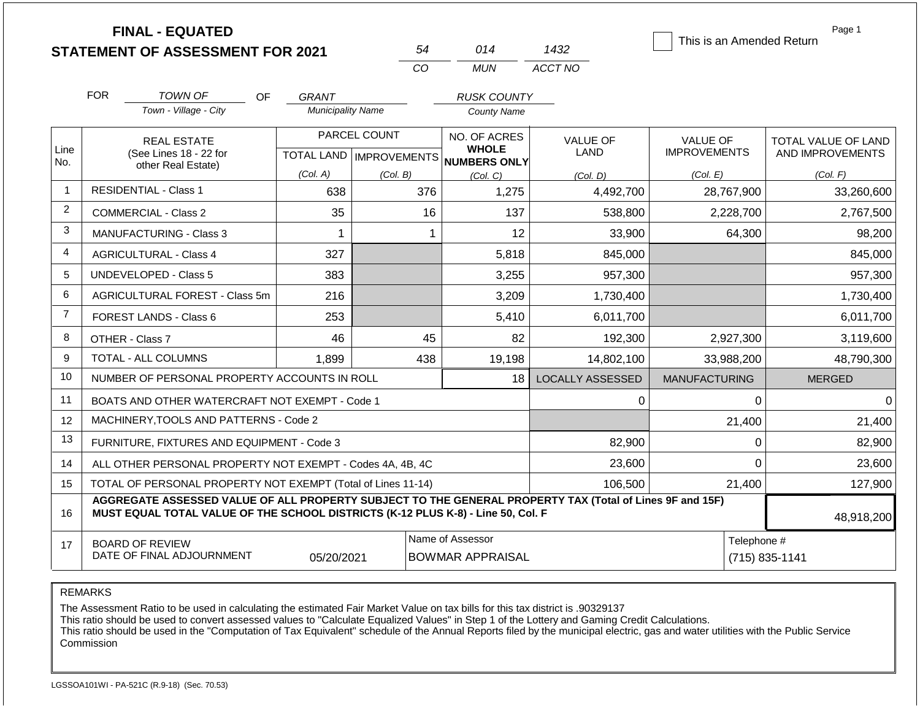# FINAL - EQUATED
## STATEMENT OF ASSESSMENT FOR 2021

| 54 | 014 | 1432 |
|---|---|---|
| CO | MUN | ACCT NO |

☐ This is an Amended Return

Page 1

FOR TOWN OF (Town - Village - City) OF GRANT (Municipality Name) RUSK COUNTY (County Name)

| Line No. | REAL ESTATE (See Lines 18 - 22 for other Real Estate) | PARCEL COUNT TOTAL LAND (Col. A) | IMPROVEMENTS (Col. B) | NO. OF ACRES WHOLE NUMBERS ONLY (Col. C) | VALUE OF LAND (Col. D) | VALUE OF IMPROVEMENTS (Col. E) | TOTAL VALUE OF LAND AND IMPROVEMENTS (Col. F) |
|---|---|---|---|---|---|---|---|
| 1 | RESIDENTIAL - Class 1 | 638 | 376 | 1,275 | 4,492,700 | 28,767,900 | 33,260,600 |
| 2 | COMMERCIAL - Class 2 | 35 | 16 | 137 | 538,800 | 2,228,700 | 2,767,500 |
| 3 | MANUFACTURING - Class 3 | 1 | 1 | 12 | 33,900 | 64,300 | 98,200 |
| 4 | AGRICULTURAL - Class 4 | 327 | | 5,818 | 845,000 | | 845,000 |
| 5 | UNDEVELOPED - Class 5 | 383 | | 3,255 | 957,300 | | 957,300 |
| 6 | AGRICULTURAL FOREST - Class 5m | 216 | | 3,209 | 1,730,400 | | 1,730,400 |
| 7 | FOREST LANDS - Class 6 | 253 | | 5,410 | 6,011,700 | | 6,011,700 |
| 8 | OTHER - Class 7 | 46 | 45 | 82 | 192,300 | 2,927,300 | 3,119,600 |
| 9 | TOTAL - ALL COLUMNS | 1,899 | 438 | 19,198 | 14,802,100 | 33,988,200 | 48,790,300 |
| 10 | NUMBER OF PERSONAL PROPERTY ACCOUNTS IN ROLL | | | 18 | LOCALLY ASSESSED | MANUFACTURING | MERGED |
| 11 | BOATS AND OTHER WATERCRAFT NOT EXEMPT - Code 1 | | | | 0 | 0 | 0 |
| 12 | MACHINERY,TOOLS AND PATTERNS - Code 2 | | | | | 21,400 | 21,400 |
| 13 | FURNITURE, FIXTURES AND EQUIPMENT - Code 3 | | | | 82,900 | 0 | 82,900 |
| 14 | ALL OTHER PERSONAL PROPERTY NOT EXEMPT - Codes 4A, 4B, 4C | | | | 23,600 | 0 | 23,600 |
| 15 | TOTAL OF PERSONAL PROPERTY NOT EXEMPT (Total of Lines 11-14) | | | | 106,500 | 21,400 | 127,900 |
| 16 | AGGREGATE ASSESSED VALUE OF ALL PROPERTY SUBJECT TO THE GENERAL PROPERTY TAX (Total of Lines 9F and 15F) MUST EQUAL TOTAL VALUE OF THE SCHOOL DISTRICTS (K-12 PLUS K-8) - Line 50, Col. F | | | | | | 48,918,200 |
| 17 | BOARD OF REVIEW DATE OF FINAL ADJOURNMENT | 05/20/2021 | | Name of Assessor: BOWMAR APPRAISAL | | | Telephone #: (715) 835-1141 |

REMARKS

The Assessment Ratio to be used in calculating the estimated Fair Market Value on tax bills for this tax district is .90329137
This ratio should be used to convert assessed values to "Calculate Equalized Values" in Step 1 of the Lottery and Gaming Credit Calculations.
This ratio should be used in the "Computation of Tax Equivalent" schedule of the Annual Reports filed by the municipal electric, gas and water utilities with the Public Service Commission

LGSSOA101WI - PA-521C (R.9-18) (Sec. 70.53)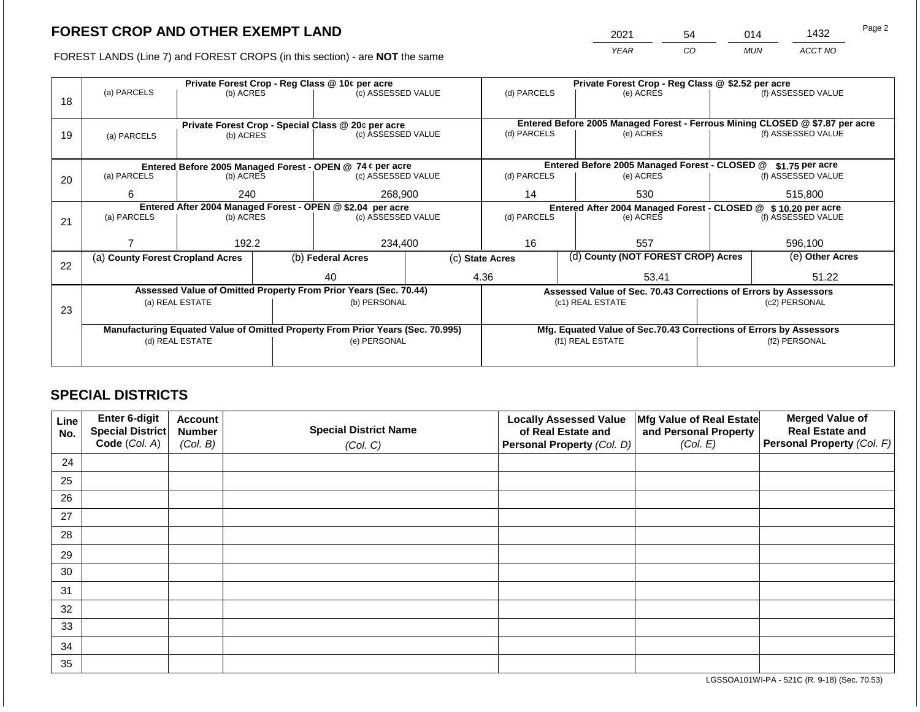# FOREST CROP AND OTHER EXEMPT LAND

| 2021 | 54 | 014 | 1432 |
|---|---|---|---|
| *YEAR* | *CO* | *MUN* | *ACCT NO* |

FOREST LANDS (Line 7) and FOREST CROPS (in this section) - are **NOT** the same

| Line | Private Forest Crop - Reg Class @ 10¢ per acre | | | Private Forest Crop - Reg Class @ $2.52 per acre | | |
|---|---|---|---|---|---|---|
| | (a) PARCELS | (b) ACRES | (c) ASSESSED VALUE | (d) PARCELS | (e) ACRES | (f) ASSESSED VALUE |
| 18 | | | | | | |
| | **Private Forest Crop - Special Class @ 20¢ per acre** | | | **Entered Before 2005 Managed Forest - Ferrous Mining CLOSED @ $7.87 per acre** | | |
| | (a) PARCELS | (b) ACRES | (c) ASSESSED VALUE | (d) PARCELS | (e) ACRES | (f) ASSESSED VALUE |
| 19 | | | | | | |
| | **Entered Before 2005 Managed Forest - OPEN @ 74 ¢ per acre** | | | **Entered Before 2005 Managed Forest - CLOSED @ $1.75 per acre** | | |
| | (a) PARCELS | (b) ACRES | (c) ASSESSED VALUE | (d) PARCELS | (e) ACRES | (f) ASSESSED VALUE |
| 20 | 6 | 240 | 268,900 | 14 | 530 | 515,800 |
| | **Entered After 2004 Managed Forest - OPEN @ $2.04 per acre** | | | **Entered After 2004 Managed Forest - CLOSED @ $ 10.20 per acre** | | |
| | (a) PARCELS | (b) ACRES | (c) ASSESSED VALUE | (d) PARCELS | (e) ACRES | (f) ASSESSED VALUE |
| 21 | 7 | 192.2 | 234,400 | 16 | 557 | 596,100 |

| Line | (a) County Forest Cropland Acres | (b) Federal Acres | (c) State Acres | (d) County (NOT FOREST CROP) Acres | (e) Other Acres |
|---|---|---|---|---|---|
| 22 | | 40 | 4.36 | 53.41 | 51.22 |

| Line | Assessed Value of Omitted Property From Prior Years (Sec. 70.44) | | Assessed Value of Sec. 70.43 Corrections of Errors by Assessors | |
|---|---|---|---|---|
| | (a) REAL ESTATE | (b) PERSONAL | (c1) REAL ESTATE | (c2) PERSONAL |
| 23 | | | | |
| | **Manufacturing Equated Value of Omitted Property From Prior Years (Sec. 70.995)** | | **Mfg. Equated Value of Sec.70.43 Corrections of Errors by Assessors** | |
| | (d) REAL ESTATE | (e) PERSONAL | (f1) REAL ESTATE | (f2) PERSONAL |
| | | | | |

## SPECIAL DISTRICTS

| Line No. | Enter 6-digit Special District Code *(Col. A)* | Account Number *(Col. B)* | Special District Name *(Col. C)* | Locally Assessed Value of Real Estate and Personal Property *(Col. D)* | Mfg Value of Real Estate and Personal Property *(Col. E)* | Merged Value of Real Estate and Personal Property *(Col. F)* |
|---|---|---|---|---|---|---|
| 24 | | | | | | |
| 25 | | | | | | |
| 26 | | | | | | |
| 27 | | | | | | |
| 28 | | | | | | |
| 29 | | | | | | |
| 30 | | | | | | |
| 31 | | | | | | |
| 32 | | | | | | |
| 33 | | | | | | |
| 34 | | | | | | |
| 35 | | | | | | |

LGSSOA101WI-PA - 521C (R. 9-18) (Sec. 70.53)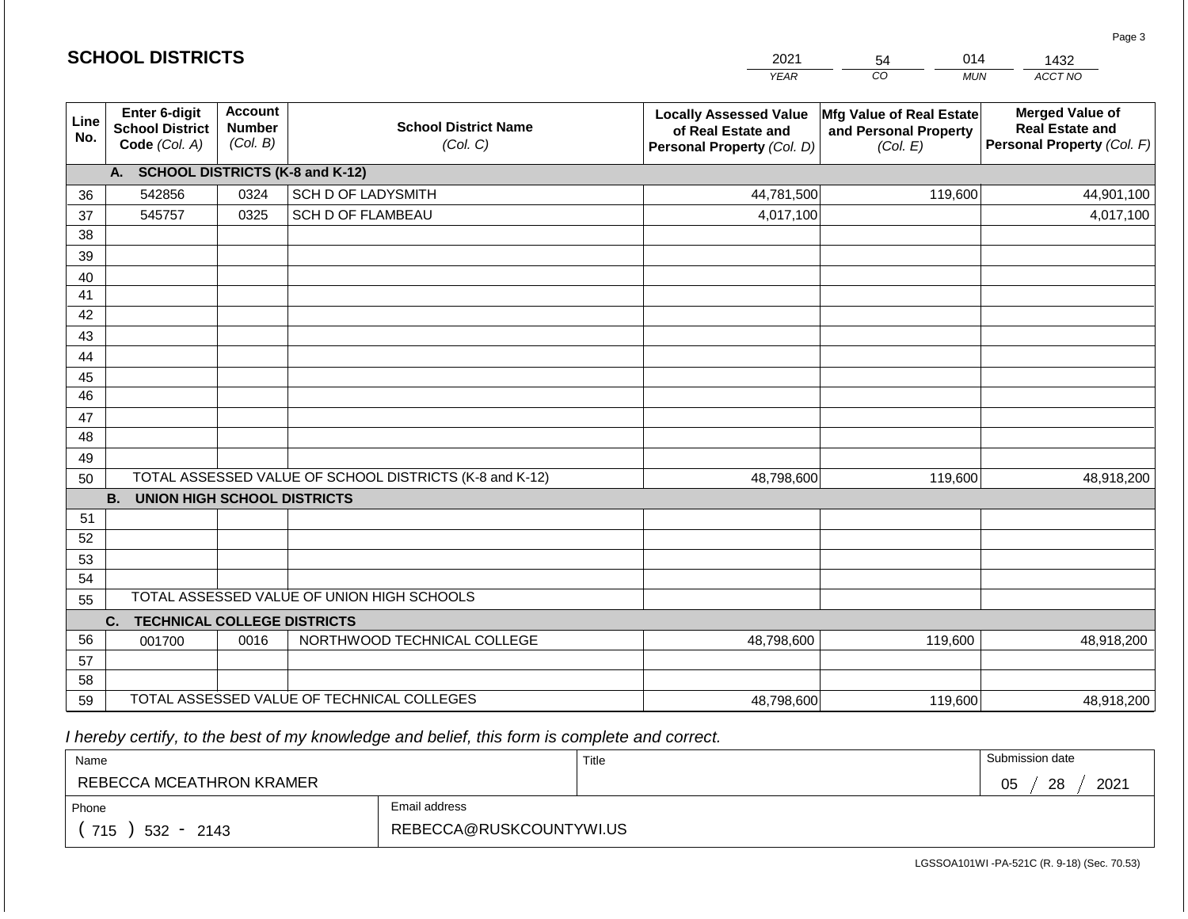## SCHOLL DISTRICTS

| 2021 | 54 | 014 | 1432 |
|---|---|---|---|
| YEAR | CO | MUN | ACCT NO |

| Line No. | Enter 6-digit School District Code *(Col. A)* | Account Number *(Col. B)* | School District Name *(Col. C)* | Locally Assessed Value of Real Estate and Personal Property *(Col. D)* | Mfg Value of Real Estate and Personal Property *(Col. E)* | Merged Value of Real Estate and Personal Property *(Col. F)* |
|---|---|---|---|---|---|---|
| | **A. SCHOOL DISTRICTS (K-8 and K-12)** | | | | | |
| 36 | 542856 | 0324 | SCH D OF LADYSMITH | 44,781,500 | 119,600 | 44,901,100 |
| 37 | 545757 | 0325 | SCH D OF FLAMBEAU | 4,017,100 | | 4,017,100 |
| 38 | | | | | | |
| 39 | | | | | | |
| 40 | | | | | | |
| 41 | | | | | | |
| 42 | | | | | | |
| 43 | | | | | | |
| 44 | | | | | | |
| 45 | | | | | | |
| 46 | | | | | | |
| 47 | | | | | | |
| 48 | | | | | | |
| 49 | | | | | | |
| 50 | TOTAL ASSESSED VALUE OF SCHOOL DISTRICTS (K-8 and K-12) | | | 48,798,600 | 119,600 | 48,918,200 |
| | **B. UNION HIGH SCHOOL DISTRICTS** | | | | | |
| 51 | | | | | | |
| 52 | | | | | | |
| 53 | | | | | | |
| 54 | | | | | | |
| 55 | TOTAL ASSESSED VALUE OF UNION HIGH SCHOOLS | | | | | |
| | **C. TECHNICAL COLLEGE DISTRICTS** | | | | | |
| 56 | 001700 | 0016 | NORTHWOOD TECHNICAL COLLEGE | 48,798,600 | 119,600 | 48,918,200 |
| 57 | | | | | | |
| 58 | | | | | | |
| 59 | TOTAL ASSESSED VALUE OF TECHNICAL COLLEGES | | | 48,798,600 | 119,600 | 48,918,200 |

*I hereby certify, to the best of my knowledge and belief, this form is complete and correct.*

| Name | | Title | Submission date |
|---|---|---|---|
| REBECCA MCEATHRON KRAMER | | | 05 / 28 / 2021 |
| Phone | Email address | | |
| ( 715 ) 532 - 2143 | REBECCA@RUSKCOUNTYWI.US | | |

LGSSOA101WI -PA-521C (R. 9-18) (Sec. 70.53)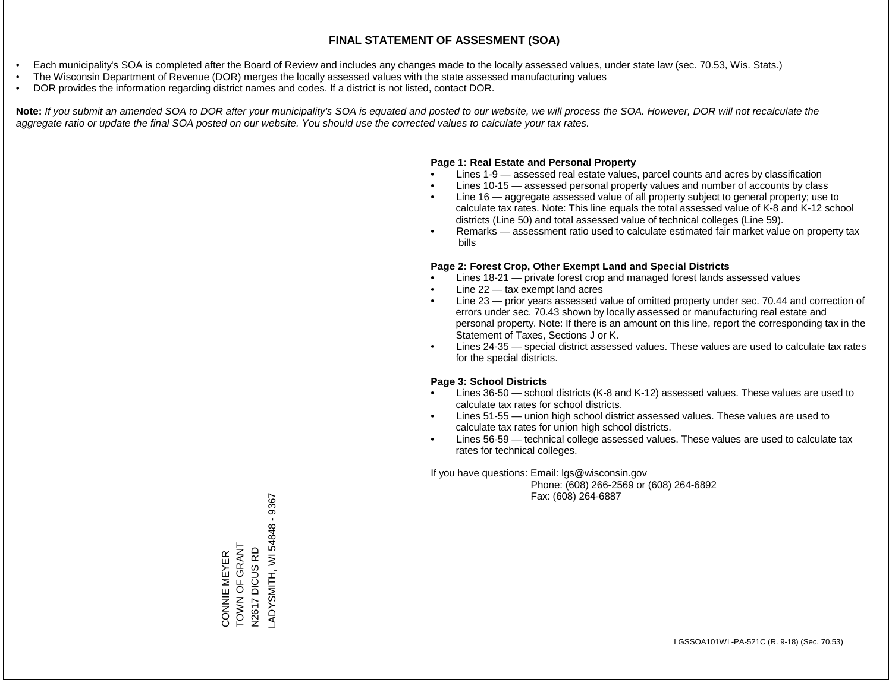# FINAL STATEMENT OF ASSESMENT (SOA)

- Each municipality's SOA is completed after the Board of Review and includes any changes made to the locally assessed values, under state law (sec. 70.53, Wis. Stats.)
- The Wisconsin Department of Revenue (DOR) merges the locally assessed values with the state assessed manufacturing values
- DOR provides the information regarding district names and codes. If a district is not listed, contact DOR.

**Note:** *If you submit an amended SOA to DOR after your municipality's SOA is equated and posted to our website, we will process the SOA. However, DOR will not recalculate the aggregate ratio or update the final SOA posted on our website. You should use the corrected values to calculate your tax rates.*

**Page 1: Real Estate and Personal Property**

- Lines 1-9 — assessed real estate values, parcel counts and acres by classification
- Lines 10-15 — assessed personal property values and number of accounts by class
- Line 16 — aggregate assessed value of all property subject to general property; use to calculate tax rates. Note: This line equals the total assessed value of K-8 and K-12 school districts (Line 50) and total assessed value of technical colleges (Line 59).
- Remarks — assessment ratio used to calculate estimated fair market value on property tax bills

**Page 2: Forest Crop, Other Exempt Land and Special Districts**

- Lines 18-21 — private forest crop and managed forest lands assessed values
- Line 22 — tax exempt land acres
- Line 23 — prior years assessed value of omitted property under sec. 70.44 and correction of errors under sec. 70.43 shown by locally assessed or manufacturing real estate and personal property. Note: If there is an amount on this line, report the corresponding tax in the Statement of Taxes, Sections J or K.
- Lines 24-35 — special district assessed values. These values are used to calculate tax rates for the special districts.

**Page 3: School Districts**

- Lines 36-50 — school districts (K-8 and K-12) assessed values. These values are used to calculate tax rates for school districts.
- Lines 51-55 — union high school district assessed values. These values are used to calculate tax rates for union high school districts.
- Lines 56-59 — technical college assessed values. These values are used to calculate tax rates for technical colleges.

If you have questions: Email: lgs@wisconsin.gov
Phone: (608) 266-2569 or (608) 264-6892
Fax: (608) 264-6887

CONNIE MEYER
TOWN OF GRANT
N2617 DICUS RD
LADYSMITH, WI 54848 - 9367

LGSSOA101WI -PA-521C (R. 9-18) (Sec. 70.53)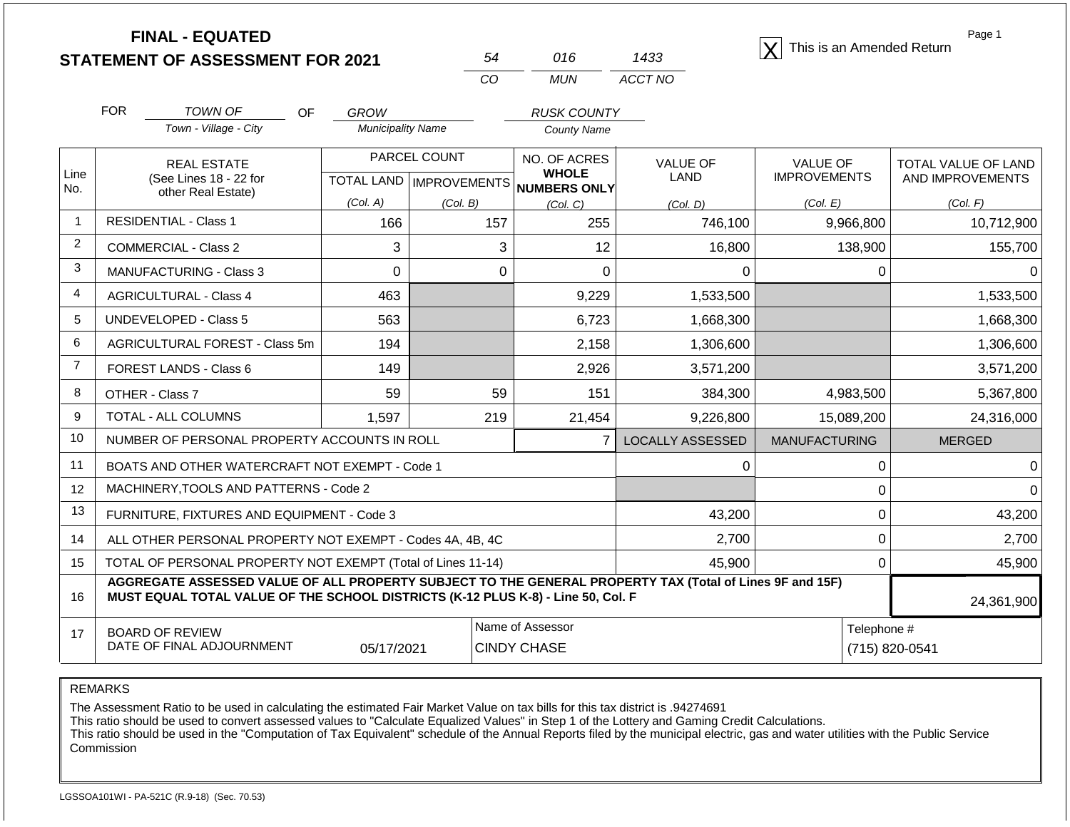# FINAL - EQUATED
## STATEMENT OF ASSESSMENT FOR 2021

| 54 | 016 | 1433 |
|---|---|---|
| CO | MUN | ACCT NO |

[X] This is an Amended Return

Page 1

FOR TOWN OF (Town - Village - City) OF GROW (Municipality Name) RUSK COUNTY (County Name)

| Line No. | REAL ESTATE (See Lines 18 - 22 for other Real Estate) | PARCEL COUNT TOTAL LAND (Col. A) | PARCEL COUNT IMPROVEMENTS (Col. B) | NO. OF ACRES WHOLE NUMBERS ONLY (Col. C) | VALUE OF LAND (Col. D) | VALUE OF IMPROVEMENTS (Col. E) | TOTAL VALUE OF LAND AND IMPROVEMENTS (Col. F) |
|---|---|---|---|---|---|---|---|
| 1 | RESIDENTIAL - Class 1 | 166 | 157 | 255 | 746,100 | 9,966,800 | 10,712,900 |
| 2 | COMMERCIAL - Class 2 | 3 | 3 | 12 | 16,800 | 138,900 | 155,700 |
| 3 | MANUFACTURING - Class 3 | 0 | 0 | 0 | 0 | 0 | 0 |
| 4 | AGRICULTURAL - Class 4 | 463 | | 9,229 | 1,533,500 | | 1,533,500 |
| 5 | UNDEVELOPED - Class 5 | 563 | | 6,723 | 1,668,300 | | 1,668,300 |
| 6 | AGRICULTURAL FOREST - Class 5m | 194 | | 2,158 | 1,306,600 | | 1,306,600 |
| 7 | FOREST LANDS - Class 6 | 149 | | 2,926 | 3,571,200 | | 3,571,200 |
| 8 | OTHER - Class 7 | 59 | 59 | 151 | 384,300 | 4,983,500 | 5,367,800 |
| 9 | TOTAL - ALL COLUMNS | 1,597 | 219 | 21,454 | 9,226,800 | 15,089,200 | 24,316,000 |
| 10 | NUMBER OF PERSONAL PROPERTY ACCOUNTS IN ROLL | | | 7 | LOCALLY ASSESSED | MANUFACTURING | MERGED |
| 11 | BOATS AND OTHER WATERCRAFT NOT EXEMPT - Code 1 | | | | 0 | 0 | 0 |
| 12 | MACHINERY,TOOLS AND PATTERNS - Code 2 | | | | | 0 | 0 |
| 13 | FURNITURE, FIXTURES AND EQUIPMENT - Code 3 | | | | 43,200 | 0 | 43,200 |
| 14 | ALL OTHER PERSONAL PROPERTY NOT EXEMPT - Codes 4A, 4B, 4C | | | | 2,700 | 0 | 2,700 |
| 15 | TOTAL OF PERSONAL PROPERTY NOT EXEMPT (Total of Lines 11-14) | | | | 45,900 | 0 | 45,900 |
| 16 | **AGGREGATE ASSESSED VALUE OF ALL PROPERTY SUBJECT TO THE GENERAL PROPERTY TAX (Total of Lines 9F and 15F) MUST EQUAL TOTAL VALUE OF THE SCHOOL DISTRICTS (K-12 PLUS K-8) - Line 50, Col. F** | | | | | | 24,361,900 |
| 17 | BOARD OF REVIEW DATE OF FINAL ADJOURNMENT | 05/17/2021 | | Name of Assessor: CINDY CHASE | | | Telephone #: (715) 820-0541 |

REMARKS

The Assessment Ratio to be used in calculating the estimated Fair Market Value on tax bills for this tax district is .94274691
This ratio should be used to convert assessed values to "Calculate Equalized Values" in Step 1 of the Lottery and Gaming Credit Calculations.
This ratio should be used in the "Computation of Tax Equivalent" schedule of the Annual Reports filed by the municipal electric, gas and water utilities with the Public Service Commission

LGSSOA101WI - PA-521C (R.9-18) (Sec. 70.53)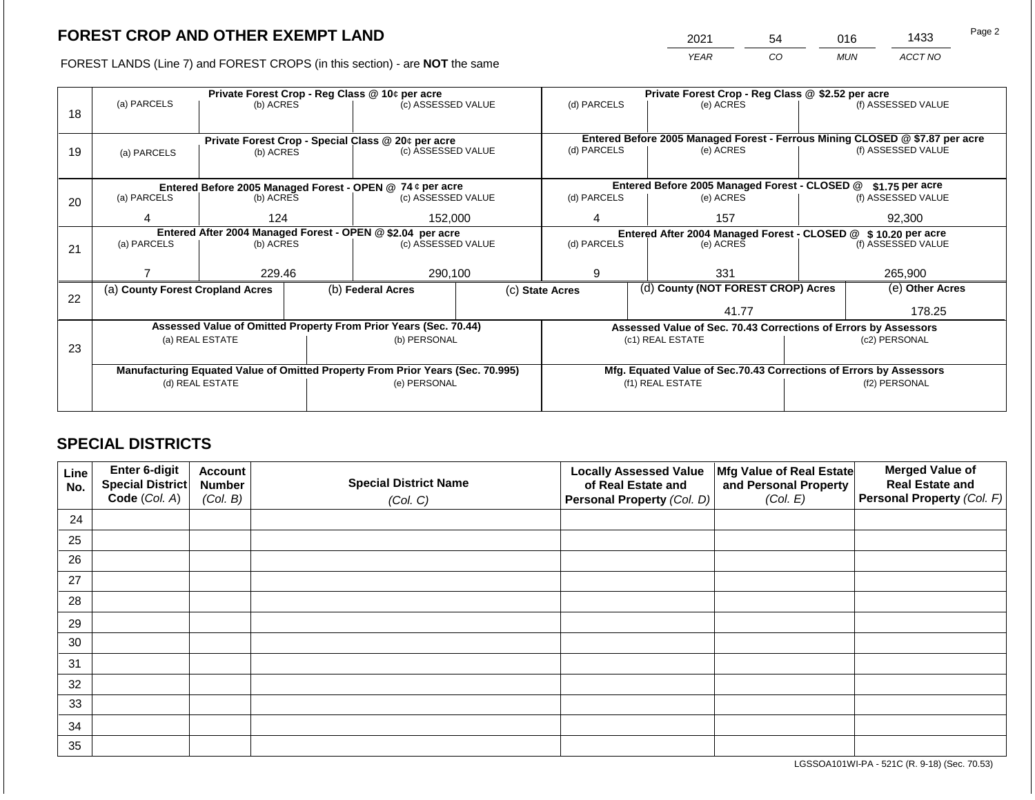# FOREST CROP AND OTHER EXEMPT LAND

| 2021 | 54 | 016 | 1433 |
|---|---|---|---|
| YEAR | CO | MUN | ACCT NO |

FOREST LANDS (Line 7) and FOREST CROPS (in this section) - are **NOT** the same

| Line | Private Forest Crop - Reg Class @ 10¢ per acre | | | Private Forest Crop - Reg Class @ $2.52 per acre | | |
|---|---|---|---|---|---|---|
| 18 | (a) PARCELS | (b) ACRES | (c) ASSESSED VALUE | (d) PARCELS | (e) ACRES | (f) ASSESSED VALUE |
| | | | | | | |
| | **Private Forest Crop - Special Class @ 20¢ per acre** | | | **Entered Before 2005 Managed Forest - Ferrous Mining CLOSED @ $7.87 per acre** | | |
| 19 | (a) PARCELS | (b) ACRES | (c) ASSESSED VALUE | (d) PARCELS | (e) ACRES | (f) ASSESSED VALUE |
| | | | | | | |
| | **Entered Before 2005 Managed Forest - OPEN @ 74 ¢ per acre** | | | **Entered Before 2005 Managed Forest - CLOSED @ $1.75 per acre** | | |
| 20 | (a) PARCELS | (b) ACRES | (c) ASSESSED VALUE | (d) PARCELS | (e) ACRES | (f) ASSESSED VALUE |
| | 4 | 124 | 152,000 | 4 | 157 | 92,300 |
| | **Entered After 2004 Managed Forest - OPEN @ $2.04 per acre** | | | **Entered After 2004 Managed Forest - CLOSED @ $ 10.20 per acre** | | |
| 21 | (a) PARCELS | (b) ACRES | (c) ASSESSED VALUE | (d) PARCELS | (e) ACRES | (f) ASSESSED VALUE |
| | 7 | 229.46 | 290,100 | 9 | 331 | 265,900 |

| Line | (a) County Forest Cropland Acres | (b) Federal Acres | (c) State Acres | (d) County (NOT FOREST CROP) Acres | (e) Other Acres |
|---|---|---|---|---|---|
| 22 | | | | 41.77 | 178.25 |

| Line | Assessed Value of Omitted Property From Prior Years (Sec. 70.44) | | Assessed Value of Sec. 70.43 Corrections of Errors by Assessors | |
|---|---|---|---|---|
| 23 | (a) REAL ESTATE | (b) PERSONAL | (c1) REAL ESTATE | (c2) PERSONAL |
| | | | | |
| | **Manufacturing Equated Value of Omitted Property From Prior Years (Sec. 70.995)** | | **Mfg. Equated Value of Sec.70.43 Corrections of Errors by Assessors** | |
| | (d) REAL ESTATE | (e) PERSONAL | (f1) REAL ESTATE | (f2) PERSONAL |
| | | | | |

## SPECIAL DISTRICTS

| Line No. | Enter 6-digit Special District Code (Col. A) | Account Number (Col. B) | Special District Name (Col. C) | Locally Assessed Value of Real Estate and Personal Property (Col. D) | Mfg Value of Real Estate and Personal Property (Col. E) | Merged Value of Real Estate and Personal Property (Col. F) |
|---|---|---|---|---|---|---|
| 24 | | | | | | |
| 25 | | | | | | |
| 26 | | | | | | |
| 27 | | | | | | |
| 28 | | | | | | |
| 29 | | | | | | |
| 30 | | | | | | |
| 31 | | | | | | |
| 32 | | | | | | |
| 33 | | | | | | |
| 34 | | | | | | |
| 35 | | | | | | |

LGSSOA101WI-PA - 521C (R. 9-18) (Sec. 70.53)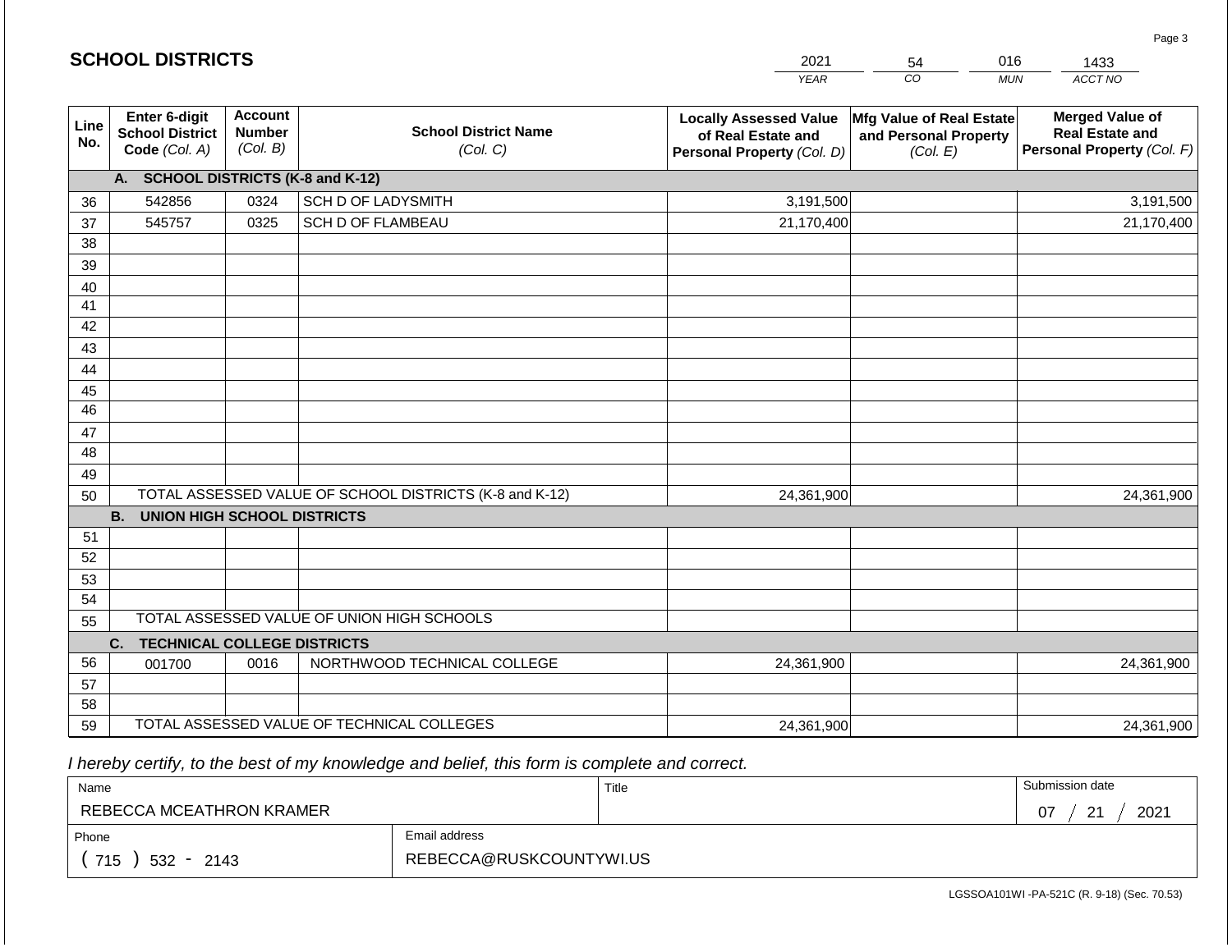## SCHOOL DISTRICTS

| 2021 | 54 | 016 | 1433 |
|---|---|---|---|
| *YEAR* | *CO* | *MUN* | *ACCT NO* |

| Line No. | Enter 6-digit School District Code *(Col. A)* | Account Number *(Col. B)* | School District Name *(Col. C)* | Locally Assessed Value of Real Estate and Personal Property *(Col. D)* | Mfg Value of Real Estate and Personal Property *(Col. E)* | Merged Value of Real Estate and Personal Property *(Col. F)* |
|---|---|---|---|---|---|---|
| | **A. SCHOOL DISTRICTS (K-8 and K-12)** | | | | | |
| 36 | 542856 | 0324 | SCH D OF LADYSMITH | 3,191,500 | | 3,191,500 |
| 37 | 545757 | 0325 | SCH D OF FLAMBEAU | 21,170,400 | | 21,170,400 |
| 38 | | | | | | |
| 39 | | | | | | |
| 40 | | | | | | |
| 41 | | | | | | |
| 42 | | | | | | |
| 43 | | | | | | |
| 44 | | | | | | |
| 45 | | | | | | |
| 46 | | | | | | |
| 47 | | | | | | |
| 48 | | | | | | |
| 49 | | | | | | |
| 50 | TOTAL ASSESSED VALUE OF SCHOOL DISTRICTS (K-8 and K-12) | | | 24,361,900 | | 24,361,900 |
| | **B. UNION HIGH SCHOOL DISTRICTS** | | | | | |
| 51 | | | | | | |
| 52 | | | | | | |
| 53 | | | | | | |
| 54 | | | | | | |
| 55 | TOTAL ASSESSED VALUE OF UNION HIGH SCHOOLS | | | | | |
| | **C. TECHNICAL COLLEGE DISTRICTS** | | | | | |
| 56 | 001700 | 0016 | NORTHWOOD TECHNICAL COLLEGE | 24,361,900 | | 24,361,900 |
| 57 | | | | | | |
| 58 | | | | | | |
| 59 | TOTAL ASSESSED VALUE OF TECHNICAL COLLEGES | | | 24,361,900 | | 24,361,900 |

*I hereby certify, to the best of my knowledge and belief, this form is complete and correct.*

| Name | Title | Submission date |
|---|---|---|
| REBECCA MCEATHRON KRAMER | | 07 / 21 / 2021 |
| **Phone** | **Email address** | |
| ( 715 ) 532 - 2143 | REBECCA@RUSKCOUNTYWI.US | |

LGSSOA101WI -PA-521C (R. 9-18) (Sec. 70.53)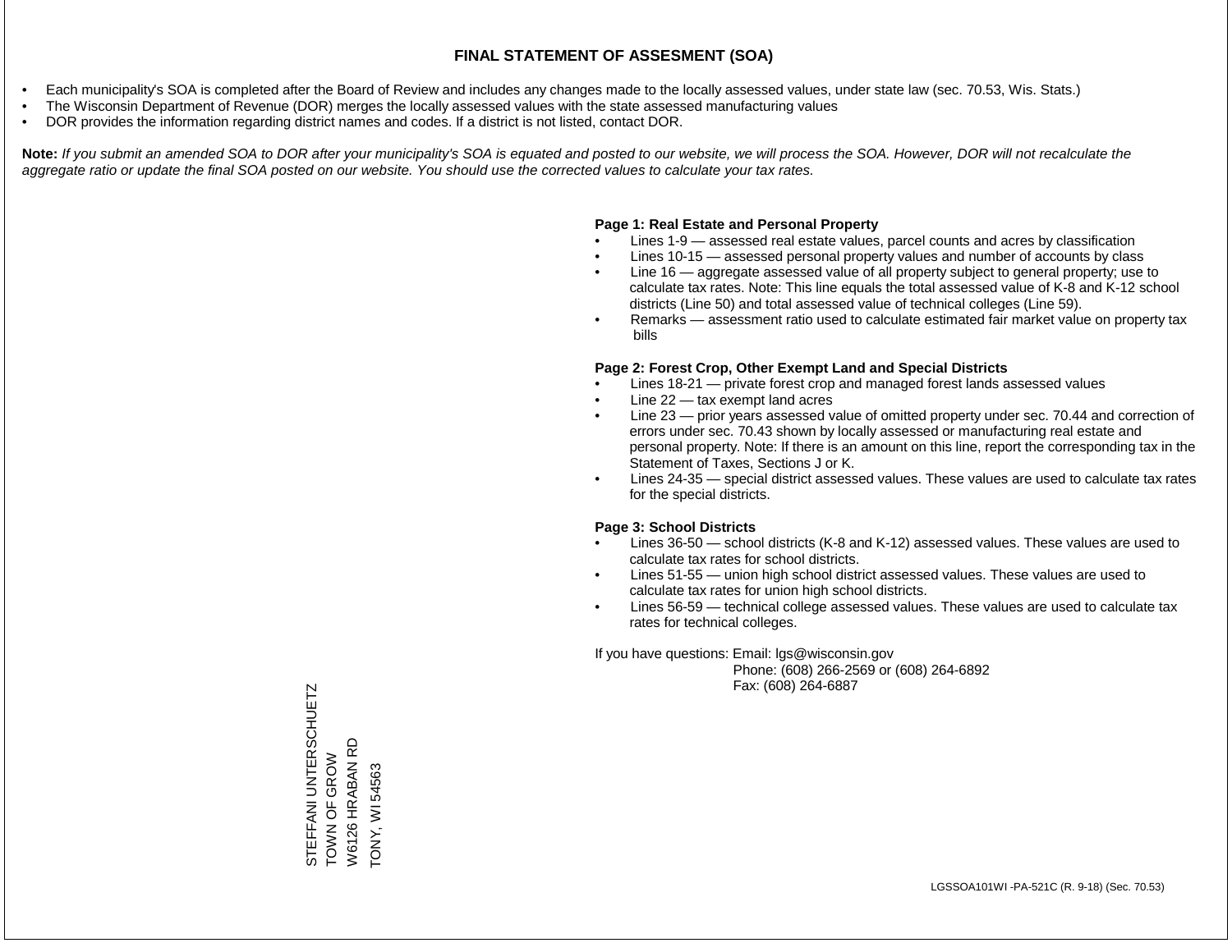# FINAL STATEMENT OF ASSESMENT (SOA)

- Each municipality's SOA is completed after the Board of Review and includes any changes made to the locally assessed values, under state law (sec. 70.53, Wis. Stats.)
- The Wisconsin Department of Revenue (DOR) merges the locally assessed values with the state assessed manufacturing values
- DOR provides the information regarding district names and codes. If a district is not listed, contact DOR.

**Note:** *If you submit an amended SOA to DOR after your municipality's SOA is equated and posted to our website, we will process the SOA. However, DOR will not recalculate the aggregate ratio or update the final SOA posted on our website. You should use the corrected values to calculate your tax rates.*

**Page 1: Real Estate and Personal Property**

- Lines 1-9 — assessed real estate values, parcel counts and acres by classification
- Lines 10-15 — assessed personal property values and number of accounts by class
- Line 16 — aggregate assessed value of all property subject to general property; use to calculate tax rates. Note: This line equals the total assessed value of K-8 and K-12 school districts (Line 50) and total assessed value of technical colleges (Line 59).
- Remarks — assessment ratio used to calculate estimated fair market value on property tax bills

**Page 2: Forest Crop, Other Exempt Land and Special Districts**

- Lines 18-21 — private forest crop and managed forest lands assessed values
- Line 22 — tax exempt land acres
- Line 23 — prior years assessed value of omitted property under sec. 70.44 and correction of errors under sec. 70.43 shown by locally assessed or manufacturing real estate and personal property. Note: If there is an amount on this line, report the corresponding tax in the Statement of Taxes, Sections J or K.
- Lines 24-35 — special district assessed values. These values are used to calculate tax rates for the special districts.

**Page 3: School Districts**

- Lines 36-50 — school districts (K-8 and K-12) assessed values. These values are used to calculate tax rates for school districts.
- Lines 51-55 — union high school district assessed values. These values are used to calculate tax rates for union high school districts.
- Lines 56-59 — technical college assessed values. These values are used to calculate tax rates for technical colleges.

If you have questions: Email: lgs@wisconsin.gov
Phone: (608) 266-2569 or (608) 264-6892
Fax: (608) 264-6887

STEFFANI UNTERSCHUETZ
TOWN OF GROW
W6126 HRABAN RD
TONY, WI 54563

LGSSOA101WI -PA-521C (R. 9-18) (Sec. 70.53)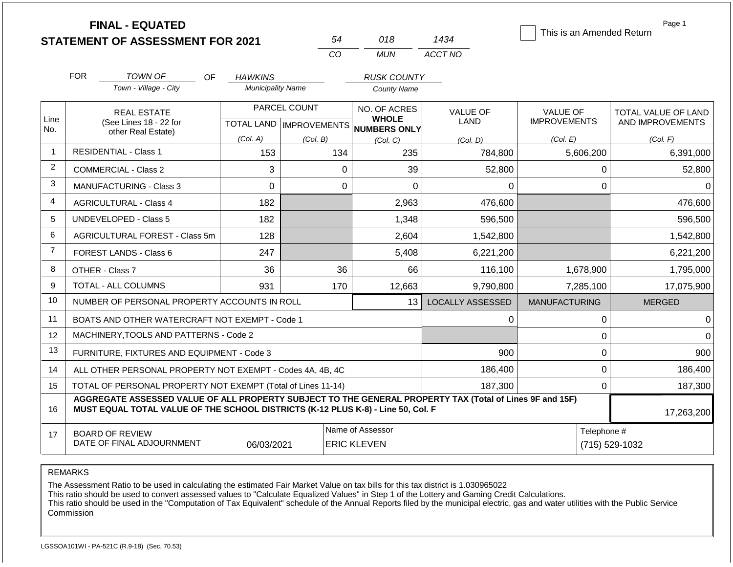# FINAL - EQUATED
## STATEMENT OF ASSESSMENT FOR 2021

| 54 | 018 | 1434 |
|---|---|---|
| CO | MUN | ACCT NO |

☐ This is an Amended Return

Page 1

FOR *TOWN OF* (Town - Village - City) OF *HAWKINS* (Municipality Name) *RUSK COUNTY* (County Name)

| Line No. | REAL ESTATE (See Lines 18 - 22 for other Real Estate) | PARCEL COUNT TOTAL LAND (Col. A) | PARCEL COUNT IMPROVEMENTS (Col. B) | NO. OF ACRES WHOLE NUMBERS ONLY (Col. C) | VALUE OF LAND (Col. D) | VALUE OF IMPROVEMENTS (Col. E) | TOTAL VALUE OF LAND AND IMPROVEMENTS (Col. F) |
|---|---|---|---|---|---|---|---|
| 1 | RESIDENTIAL - Class 1 | 153 | 134 | 235 | 784,800 | 5,606,200 | 6,391,000 |
| 2 | COMMERCIAL - Class 2 | 3 | 0 | 39 | 52,800 | 0 | 52,800 |
| 3 | MANUFACTURING - Class 3 | 0 | 0 | 0 | 0 | 0 | 0 |
| 4 | AGRICULTURAL - Class 4 | 182 | | 2,963 | 476,600 | | 476,600 |
| 5 | UNDEVELOPED - Class 5 | 182 | | 1,348 | 596,500 | | 596,500 |
| 6 | AGRICULTURAL FOREST - Class 5m | 128 | | 2,604 | 1,542,800 | | 1,542,800 |
| 7 | FOREST LANDS - Class 6 | 247 | | 5,408 | 6,221,200 | | 6,221,200 |
| 8 | OTHER - Class 7 | 36 | 36 | 66 | 116,100 | 1,678,900 | 1,795,000 |
| 9 | TOTAL - ALL COLUMNS | 931 | 170 | 12,663 | 9,790,800 | 7,285,100 | 17,075,900 |
| 10 | NUMBER OF PERSONAL PROPERTY ACCOUNTS IN ROLL | | | 13 | LOCALLY ASSESSED | MANUFACTURING | MERGED |
| 11 | BOATS AND OTHER WATERCRAFT NOT EXEMPT - Code 1 | | | | 0 | 0 | 0 |
| 12 | MACHINERY,TOOLS AND PATTERNS - Code 2 | | | | | 0 | 0 |
| 13 | FURNITURE, FIXTURES AND EQUIPMENT - Code 3 | | | | 900 | 0 | 900 |
| 14 | ALL OTHER PERSONAL PROPERTY NOT EXEMPT - Codes 4A, 4B, 4C | | | | 186,400 | 0 | 186,400 |
| 15 | TOTAL OF PERSONAL PROPERTY NOT EXEMPT (Total of Lines 11-14) | | | | 187,300 | 0 | 187,300 |
| 16 | **AGGREGATE ASSESSED VALUE OF ALL PROPERTY SUBJECT TO THE GENERAL PROPERTY TAX (Total of Lines 9F and 15F) MUST EQUAL TOTAL VALUE OF THE SCHOOL DISTRICTS (K-12 PLUS K-8) - Line 50, Col. F** | | | | | | 17,263,200 |
| 17 | BOARD OF REVIEW DATE OF FINAL ADJOURNMENT | 06/03/2021 | | Name of Assessor: ERIC KLEVEN | | Telephone #: (715) 529-1032 | |

REMARKS

The Assessment Ratio to be used in calculating the estimated Fair Market Value on tax bills for this tax district is 1.030965022
This ratio should be used to convert assessed values to "Calculate Equalized Values" in Step 1 of the Lottery and Gaming Credit Calculations.
This ratio should be used in the "Computation of Tax Equivalent" schedule of the Annual Reports filed by the municipal electric, gas and water utilities with the Public Service Commission

LGSSOA101WI - PA-521C (R.9-18) (Sec. 70.53)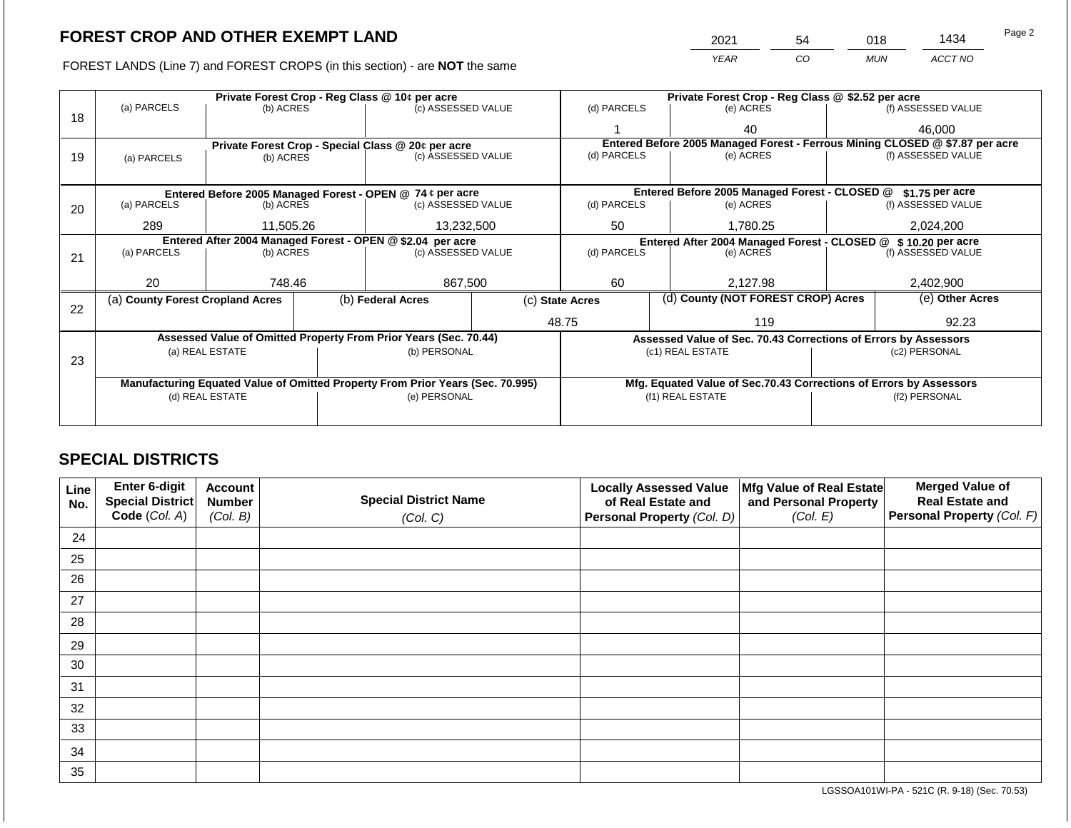# FOREST CROP AND OTHER EXEMPT LAND

| 2021 | 54 | 018 | 1434 |
|---|---|---|---|
| *YEAR* | *CO* | *MUN* | *ACCT NO* |

FOREST LANDS (Line 7) and FOREST CROPS (in this section) - are **NOT** the same

| Line | Private Forest Crop - Reg Class @ 10¢ per acre | | | Private Forest Crop - Reg Class @ $2.52 per acre | | |
|---|---|---|---|---|---|---|
| 18 | (a) PARCELS | (b) ACRES | (c) ASSESSED VALUE | (d) PARCELS | (e) ACRES | (f) ASSESSED VALUE |
| | | | | 1 | 40 | 46,000 |
| | **Private Forest Crop - Special Class @ 20¢ per acre** | | | **Entered Before 2005 Managed Forest - Ferrous Mining CLOSED @ $7.87 per acre** | | |
| 19 | (a) PARCELS | (b) ACRES | (c) ASSESSED VALUE | (d) PARCELS | (e) ACRES | (f) ASSESSED VALUE |
| | | | | | | |
| | **Entered Before 2005 Managed Forest - OPEN @ 74 ¢ per acre** | | | **Entered Before 2005 Managed Forest - CLOSED @ $1.75 per acre** | | |
| 20 | (a) PARCELS | (b) ACRES | (c) ASSESSED VALUE | (d) PARCELS | (e) ACRES | (f) ASSESSED VALUE |
| | 289 | 11,505.26 | 13,232,500 | 50 | 1,780.25 | 2,024,200 |
| | **Entered After 2004 Managed Forest - OPEN @ $2.04 per acre** | | | **Entered After 2004 Managed Forest - CLOSED @ $10.20 per acre** | | |
| 21 | (a) PARCELS | (b) ACRES | (c) ASSESSED VALUE | (d) PARCELS | (e) ACRES | (f) ASSESSED VALUE |
| | 20 | 748.46 | 867,500 | 60 | 2,127.98 | 2,402,900 |

| Line | (a) County Forest Cropland Acres | (b) Federal Acres | (c) State Acres | (d) County (NOT FOREST CROP) Acres | (e) Other Acres |
|---|---|---|---|---|---|
| 22 | | | 48.75 | 119 | 92.23 |

| Line | Assessed Value of Omitted Property From Prior Years (Sec. 70.44) | | Assessed Value of Sec. 70.43 Corrections of Errors by Assessors | |
|---|---|---|---|---|
| 23 | (a) REAL ESTATE | (b) PERSONAL | (c1) REAL ESTATE | (c2) PERSONAL |
| | | | | |
| | **Manufacturing Equated Value of Omitted Property From Prior Years (Sec. 70.995)** | | **Mfg. Equated Value of Sec.70.43 Corrections of Errors by Assessors** | |
| | (d) REAL ESTATE | (e) PERSONAL | (f1) REAL ESTATE | (f2) PERSONAL |
| | | | | |

## SPECIAL DISTRICTS

| Line No. | Enter 6-digit Special District Code (*Col. A*) | Account Number (*Col. B*) | Special District Name (*Col. C*) | Locally Assessed Value of Real Estate and Personal Property (*Col. D*) | Mfg Value of Real Estate and Personal Property (*Col. E*) | Merged Value of Real Estate and Personal Property (*Col. F*) |
|---|---|---|---|---|---|---|
| 24 | | | | | | |
| 25 | | | | | | |
| 26 | | | | | | |
| 27 | | | | | | |
| 28 | | | | | | |
| 29 | | | | | | |
| 30 | | | | | | |
| 31 | | | | | | |
| 32 | | | | | | |
| 33 | | | | | | |
| 34 | | | | | | |
| 35 | | | | | | |

LGSSOA101WI-PA - 521C (R. 9-18) (Sec. 70.53)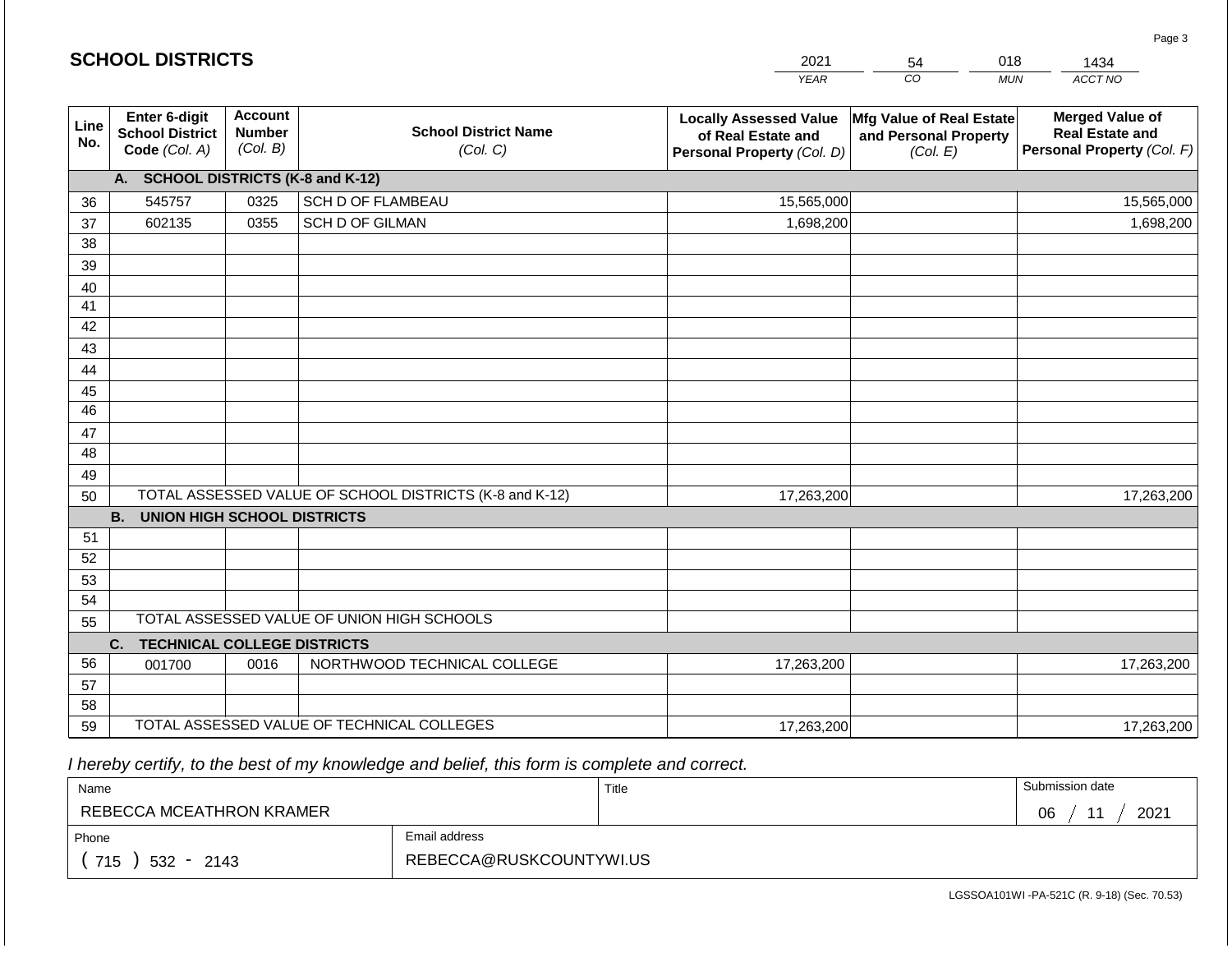## SCHOOL DISTRICTS

| YEAR | CO | MUN | ACCT NO |
|---|---|---|---|
| 2021 | 54 | 018 | 1434 |

| Line No. | Enter 6-digit School District Code (Col. A) | Account Number (Col. B) | School District Name (Col. C) | Locally Assessed Value of Real Estate and Personal Property (Col. D) | Mfg Value of Real Estate and Personal Property (Col. E) | Merged Value of Real Estate and Personal Property (Col. F) |
|---|---|---|---|---|---|---|
| | **A. SCHOOL DISTRICTS (K-8 and K-12)** | | | | | |
| 36 | 545757 | 0325 | SCH D OF FLAMBEAU | 15,565,000 | | 15,565,000 |
| 37 | 602135 | 0355 | SCH D OF GILMAN | 1,698,200 | | 1,698,200 |
| 38 | | | | | | |
| 39 | | | | | | |
| 40 | | | | | | |
| 41 | | | | | | |
| 42 | | | | | | |
| 43 | | | | | | |
| 44 | | | | | | |
| 45 | | | | | | |
| 46 | | | | | | |
| 47 | | | | | | |
| 48 | | | | | | |
| 49 | | | | | | |
| 50 | TOTAL ASSESSED VALUE OF SCHOOL DISTRICTS (K-8 and K-12) | | | 17,263,200 | | 17,263,200 |
| | **B. UNION HIGH SCHOOL DISTRICTS** | | | | | |
| 51 | | | | | | |
| 52 | | | | | | |
| 53 | | | | | | |
| 54 | | | | | | |
| 55 | TOTAL ASSESSED VALUE OF UNION HIGH SCHOOLS | | | | | |
| | **C. TECHNICAL COLLEGE DISTRICTS** | | | | | |
| 56 | 001700 | 0016 | NORTHWOOD TECHNICAL COLLEGE | 17,263,200 | | 17,263,200 |
| 57 | | | | | | |
| 58 | | | | | | |
| 59 | TOTAL ASSESSED VALUE OF TECHNICAL COLLEGES | | | 17,263,200 | | 17,263,200 |

*I hereby certify, to the best of my knowledge and belief, this form is complete and correct.*

| Name | Title | Submission date |
|---|---|---|
| REBECCA MCEATHRON KRAMER | | 06 / 11 / 2021 |
| **Phone** | **Email address** | |
| ( 715 ) 532 - 2143 | REBECCA@RUSKCOUNTYWI.US | |

LGSSOA101WI -PA-521C (R. 9-18) (Sec. 70.53)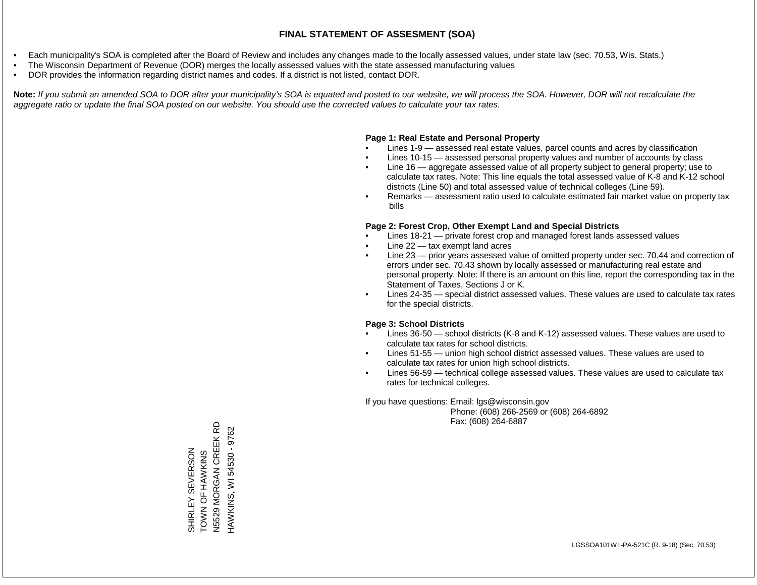# FINAL STATEMENT OF ASSESMENT (SOA)

- Each municipality's SOA is completed after the Board of Review and includes any changes made to the locally assessed values, under state law (sec. 70.53, Wis. Stats.)
- The Wisconsin Department of Revenue (DOR) merges the locally assessed values with the state assessed manufacturing values
- DOR provides the information regarding district names and codes. If a district is not listed, contact DOR.

**Note:** *If you submit an amended SOA to DOR after your municipality's SOA is equated and posted to our website, we will process the SOA. However, DOR will not recalculate the aggregate ratio or update the final SOA posted on our website. You should use the corrected values to calculate your tax rates.*

**Page 1: Real Estate and Personal Property**

- Lines 1-9 — assessed real estate values, parcel counts and acres by classification
- Lines 10-15 — assessed personal property values and number of accounts by class
- Line 16 — aggregate assessed value of all property subject to general property; use to calculate tax rates. Note: This line equals the total assessed value of K-8 and K-12 school districts (Line 50) and total assessed value of technical colleges (Line 59).
- Remarks — assessment ratio used to calculate estimated fair market value on property tax bills

**Page 2: Forest Crop, Other Exempt Land and Special Districts**

- Lines 18-21 — private forest crop and managed forest lands assessed values
- Line 22 — tax exempt land acres
- Line 23 — prior years assessed value of omitted property under sec. 70.44 and correction of errors under sec. 70.43 shown by locally assessed or manufacturing real estate and personal property. Note: If there is an amount on this line, report the corresponding tax in the Statement of Taxes, Sections J or K.
- Lines 24-35 — special district assessed values. These values are used to calculate tax rates for the special districts.

**Page 3: School Districts**

- Lines 36-50 — school districts (K-8 and K-12) assessed values. These values are used to calculate tax rates for school districts.
- Lines 51-55 — union high school district assessed values. These values are used to calculate tax rates for union high school districts.
- Lines 56-59 — technical college assessed values. These values are used to calculate tax rates for technical colleges.

If you have questions: Email: lgs@wisconsin.gov
Phone: (608) 266-2569 or (608) 264-6892
Fax: (608) 264-6887

SHIRLEY SEVERSON
TOWN OF HAWKINS
N5529 MORGAN CREEK RD
HAWKINS, WI 54530 - 9762

LGSSOA101WI -PA-521C (R. 9-18) (Sec. 70.53)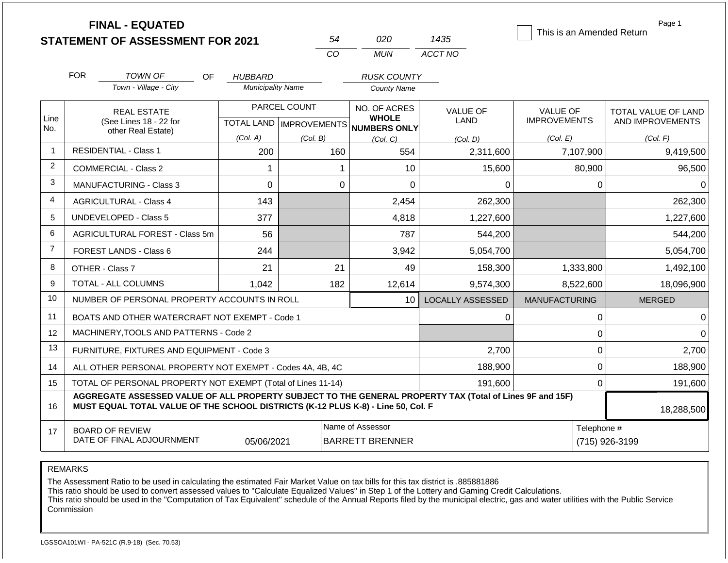# FINAL - EQUATED
## STATEMENT OF ASSESSMENT FOR 2021

| 54 | 020 | 1435 |
|---|---|---|
| CO | MUN | ACCT NO |

☐ This is an Amended Return

Page 1

FOR *TOWN OF* (Town - Village - City) OF *HUBBARD* (Municipality Name) *RUSK COUNTY* (County Name)

| Line No. | REAL ESTATE (See Lines 18 - 22 for other Real Estate) | PARCEL COUNT TOTAL LAND (Col. A) | PARCEL COUNT IMPROVEMENTS (Col. B) | NO. OF ACRES WHOLE NUMBERS ONLY (Col. C) | VALUE OF LAND (Col. D) | VALUE OF IMPROVEMENTS (Col. E) | TOTAL VALUE OF LAND AND IMPROVEMENTS (Col. F) |
|---|---|---|---|---|---|---|---|
| 1 | RESIDENTIAL - Class 1 | 200 | 160 | 554 | 2,311,600 | 7,107,900 | 9,419,500 |
| 2 | COMMERCIAL - Class 2 | 1 | 1 | 10 | 15,600 | 80,900 | 96,500 |
| 3 | MANUFACTURING - Class 3 | 0 | 0 | 0 | 0 | 0 | 0 |
| 4 | AGRICULTURAL - Class 4 | 143 | | 2,454 | 262,300 | | 262,300 |
| 5 | UNDEVELOPED - Class 5 | 377 | | 4,818 | 1,227,600 | | 1,227,600 |
| 6 | AGRICULTURAL FOREST - Class 5m | 56 | | 787 | 544,200 | | 544,200 |
| 7 | FOREST LANDS - Class 6 | 244 | | 3,942 | 5,054,700 | | 5,054,700 |
| 8 | OTHER - Class 7 | 21 | 21 | 49 | 158,300 | 1,333,800 | 1,492,100 |
| 9 | TOTAL - ALL COLUMNS | 1,042 | 182 | 12,614 | 9,574,300 | 8,522,600 | 18,096,900 |
| 10 | NUMBER OF PERSONAL PROPERTY ACCOUNTS IN ROLL | | | 10 | LOCALLY ASSESSED | MANUFACTURING | MERGED |
| 11 | BOATS AND OTHER WATERCRAFT NOT EXEMPT - Code 1 | | | | 0 | 0 | 0 |
| 12 | MACHINERY,TOOLS AND PATTERNS - Code 2 | | | | | 0 | 0 |
| 13 | FURNITURE, FIXTURES AND EQUIPMENT - Code 3 | | | | 2,700 | 0 | 2,700 |
| 14 | ALL OTHER PERSONAL PROPERTY NOT EXEMPT - Codes 4A, 4B, 4C | | | | 188,900 | 0 | 188,900 |
| 15 | TOTAL OF PERSONAL PROPERTY NOT EXEMPT (Total of Lines 11-14) | | | | 191,600 | 0 | 191,600 |
| 16 | **AGGREGATE ASSESSED VALUE OF ALL PROPERTY SUBJECT TO THE GENERAL PROPERTY TAX (Total of Lines 9F and 15F) MUST EQUAL TOTAL VALUE OF THE SCHOOL DISTRICTS (K-12 PLUS K-8) - Line 50, Col. F** | | | | | | 18,288,500 |
| 17 | BOARD OF REVIEW DATE OF FINAL ADJOURNMENT | 05/06/2021 | | Name of Assessor: BARRETT BRENNER | | | Telephone #: (715) 926-3199 |

REMARKS

The Assessment Ratio to be used in calculating the estimated Fair Market Value on tax bills for this tax district is .885881886
This ratio should be used to convert assessed values to "Calculate Equalized Values" in Step 1 of the Lottery and Gaming Credit Calculations.
This ratio should be used in the "Computation of Tax Equivalent" schedule of the Annual Reports filed by the municipal electric, gas and water utilities with the Public Service Commission

LGSSOA101WI - PA-521C (R.9-18) (Sec. 70.53)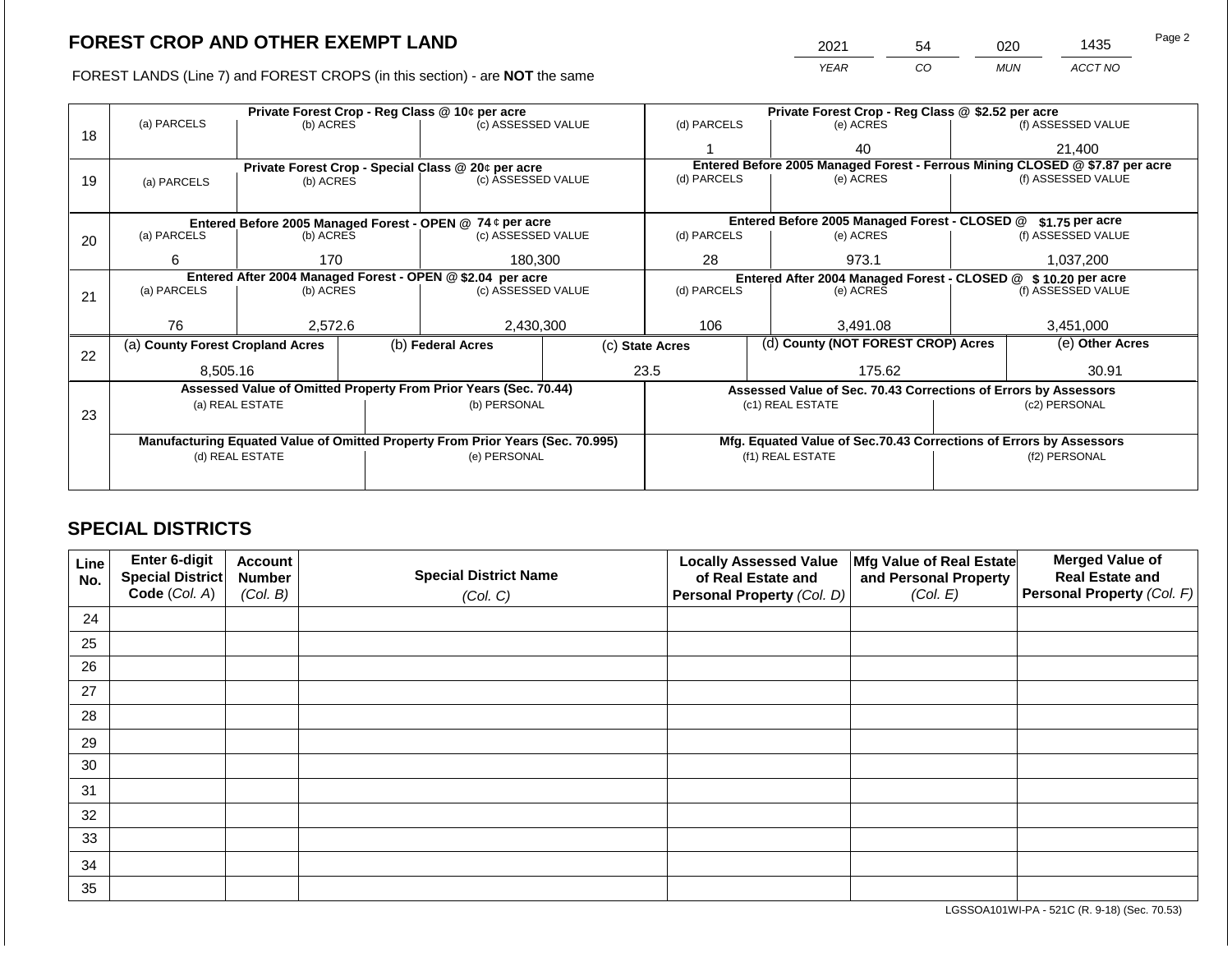## FOREST CROP AND OTHER EXEMPT LAND

FOREST LANDS (Line 7) and FOREST CROPS (in this section) - are **NOT** the same

| YEAR | CO | MUN | ACCT NO |
|---|---|---|---|
| 2021 | 54 | 020 | 1435 |

| Line | | | | | | |
|---|---|---|---|---|---|---|
| 18 | **Private Forest Crop - Reg Class @ 10¢ per acre** | | | **Private Forest Crop - Reg Class @ $2.52 per acre** | | |
| | (a) PARCELS | (b) ACRES | (c) ASSESSED VALUE | (d) PARCELS | (e) ACRES | (f) ASSESSED VALUE |
| | | | | 1 | 40 | 21,400 |
| 19 | **Private Forest Crop - Special Class @ 20¢ per acre** | | | **Entered Before 2005 Managed Forest - Ferrous Mining CLOSED @ $7.87 per acre** | | |
| | (a) PARCELS | (b) ACRES | (c) ASSESSED VALUE | (d) PARCELS | (e) ACRES | (f) ASSESSED VALUE |
| | | | | | | |
| 20 | **Entered Before 2005 Managed Forest - OPEN @ 74 ¢ per acre** | | | **Entered Before 2005 Managed Forest - CLOSED @ $1.75 per acre** | | |
| | (a) PARCELS | (b) ACRES | (c) ASSESSED VALUE | (d) PARCELS | (e) ACRES | (f) ASSESSED VALUE |
| | 6 | 170 | 180,300 | 28 | 973.1 | 1,037,200 |
| 21 | **Entered After 2004 Managed Forest - OPEN @ $2.04 per acre** | | | **Entered After 2004 Managed Forest - CLOSED @ $10.20 per acre** | | |
| | (a) PARCELS | (b) ACRES | (c) ASSESSED VALUE | (d) PARCELS | (e) ACRES | (f) ASSESSED VALUE |
| | 76 | 2,572.6 | 2,430,300 | 106 | 3,491.08 | 3,451,000 |

| Line | (a) County Forest Cropland Acres | (b) Federal Acres | (c) State Acres | (d) County (NOT FOREST CROP) Acres | (e) Other Acres |
|---|---|---|---|---|---|
| 22 | 8,505.16 | | 23.5 | 175.62 | 30.91 |

| Line | **Assessed Value of Omitted Property From Prior Years (Sec. 70.44)** | | **Assessed Value of Sec. 70.43 Corrections of Errors by Assessors** | |
|---|---|---|---|---|
| 23 | (a) REAL ESTATE | (b) PERSONAL | (c1) REAL ESTATE | (c2) PERSONAL |
| | | | | |
| | **Manufacturing Equated Value of Omitted Property From Prior Years (Sec. 70.995)** | | **Mfg. Equated Value of Sec.70.43 Corrections of Errors by Assessors** | |
| | (d) REAL ESTATE | (e) PERSONAL | (f1) REAL ESTATE | (f2) PERSONAL |
| | | | | |

## SPECIAL DISTRICTS

| Line No. | Enter 6-digit Special District Code (Col. A) | Account Number (Col. B) | Special District Name (Col. C) | Locally Assessed Value of Real Estate and Personal Property (Col. D) | Mfg Value of Real Estate and Personal Property (Col. E) | Merged Value of Real Estate and Personal Property (Col. F) |
|---|---|---|---|---|---|---|
| 24 | | | | | | |
| 25 | | | | | | |
| 26 | | | | | | |
| 27 | | | | | | |
| 28 | | | | | | |
| 29 | | | | | | |
| 30 | | | | | | |
| 31 | | | | | | |
| 32 | | | | | | |
| 33 | | | | | | |
| 34 | | | | | | |
| 35 | | | | | | |

LGSSOA101WI-PA - 521C (R. 9-18) (Sec. 70.53)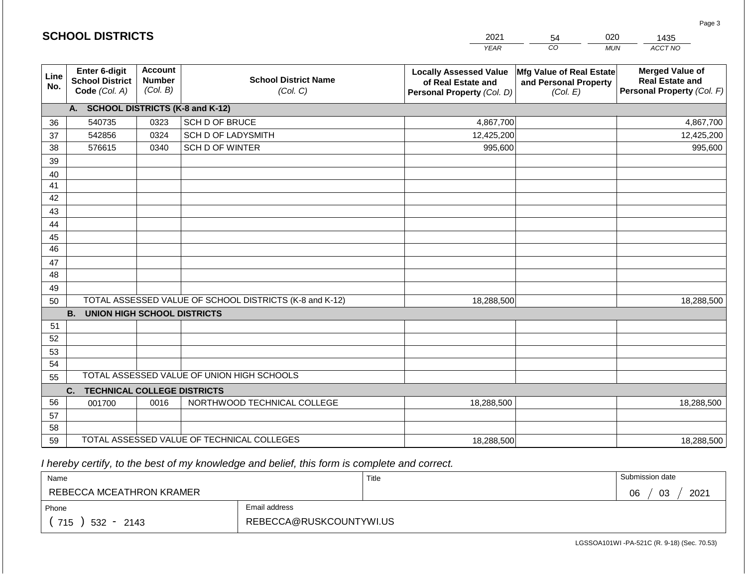## SCHOOL DISTRICTS

| 2021 | 54 | 020 | 1435 |
|---|---|---|---|
| *YEAR* | *CO* | *MUN* | *ACCT NO* |

| Line No. | Enter 6-digit School District Code *(Col. A)* | Account Number *(Col. B)* | School District Name *(Col. C)* | Locally Assessed Value of Real Estate and Personal Property *(Col. D)* | Mfg Value of Real Estate and Personal Property *(Col. E)* | Merged Value of Real Estate and Personal Property *(Col. F)* |
|---|---|---|---|---|---|---|
| | **A. SCHOOL DISTRICTS (K-8 and K-12)** | | | | | |
| 36 | 540735 | 0323 | SCH D OF BRUCE | 4,867,700 | | 4,867,700 |
| 37 | 542856 | 0324 | SCH D OF LADYSMITH | 12,425,200 | | 12,425,200 |
| 38 | 576615 | 0340 | SCH D OF WINTER | 995,600 | | 995,600 |
| 39 | | | | | | |
| 40 | | | | | | |
| 41 | | | | | | |
| 42 | | | | | | |
| 43 | | | | | | |
| 44 | | | | | | |
| 45 | | | | | | |
| 46 | | | | | | |
| 47 | | | | | | |
| 48 | | | | | | |
| 49 | | | | | | |
| 50 | TOTAL ASSESSED VALUE OF SCHOOL DISTRICTS (K-8 and K-12) | | | 18,288,500 | | 18,288,500 |
| | **B. UNION HIGH SCHOOL DISTRICTS** | | | | | |
| 51 | | | | | | |
| 52 | | | | | | |
| 53 | | | | | | |
| 54 | | | | | | |
| 55 | TOTAL ASSESSED VALUE OF UNION HIGH SCHOOLS | | | | | |
| | **C. TECHNICAL COLLEGE DISTRICTS** | | | | | |
| 56 | 001700 | 0016 | NORTHWOOD TECHNICAL COLLEGE | 18,288,500 | | 18,288,500 |
| 57 | | | | | | |
| 58 | | | | | | |
| 59 | TOTAL ASSESSED VALUE OF TECHNICAL COLLEGES | | | 18,288,500 | | 18,288,500 |

*I hereby certify, to the best of my knowledge and belief, this form is complete and correct.*

| Name | Title | Submission date |
|---|---|---|
| REBECCA MCEATHRON KRAMER | | 06 / 03 / 2021 |
| **Phone** | **Email address** | |
| ( 715 ) 532 - 2143 | REBECCA@RUSKCOUNTYWI.US | |

LGSSOA101WI -PA-521C (R. 9-18) (Sec. 70.53)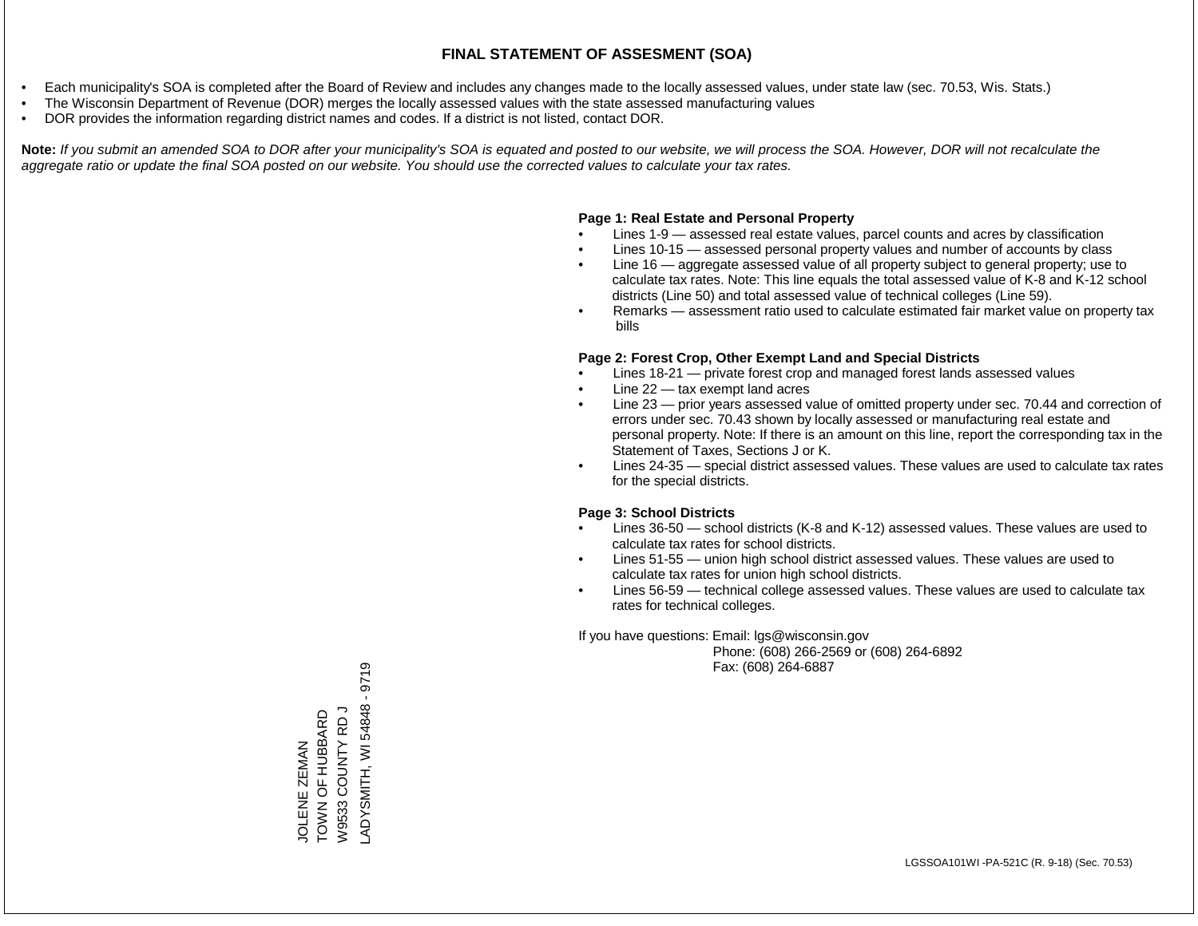# FINAL STATEMENT OF ASSESMENT (SOA)

- Each municipality's SOA is completed after the Board of Review and includes any changes made to the locally assessed values, under state law (sec. 70.53, Wis. Stats.)
- The Wisconsin Department of Revenue (DOR) merges the locally assessed values with the state assessed manufacturing values
- DOR provides the information regarding district names and codes. If a district is not listed, contact DOR.

**Note:** *If you submit an amended SOA to DOR after your municipality's SOA is equated and posted to our website, we will process the SOA. However, DOR will not recalculate the aggregate ratio or update the final SOA posted on our website. You should use the corrected values to calculate your tax rates.*

**Page 1: Real Estate and Personal Property**

- Lines 1-9 — assessed real estate values, parcel counts and acres by classification
- Lines 10-15 — assessed personal property values and number of accounts by class
- Line 16 — aggregate assessed value of all property subject to general property; use to calculate tax rates. Note: This line equals the total assessed value of K-8 and K-12 school districts (Line 50) and total assessed value of technical colleges (Line 59).
- Remarks — assessment ratio used to calculate estimated fair market value on property tax bills

**Page 2: Forest Crop, Other Exempt Land and Special Districts**

- Lines 18-21 — private forest crop and managed forest lands assessed values
- Line 22 — tax exempt land acres
- Line 23 — prior years assessed value of omitted property under sec. 70.44 and correction of errors under sec. 70.43 shown by locally assessed or manufacturing real estate and personal property. Note: If there is an amount on this line, report the corresponding tax in the Statement of Taxes, Sections J or K.
- Lines 24-35 — special district assessed values. These values are used to calculate tax rates for the special districts.

**Page 3: School Districts**

- Lines 36-50 — school districts (K-8 and K-12) assessed values. These values are used to calculate tax rates for school districts.
- Lines 51-55 — union high school district assessed values. These values are used to calculate tax rates for union high school districts.
- Lines 56-59 — technical college assessed values. These values are used to calculate tax rates for technical colleges.

If you have questions: Email: lgs@wisconsin.gov
Phone: (608) 266-2569 or (608) 264-6892
Fax: (608) 264-6887

JOLENE ZEMAN
TOWN OF HUBBARD
W9533 COUNTY RD J
LADYSMITH, WI 54848 - 9719

LGSSOA101WI -PA-521C (R. 9-18) (Sec. 70.53)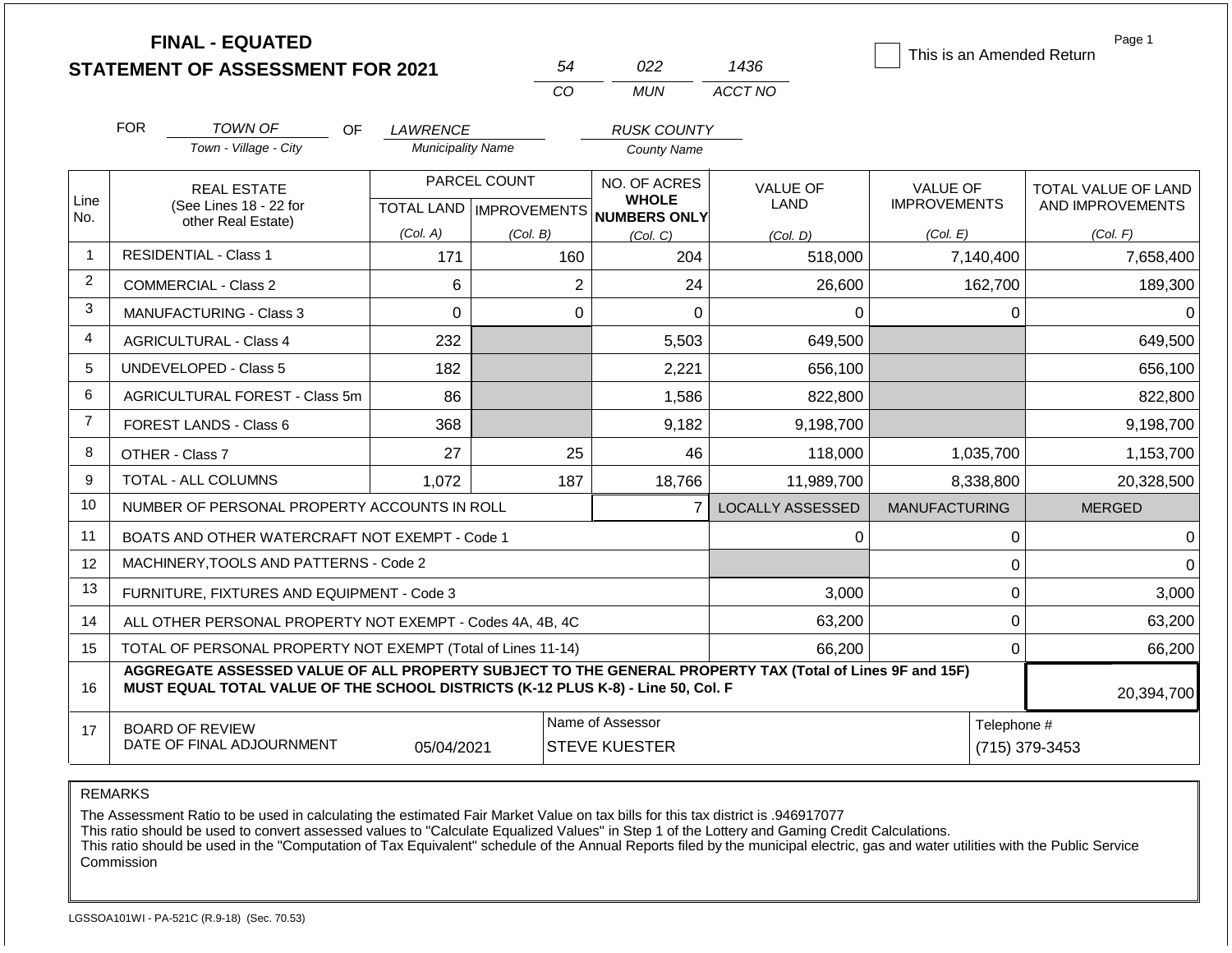**FINAL - EQUATED**
**STATEMENT OF ASSESSMENT FOR 2021**

| 54 | 022 | 1436 |
|---|---|---|
| CO | MUN | ACCT NO |

☐ This is an Amended Return

Page 1

FOR *TOWN OF* (Town - Village - City) OF *LAWRENCE* (Municipality Name) *RUSK COUNTY* (County Name)

| Line No. | REAL ESTATE (See Lines 18 - 22 for other Real Estate) | PARCEL COUNT TOTAL LAND (Col. A) | PARCEL COUNT IMPROVEMENTS (Col. B) | NO. OF ACRES WHOLE NUMBERS ONLY (Col. C) | VALUE OF LAND (Col. D) | VALUE OF IMPROVEMENTS (Col. E) | TOTAL VALUE OF LAND AND IMPROVEMENTS (Col. F) |
|---|---|---|---|---|---|---|---|
| 1 | RESIDENTIAL - Class 1 | 171 | 160 | 204 | 518,000 | 7,140,400 | 7,658,400 |
| 2 | COMMERCIAL - Class 2 | 6 | 2 | 24 | 26,600 | 162,700 | 189,300 |
| 3 | MANUFACTURING - Class 3 | 0 | 0 | 0 | 0 | 0 | 0 |
| 4 | AGRICULTURAL - Class 4 | 232 | | 5,503 | 649,500 | | 649,500 |
| 5 | UNDEVELOPED - Class 5 | 182 | | 2,221 | 656,100 | | 656,100 |
| 6 | AGRICULTURAL FOREST - Class 5m | 86 | | 1,586 | 822,800 | | 822,800 |
| 7 | FOREST LANDS - Class 6 | 368 | | 9,182 | 9,198,700 | | 9,198,700 |
| 8 | OTHER - Class 7 | 27 | 25 | 46 | 118,000 | 1,035,700 | 1,153,700 |
| 9 | TOTAL - ALL COLUMNS | 1,072 | 187 | 18,766 | 11,989,700 | 8,338,800 | 20,328,500 |
| 10 | NUMBER OF PERSONAL PROPERTY ACCOUNTS IN ROLL | | | 7 | LOCALLY ASSESSED | MANUFACTURING | MERGED |
| 11 | BOATS AND OTHER WATERCRAFT NOT EXEMPT - Code 1 | | | | 0 | 0 | 0 |
| 12 | MACHINERY,TOOLS AND PATTERNS - Code 2 | | | | | 0 | 0 |
| 13 | FURNITURE, FIXTURES AND EQUIPMENT - Code 3 | | | | 3,000 | 0 | 3,000 |
| 14 | ALL OTHER PERSONAL PROPERTY NOT EXEMPT - Codes 4A, 4B, 4C | | | | 63,200 | 0 | 63,200 |
| 15 | TOTAL OF PERSONAL PROPERTY NOT EXEMPT (Total of Lines 11-14) | | | | 66,200 | 0 | 66,200 |
| 16 | **AGGREGATE ASSESSED VALUE OF ALL PROPERTY SUBJECT TO THE GENERAL PROPERTY TAX (Total of Lines 9F and 15F) MUST EQUAL TOTAL VALUE OF THE SCHOOL DISTRICTS (K-12 PLUS K-8) - Line 50, Col. F** | | | | | | 20,394,700 |
| 17 | BOARD OF REVIEW DATE OF FINAL ADJOURNMENT | 05/04/2021 | | Name of Assessor: STEVE KUESTER | | | Telephone #: (715) 379-3453 |

REMARKS

The Assessment Ratio to be used in calculating the estimated Fair Market Value on tax bills for this tax district is .946917077
This ratio should be used to convert assessed values to "Calculate Equalized Values" in Step 1 of the Lottery and Gaming Credit Calculations.
This ratio should be used in the "Computation of Tax Equivalent" schedule of the Annual Reports filed by the municipal electric, gas and water utilities with the Public Service Commission

LGSSOA101WI - PA-521C (R.9-18) (Sec. 70.53)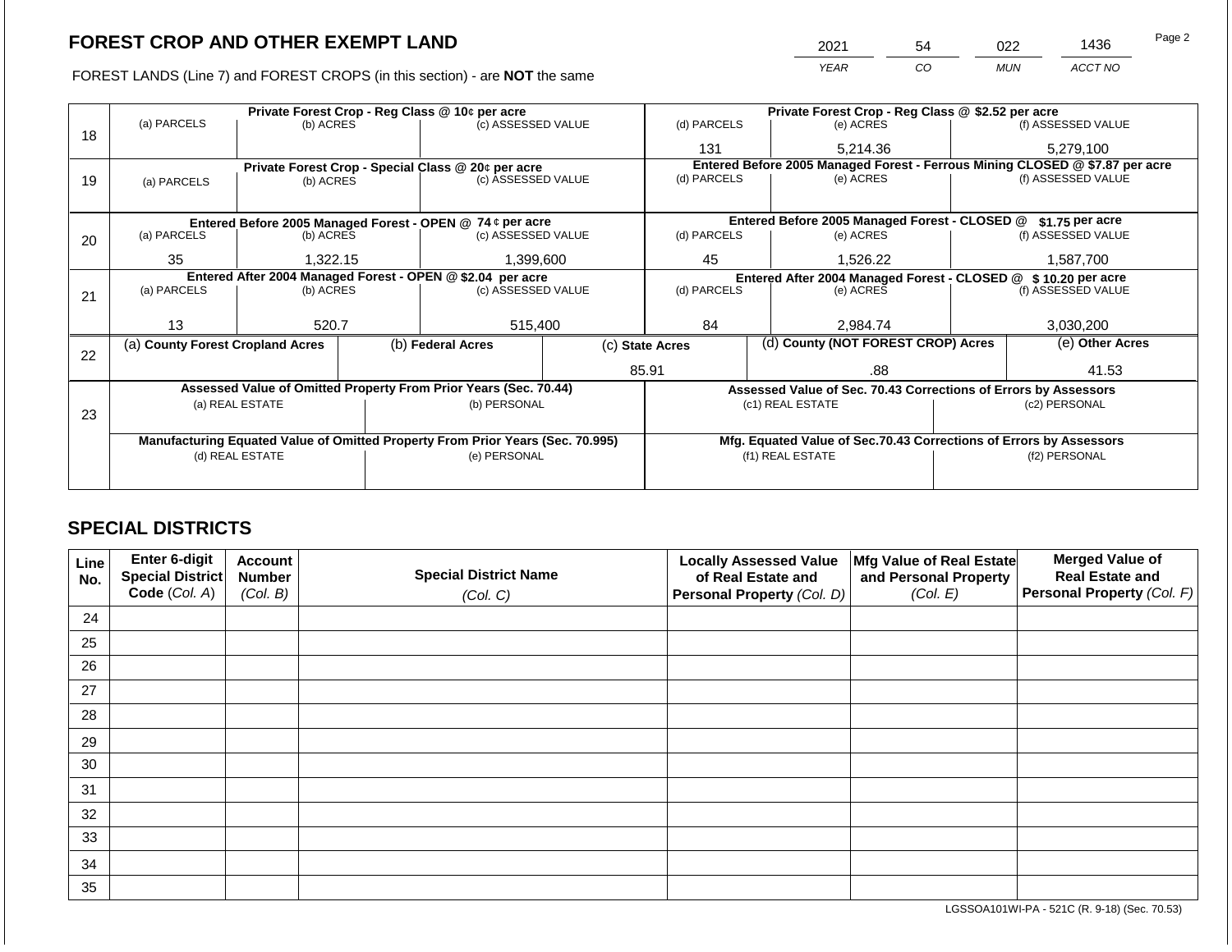# FOREST CROP AND OTHER EXEMPT LAND

FOREST LANDS (Line 7) and FOREST CROPS (in this section) - are **NOT** the same

| YEAR | CO | MUN | ACCT NO |
|---|---|---|---|
| 2021 | 54 | 022 | 1436 |

| Line | Private Forest Crop - Reg Class @ 10¢ per acre | | | Private Forest Crop - Reg Class @ $2.52 per acre | | |
|---|---|---|---|---|---|---|
| | (a) PARCELS | (b) ACRES | (c) ASSESSED VALUE | (d) PARCELS | (e) ACRES | (f) ASSESSED VALUE |
| 18 | | | | 131 | 5,214.36 | 5,279,100 |
| | **Private Forest Crop - Special Class @ 20¢ per acre** | | | **Entered Before 2005 Managed Forest - Ferrous Mining CLOSED @ $7.87 per acre** | | |
| | (a) PARCELS | (b) ACRES | (c) ASSESSED VALUE | (d) PARCELS | (e) ACRES | (f) ASSESSED VALUE |
| 19 | | | | | | |
| | **Entered Before 2005 Managed Forest - OPEN @ 74 ¢ per acre** | | | **Entered Before 2005 Managed Forest - CLOSED @ $1.75 per acre** | | |
| | (a) PARCELS | (b) ACRES | (c) ASSESSED VALUE | (d) PARCELS | (e) ACRES | (f) ASSESSED VALUE |
| 20 | 35 | 1,322.15 | 1,399,600 | 45 | 1,526.22 | 1,587,700 |
| | **Entered After 2004 Managed Forest - OPEN @ $2.04 per acre** | | | **Entered After 2004 Managed Forest - CLOSED @ $ 10.20 per acre** | | |
| | (a) PARCELS | (b) ACRES | (c) ASSESSED VALUE | (d) PARCELS | (e) ACRES | (f) ASSESSED VALUE |
| 21 | 13 | 520.7 | 515,400 | 84 | 2,984.74 | 3,030,200 |

| Line | (a) County Forest Cropland Acres | (b) Federal Acres | (c) State Acres | (d) County (NOT FOREST CROP) Acres | (e) Other Acres |
|---|---|---|---|---|---|
| 22 | | | 85.91 | .88 | 41.53 |

| Line | Assessed Value of Omitted Property From Prior Years (Sec. 70.44) | | Assessed Value of Sec. 70.43 Corrections of Errors by Assessors | |
|---|---|---|---|---|
| | (a) REAL ESTATE | (b) PERSONAL | (c1) REAL ESTATE | (c2) PERSONAL |
| 23 | | | | |
| | **Manufacturing Equated Value of Omitted Property From Prior Years (Sec. 70.995)** | | **Mfg. Equated Value of Sec.70.43 Corrections of Errors by Assessors** | |
| | (d) REAL ESTATE | (e) PERSONAL | (f1) REAL ESTATE | (f2) PERSONAL |
| | | | | |

## SPECIAL DISTRICTS

| Line No. | Enter 6-digit Special District Code (Col. A) | Account Number (Col. B) | Special District Name (Col. C) | Locally Assessed Value of Real Estate and Personal Property (Col. D) | Mfg Value of Real Estate and Personal Property (Col. E) | Merged Value of Real Estate and Personal Property (Col. F) |
|---|---|---|---|---|---|---|
| 24 | | | | | | |
| 25 | | | | | | |
| 26 | | | | | | |
| 27 | | | | | | |
| 28 | | | | | | |
| 29 | | | | | | |
| 30 | | | | | | |
| 31 | | | | | | |
| 32 | | | | | | |
| 33 | | | | | | |
| 34 | | | | | | |
| 35 | | | | | | |

LGSSOA101WI-PA - 521C (R. 9-18) (Sec. 70.53)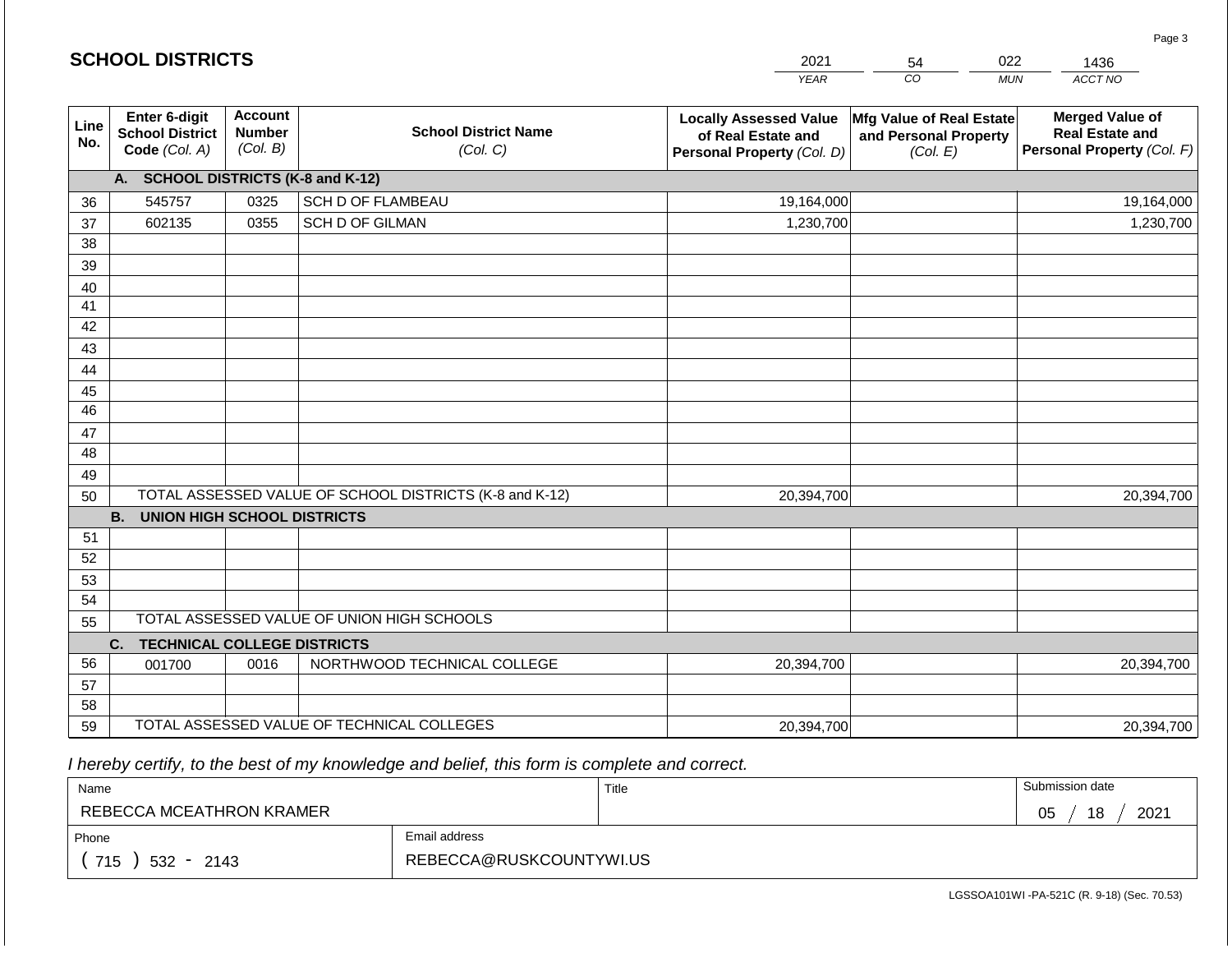## SCHOOL DISTRICTS

| 2021 | 54 | 022 | 1436 |
|---|---|---|---|
| YEAR | CO | MUN | ACCT NO |

| Line No. | Enter 6-digit School District Code (Col. A) | Account Number (Col. B) | School District Name (Col. C) | Locally Assessed Value of Real Estate and Personal Property (Col. D) | Mfg Value of Real Estate and Personal Property (Col. E) | Merged Value of Real Estate and Personal Property (Col. F) |
|---|---|---|---|---|---|---|
| | **A. SCHOOL DISTRICTS (K-8 and K-12)** | | | | | |
| 36 | 545757 | 0325 | SCH D OF FLAMBEAU | 19,164,000 | | 19,164,000 |
| 37 | 602135 | 0355 | SCH D OF GILMAN | 1,230,700 | | 1,230,700 |
| 38 | | | | | | |
| 39 | | | | | | |
| 40 | | | | | | |
| 41 | | | | | | |
| 42 | | | | | | |
| 43 | | | | | | |
| 44 | | | | | | |
| 45 | | | | | | |
| 46 | | | | | | |
| 47 | | | | | | |
| 48 | | | | | | |
| 49 | | | | | | |
| 50 | TOTAL ASSESSED VALUE OF SCHOOL DISTRICTS (K-8 and K-12) | | | 20,394,700 | | 20,394,700 |
| | **B. UNION HIGH SCHOOL DISTRICTS** | | | | | |
| 51 | | | | | | |
| 52 | | | | | | |
| 53 | | | | | | |
| 54 | | | | | | |
| 55 | TOTAL ASSESSED VALUE OF UNION HIGH SCHOOLS | | | | | |
| | **C. TECHNICAL COLLEGE DISTRICTS** | | | | | |
| 56 | 001700 | 0016 | NORTHWOOD TECHNICAL COLLEGE | 20,394,700 | | 20,394,700 |
| 57 | | | | | | |
| 58 | | | | | | |
| 59 | TOTAL ASSESSED VALUE OF TECHNICAL COLLEGES | | | 20,394,700 | | 20,394,700 |

*I hereby certify, to the best of my knowledge and belief, this form is complete and correct.*

| Name | | Title | Submission date |
|---|---|---|---|
| REBECCA MCEATHRON KRAMER | | | 05 / 18 / 2021 |
| Phone | Email address | | |
| ( 715 ) 532 - 2143 | REBECCA@RUSKCOUNTYWI.US | | |

LGSSOA101WI -PA-521C (R. 9-18) (Sec. 70.53)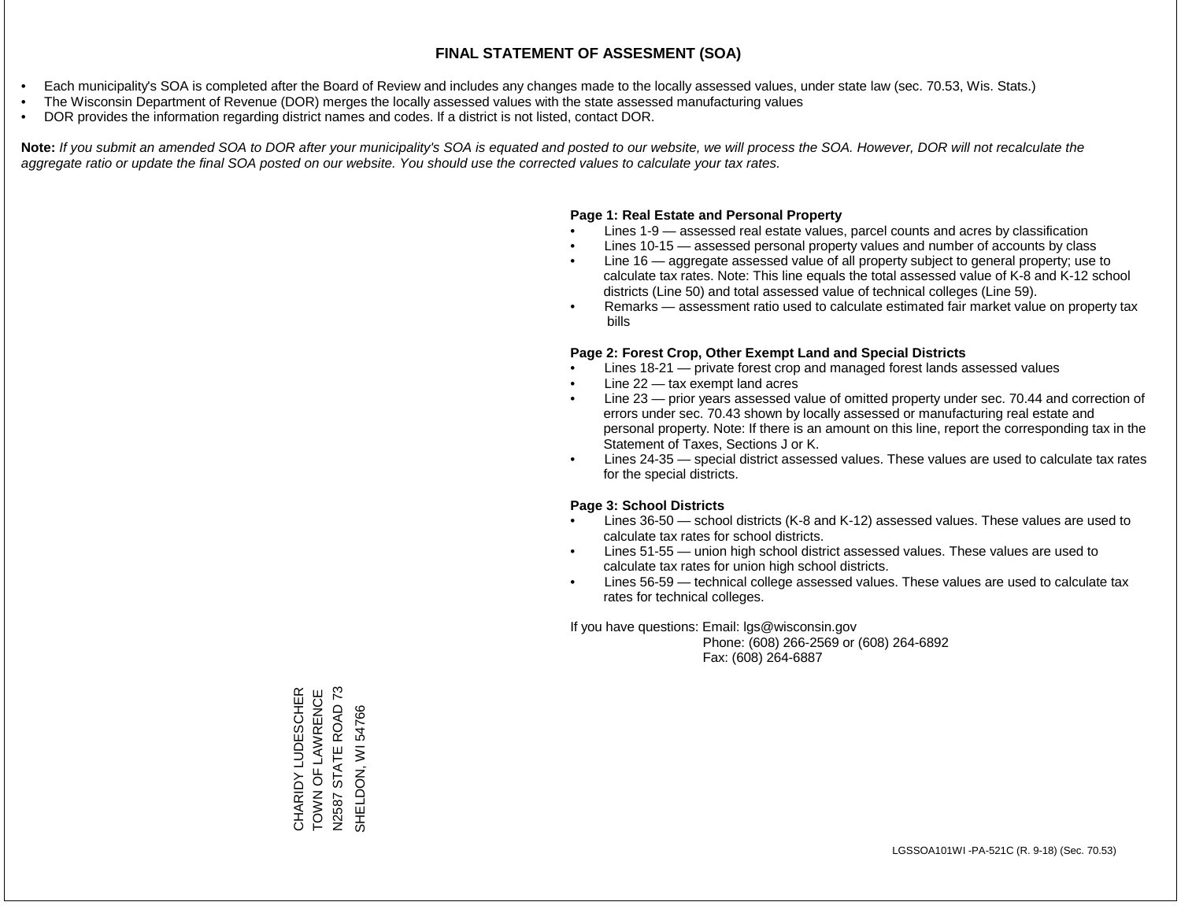# FINAL STATEMENT OF ASSESMENT (SOA)

- Each municipality's SOA is completed after the Board of Review and includes any changes made to the locally assessed values, under state law (sec. 70.53, Wis. Stats.)
- The Wisconsin Department of Revenue (DOR) merges the locally assessed values with the state assessed manufacturing values
- DOR provides the information regarding district names and codes. If a district is not listed, contact DOR.

**Note:** *If you submit an amended SOA to DOR after your municipality's SOA is equated and posted to our website, we will process the SOA. However, DOR will not recalculate the aggregate ratio or update the final SOA posted on our website. You should use the corrected values to calculate your tax rates.*

**Page 1: Real Estate and Personal Property**

- Lines 1-9 — assessed real estate values, parcel counts and acres by classification
- Lines 10-15 — assessed personal property values and number of accounts by class
- Line 16 — aggregate assessed value of all property subject to general property; use to calculate tax rates. Note: This line equals the total assessed value of K-8 and K-12 school districts (Line 50) and total assessed value of technical colleges (Line 59).
- Remarks — assessment ratio used to calculate estimated fair market value on property tax bills

**Page 2: Forest Crop, Other Exempt Land and Special Districts**

- Lines 18-21 — private forest crop and managed forest lands assessed values
- Line 22 — tax exempt land acres
- Line 23 — prior years assessed value of omitted property under sec. 70.44 and correction of errors under sec. 70.43 shown by locally assessed or manufacturing real estate and personal property. Note: If there is an amount on this line, report the corresponding tax in the Statement of Taxes, Sections J or K.
- Lines 24-35 — special district assessed values. These values are used to calculate tax rates for the special districts.

**Page 3: School Districts**

- Lines 36-50 — school districts (K-8 and K-12) assessed values. These values are used to calculate tax rates for school districts.
- Lines 51-55 — union high school district assessed values. These values are used to calculate tax rates for union high school districts.
- Lines 56-59 — technical college assessed values. These values are used to calculate tax rates for technical colleges.

If you have questions: Email: lgs@wisconsin.gov
Phone: (608) 266-2569 or (608) 264-6892
Fax: (608) 264-6887

CHARIDY LUDESCHER
TOWN OF LAWRENCE
N2587 STATE ROAD 73
SHELDON, WI 54766

LGSSOA101WI -PA-521C (R. 9-18) (Sec. 70.53)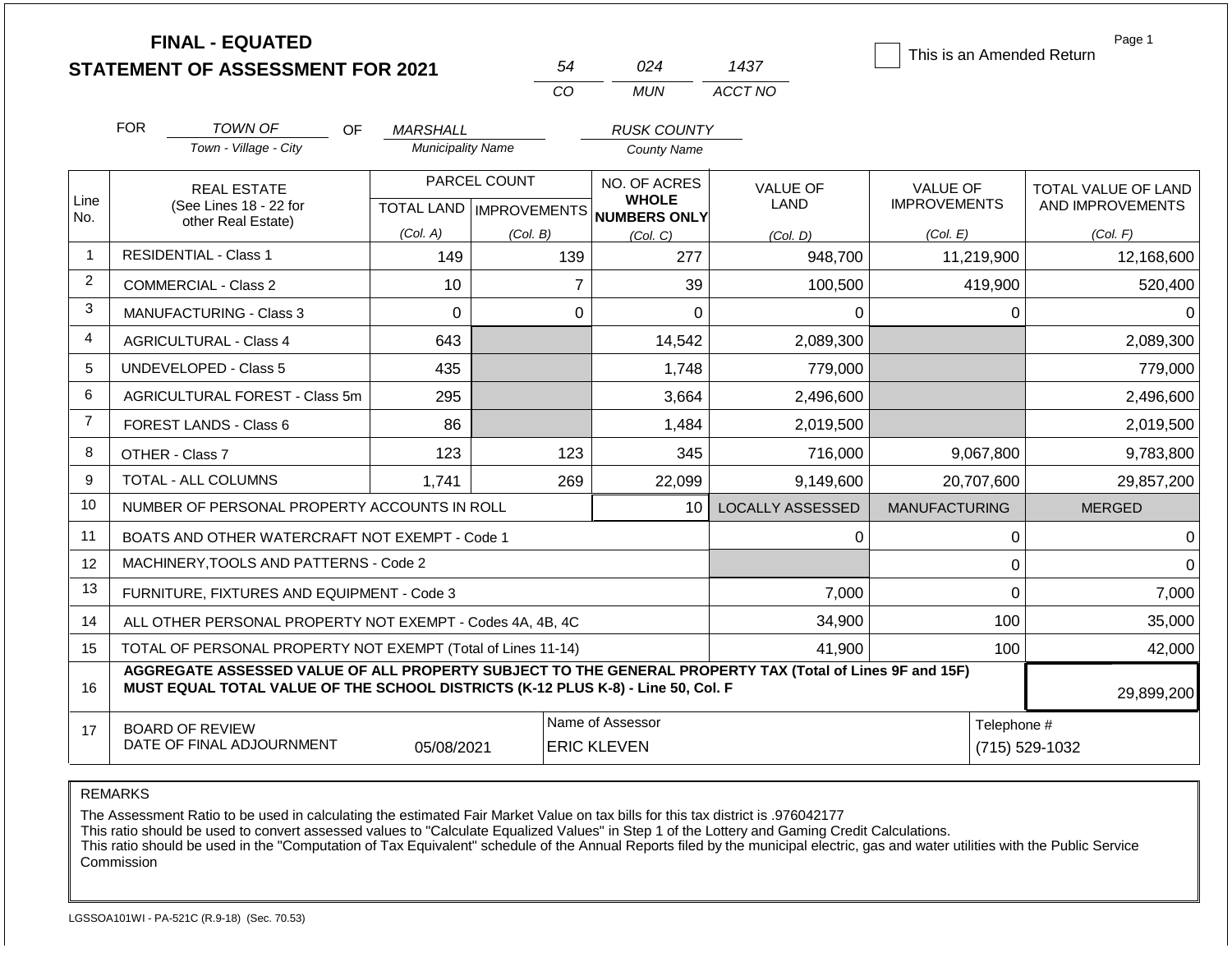# FINAL - EQUATED
## STATEMENT OF ASSESSMENT FOR 2021

| 54 | 024 | 1437 |
|---|---|---|
| CO | MUN | ACCT NO |

☐ This is an Amended Return

Page 1

FOR *TOWN OF* (Town - Village - City) OF *MARSHALL* (Municipality Name) *RUSK COUNTY* (County Name)

| Line No. | REAL ESTATE (See Lines 18 - 22 for other Real Estate) | PARCEL COUNT TOTAL LAND (Col. A) | PARCEL COUNT IMPROVEMENTS (Col. B) | NO. OF ACRES WHOLE NUMBERS ONLY (Col. C) | VALUE OF LAND (Col. D) | VALUE OF IMPROVEMENTS (Col. E) | TOTAL VALUE OF LAND AND IMPROVEMENTS (Col. F) |
|---|---|---|---|---|---|---|---|
| 1 | RESIDENTIAL - Class 1 | 149 | 139 | 277 | 948,700 | 11,219,900 | 12,168,600 |
| 2 | COMMERCIAL - Class 2 | 10 | 7 | 39 | 100,500 | 419,900 | 520,400 |
| 3 | MANUFACTURING - Class 3 | 0 | 0 | 0 | 0 | 0 | 0 |
| 4 | AGRICULTURAL - Class 4 | 643 | | 14,542 | 2,089,300 | | 2,089,300 |
| 5 | UNDEVELOPED - Class 5 | 435 | | 1,748 | 779,000 | | 779,000 |
| 6 | AGRICULTURAL FOREST - Class 5m | 295 | | 3,664 | 2,496,600 | | 2,496,600 |
| 7 | FOREST LANDS - Class 6 | 86 | | 1,484 | 2,019,500 | | 2,019,500 |
| 8 | OTHER - Class 7 | 123 | 123 | 345 | 716,000 | 9,067,800 | 9,783,800 |
| 9 | TOTAL - ALL COLUMNS | 1,741 | 269 | 22,099 | 9,149,600 | 20,707,600 | 29,857,200 |
| 10 | NUMBER OF PERSONAL PROPERTY ACCOUNTS IN ROLL | | | 10 | LOCALLY ASSESSED | MANUFACTURING | MERGED |
| 11 | BOATS AND OTHER WATERCRAFT NOT EXEMPT - Code 1 | | | | 0 | 0 | 0 |
| 12 | MACHINERY,TOOLS AND PATTERNS - Code 2 | | | | | 0 | 0 |
| 13 | FURNITURE, FIXTURES AND EQUIPMENT - Code 3 | | | | 7,000 | 0 | 7,000 |
| 14 | ALL OTHER PERSONAL PROPERTY NOT EXEMPT - Codes 4A, 4B, 4C | | | | 34,900 | 100 | 35,000 |
| 15 | TOTAL OF PERSONAL PROPERTY NOT EXEMPT (Total of Lines 11-14) | | | | 41,900 | 100 | 42,000 |
| 16 | **AGGREGATE ASSESSED VALUE OF ALL PROPERTY SUBJECT TO THE GENERAL PROPERTY TAX (Total of Lines 9F and 15F) MUST EQUAL TOTAL VALUE OF THE SCHOOL DISTRICTS (K-12 PLUS K-8) - Line 50, Col. F** | | | | | | 29,899,200 |
| 17 | BOARD OF REVIEW DATE OF FINAL ADJOURNMENT | 05/08/2021 | | Name of Assessor: ERIC KLEVEN | | Telephone #: (715) 529-1032 | |

REMARKS

The Assessment Ratio to be used in calculating the estimated Fair Market Value on tax bills for this tax district is .976042177
This ratio should be used to convert assessed values to "Calculate Equalized Values" in Step 1 of the Lottery and Gaming Credit Calculations.
This ratio should be used in the "Computation of Tax Equivalent" schedule of the Annual Reports filed by the municipal electric, gas and water utilities with the Public Service Commission

LGSSOA101WI - PA-521C (R.9-18) (Sec. 70.53)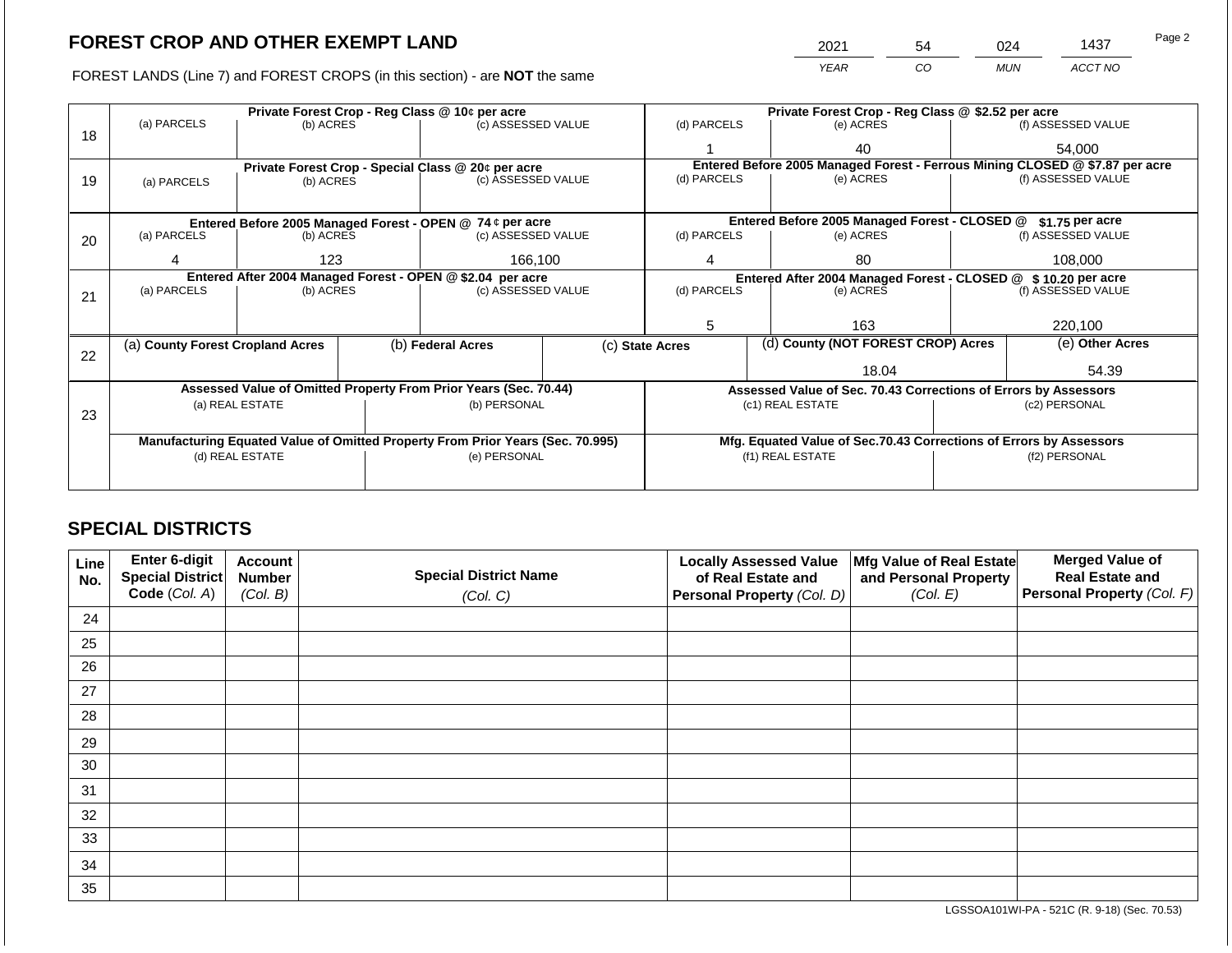# FOREST CROP AND OTHER EXEMPT LAND

| 2021 | 54 | 024 | 1437 |
|---|---|---|---|
| *YEAR* | *CO* | *MUN* | *ACCT NO* |

FOREST LANDS (Line 7) and FOREST CROPS (in this section) - are **NOT** the same

| Line | (a) PARCELS | (b) ACRES | (c) ASSESSED VALUE | (d) PARCELS | (e) ACRES | (f) ASSESSED VALUE |
|---|---|---|---|---|---|---|
| | **Private Forest Crop - Reg Class @ 10¢ per acre** | | | **Private Forest Crop - Reg Class @ $2.52 per acre** | | |
| 18 | | | | 1 | 40 | 54,000 |
| | **Private Forest Crop - Special Class @ 20¢ per acre** | | | **Entered Before 2005 Managed Forest - Ferrous Mining CLOSED @ $7.87 per acre** | | |
| 19 | | | | | | |
| | **Entered Before 2005 Managed Forest - OPEN @ 74 ¢ per acre** | | | **Entered Before 2005 Managed Forest - CLOSED @ $1.75 per acre** | | |
| 20 | 4 | 123 | 166,100 | 4 | 80 | 108,000 |
| | **Entered After 2004 Managed Forest - OPEN @ $2.04 per acre** | | | **Entered After 2004 Managed Forest - CLOSED @ $10.20 per acre** | | |
| 21 | | | | 5 | 163 | 220,100 |

| Line | (a) County Forest Cropland Acres | (b) Federal Acres | (c) State Acres | (d) County (NOT FOREST CROP) Acres | (e) Other Acres |
|---|---|---|---|---|---|
| 22 | | | | 18.04 | 54.39 |

| Line | Assessed Value of Omitted Property From Prior Years (Sec. 70.44) | | Assessed Value of Sec. 70.43 Corrections of Errors by Assessors | |
|---|---|---|---|---|
| | (a) REAL ESTATE | (b) PERSONAL | (c1) REAL ESTATE | (c2) PERSONAL |
| 23 | | | | |
| | **Manufacturing Equated Value of Omitted Property From Prior Years (Sec. 70.995)** | | **Mfg. Equated Value of Sec.70.43 Corrections of Errors by Assessors** | |
| | (d) REAL ESTATE | (e) PERSONAL | (f1) REAL ESTATE | (f2) PERSONAL |
| | | | | |

## SPECIAL DISTRICTS

| Line No. | Enter 6-digit Special District Code *(Col. A)* | Account Number *(Col. B)* | Special District Name *(Col. C)* | Locally Assessed Value of Real Estate and Personal Property *(Col. D)* | Mfg Value of Real Estate and Personal Property *(Col. E)* | Merged Value of Real Estate and Personal Property *(Col. F)* |
|---|---|---|---|---|---|---|
| 24 | | | | | | |
| 25 | | | | | | |
| 26 | | | | | | |
| 27 | | | | | | |
| 28 | | | | | | |
| 29 | | | | | | |
| 30 | | | | | | |
| 31 | | | | | | |
| 32 | | | | | | |
| 33 | | | | | | |
| 34 | | | | | | |
| 35 | | | | | | |

LGSSOA101WI-PA - 521C (R. 9-18) (Sec. 70.53)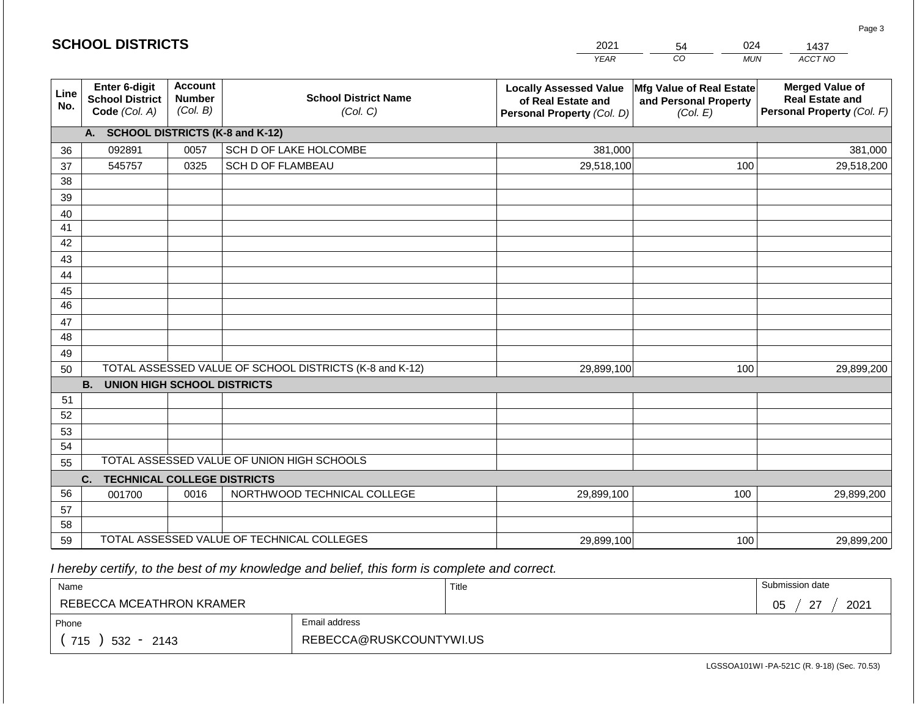## SCHOOL DISTRICTS

| 2021 | 54 | 024 | 1437 |
|---|---|---|---|
| YEAR | CO | MUN | ACCT NO |

| Line No. | Enter 6-digit School District Code (Col. A) | Account Number (Col. B) | School District Name (Col. C) | Locally Assessed Value of Real Estate and Personal Property (Col. D) | Mfg Value of Real Estate and Personal Property (Col. E) | Merged Value of Real Estate and Personal Property (Col. F) |
|---|---|---|---|---|---|---|
| | **A. SCHOOL DISTRICTS (K-8 and K-12)** | | | | | |
| 36 | 092891 | 0057 | SCH D OF LAKE HOLCOMBE | 381,000 | | 381,000 |
| 37 | 545757 | 0325 | SCH D OF FLAMBEAU | 29,518,100 | 100 | 29,518,200 |
| 38 | | | | | | |
| 39 | | | | | | |
| 40 | | | | | | |
| 41 | | | | | | |
| 42 | | | | | | |
| 43 | | | | | | |
| 44 | | | | | | |
| 45 | | | | | | |
| 46 | | | | | | |
| 47 | | | | | | |
| 48 | | | | | | |
| 49 | | | | | | |
| 50 | TOTAL ASSESSED VALUE OF SCHOOL DISTRICTS (K-8 and K-12) | | | 29,899,100 | 100 | 29,899,200 |
| | **B. UNION HIGH SCHOOL DISTRICTS** | | | | | |
| 51 | | | | | | |
| 52 | | | | | | |
| 53 | | | | | | |
| 54 | | | | | | |
| 55 | TOTAL ASSESSED VALUE OF UNION HIGH SCHOOLS | | | | | |
| | **C. TECHNICAL COLLEGE DISTRICTS** | | | | | |
| 56 | 001700 | 0016 | NORTHWOOD TECHNICAL COLLEGE | 29,899,100 | 100 | 29,899,200 |
| 57 | | | | | | |
| 58 | | | | | | |
| 59 | TOTAL ASSESSED VALUE OF TECHNICAL COLLEGES | | | 29,899,100 | 100 | 29,899,200 |

*I hereby certify, to the best of my knowledge and belief, this form is complete and correct.*

| Name | | Title | Submission date |
|---|---|---|---|
| REBECCA MCEATHRON KRAMER | | | 05 / 27 / 2021 |
| Phone | Email address | | |
| ( 715 ) 532 - 2143 | REBECCA@RUSKCOUNTYWI.US | | |

LGSSOA101WI -PA-521C (R. 9-18) (Sec. 70.53)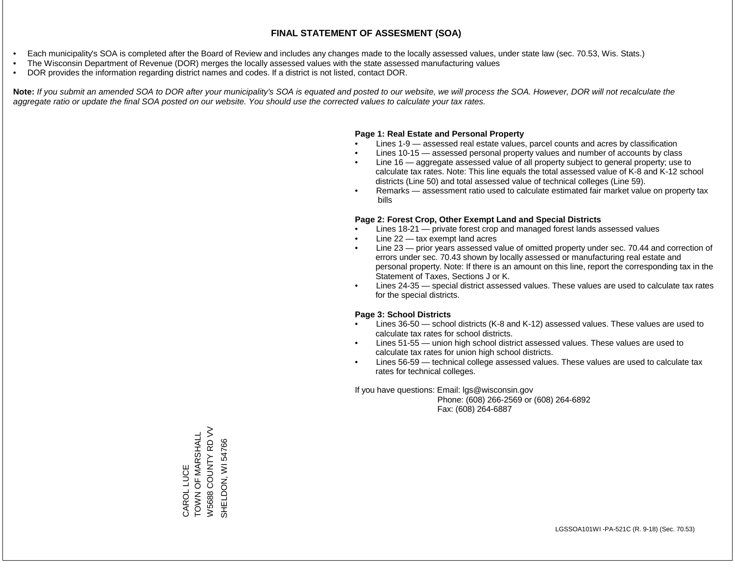# FINAL STATEMENT OF ASSESMENT (SOA)

- Each municipality's SOA is completed after the Board of Review and includes any changes made to the locally assessed values, under state law (sec. 70.53, Wis. Stats.)
- The Wisconsin Department of Revenue (DOR) merges the locally assessed values with the state assessed manufacturing values
- DOR provides the information regarding district names and codes. If a district is not listed, contact DOR.

**Note:** *If you submit an amended SOA to DOR after your municipality's SOA is equated and posted to our website, we will process the SOA. However, DOR will not recalculate the aggregate ratio or update the final SOA posted on our website. You should use the corrected values to calculate your tax rates.*

**Page 1: Real Estate and Personal Property**

- Lines 1-9 — assessed real estate values, parcel counts and acres by classification
- Lines 10-15 — assessed personal property values and number of accounts by class
- Line 16 — aggregate assessed value of all property subject to general property; use to calculate tax rates. Note: This line equals the total assessed value of K-8 and K-12 school districts (Line 50) and total assessed value of technical colleges (Line 59).
- Remarks — assessment ratio used to calculate estimated fair market value on property tax bills

**Page 2: Forest Crop, Other Exempt Land and Special Districts**

- Lines 18-21 — private forest crop and managed forest lands assessed values
- Line 22 — tax exempt land acres
- Line 23 — prior years assessed value of omitted property under sec. 70.44 and correction of errors under sec. 70.43 shown by locally assessed or manufacturing real estate and personal property. Note: If there is an amount on this line, report the corresponding tax in the Statement of Taxes, Sections J or K.
- Lines 24-35 — special district assessed values. These values are used to calculate tax rates for the special districts.

**Page 3: School Districts**

- Lines 36-50 — school districts (K-8 and K-12) assessed values. These values are used to calculate tax rates for school districts.
- Lines 51-55 — union high school district assessed values. These values are used to calculate tax rates for union high school districts.
- Lines 56-59 — technical college assessed values. These values are used to calculate tax rates for technical colleges.

If you have questions: Email: lgs@wisconsin.gov
Phone: (608) 266-2569 or (608) 264-6892
Fax: (608) 264-6887

CAROL LUCE
TOWN OF MARSHALL
W5688 COUNTY RD VV
SHELDON, WI 54766

LGSSOA101WI -PA-521C (R. 9-18) (Sec. 70.53)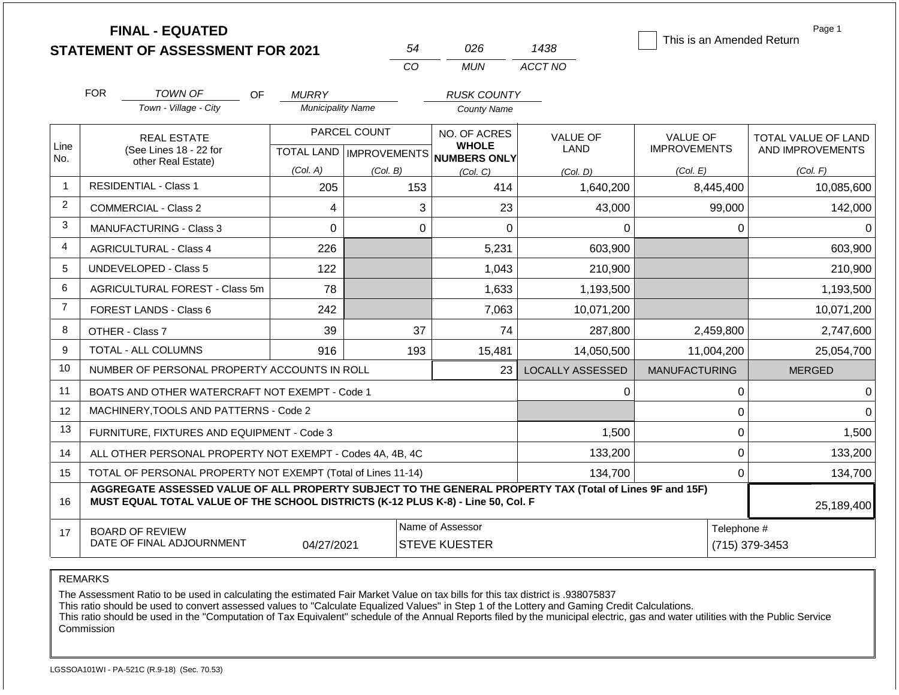# FINAL - EQUATED
# STATEMENT OF ASSESSMENT FOR 2021

| 54 | 026 | 1438 |
|---|---|---|
| CO | MUN | ACCT NO |

☐ This is an Amended Return

FOR *TOWN OF* (Town - Village - City) OF *MURRY* (Municipality Name) *RUSK COUNTY* (County Name)

| Line No. | REAL ESTATE (See Lines 18 - 22 for other Real Estate) | PARCEL COUNT TOTAL LAND (Col. A) | PARCEL COUNT IMPROVEMENTS (Col. B) | NO. OF ACRES WHOLE NUMBERS ONLY (Col. C) | VALUE OF LAND (Col. D) | VALUE OF IMPROVEMENTS (Col. E) | TOTAL VALUE OF LAND AND IMPROVEMENTS (Col. F) |
|---|---|---|---|---|---|---|---|
| 1 | RESIDENTIAL - Class 1 | 205 | 153 | 414 | 1,640,200 | 8,445,400 | 10,085,600 |
| 2 | COMMERCIAL - Class 2 | 4 | 3 | 23 | 43,000 | 99,000 | 142,000 |
| 3 | MANUFACTURING - Class 3 | 0 | 0 | 0 | 0 | 0 | 0 |
| 4 | AGRICULTURAL - Class 4 | 226 | | 5,231 | 603,900 | | 603,900 |
| 5 | UNDEVELOPED - Class 5 | 122 | | 1,043 | 210,900 | | 210,900 |
| 6 | AGRICULTURAL FOREST - Class 5m | 78 | | 1,633 | 1,193,500 | | 1,193,500 |
| 7 | FOREST LANDS - Class 6 | 242 | | 7,063 | 10,071,200 | | 10,071,200 |
| 8 | OTHER - Class 7 | 39 | 37 | 74 | 287,800 | 2,459,800 | 2,747,600 |
| 9 | TOTAL - ALL COLUMNS | 916 | 193 | 15,481 | 14,050,500 | 11,004,200 | 25,054,700 |
| 10 | NUMBER OF PERSONAL PROPERTY ACCOUNTS IN ROLL | | | 23 | LOCALLY ASSESSED | MANUFACTURING | MERGED |
| 11 | BOATS AND OTHER WATERCRAFT NOT EXEMPT - Code 1 | | | | 0 | 0 | 0 |
| 12 | MACHINERY,TOOLS AND PATTERNS - Code 2 | | | | | 0 | 0 |
| 13 | FURNITURE, FIXTURES AND EQUIPMENT - Code 3 | | | | 1,500 | 0 | 1,500 |
| 14 | ALL OTHER PERSONAL PROPERTY NOT EXEMPT - Codes 4A, 4B, 4C | | | | 133,200 | 0 | 133,200 |
| 15 | TOTAL OF PERSONAL PROPERTY NOT EXEMPT (Total of Lines 11-14) | | | | 134,700 | 0 | 134,700 |
| 16 | **AGGREGATE ASSESSED VALUE OF ALL PROPERTY SUBJECT TO THE GENERAL PROPERTY TAX (Total of Lines 9F and 15F) MUST EQUAL TOTAL VALUE OF THE SCHOOL DISTRICTS (K-12 PLUS K-8) - Line 50, Col. F** | | | | | | 25,189,400 |
| 17 | BOARD OF REVIEW DATE OF FINAL ADJOURNMENT | 04/27/2021 | Name of Assessor: STEVE KUESTER | | | Telephone #: (715) 379-3453 | |

REMARKS

The Assessment Ratio to be used in calculating the estimated Fair Market Value on tax bills for this tax district is .938075837
This ratio should be used to convert assessed values to "Calculate Equalized Values" in Step 1 of the Lottery and Gaming Credit Calculations.
This ratio should be used in the "Computation of Tax Equivalent" schedule of the Annual Reports filed by the municipal electric, gas and water utilities with the Public Service Commission

LGSSOA101WI - PA-521C (R.9-18) (Sec. 70.53)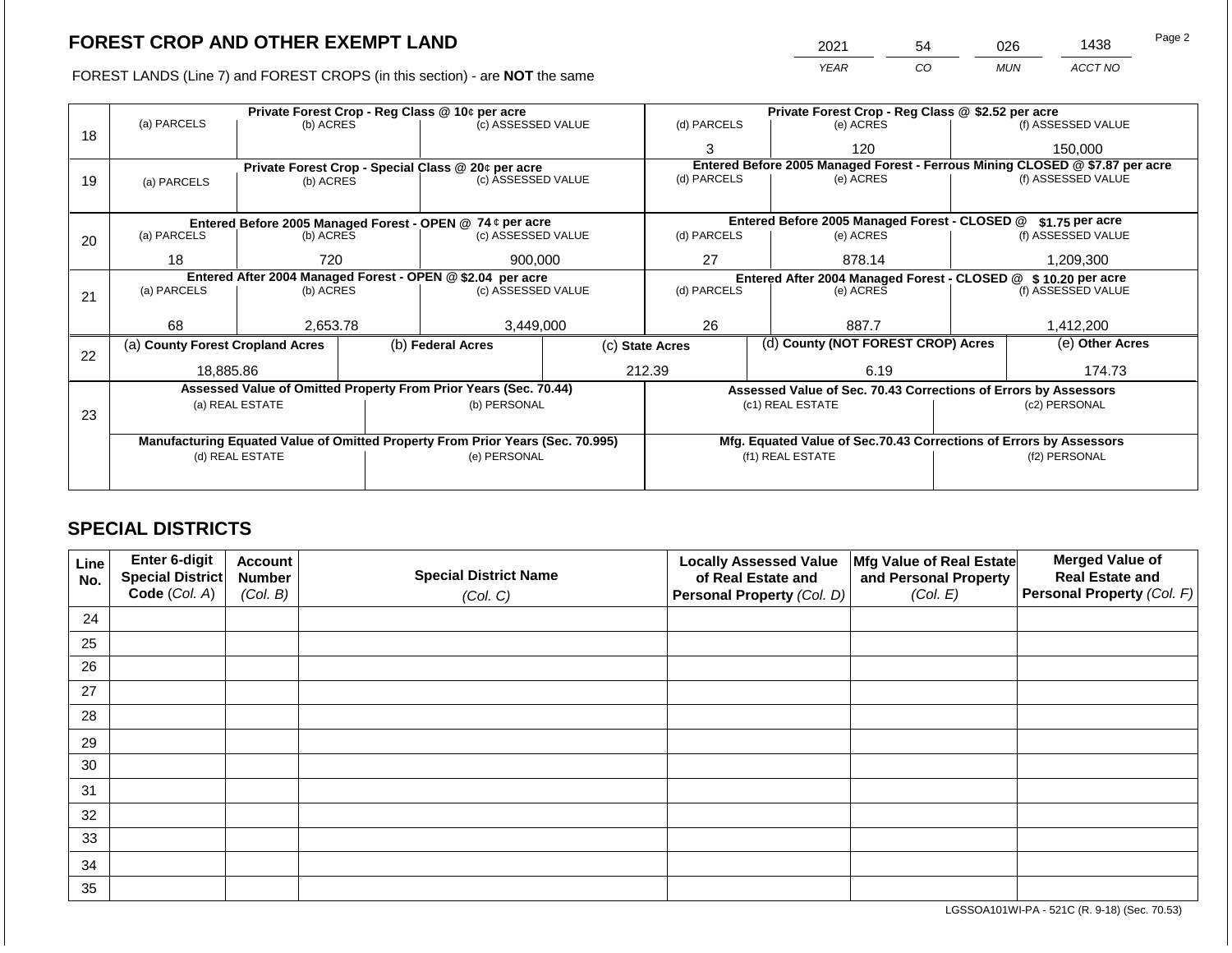## FOREST CROP AND OTHER EXEMPT LAND

| 2021 | 54 | 026 | 1438 |
|---|---|---|---|
| *YEAR* | *CO* | *MUN* | *ACCT NO* |

FOREST LANDS (Line 7) and FOREST CROPS (in this section) - are **NOT** the same

| Line | (a) PARCELS | (b) ACRES | (c) ASSESSED VALUE | (d) PARCELS | (e) ACRES | (f) ASSESSED VALUE |
|---|---|---|---|---|---|---|
| 18 | **Private Forest Crop - Reg Class @ 10¢ per acre** | | | **Private Forest Crop - Reg Class @ $2.52 per acre** | | |
| | | | | 3 | 120 | 150,000 |
| 19 | **Private Forest Crop - Special Class @ 20¢ per acre** | | | **Entered Before 2005 Managed Forest - Ferrous Mining CLOSED @ $7.87 per acre** | | |
| | | | | | | |
| 20 | **Entered Before 2005 Managed Forest - OPEN @ 74 ¢ per acre** | | | **Entered Before 2005 Managed Forest - CLOSED @ $1.75 per acre** | | |
| | 18 | 720 | 900,000 | 27 | 878.14 | 1,209,300 |
| 21 | **Entered After 2004 Managed Forest - OPEN @ $2.04 per acre** | | | **Entered After 2004 Managed Forest - CLOSED @ $ 10.20 per acre** | | |
| | 68 | 2,653.78 | 3,449,000 | 26 | 887.7 | 1,412,200 |

| Line | (a) County Forest Cropland Acres | (b) Federal Acres | (c) State Acres | (d) County (NOT FOREST CROP) Acres | (e) Other Acres |
|---|---|---|---|---|---|
| 22 | 18,885.86 | | 212.39 | 6.19 | 174.73 |

| Line | Assessed Value of Omitted Property From Prior Years (Sec. 70.44) | | Assessed Value of Sec. 70.43 Corrections of Errors by Assessors | |
|---|---|---|---|---|
| 23 | (a) REAL ESTATE | (b) PERSONAL | (c1) REAL ESTATE | (c2) PERSONAL |
| | | | | |
| | **Manufacturing Equated Value of Omitted Property From Prior Years (Sec. 70.995)** | | **Mfg. Equated Value of Sec.70.43 Corrections of Errors by Assessors** | |
| | (d) REAL ESTATE | (e) PERSONAL | (f1) REAL ESTATE | (f2) PERSONAL |
| | | | | |

## SPECIAL DISTRICTS

| Line No. | Enter 6-digit Special District Code *(Col. A)* | Account Number *(Col. B)* | Special District Name *(Col. C)* | Locally Assessed Value of Real Estate and Personal Property *(Col. D)* | Mfg Value of Real Estate and Personal Property *(Col. E)* | Merged Value of Real Estate and Personal Property *(Col. F)* |
|---|---|---|---|---|---|---|
| 24 | | | | | | |
| 25 | | | | | | |
| 26 | | | | | | |
| 27 | | | | | | |
| 28 | | | | | | |
| 29 | | | | | | |
| 30 | | | | | | |
| 31 | | | | | | |
| 32 | | | | | | |
| 33 | | | | | | |
| 34 | | | | | | |
| 35 | | | | | | |

LGSSOA101WI-PA - 521C (R. 9-18) (Sec. 70.53)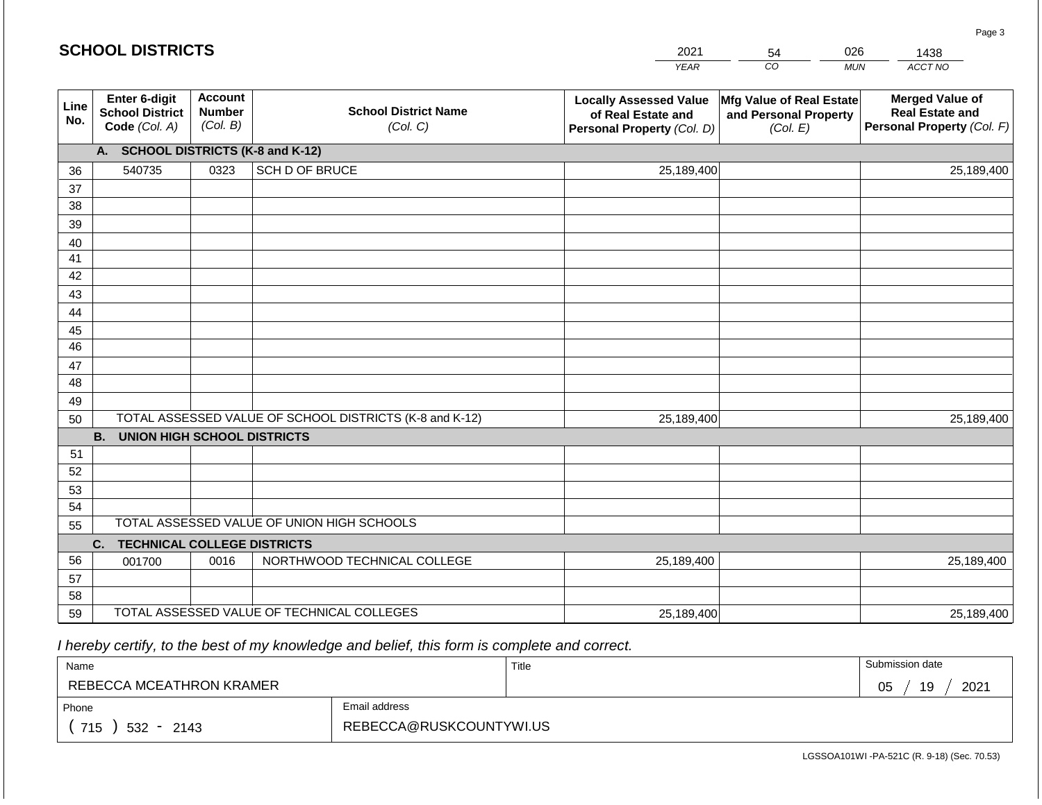## SCHOOL DISTRICTS

| 2021 | 54 | 026 | 1438 |
|---|---|---|---|
| *YEAR* | *CO* | *MUN* | *ACCT NO* |

| Line No. | Enter 6-digit School District Code *(Col. A)* | Account Number *(Col. B)* | School District Name *(Col. C)* | Locally Assessed Value of Real Estate and Personal Property *(Col. D)* | Mfg Value of Real Estate and Personal Property *(Col. E)* | Merged Value of Real Estate and Personal Property *(Col. F)* |
|---|---|---|---|---|---|---|
| | **A. SCHOOL DISTRICTS (K-8 and K-12)** | | | | | |
| 36 | 540735 | 0323 | SCH D OF BRUCE | 25,189,400 | | 25,189,400 |
| 37 | | | | | | |
| 38 | | | | | | |
| 39 | | | | | | |
| 40 | | | | | | |
| 41 | | | | | | |
| 42 | | | | | | |
| 43 | | | | | | |
| 44 | | | | | | |
| 45 | | | | | | |
| 46 | | | | | | |
| 47 | | | | | | |
| 48 | | | | | | |
| 49 | | | | | | |
| 50 | TOTAL ASSESSED VALUE OF SCHOOL DISTRICTS (K-8 and K-12) | | | 25,189,400 | | 25,189,400 |
| | **B. UNION HIGH SCHOOL DISTRICTS** | | | | | |
| 51 | | | | | | |
| 52 | | | | | | |
| 53 | | | | | | |
| 54 | | | | | | |
| 55 | TOTAL ASSESSED VALUE OF UNION HIGH SCHOOLS | | | | | |
| | **C. TECHNICAL COLLEGE DISTRICTS** | | | | | |
| 56 | 001700 | 0016 | NORTHWOOD TECHNICAL COLLEGE | 25,189,400 | | 25,189,400 |
| 57 | | | | | | |
| 58 | | | | | | |
| 59 | TOTAL ASSESSED VALUE OF TECHNICAL COLLEGES | | | 25,189,400 | | 25,189,400 |

*I hereby certify, to the best of my knowledge and belief, this form is complete and correct.*

| Name | Title | Submission date |
|---|---|---|
| REBECCA MCEATHRON KRAMER | | 05 / 19 / 2021 |
| **Phone** | **Email address** | |
| ( 715 ) 532 - 2143 | REBECCA@RUSKCOUNTYWI.US | |

LGSSOA101WI -PA-521C (R. 9-18) (Sec. 70.53)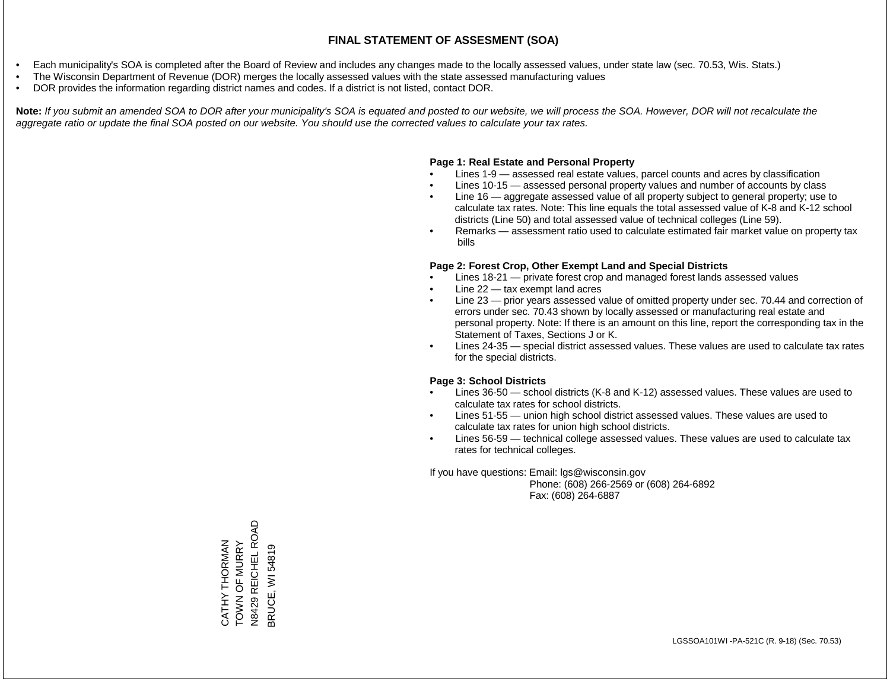# FINAL STATEMENT OF ASSESMENT (SOA)

- Each municipality's SOA is completed after the Board of Review and includes any changes made to the locally assessed values, under state law (sec. 70.53, Wis. Stats.)
- The Wisconsin Department of Revenue (DOR) merges the locally assessed values with the state assessed manufacturing values
- DOR provides the information regarding district names and codes. If a district is not listed, contact DOR.

**Note:** *If you submit an amended SOA to DOR after your municipality's SOA is equated and posted to our website, we will process the SOA. However, DOR will not recalculate the aggregate ratio or update the final SOA posted on our website. You should use the corrected values to calculate your tax rates.*

**Page 1: Real Estate and Personal Property**

- Lines 1-9 — assessed real estate values, parcel counts and acres by classification
- Lines 10-15 — assessed personal property values and number of accounts by class
- Line 16 — aggregate assessed value of all property subject to general property; use to calculate tax rates. Note: This line equals the total assessed value of K-8 and K-12 school districts (Line 50) and total assessed value of technical colleges (Line 59).
- Remarks — assessment ratio used to calculate estimated fair market value on property tax bills

**Page 2: Forest Crop, Other Exempt Land and Special Districts**

- Lines 18-21 — private forest crop and managed forest lands assessed values
- Line 22 — tax exempt land acres
- Line 23 — prior years assessed value of omitted property under sec. 70.44 and correction of errors under sec. 70.43 shown by locally assessed or manufacturing real estate and personal property. Note: If there is an amount on this line, report the corresponding tax in the Statement of Taxes, Sections J or K.
- Lines 24-35 — special district assessed values. These values are used to calculate tax rates for the special districts.

**Page 3: School Districts**

- Lines 36-50 — school districts (K-8 and K-12) assessed values. These values are used to calculate tax rates for school districts.
- Lines 51-55 — union high school district assessed values. These values are used to calculate tax rates for union high school districts.
- Lines 56-59 — technical college assessed values. These values are used to calculate tax rates for technical colleges.

If you have questions: Email: lgs@wisconsin.gov
Phone: (608) 266-2569 or (608) 264-6892
Fax: (608) 264-6887

CATHY THORMAN
TOWN OF MURRY
N8429 REICHEL ROAD
BRUCE, WI 54819

LGSSOA101WI -PA-521C (R. 9-18) (Sec. 70.53)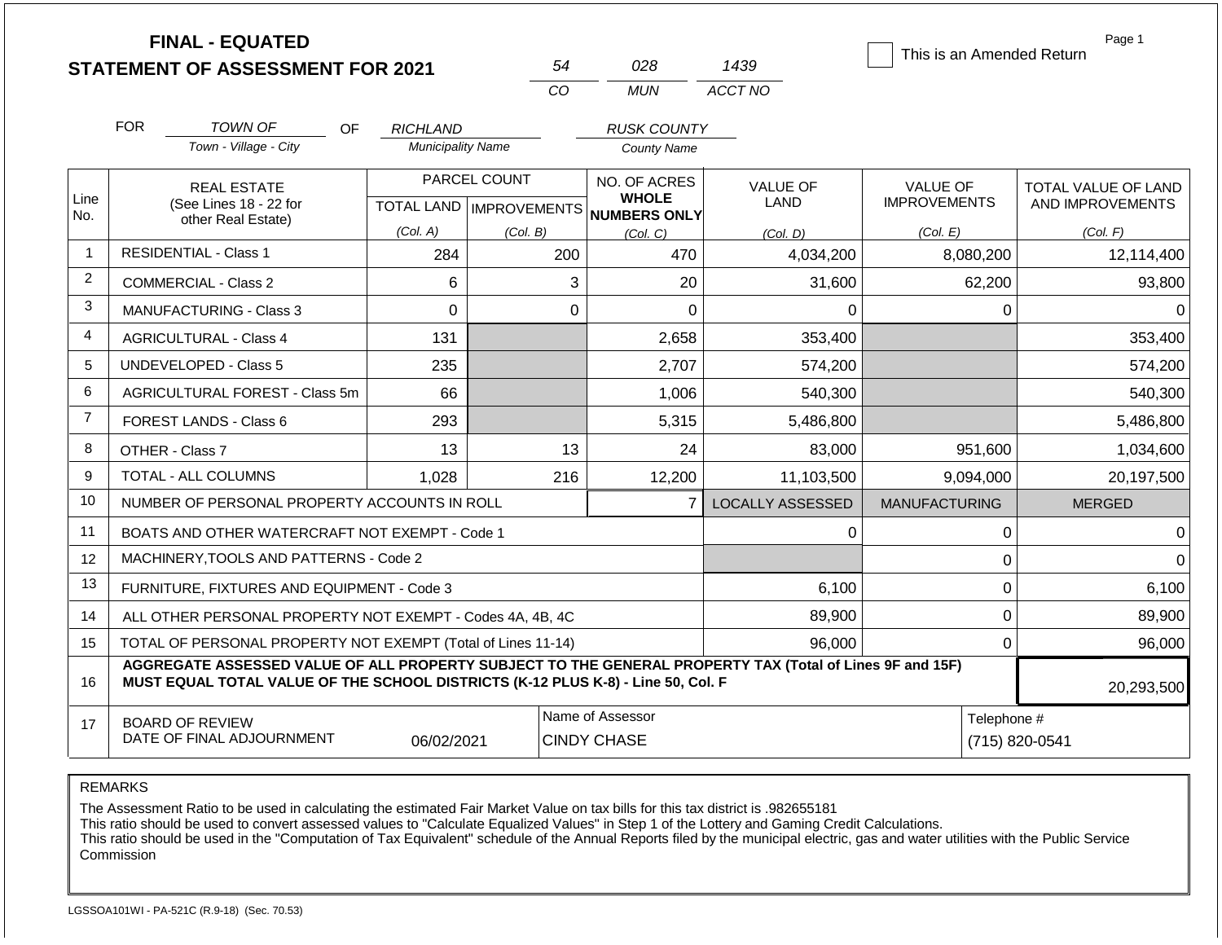# FINAL - EQUATED
# STATEMENT OF ASSESSMENT FOR 2021

| 54 | 028 | 1439 |
|---|---|---|
| CO | MUN | ACCT NO |

☐ This is an Amended Return

Page 1

FOR *TOWN OF* (Town - Village - City) OF *RICHLAND* (Municipality Name) *RUSK COUNTY* (County Name)

| Line No. | REAL ESTATE (See Lines 18 - 22 for other Real Estate) | PARCEL COUNT TOTAL LAND (Col. A) | PARCEL COUNT IMPROVEMENTS (Col. B) | NO. OF ACRES WHOLE NUMBERS ONLY (Col. C) | VALUE OF LAND (Col. D) | VALUE OF IMPROVEMENTS (Col. E) | TOTAL VALUE OF LAND AND IMPROVEMENTS (Col. F) |
|---|---|---|---|---|---|---|---|
| 1 | RESIDENTIAL - Class 1 | 284 | 200 | 470 | 4,034,200 | 8,080,200 | 12,114,400 |
| 2 | COMMERCIAL - Class 2 | 6 | 3 | 20 | 31,600 | 62,200 | 93,800 |
| 3 | MANUFACTURING - Class 3 | 0 | 0 | 0 | 0 | 0 | 0 |
| 4 | AGRICULTURAL - Class 4 | 131 | | 2,658 | 353,400 | | 353,400 |
| 5 | UNDEVELOPED - Class 5 | 235 | | 2,707 | 574,200 | | 574,200 |
| 6 | AGRICULTURAL FOREST - Class 5m | 66 | | 1,006 | 540,300 | | 540,300 |
| 7 | FOREST LANDS - Class 6 | 293 | | 5,315 | 5,486,800 | | 5,486,800 |
| 8 | OTHER - Class 7 | 13 | 13 | 24 | 83,000 | 951,600 | 1,034,600 |
| 9 | TOTAL - ALL COLUMNS | 1,028 | 216 | 12,200 | 11,103,500 | 9,094,000 | 20,197,500 |
| 10 | NUMBER OF PERSONAL PROPERTY ACCOUNTS IN ROLL | | | 7 | LOCALLY ASSESSED | MANUFACTURING | MERGED |
| 11 | BOATS AND OTHER WATERCRAFT NOT EXEMPT - Code 1 | | | | 0 | 0 | 0 |
| 12 | MACHINERY,TOOLS AND PATTERNS - Code 2 | | | | | 0 | 0 |
| 13 | FURNITURE, FIXTURES AND EQUIPMENT - Code 3 | | | | 6,100 | 0 | 6,100 |
| 14 | ALL OTHER PERSONAL PROPERTY NOT EXEMPT - Codes 4A, 4B, 4C | | | | 89,900 | 0 | 89,900 |
| 15 | TOTAL OF PERSONAL PROPERTY NOT EXEMPT (Total of Lines 11-14) | | | | 96,000 | 0 | 96,000 |
| 16 | **AGGREGATE ASSESSED VALUE OF ALL PROPERTY SUBJECT TO THE GENERAL PROPERTY TAX (Total of Lines 9F and 15F) MUST EQUAL TOTAL VALUE OF THE SCHOOL DISTRICTS (K-12 PLUS K-8) - Line 50, Col. F** | | | | | | 20,293,500 |
| 17 | BOARD OF REVIEW DATE OF FINAL ADJOURNMENT | 06/02/2021 | | Name of Assessor: CINDY CHASE | | Telephone #: (715) 820-0541 | |

REMARKS

The Assessment Ratio to be used in calculating the estimated Fair Market Value on tax bills for this tax district is .982655181
This ratio should be used to convert assessed values to "Calculate Equalized Values" in Step 1 of the Lottery and Gaming Credit Calculations.
This ratio should be used in the "Computation of Tax Equivalent" schedule of the Annual Reports filed by the municipal electric, gas and water utilities with the Public Service Commission

LGSSOA101WI - PA-521C (R.9-18) (Sec. 70.53)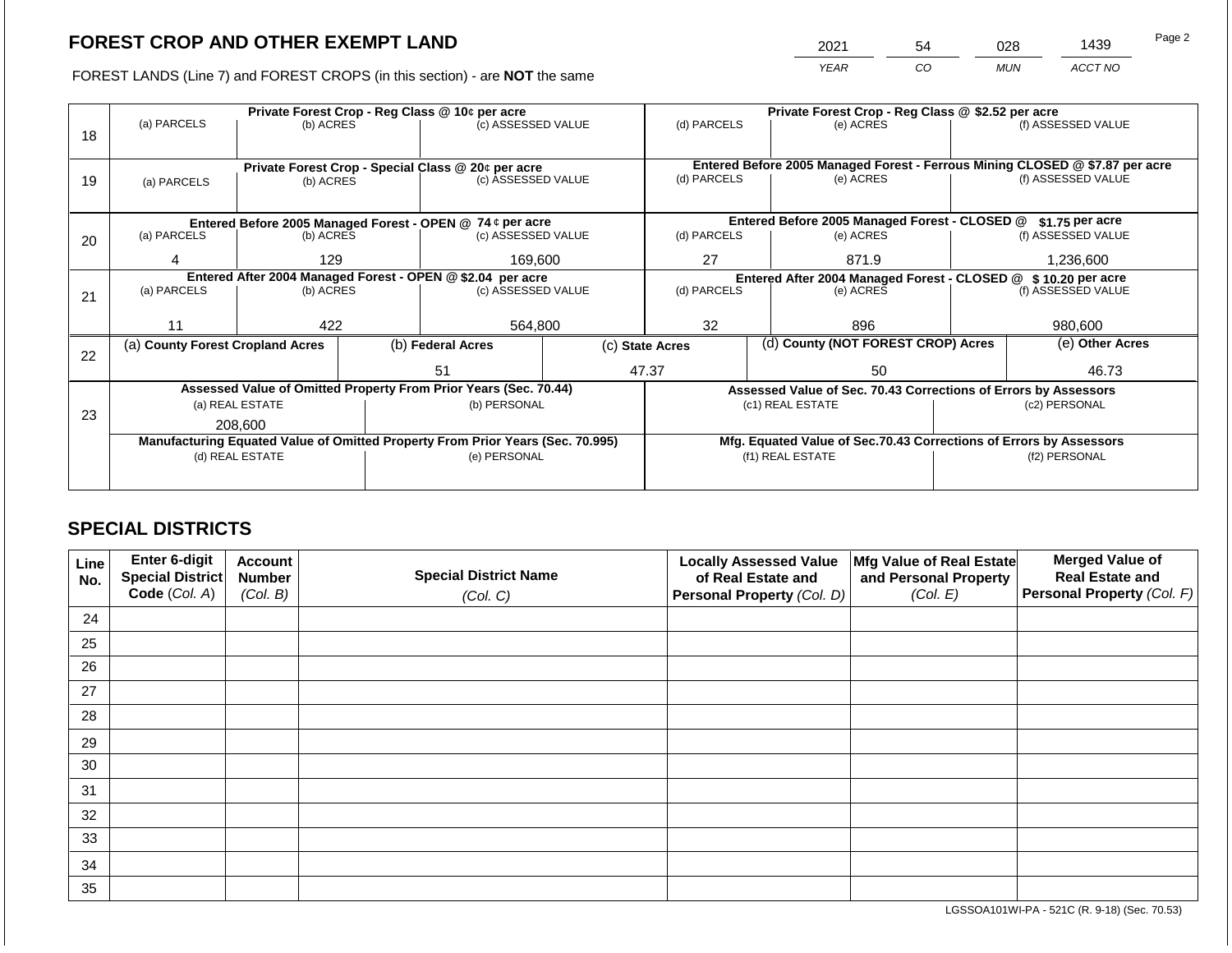# FOREST CROP AND OTHER EXEMPT LAND

| 2021 | 54 | 028 | 1439 |
|---|---|---|---|
| YEAR | CO | MUN | ACCT NO |

FOREST LANDS (Line 7) and FOREST CROPS (in this section) - are **NOT** the same

| Line | Private Forest Crop - Reg Class @ 10¢ per acre | | | Private Forest Crop - Reg Class @ $2.52 per acre | | |
|---|---|---|---|---|---|---|
| | (a) PARCELS | (b) ACRES | (c) ASSESSED VALUE | (d) PARCELS | (e) ACRES | (f) ASSESSED VALUE |
| 18 | | | | | | |
| | **Private Forest Crop - Special Class @ 20¢ per acre** | | | **Entered Before 2005 Managed Forest - Ferrous Mining CLOSED @ $7.87 per acre** | | |
| 19 | (a) PARCELS | (b) ACRES | (c) ASSESSED VALUE | (d) PARCELS | (e) ACRES | (f) ASSESSED VALUE |
| | | | | | | |
| | **Entered Before 2005 Managed Forest - OPEN @ 74 ¢ per acre** | | | **Entered Before 2005 Managed Forest - CLOSED @ $1.75 per acre** | | |
| 20 | (a) PARCELS | (b) ACRES | (c) ASSESSED VALUE | (d) PARCELS | (e) ACRES | (f) ASSESSED VALUE |
| | 4 | 129 | 169,600 | 27 | 871.9 | 1,236,600 |
| | **Entered After 2004 Managed Forest - OPEN @ $2.04 per acre** | | | **Entered After 2004 Managed Forest - CLOSED @ $ 10.20 per acre** | | |
| 21 | (a) PARCELS | (b) ACRES | (c) ASSESSED VALUE | (d) PARCELS | (e) ACRES | (f) ASSESSED VALUE |
| | 11 | 422 | 564,800 | 32 | 896 | 980,600 |

| Line | (a) County Forest Cropland Acres | (b) Federal Acres | (c) State Acres | (d) County (NOT FOREST CROP) Acres | (e) Other Acres |
|---|---|---|---|---|---|
| 22 | | 51 | 47.37 | 50 | 46.73 |

| Line | Assessed Value of Omitted Property From Prior Years (Sec. 70.44) | | Assessed Value of Sec. 70.43 Corrections of Errors by Assessors | |
|---|---|---|---|---|
| 23 | (a) REAL ESTATE | (b) PERSONAL | (c1) REAL ESTATE | (c2) PERSONAL |
| | 208,600 | | | |
| | **Manufacturing Equated Value of Omitted Property From Prior Years (Sec. 70.995)** | | **Mfg. Equated Value of Sec.70.43 Corrections of Errors by Assessors** | |
| | (d) REAL ESTATE | (e) PERSONAL | (f1) REAL ESTATE | (f2) PERSONAL |
| | | | | |

## SPECIAL DISTRICTS

| Line No. | Enter 6-digit Special District Code (Col. A) | Account Number (Col. B) | Special District Name (Col. C) | Locally Assessed Value of Real Estate and Personal Property (Col. D) | Mfg Value of Real Estate and Personal Property (Col. E) | Merged Value of Real Estate and Personal Property (Col. F) |
|---|---|---|---|---|---|---|
| 24 | | | | | | |
| 25 | | | | | | |
| 26 | | | | | | |
| 27 | | | | | | |
| 28 | | | | | | |
| 29 | | | | | | |
| 30 | | | | | | |
| 31 | | | | | | |
| 32 | | | | | | |
| 33 | | | | | | |
| 34 | | | | | | |
| 35 | | | | | | |

LGSSOA101WI-PA - 521C (R. 9-18) (Sec. 70.53)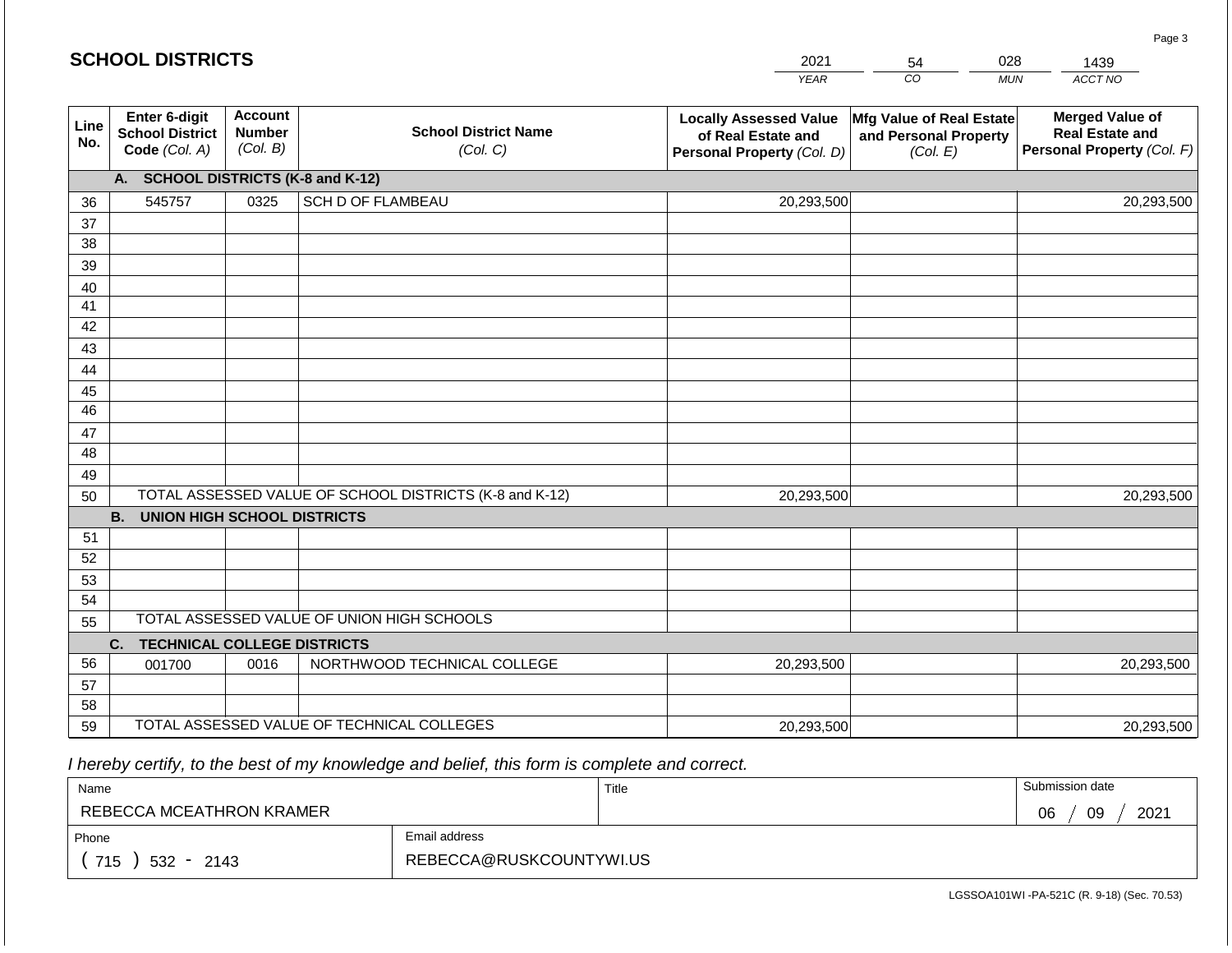## SCHOOL DISTRICTS

| 2021 | 54 | 028 | 1439 |
|---|---|---|---|
| YEAR | CO | MUN | ACCT NO |

| Line No. | Enter 6-digit School District Code (Col. A) | Account Number (Col. B) | School District Name (Col. C) | Locally Assessed Value of Real Estate and Personal Property (Col. D) | Mfg Value of Real Estate and Personal Property (Col. E) | Merged Value of Real Estate and Personal Property (Col. F) |
|---|---|---|---|---|---|---|
| | **A. SCHOOL DISTRICTS (K-8 and K-12)** | | | | | |
| 36 | 545757 | 0325 | SCH D OF FLAMBEAU | 20,293,500 | | 20,293,500 |
| 37 | | | | | | |
| 38 | | | | | | |
| 39 | | | | | | |
| 40 | | | | | | |
| 41 | | | | | | |
| 42 | | | | | | |
| 43 | | | | | | |
| 44 | | | | | | |
| 45 | | | | | | |
| 46 | | | | | | |
| 47 | | | | | | |
| 48 | | | | | | |
| 49 | | | | | | |
| 50 | TOTAL ASSESSED VALUE OF SCHOOL DISTRICTS (K-8 and K-12) | | | 20,293,500 | | 20,293,500 |
| | **B. UNION HIGH SCHOOL DISTRICTS** | | | | | |
| 51 | | | | | | |
| 52 | | | | | | |
| 53 | | | | | | |
| 54 | | | | | | |
| 55 | TOTAL ASSESSED VALUE OF UNION HIGH SCHOOLS | | | | | |
| | **C. TECHNICAL COLLEGE DISTRICTS** | | | | | |
| 56 | 001700 | 0016 | NORTHWOOD TECHNICAL COLLEGE | 20,293,500 | | 20,293,500 |
| 57 | | | | | | |
| 58 | | | | | | |
| 59 | TOTAL ASSESSED VALUE OF TECHNICAL COLLEGES | | | 20,293,500 | | 20,293,500 |

*I hereby certify, to the best of my knowledge and belief, this form is complete and correct.*

| Name | Title | Submission date |
|---|---|---|
| REBECCA MCEATHRON KRAMER | | 06 / 09 / 2021 |
| **Phone** | **Email address** | |
| ( 715 ) 532 - 2143 | REBECCA@RUSKCOUNTYWI.US | |

LGSSOA101WI -PA-521C (R. 9-18) (Sec. 70.53)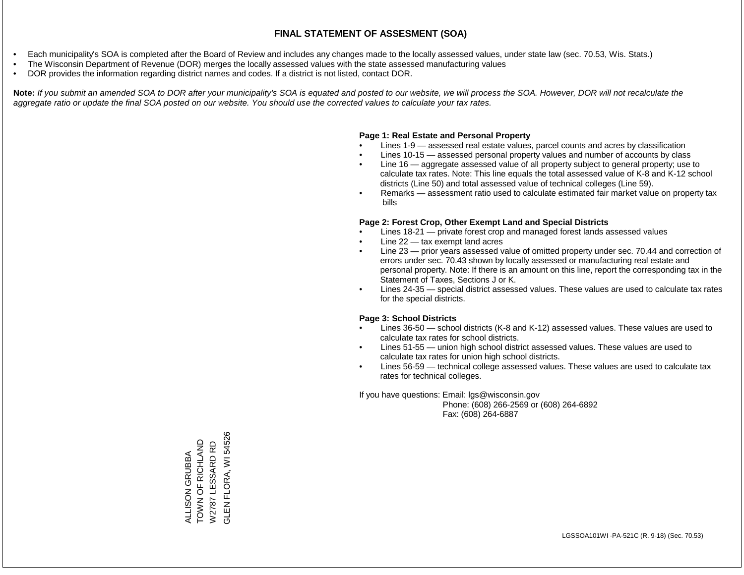# FINAL STATEMENT OF ASSESMENT (SOA)

- Each municipality's SOA is completed after the Board of Review and includes any changes made to the locally assessed values, under state law (sec. 70.53, Wis. Stats.)
- The Wisconsin Department of Revenue (DOR) merges the locally assessed values with the state assessed manufacturing values
- DOR provides the information regarding district names and codes. If a district is not listed, contact DOR.

**Note:** *If you submit an amended SOA to DOR after your municipality's SOA is equated and posted to our website, we will process the SOA. However, DOR will not recalculate the aggregate ratio or update the final SOA posted on our website. You should use the corrected values to calculate your tax rates.*

**Page 1: Real Estate and Personal Property**

- Lines 1-9 — assessed real estate values, parcel counts and acres by classification
- Lines 10-15 — assessed personal property values and number of accounts by class
- Line 16 — aggregate assessed value of all property subject to general property; use to calculate tax rates. Note: This line equals the total assessed value of K-8 and K-12 school districts (Line 50) and total assessed value of technical colleges (Line 59).
- Remarks — assessment ratio used to calculate estimated fair market value on property tax bills

**Page 2: Forest Crop, Other Exempt Land and Special Districts**

- Lines 18-21 — private forest crop and managed forest lands assessed values
- Line 22 — tax exempt land acres
- Line 23 — prior years assessed value of omitted property under sec. 70.44 and correction of errors under sec. 70.43 shown by locally assessed or manufacturing real estate and personal property. Note: If there is an amount on this line, report the corresponding tax in the Statement of Taxes, Sections J or K.
- Lines 24-35 — special district assessed values. These values are used to calculate tax rates for the special districts.

**Page 3: School Districts**

- Lines 36-50 — school districts (K-8 and K-12) assessed values. These values are used to calculate tax rates for school districts.
- Lines 51-55 — union high school district assessed values. These values are used to calculate tax rates for union high school districts.
- Lines 56-59 — technical college assessed values. These values are used to calculate tax rates for technical colleges.

If you have questions: Email: lgs@wisconsin.gov
Phone: (608) 266-2569 or (608) 264-6892
Fax: (608) 264-6887

ALLISON GRUBBA
TOWN OF RICHLAND
W2787 LESSARD RD
GLEN FLORA, WI 54526

LGSSOA101WI -PA-521C (R. 9-18) (Sec. 70.53)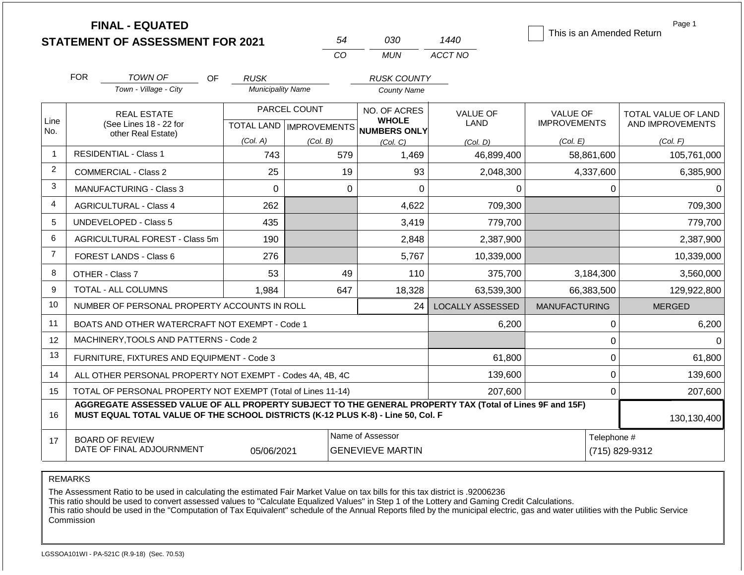# FINAL - EQUATED
# STATEMENT OF ASSESSMENT FOR 2021

| 54 | 030 | 1440 |
|---|---|---|
| CO | MUN | ACCT NO |

☐ This is an Amended Return

Page 1

FOR *TOWN OF* (Town - Village - City) OF *RUSK* (Municipality Name) *RUSK COUNTY* (County Name)

| Line No. | REAL ESTATE (See Lines 18 - 22 for other Real Estate) | PARCEL COUNT TOTAL LAND (Col. A) | PARCEL COUNT IMPROVEMENTS (Col. B) | NO. OF ACRES WHOLE NUMBERS ONLY (Col. C) | VALUE OF LAND (Col. D) | VALUE OF IMPROVEMENTS (Col. E) | TOTAL VALUE OF LAND AND IMPROVEMENTS (Col. F) |
|---|---|---|---|---|---|---|---|
| 1 | RESIDENTIAL - Class 1 | 743 | 579 | 1,469 | 46,899,400 | 58,861,600 | 105,761,000 |
| 2 | COMMERCIAL - Class 2 | 25 | 19 | 93 | 2,048,300 | 4,337,600 | 6,385,900 |
| 3 | MANUFACTURING - Class 3 | 0 | 0 | 0 | 0 | 0 | 0 |
| 4 | AGRICULTURAL - Class 4 | 262 | | 4,622 | 709,300 | | 709,300 |
| 5 | UNDEVELOPED - Class 5 | 435 | | 3,419 | 779,700 | | 779,700 |
| 6 | AGRICULTURAL FOREST - Class 5m | 190 | | 2,848 | 2,387,900 | | 2,387,900 |
| 7 | FOREST LANDS - Class 6 | 276 | | 5,767 | 10,339,000 | | 10,339,000 |
| 8 | OTHER - Class 7 | 53 | 49 | 110 | 375,700 | 3,184,300 | 3,560,000 |
| 9 | TOTAL - ALL COLUMNS | 1,984 | 647 | 18,328 | 63,539,300 | 66,383,500 | 129,922,800 |
| 10 | NUMBER OF PERSONAL PROPERTY ACCOUNTS IN ROLL | | | 24 | LOCALLY ASSESSED | MANUFACTURING | MERGED |
| 11 | BOATS AND OTHER WATERCRAFT NOT EXEMPT - Code 1 | | | | 6,200 | 0 | 6,200 |
| 12 | MACHINERY,TOOLS AND PATTERNS - Code 2 | | | | | 0 | 0 |
| 13 | FURNITURE, FIXTURES AND EQUIPMENT - Code 3 | | | | 61,800 | 0 | 61,800 |
| 14 | ALL OTHER PERSONAL PROPERTY NOT EXEMPT - Codes 4A, 4B, 4C | | | | 139,600 | 0 | 139,600 |
| 15 | TOTAL OF PERSONAL PROPERTY NOT EXEMPT (Total of Lines 11-14) | | | | 207,600 | 0 | 207,600 |
| 16 | **AGGREGATE ASSESSED VALUE OF ALL PROPERTY SUBJECT TO THE GENERAL PROPERTY TAX (Total of Lines 9F and 15F) MUST EQUAL TOTAL VALUE OF THE SCHOOL DISTRICTS (K-12 PLUS K-8) - Line 50, Col. F** | | | | | | 130,130,400 |
| 17 | BOARD OF REVIEW DATE OF FINAL ADJOURNMENT | 05/06/2021 | | Name of Assessor: GENEVIEVE MARTIN | | | Telephone #: (715) 829-9312 |

REMARKS

The Assessment Ratio to be used in calculating the estimated Fair Market Value on tax bills for this tax district is .92006236
This ratio should be used to convert assessed values to "Calculate Equalized Values" in Step 1 of the Lottery and Gaming Credit Calculations.
This ratio should be used in the "Computation of Tax Equivalent" schedule of the Annual Reports filed by the municipal electric, gas and water utilities with the Public Service Commission

LGSSOA101WI - PA-521C (R.9-18) (Sec. 70.53)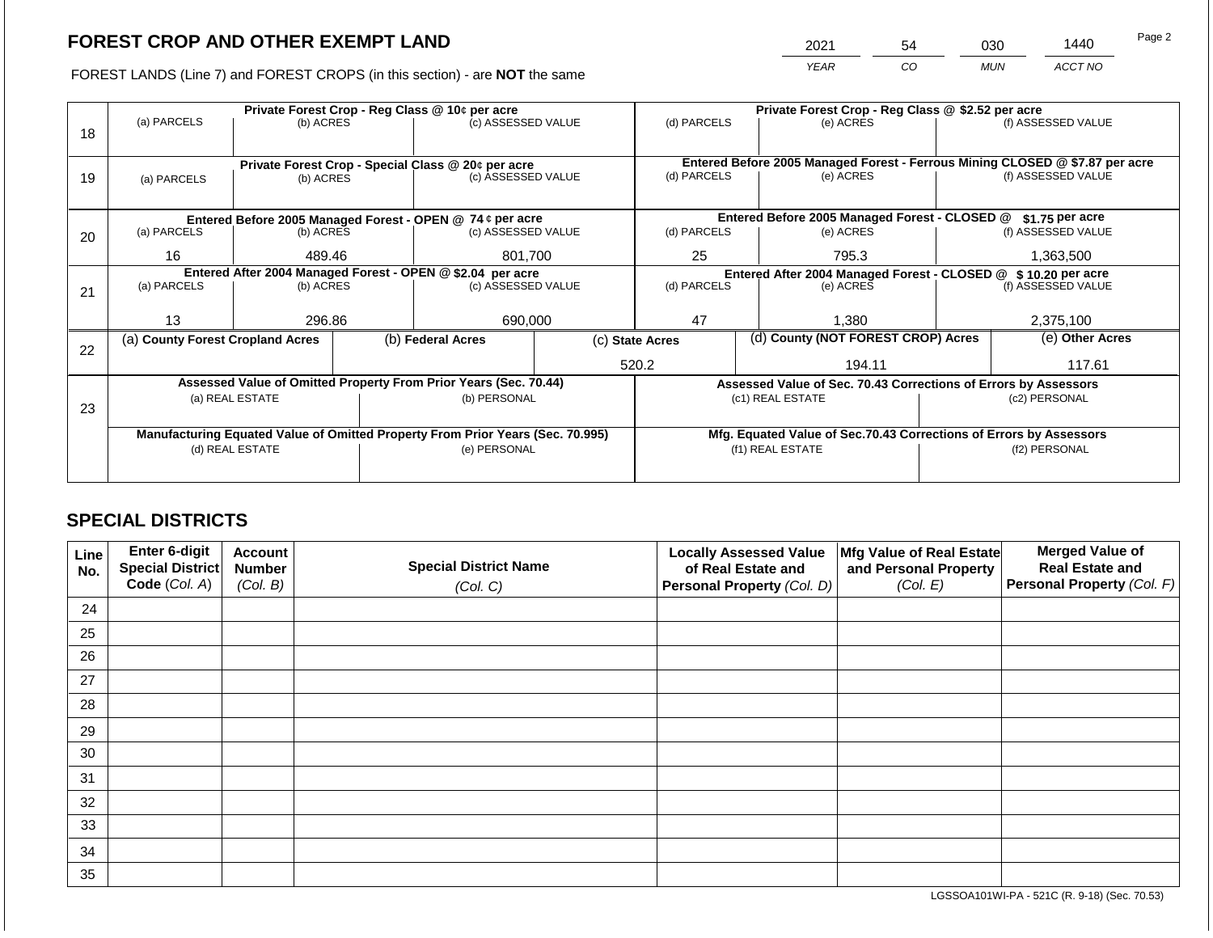# FOREST CROP AND OTHER EXEMPT LAND

| 2021 | 54 | 030 | 1440 |
|---|---|---|---|
| *YEAR* | *CO* | *MUN* | *ACCT NO* |

FOREST LANDS (Line 7) and FOREST CROPS (in this section) - are **NOT** the same

| | Private Forest Crop - Reg Class @ 10¢ per acre | | | Private Forest Crop - Reg Class @ $2.52 per acre | | |
|---|---|---|---|---|---|---|
| 18 | (a) PARCELS | (b) ACRES | (c) ASSESSED VALUE | (d) PARCELS | (e) ACRES | (f) ASSESSED VALUE |
| | | | | | | |
| | **Private Forest Crop - Special Class @ 20¢ per acre** | | | **Entered Before 2005 Managed Forest - Ferrous Mining CLOSED @ $7.87 per acre** | | |
| 19 | (a) PARCELS | (b) ACRES | (c) ASSESSED VALUE | (d) PARCELS | (e) ACRES | (f) ASSESSED VALUE |
| | | | | | | |
| | **Entered Before 2005 Managed Forest - OPEN @ 74 ¢ per acre** | | | **Entered Before 2005 Managed Forest - CLOSED @ $1.75 per acre** | | |
| 20 | (a) PARCELS | (b) ACRES | (c) ASSESSED VALUE | (d) PARCELS | (e) ACRES | (f) ASSESSED VALUE |
| | 16 | 489.46 | 801,700 | 25 | 795.3 | 1,363,500 |
| | **Entered After 2004 Managed Forest - OPEN @ $2.04 per acre** | | | **Entered After 2004 Managed Forest - CLOSED @ $ 10.20 per acre** | | |
| 21 | (a) PARCELS | (b) ACRES | (c) ASSESSED VALUE | (d) PARCELS | (e) ACRES | (f) ASSESSED VALUE |
| | 13 | 296.86 | 690,000 | 47 | 1,380 | 2,375,100 |

| | (a) County Forest Cropland Acres | (b) Federal Acres | (c) State Acres | (d) County (NOT FOREST CROP) Acres | (e) Other Acres |
|---|---|---|---|---|---|
| 22 | | | 520.2 | 194.11 | 117.61 |

| | Assessed Value of Omitted Property From Prior Years (Sec. 70.44) | | Assessed Value of Sec. 70.43 Corrections of Errors by Assessors | |
|---|---|---|---|---|
| 23 | (a) REAL ESTATE | (b) PERSONAL | (c1) REAL ESTATE | (c2) PERSONAL |
| | | | | |
| | **Manufacturing Equated Value of Omitted Property From Prior Years (Sec. 70.995)** | | **Mfg. Equated Value of Sec.70.43 Corrections of Errors by Assessors** | |
| | (d) REAL ESTATE | (e) PERSONAL | (f1) REAL ESTATE | (f2) PERSONAL |
| | | | | |

## SPECIAL DISTRICTS

| Line No. | Enter 6-digit Special District Code *(Col. A)* | Account Number *(Col. B)* | Special District Name *(Col. C)* | Locally Assessed Value of Real Estate and Personal Property *(Col. D)* | Mfg Value of Real Estate and Personal Property *(Col. E)* | Merged Value of Real Estate and Personal Property *(Col. F)* |
|---|---|---|---|---|---|---|
| 24 | | | | | | |
| 25 | | | | | | |
| 26 | | | | | | |
| 27 | | | | | | |
| 28 | | | | | | |
| 29 | | | | | | |
| 30 | | | | | | |
| 31 | | | | | | |
| 32 | | | | | | |
| 33 | | | | | | |
| 34 | | | | | | |
| 35 | | | | | | |

LGSSOA101WI-PA - 521C (R. 9-18) (Sec. 70.53)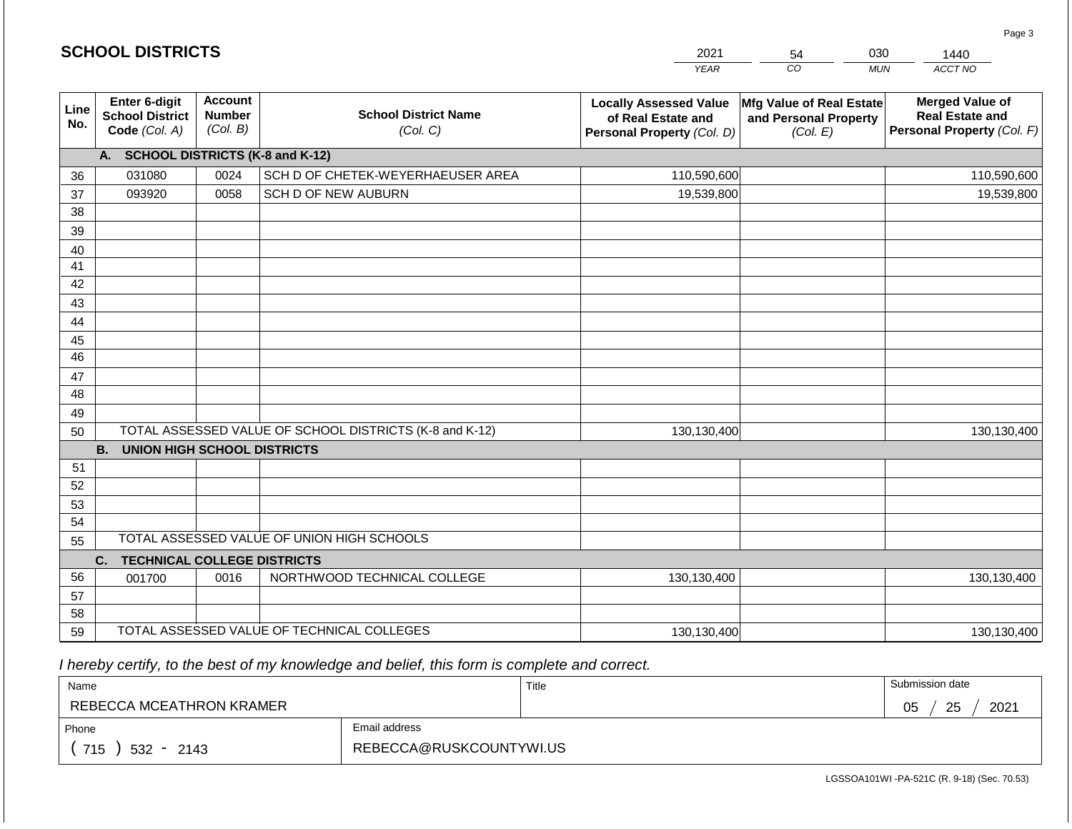## SCHOOL DISTRICTS

| 2021 | 54 | 030 | 1440 |
|---|---|---|---|
| *YEAR* | *CO* | *MUN* | *ACCT NO* |

| Line No. | Enter 6-digit School District Code *(Col. A)* | Account Number *(Col. B)* | School District Name *(Col. C)* | Locally Assessed Value of Real Estate and Personal Property *(Col. D)* | Mfg Value of Real Estate and Personal Property *(Col. E)* | Merged Value of Real Estate and Personal Property *(Col. F)* |
|---|---|---|---|---|---|---|
| | **A. SCHOOL DISTRICTS (K-8 and K-12)** | | | | | |
| 36 | 031080 | 0024 | SCH D OF CHETEK-WEYERHAEUSER AREA | 110,590,600 | | 110,590,600 |
| 37 | 093920 | 0058 | SCH D OF NEW AUBURN | 19,539,800 | | 19,539,800 |
| 38 | | | | | | |
| 39 | | | | | | |
| 40 | | | | | | |
| 41 | | | | | | |
| 42 | | | | | | |
| 43 | | | | | | |
| 44 | | | | | | |
| 45 | | | | | | |
| 46 | | | | | | |
| 47 | | | | | | |
| 48 | | | | | | |
| 49 | | | | | | |
| 50 | TOTAL ASSESSED VALUE OF SCHOOL DISTRICTS (K-8 and K-12) | | | 130,130,400 | | 130,130,400 |
| | **B. UNION HIGH SCHOOL DISTRICTS** | | | | | |
| 51 | | | | | | |
| 52 | | | | | | |
| 53 | | | | | | |
| 54 | | | | | | |
| 55 | TOTAL ASSESSED VALUE OF UNION HIGH SCHOOLS | | | | | |
| | **C. TECHNICAL COLLEGE DISTRICTS** | | | | | |
| 56 | 001700 | 0016 | NORTHWOOD TECHNICAL COLLEGE | 130,130,400 | | 130,130,400 |
| 57 | | | | | | |
| 58 | | | | | | |
| 59 | TOTAL ASSESSED VALUE OF TECHNICAL COLLEGES | | | 130,130,400 | | 130,130,400 |

*I hereby certify, to the best of my knowledge and belief, this form is complete and correct.*

| Name | Title | Submission date |
|---|---|---|
| REBECCA MCEATHRON KRAMER | | 05 / 25 / 2021 |
| **Phone** | **Email address** | |
| ( 715 ) 532 - 2143 | REBECCA@RUSKCOUNTYWI.US | |

LGSSOA101WI -PA-521C (R. 9-18) (Sec. 70.53)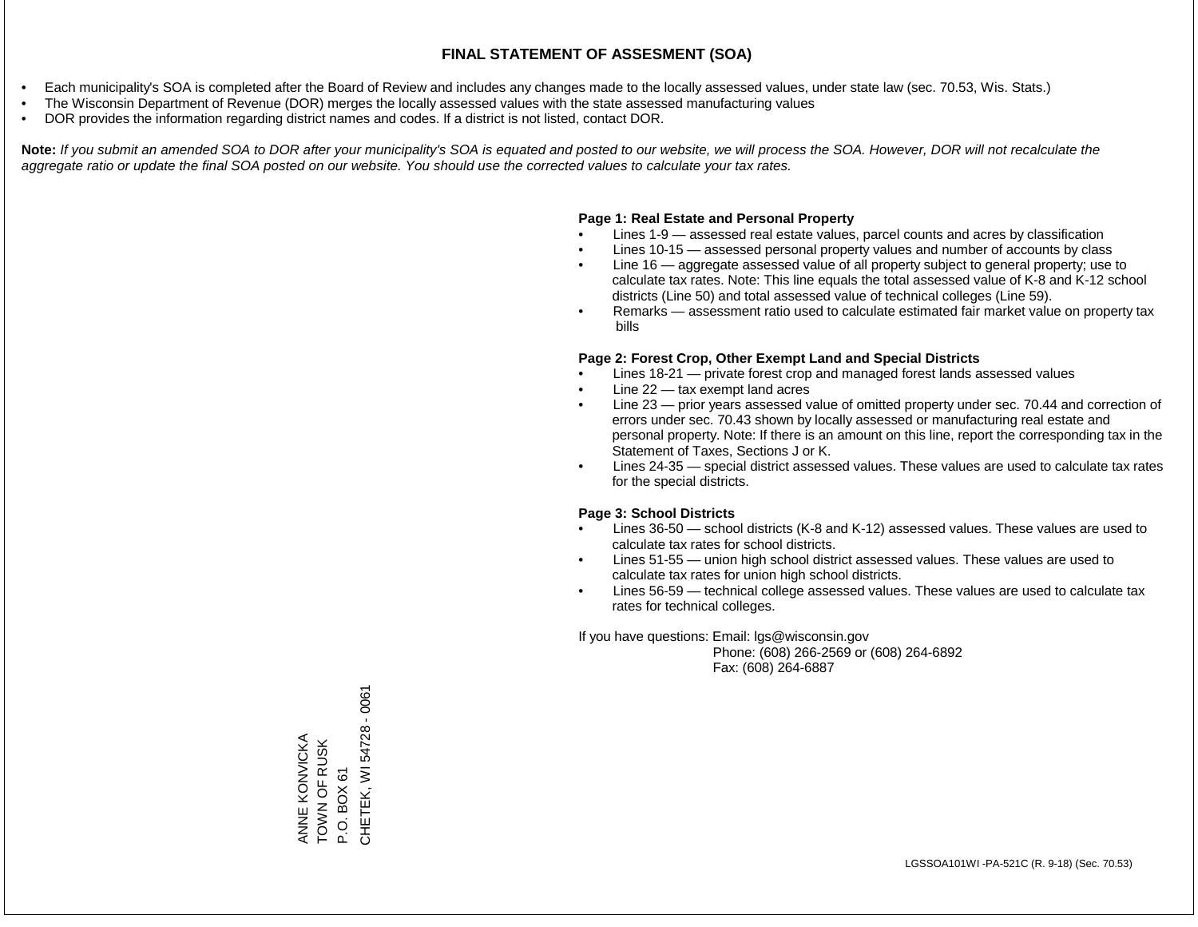# FINAL STATEMENT OF ASSESMENT (SOA)

- Each municipality's SOA is completed after the Board of Review and includes any changes made to the locally assessed values, under state law (sec. 70.53, Wis. Stats.)
- The Wisconsin Department of Revenue (DOR) merges the locally assessed values with the state assessed manufacturing values
- DOR provides the information regarding district names and codes. If a district is not listed, contact DOR.

**Note:** *If you submit an amended SOA to DOR after your municipality's SOA is equated and posted to our website, we will process the SOA. However, DOR will not recalculate the aggregate ratio or update the final SOA posted on our website. You should use the corrected values to calculate your tax rates.*

**Page 1: Real Estate and Personal Property**

- Lines 1-9 — assessed real estate values, parcel counts and acres by classification
- Lines 10-15 — assessed personal property values and number of accounts by class
- Line 16 — aggregate assessed value of all property subject to general property; use to calculate tax rates. Note: This line equals the total assessed value of K-8 and K-12 school districts (Line 50) and total assessed value of technical colleges (Line 59).
- Remarks — assessment ratio used to calculate estimated fair market value on property tax bills

**Page 2: Forest Crop, Other Exempt Land and Special Districts**

- Lines 18-21 — private forest crop and managed forest lands assessed values
- Line 22 — tax exempt land acres
- Line 23 — prior years assessed value of omitted property under sec. 70.44 and correction of errors under sec. 70.43 shown by locally assessed or manufacturing real estate and personal property. Note: If there is an amount on this line, report the corresponding tax in the Statement of Taxes, Sections J or K.
- Lines 24-35 — special district assessed values. These values are used to calculate tax rates for the special districts.

**Page 3: School Districts**

- Lines 36-50 — school districts (K-8 and K-12) assessed values. These values are used to calculate tax rates for school districts.
- Lines 51-55 — union high school district assessed values. These values are used to calculate tax rates for union high school districts.
- Lines 56-59 — technical college assessed values. These values are used to calculate tax rates for technical colleges.

If you have questions: Email: lgs@wisconsin.gov
Phone: (608) 266-2569 or (608) 264-6892
Fax: (608) 264-6887

ANNE KONVICKA
TOWN OF RUSK
P.O. BOX 61
CHETEK, WI 54728 - 0061

LGSSOA101WI -PA-521C (R. 9-18) (Sec. 70.53)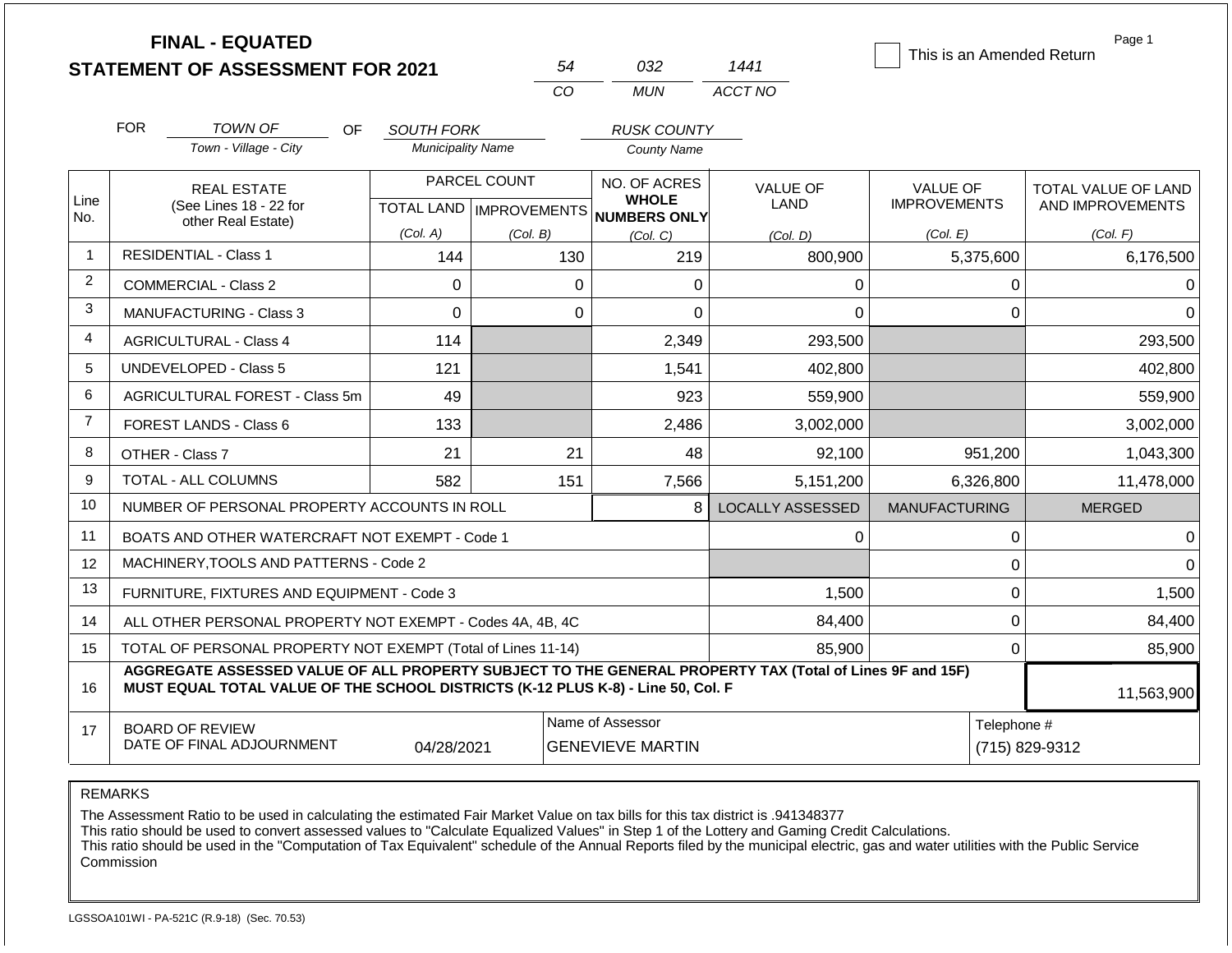# FINAL - EQUATED
## STATEMENT OF ASSESSMENT FOR 2021

| 54 | 032 | 1441 |
|---|---|---|
| CO | MUN | ACCT NO |

☐ This is an Amended Return

Page 1

FOR *TOWN OF* (Town - Village - City) OF *SOUTH FORK* (Municipality Name) *RUSK COUNTY* (County Name)

| Line No. | REAL ESTATE (See Lines 18 - 22 for other Real Estate) | PARCEL COUNT TOTAL LAND (Col. A) | PARCEL COUNT IMPROVEMENTS (Col. B) | NO. OF ACRES WHOLE NUMBERS ONLY (Col. C) | VALUE OF LAND (Col. D) | VALUE OF IMPROVEMENTS (Col. E) | TOTAL VALUE OF LAND AND IMPROVEMENTS (Col. F) |
|---|---|---|---|---|---|---|---|
| 1 | RESIDENTIAL - Class 1 | 144 | 130 | 219 | 800,900 | 5,375,600 | 6,176,500 |
| 2 | COMMERCIAL - Class 2 | 0 | 0 | 0 | 0 | 0 | 0 |
| 3 | MANUFACTURING - Class 3 | 0 | 0 | 0 | 0 | 0 | 0 |
| 4 | AGRICULTURAL - Class 4 | 114 | | 2,349 | 293,500 | | 293,500 |
| 5 | UNDEVELOPED - Class 5 | 121 | | 1,541 | 402,800 | | 402,800 |
| 6 | AGRICULTURAL FOREST - Class 5m | 49 | | 923 | 559,900 | | 559,900 |
| 7 | FOREST LANDS - Class 6 | 133 | | 2,486 | 3,002,000 | | 3,002,000 |
| 8 | OTHER - Class 7 | 21 | 21 | 48 | 92,100 | 951,200 | 1,043,300 |
| 9 | TOTAL - ALL COLUMNS | 582 | 151 | 7,566 | 5,151,200 | 6,326,800 | 11,478,000 |
| 10 | NUMBER OF PERSONAL PROPERTY ACCOUNTS IN ROLL | | | 8 | LOCALLY ASSESSED | MANUFACTURING | MERGED |
| 11 | BOATS AND OTHER WATERCRAFT NOT EXEMPT - Code 1 | | | | 0 | 0 | 0 |
| 12 | MACHINERY,TOOLS AND PATTERNS - Code 2 | | | | | 0 | 0 |
| 13 | FURNITURE, FIXTURES AND EQUIPMENT - Code 3 | | | | 1,500 | 0 | 1,500 |
| 14 | ALL OTHER PERSONAL PROPERTY NOT EXEMPT - Codes 4A, 4B, 4C | | | | 84,400 | 0 | 84,400 |
| 15 | TOTAL OF PERSONAL PROPERTY NOT EXEMPT (Total of Lines 11-14) | | | | 85,900 | 0 | 85,900 |
| 16 | **AGGREGATE ASSESSED VALUE OF ALL PROPERTY SUBJECT TO THE GENERAL PROPERTY TAX (Total of Lines 9F and 15F) MUST EQUAL TOTAL VALUE OF THE SCHOOL DISTRICTS (K-12 PLUS K-8) - Line 50, Col. F** | | | | | | 11,563,900 |
| 17 | BOARD OF REVIEW DATE OF FINAL ADJOURNMENT | 04/28/2021 | Name of Assessor | GENEVIEVE MARTIN | | Telephone # | (715) 829-9312 |

REMARKS

The Assessment Ratio to be used in calculating the estimated Fair Market Value on tax bills for this tax district is .941348377
This ratio should be used to convert assessed values to "Calculate Equalized Values" in Step 1 of the Lottery and Gaming Credit Calculations.
This ratio should be used in the "Computation of Tax Equivalent" schedule of the Annual Reports filed by the municipal electric, gas and water utilities with the Public Service Commission

LGSSOA101WI - PA-521C (R.9-18) (Sec. 70.53)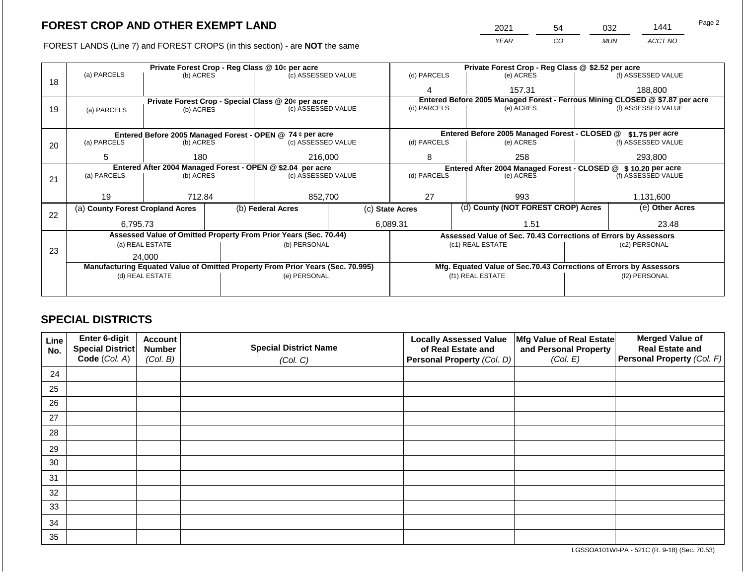# FOREST CROP AND OTHER EXEMPT LAND

FOREST LANDS (Line 7) and FOREST CROPS (in this section) - are **NOT** the same

| YEAR | CO | MUN | ACCT NO |
|---|---|---|---|
| 2021 | 54 | 032 | 1441 |

| Line | Private Forest Crop - Reg Class @ 10¢ per acre | | | Private Forest Crop - Reg Class @ $2.52 per acre | | |
|---|---|---|---|---|---|---|
| | (a) PARCELS | (b) ACRES | (c) ASSESSED VALUE | (d) PARCELS | (e) ACRES | (f) ASSESSED VALUE |
| 18 | | | | 4 | 157.31 | 188,800 |
| | **Private Forest Crop - Special Class @ 20¢ per acre** | | | **Entered Before 2005 Managed Forest - Ferrous Mining CLOSED @ $7.87 per acre** | | |
| | (a) PARCELS | (b) ACRES | (c) ASSESSED VALUE | (d) PARCELS | (e) ACRES | (f) ASSESSED VALUE |
| 19 | | | | | | |
| | **Entered Before 2005 Managed Forest - OPEN @ 74 ¢ per acre** | | | **Entered Before 2005 Managed Forest - CLOSED @ $1.75 per acre** | | |
| | (a) PARCELS | (b) ACRES | (c) ASSESSED VALUE | (d) PARCELS | (e) ACRES | (f) ASSESSED VALUE |
| 20 | 5 | 180 | 216,000 | 8 | 258 | 293,800 |
| | **Entered After 2004 Managed Forest - OPEN @ $2.04 per acre** | | | **Entered After 2004 Managed Forest - CLOSED @ $10.20 per acre** | | |
| | (a) PARCELS | (b) ACRES | (c) ASSESSED VALUE | (d) PARCELS | (e) ACRES | (f) ASSESSED VALUE |
| 21 | 19 | 712.84 | 852,700 | 27 | 993 | 1,131,600 |

| Line | (a) County Forest Cropland Acres | (b) Federal Acres | (c) State Acres | (d) County (NOT FOREST CROP) Acres | (e) Other Acres |
|---|---|---|---|---|---|
| 22 | 6,795.73 | | 6,089.31 | 1.51 | 23.48 |

| Line | Assessed Value of Omitted Property From Prior Years (Sec. 70.44) | | Assessed Value of Sec. 70.43 Corrections of Errors by Assessors | |
|---|---|---|---|---|
| | (a) REAL ESTATE | (b) PERSONAL | (c1) REAL ESTATE | (c2) PERSONAL |
| 23 | 24,000 | | | |
| | **Manufacturing Equated Value of Omitted Property From Prior Years (Sec. 70.995)** | | **Mfg. Equated Value of Sec.70.43 Corrections of Errors by Assessors** | |
| | (d) REAL ESTATE | (e) PERSONAL | (f1) REAL ESTATE | (f2) PERSONAL |
| | | | | |

## SPECIAL DISTRICTS

| Line No. | Enter 6-digit Special District Code (Col. A) | Account Number (Col. B) | Special District Name (Col. C) | Locally Assessed Value of Real Estate and Personal Property (Col. D) | Mfg Value of Real Estate and Personal Property (Col. E) | Merged Value of Real Estate and Personal Property (Col. F) |
|---|---|---|---|---|---|---|
| 24 | | | | | | |
| 25 | | | | | | |
| 26 | | | | | | |
| 27 | | | | | | |
| 28 | | | | | | |
| 29 | | | | | | |
| 30 | | | | | | |
| 31 | | | | | | |
| 32 | | | | | | |
| 33 | | | | | | |
| 34 | | | | | | |
| 35 | | | | | | |

LGSSOA101WI-PA - 521C (R. 9-18) (Sec. 70.53)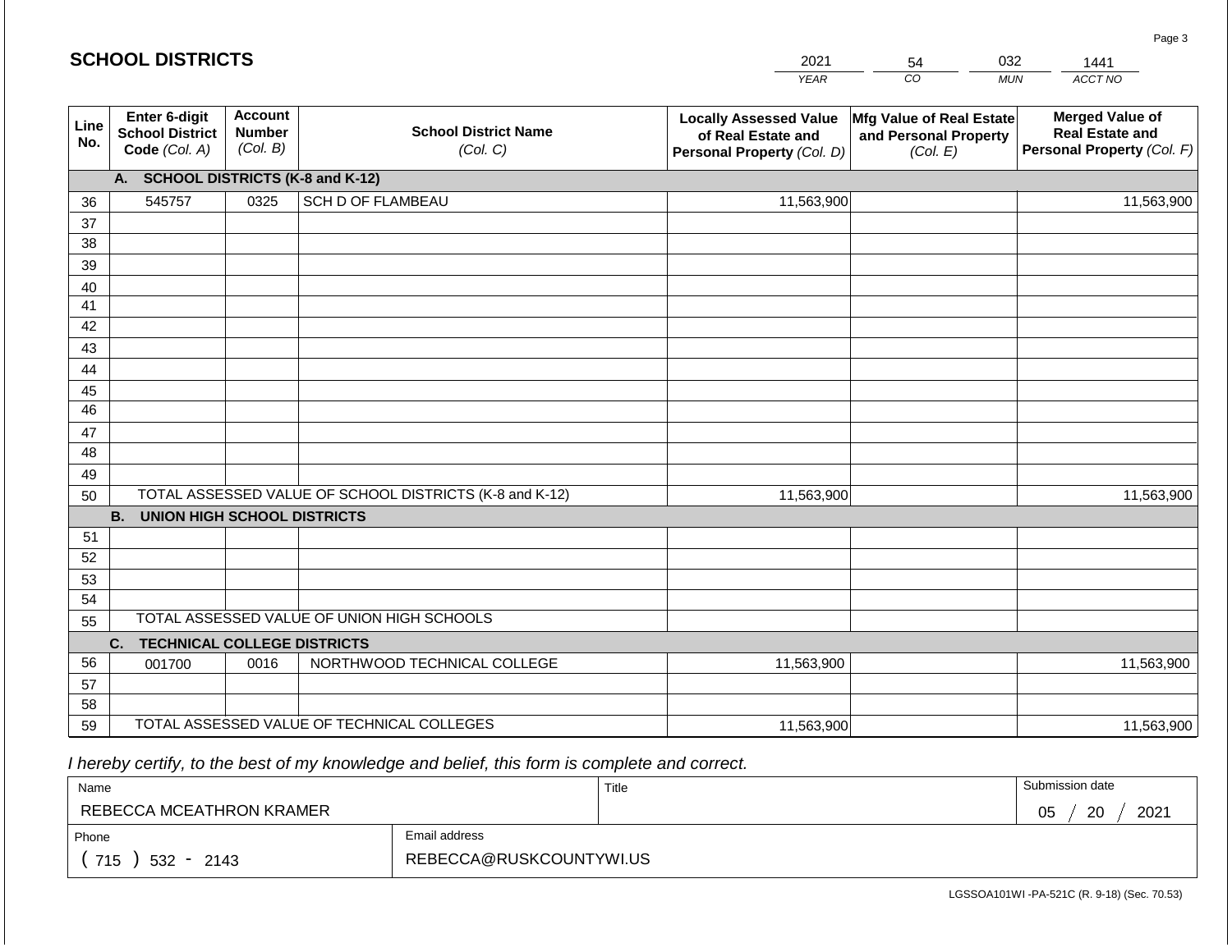## SCHOOL DISTRICTS

| 2021 | 54 | 032 | 1441 |
|---|---|---|---|
| YEAR | CO | MUN | ACCT NO |

| Line No. | Enter 6-digit School District Code (Col. A) | Account Number (Col. B) | School District Name (Col. C) | Locally Assessed Value of Real Estate and Personal Property (Col. D) | Mfg Value of Real Estate and Personal Property (Col. E) | Merged Value of Real Estate and Personal Property (Col. F) |
|---|---|---|---|---|---|---|
| | **A. SCHOOL DISTRICTS (K-8 and K-12)** | | | | | |
| 36 | 545757 | 0325 | SCH D OF FLAMBEAU | 11,563,900 | | 11,563,900 |
| 37 | | | | | | |
| 38 | | | | | | |
| 39 | | | | | | |
| 40 | | | | | | |
| 41 | | | | | | |
| 42 | | | | | | |
| 43 | | | | | | |
| 44 | | | | | | |
| 45 | | | | | | |
| 46 | | | | | | |
| 47 | | | | | | |
| 48 | | | | | | |
| 49 | | | | | | |
| 50 | TOTAL ASSESSED VALUE OF SCHOOL DISTRICTS (K-8 and K-12) | | | 11,563,900 | | 11,563,900 |
| | **B. UNION HIGH SCHOOL DISTRICTS** | | | | | |
| 51 | | | | | | |
| 52 | | | | | | |
| 53 | | | | | | |
| 54 | | | | | | |
| 55 | TOTAL ASSESSED VALUE OF UNION HIGH SCHOOLS | | | | | |
| | **C. TECHNICAL COLLEGE DISTRICTS** | | | | | |
| 56 | 001700 | 0016 | NORTHWOOD TECHNICAL COLLEGE | 11,563,900 | | 11,563,900 |
| 57 | | | | | | |
| 58 | | | | | | |
| 59 | TOTAL ASSESSED VALUE OF TECHNICAL COLLEGES | | | 11,563,900 | | 11,563,900 |

*I hereby certify, to the best of my knowledge and belief, this form is complete and correct.*

| Name | Title | Submission date |
|---|---|---|
| REBECCA MCEATHRON KRAMER | | 05 / 20 / 2021 |
| **Phone** | **Email address** | |
| ( 715 ) 532 - 2143 | REBECCA@RUSKCOUNTYWI.US | |

LGSSOA101WI -PA-521C (R. 9-18) (Sec. 70.53)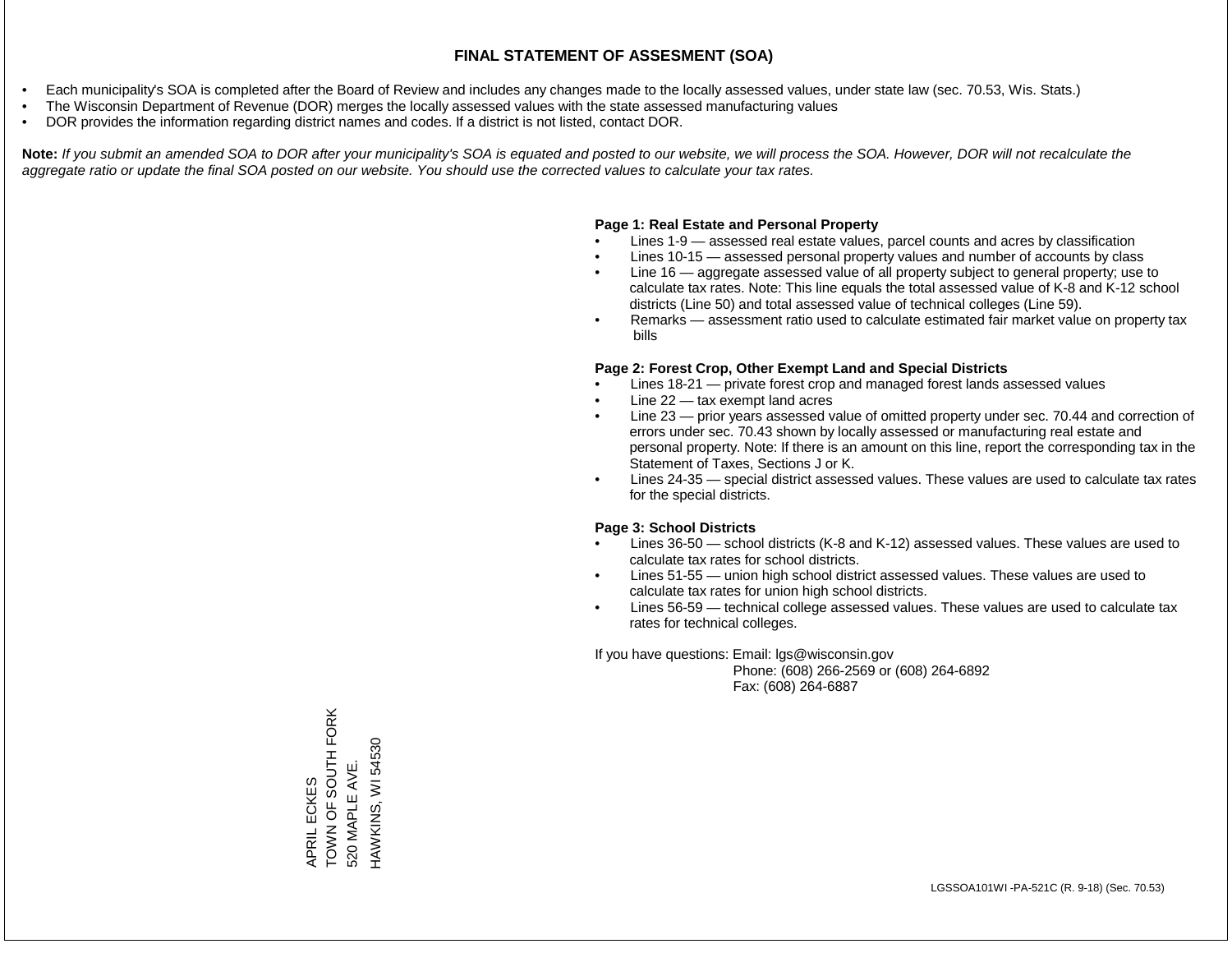# FINAL STATEMENT OF ASSESMENT (SOA)

- Each municipality's SOA is completed after the Board of Review and includes any changes made to the locally assessed values, under state law (sec. 70.53, Wis. Stats.)
- The Wisconsin Department of Revenue (DOR) merges the locally assessed values with the state assessed manufacturing values
- DOR provides the information regarding district names and codes. If a district is not listed, contact DOR.

**Note:** *If you submit an amended SOA to DOR after your municipality's SOA is equated and posted to our website, we will process the SOA. However, DOR will not recalculate the aggregate ratio or update the final SOA posted on our website. You should use the corrected values to calculate your tax rates.*

**Page 1: Real Estate and Personal Property**

- Lines 1-9 — assessed real estate values, parcel counts and acres by classification
- Lines 10-15 — assessed personal property values and number of accounts by class
- Line 16 — aggregate assessed value of all property subject to general property; use to calculate tax rates. Note: This line equals the total assessed value of K-8 and K-12 school districts (Line 50) and total assessed value of technical colleges (Line 59).
- Remarks — assessment ratio used to calculate estimated fair market value on property tax bills

**Page 2: Forest Crop, Other Exempt Land and Special Districts**

- Lines 18-21 — private forest crop and managed forest lands assessed values
- Line 22 — tax exempt land acres
- Line 23 — prior years assessed value of omitted property under sec. 70.44 and correction of errors under sec. 70.43 shown by locally assessed or manufacturing real estate and personal property. Note: If there is an amount on this line, report the corresponding tax in the Statement of Taxes, Sections J or K.
- Lines 24-35 — special district assessed values. These values are used to calculate tax rates for the special districts.

**Page 3: School Districts**

- Lines 36-50 — school districts (K-8 and K-12) assessed values. These values are used to calculate tax rates for school districts.
- Lines 51-55 — union high school district assessed values. These values are used to calculate tax rates for union high school districts.
- Lines 56-59 — technical college assessed values. These values are used to calculate tax rates for technical colleges.

If you have questions: Email: lgs@wisconsin.gov
Phone: (608) 266-2569 or (608) 264-6892
Fax: (608) 264-6887

APRIL ECKES
TOWN OF SOUTH FORK
520 MAPLE AVE.
HAWKINS, WI 54530

LGSSOA101WI -PA-521C (R. 9-18) (Sec. 70.53)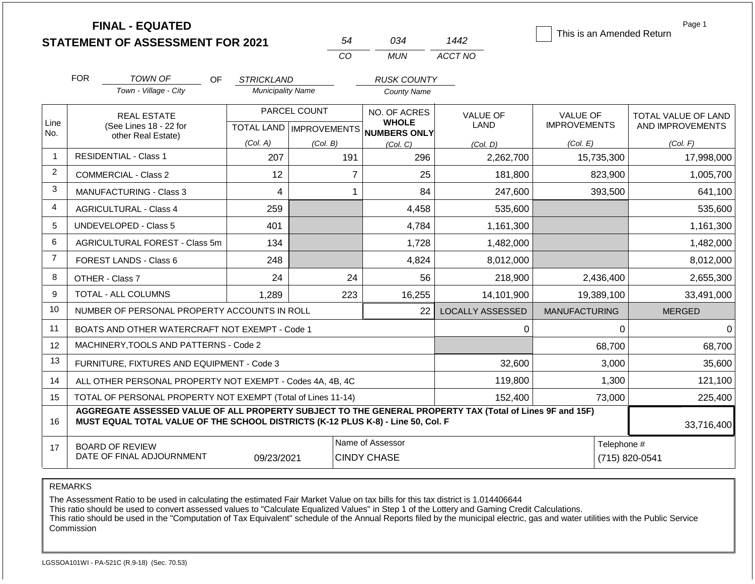# FINAL - EQUATED
## STATEMENT OF ASSESSMENT FOR 2021

| 54 | 034 | 1442 |
|---|---|---|
| CO | MUN | ACCT NO |

☐ This is an Amended Return

Page 1

FOR *TOWN OF* (Town - Village - City) OF *STRICKLAND* (Municipality Name) *RUSK COUNTY* (County Name)

| Line No. | REAL ESTATE (See Lines 18 - 22 for other Real Estate) | PARCEL COUNT TOTAL LAND (Col. A) | PARCEL COUNT IMPROVEMENTS (Col. B) | NO. OF ACRES WHOLE NUMBERS ONLY (Col. C) | VALUE OF LAND (Col. D) | VALUE OF IMPROVEMENTS (Col. E) | TOTAL VALUE OF LAND AND IMPROVEMENTS (Col. F) |
|---|---|---|---|---|---|---|---|
| 1 | RESIDENTIAL - Class 1 | 207 | 191 | 296 | 2,262,700 | 15,735,300 | 17,998,000 |
| 2 | COMMERCIAL - Class 2 | 12 | 7 | 25 | 181,800 | 823,900 | 1,005,700 |
| 3 | MANUFACTURING - Class 3 | 4 | 1 | 84 | 247,600 | 393,500 | 641,100 |
| 4 | AGRICULTURAL - Class 4 | 259 | | 4,458 | 535,600 | | 535,600 |
| 5 | UNDEVELOPED - Class 5 | 401 | | 4,784 | 1,161,300 | | 1,161,300 |
| 6 | AGRICULTURAL FOREST - Class 5m | 134 | | 1,728 | 1,482,000 | | 1,482,000 |
| 7 | FOREST LANDS - Class 6 | 248 | | 4,824 | 8,012,000 | | 8,012,000 |
| 8 | OTHER - Class 7 | 24 | 24 | 56 | 218,900 | 2,436,400 | 2,655,300 |
| 9 | TOTAL - ALL COLUMNS | 1,289 | 223 | 16,255 | 14,101,900 | 19,389,100 | 33,491,000 |
| 10 | NUMBER OF PERSONAL PROPERTY ACCOUNTS IN ROLL | | | 22 | LOCALLY ASSESSED | MANUFACTURING | MERGED |
| 11 | BOATS AND OTHER WATERCRAFT NOT EXEMPT - Code 1 | | | | 0 | 0 | 0 |
| 12 | MACHINERY,TOOLS AND PATTERNS - Code 2 | | | | | 68,700 | 68,700 |
| 13 | FURNITURE, FIXTURES AND EQUIPMENT - Code 3 | | | | 32,600 | 3,000 | 35,600 |
| 14 | ALL OTHER PERSONAL PROPERTY NOT EXEMPT - Codes 4A, 4B, 4C | | | | 119,800 | 1,300 | 121,100 |
| 15 | TOTAL OF PERSONAL PROPERTY NOT EXEMPT (Total of Lines 11-14) | | | | 152,400 | 73,000 | 225,400 |
| 16 | **AGGREGATE ASSESSED VALUE OF ALL PROPERTY SUBJECT TO THE GENERAL PROPERTY TAX (Total of Lines 9F and 15F) MUST EQUAL TOTAL VALUE OF THE SCHOOL DISTRICTS (K-12 PLUS K-8) - Line 50, Col. F** | | | | | | 33,716,400 |
| 17 | BOARD OF REVIEW DATE OF FINAL ADJOURNMENT | 09/23/2021 | | Name of Assessor: CINDY CHASE | | | Telephone #: (715) 820-0541 |

REMARKS

The Assessment Ratio to be used in calculating the estimated Fair Market Value on tax bills for this tax district is 1.014406644
This ratio should be used to convert assessed values to "Calculate Equalized Values" in Step 1 of the Lottery and Gaming Credit Calculations.
This ratio should be used in the "Computation of Tax Equivalent" schedule of the Annual Reports filed by the municipal electric, gas and water utilities with the Public Service Commission

LGSSOA101WI - PA-521C (R.9-18) (Sec. 70.53)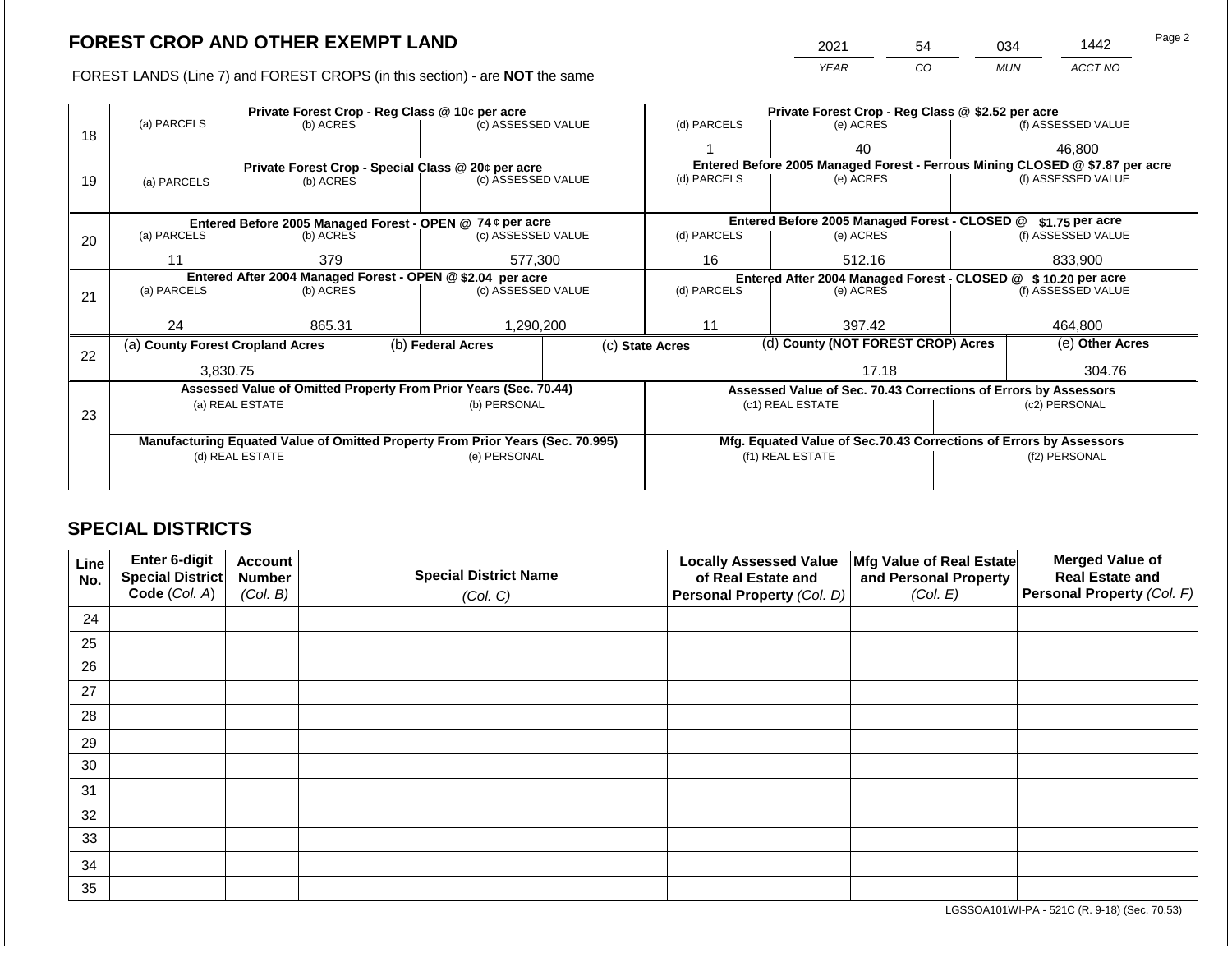# FOREST CROP AND OTHER EXEMPT LAND

| 2021 | 54 | 034 | 1442 |
|---|---|---|---|
| YEAR | CO | MUN | ACCT NO |

FOREST LANDS (Line 7) and FOREST CROPS (in this section) - are **NOT** the same

| Line | (a) PARCELS | (b) ACRES | (c) ASSESSED VALUE | (d) PARCELS | (e) ACRES | (f) ASSESSED VALUE |
|---|---|---|---|---|---|---|
| 18 | Private Forest Crop - Reg Class @ 10¢ per acre | | | Private Forest Crop - Reg Class @ $2.52 per acre | | |
| | | | | 1 | 40 | 46,800 |
| 19 | Private Forest Crop - Special Class @ 20¢ per acre | | | Entered Before 2005 Managed Forest - Ferrous Mining CLOSED @ $7.87 per acre | | |
| | | | | | | |
| 20 | Entered Before 2005 Managed Forest - OPEN @ 74 ¢ per acre | | | Entered Before 2005 Managed Forest - CLOSED @ $1.75 per acre | | |
| | 11 | 379 | 577,300 | 16 | 512.16 | 833,900 |
| 21 | Entered After 2004 Managed Forest - OPEN @ $2.04 per acre | | | Entered After 2004 Managed Forest - CLOSED @ $ 10.20 per acre | | |
| | 24 | 865.31 | 1,290,200 | 11 | 397.42 | 464,800 |

| Line | (a) County Forest Cropland Acres | (b) Federal Acres | (c) State Acres | (d) County (NOT FOREST CROP) Acres | (e) Other Acres |
|---|---|---|---|---|---|
| 22 | 3,830.75 | | | 17.18 | 304.76 |

| Line | Assessed Value of Omitted Property From Prior Years (Sec. 70.44) | | Assessed Value of Sec. 70.43 Corrections of Errors by Assessors | |
|---|---|---|---|---|
| 23 | (a) REAL ESTATE | (b) PERSONAL | (c1) REAL ESTATE | (c2) PERSONAL |
| | | | | |
| | **Manufacturing Equated Value of Omitted Property From Prior Years (Sec. 70.995)** | | **Mfg. Equated Value of Sec.70.43 Corrections of Errors by Assessors** | |
| | (d) REAL ESTATE | (e) PERSONAL | (f1) REAL ESTATE | (f2) PERSONAL |
| | | | | |

## SPECIAL DISTRICTS

| Line No. | Enter 6-digit Special District Code (Col. A) | Account Number (Col. B) | Special District Name (Col. C) | Locally Assessed Value of Real Estate and Personal Property (Col. D) | Mfg Value of Real Estate and Personal Property (Col. E) | Merged Value of Real Estate and Personal Property (Col. F) |
|---|---|---|---|---|---|---|
| 24 | | | | | | |
| 25 | | | | | | |
| 26 | | | | | | |
| 27 | | | | | | |
| 28 | | | | | | |
| 29 | | | | | | |
| 30 | | | | | | |
| 31 | | | | | | |
| 32 | | | | | | |
| 33 | | | | | | |
| 34 | | | | | | |
| 35 | | | | | | |

LGSSOA101WI-PA - 521C (R. 9-18) (Sec. 70.53)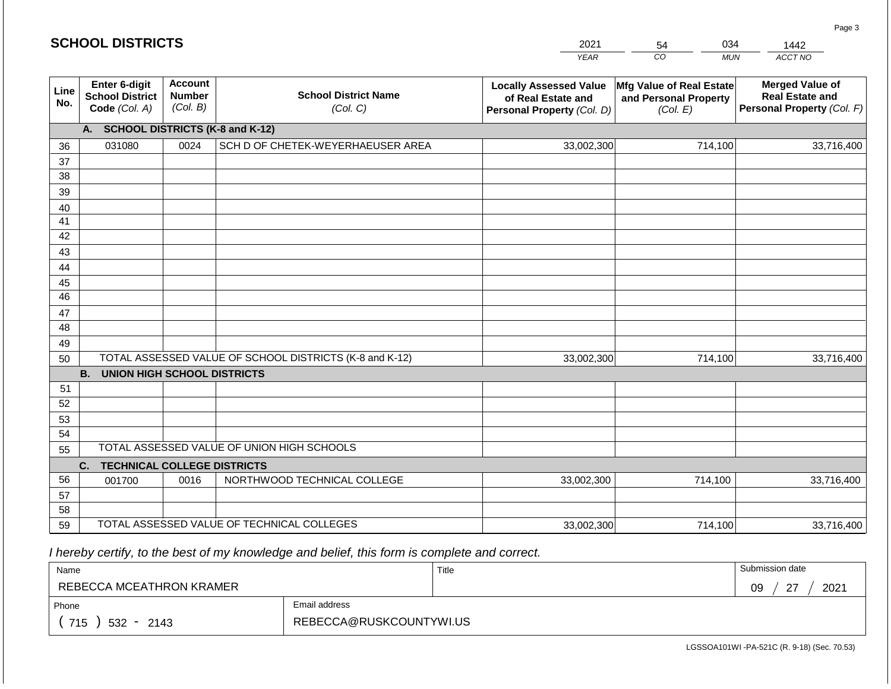## SCHOOL DISTRICTS

| YEAR | CO | MUN | ACCT NO |
|---|---|---|---|
| 2021 | 54 | 034 | 1442 |

| Line No. | Enter 6-digit School District Code (Col. A) | Account Number (Col. B) | School District Name (Col. C) | Locally Assessed Value of Real Estate and Personal Property (Col. D) | Mfg Value of Real Estate and Personal Property (Col. E) | Merged Value of Real Estate and Personal Property (Col. F) |
|---|---|---|---|---|---|---|
| | **A. SCHOOL DISTRICTS (K-8 and K-12)** | | | | | |
| 36 | 031080 | 0024 | SCH D OF CHETEK-WEYERHAEUSER AREA | 33,002,300 | 714,100 | 33,716,400 |
| 37 | | | | | | |
| 38 | | | | | | |
| 39 | | | | | | |
| 40 | | | | | | |
| 41 | | | | | | |
| 42 | | | | | | |
| 43 | | | | | | |
| 44 | | | | | | |
| 45 | | | | | | |
| 46 | | | | | | |
| 47 | | | | | | |
| 48 | | | | | | |
| 49 | | | | | | |
| 50 | TOTAL ASSESSED VALUE OF SCHOOL DISTRICTS (K-8 and K-12) | | | 33,002,300 | 714,100 | 33,716,400 |
| | **B. UNION HIGH SCHOOL DISTRICTS** | | | | | |
| 51 | | | | | | |
| 52 | | | | | | |
| 53 | | | | | | |
| 54 | | | | | | |
| 55 | TOTAL ASSESSED VALUE OF UNION HIGH SCHOOLS | | | | | |
| | **C. TECHNICAL COLLEGE DISTRICTS** | | | | | |
| 56 | 001700 | 0016 | NORTHWOOD TECHNICAL COLLEGE | 33,002,300 | 714,100 | 33,716,400 |
| 57 | | | | | | |
| 58 | | | | | | |
| 59 | TOTAL ASSESSED VALUE OF TECHNICAL COLLEGES | | | 33,002,300 | 714,100 | 33,716,400 |

*I hereby certify, to the best of my knowledge and belief, this form is complete and correct.*

| Name | Title | Submission date |
|---|---|---|
| REBECCA MCEATHRON KRAMER | | 09 / 27 / 2021 |
| **Phone** | **Email address** | |
| ( 715 ) 532 - 2143 | REBECCA@RUSKCOUNTYWI.US | |

LGSSOA101WI -PA-521C (R. 9-18) (Sec. 70.53)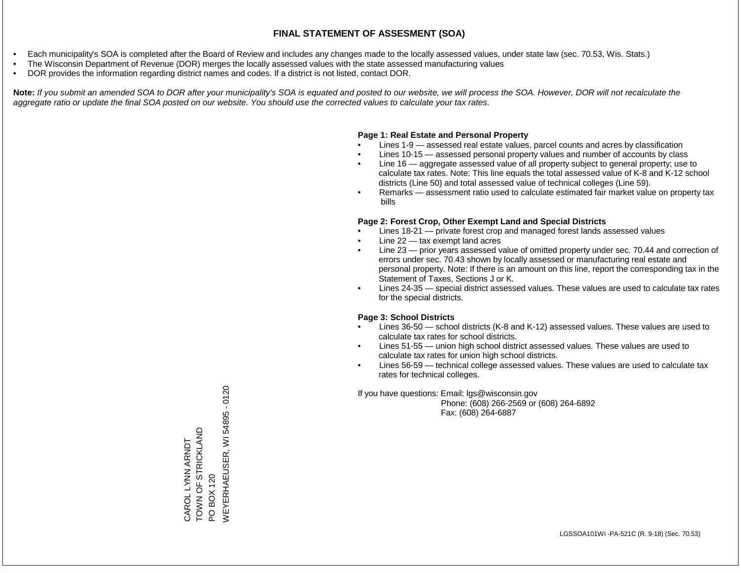# FINAL STATEMENT OF ASSESMENT (SOA)

- Each municipality's SOA is completed after the Board of Review and includes any changes made to the locally assessed values, under state law (sec. 70.53, Wis. Stats.)
- The Wisconsin Department of Revenue (DOR) merges the locally assessed values with the state assessed manufacturing values
- DOR provides the information regarding district names and codes. If a district is not listed, contact DOR.

**Note:** *If you submit an amended SOA to DOR after your municipality's SOA is equated and posted to our website, we will process the SOA. However, DOR will not recalculate the aggregate ratio or update the final SOA posted on our website. You should use the corrected values to calculate your tax rates.*

**Page 1: Real Estate and Personal Property**

- Lines 1-9 — assessed real estate values, parcel counts and acres by classification
- Lines 10-15 — assessed personal property values and number of accounts by class
- Line 16 — aggregate assessed value of all property subject to general property; use to calculate tax rates. Note: This line equals the total assessed value of K-8 and K-12 school districts (Line 50) and total assessed value of technical colleges (Line 59).
- Remarks — assessment ratio used to calculate estimated fair market value on property tax bills

**Page 2: Forest Crop, Other Exempt Land and Special Districts**

- Lines 18-21 — private forest crop and managed forest lands assessed values
- Line 22 — tax exempt land acres
- Line 23 — prior years assessed value of omitted property under sec. 70.44 and correction of errors under sec. 70.43 shown by locally assessed or manufacturing real estate and personal property. Note: If there is an amount on this line, report the corresponding tax in the Statement of Taxes, Sections J or K.
- Lines 24-35 — special district assessed values. These values are used to calculate tax rates for the special districts.

**Page 3: School Districts**

- Lines 36-50 — school districts (K-8 and K-12) assessed values. These values are used to calculate tax rates for school districts.
- Lines 51-55 — union high school district assessed values. These values are used to calculate tax rates for union high school districts.
- Lines 56-59 — technical college assessed values. These values are used to calculate tax rates for technical colleges.

If you have questions: Email: lgs@wisconsin.gov
Phone: (608) 266-2569 or (608) 264-6892
Fax: (608) 264-6887

CAROL LYNN ARNDT
TOWN OF STRICKLAND
PO BOX 120
WEYERHAEUSER, WI 54895 - 0120

LGSSOA101WI -PA-521C (R. 9-18) (Sec. 70.53)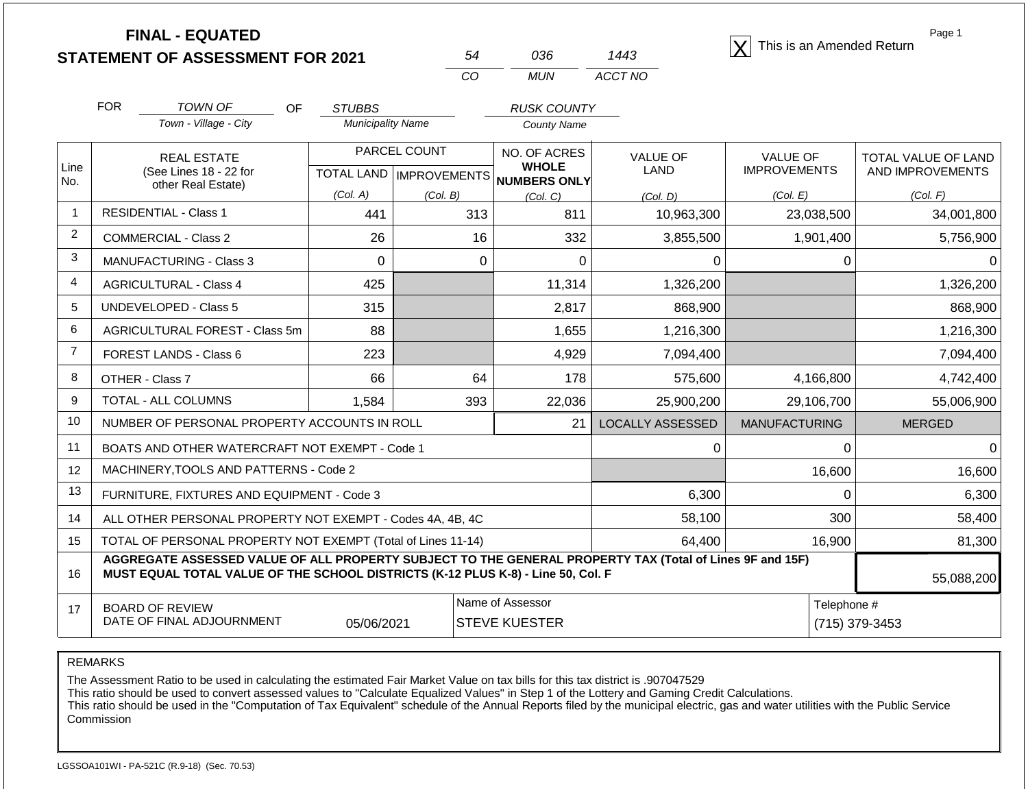# FINAL - EQUATED
## STATEMENT OF ASSESSMENT FOR 2021

| 54 | 036 | 1443 |
|---|---|---|
| CO | MUN | ACCT NO |

[X] This is an Amended Return

Page 1

FOR *TOWN OF* (Town - Village - City) OF *STUBBS* (Municipality Name) *RUSK COUNTY* (County Name)

| Line No. | REAL ESTATE (See Lines 18 - 22 for other Real Estate) | PARCEL COUNT TOTAL LAND (Col. A) | PARCEL COUNT IMPROVEMENTS (Col. B) | NO. OF ACRES WHOLE NUMBERS ONLY (Col. C) | VALUE OF LAND (Col. D) | VALUE OF IMPROVEMENTS (Col. E) | TOTAL VALUE OF LAND AND IMPROVEMENTS (Col. F) |
|---|---|---|---|---|---|---|---|
| 1 | RESIDENTIAL - Class 1 | 441 | 313 | 811 | 10,963,300 | 23,038,500 | 34,001,800 |
| 2 | COMMERCIAL - Class 2 | 26 | 16 | 332 | 3,855,500 | 1,901,400 | 5,756,900 |
| 3 | MANUFACTURING - Class 3 | 0 | 0 | 0 | 0 | 0 | 0 |
| 4 | AGRICULTURAL - Class 4 | 425 | | 11,314 | 1,326,200 | | 1,326,200 |
| 5 | UNDEVELOPED - Class 5 | 315 | | 2,817 | 868,900 | | 868,900 |
| 6 | AGRICULTURAL FOREST - Class 5m | 88 | | 1,655 | 1,216,300 | | 1,216,300 |
| 7 | FOREST LANDS - Class 6 | 223 | | 4,929 | 7,094,400 | | 7,094,400 |
| 8 | OTHER - Class 7 | 66 | 64 | 178 | 575,600 | 4,166,800 | 4,742,400 |
| 9 | TOTAL - ALL COLUMNS | 1,584 | 393 | 22,036 | 25,900,200 | 29,106,700 | 55,006,900 |
| 10 | NUMBER OF PERSONAL PROPERTY ACCOUNTS IN ROLL | | | 21 | LOCALLY ASSESSED | MANUFACTURING | MERGED |
| 11 | BOATS AND OTHER WATERCRAFT NOT EXEMPT - Code 1 | | | | 0 | 0 | 0 |
| 12 | MACHINERY,TOOLS AND PATTERNS - Code 2 | | | | | 16,600 | 16,600 |
| 13 | FURNITURE, FIXTURES AND EQUIPMENT - Code 3 | | | | 6,300 | 0 | 6,300 |
| 14 | ALL OTHER PERSONAL PROPERTY NOT EXEMPT - Codes 4A, 4B, 4C | | | | 58,100 | 300 | 58,400 |
| 15 | TOTAL OF PERSONAL PROPERTY NOT EXEMPT (Total of Lines 11-14) | | | | 64,400 | 16,900 | 81,300 |
| 16 | **AGGREGATE ASSESSED VALUE OF ALL PROPERTY SUBJECT TO THE GENERAL PROPERTY TAX (Total of Lines 9F and 15F) MUST EQUAL TOTAL VALUE OF THE SCHOOL DISTRICTS (K-12 PLUS K-8) - Line 50, Col. F** | | | | | | 55,088,200 |
| 17 | BOARD OF REVIEW DATE OF FINAL ADJOURNMENT | 05/06/2021 | Name of Assessor | STEVE KUESTER | | Telephone # | (715) 379-3453 |

REMARKS

The Assessment Ratio to be used in calculating the estimated Fair Market Value on tax bills for this tax district is .907047529
This ratio should be used to convert assessed values to "Calculate Equalized Values" in Step 1 of the Lottery and Gaming Credit Calculations.
This ratio should be used in the "Computation of Tax Equivalent" schedule of the Annual Reports filed by the municipal electric, gas and water utilities with the Public Service Commission

LGSSOA101WI - PA-521C (R.9-18) (Sec. 70.53)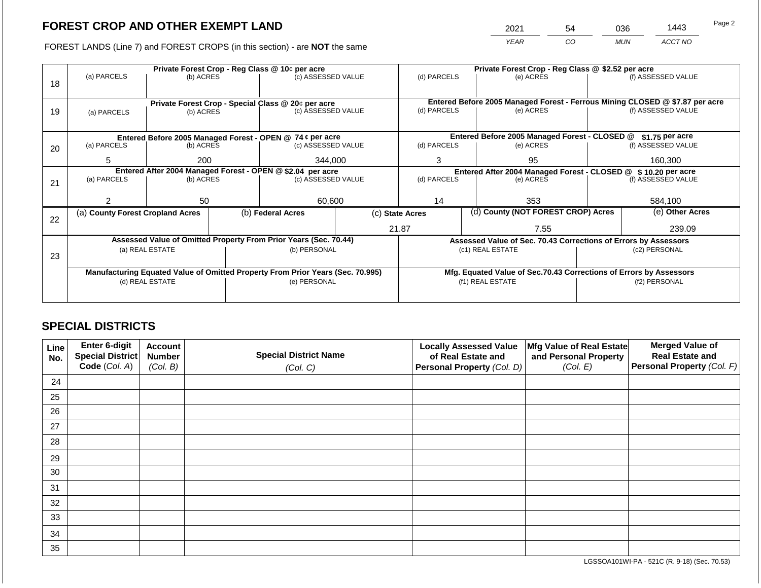## FOREST CROP AND OTHER EXEMPT LAND

| 2021 | 54 | 036 | 1443 |
|---|---|---|---|
| YEAR | CO | MUN | ACCT NO |

FOREST LANDS (Line 7) and FOREST CROPS (in this section) - are **NOT** the same

| Line | | | | | | |
|---|---|---|---|---|---|---|
| 18 | **Private Forest Crop - Reg Class @ 10¢ per acre** | | | **Private Forest Crop - Reg Class @ $2.52 per acre** | | |
| | (a) PARCELS | (b) ACRES | (c) ASSESSED VALUE | (d) PARCELS | (e) ACRES | (f) ASSESSED VALUE |
| | | | | | | |
| 19 | **Private Forest Crop - Special Class @ 20¢ per acre** | | | **Entered Before 2005 Managed Forest - Ferrous Mining CLOSED @ $7.87 per acre** | | |
| | (a) PARCELS | (b) ACRES | (c) ASSESSED VALUE | (d) PARCELS | (e) ACRES | (f) ASSESSED VALUE |
| | | | | | | |
| 20 | **Entered Before 2005 Managed Forest - OPEN @ 74 ¢ per acre** | | | **Entered Before 2005 Managed Forest - CLOSED @ $1.75 per acre** | | |
| | (a) PARCELS | (b) ACRES | (c) ASSESSED VALUE | (d) PARCELS | (e) ACRES | (f) ASSESSED VALUE |
| | 5 | 200 | 344,000 | 3 | 95 | 160,300 |
| 21 | **Entered After 2004 Managed Forest - OPEN @ $2.04 per acre** | | | **Entered After 2004 Managed Forest - CLOSED @ $ 10.20 per acre** | | |
| | (a) PARCELS | (b) ACRES | (c) ASSESSED VALUE | (d) PARCELS | (e) ACRES | (f) ASSESSED VALUE |
| | 2 | 50 | 60,600 | 14 | 353 | 584,100 |

| Line | (a) County Forest Cropland Acres | (b) Federal Acres | (c) State Acres | (d) County (NOT FOREST CROP) Acres | (e) Other Acres |
|---|---|---|---|---|---|
| 22 | | | 21.87 | 7.55 | 239.09 |

| Line | Assessed Value of Omitted Property From Prior Years (Sec. 70.44) | | Assessed Value of Sec. 70.43 Corrections of Errors by Assessors | |
|---|---|---|---|---|
| 23 | (a) REAL ESTATE | (b) PERSONAL | (c1) REAL ESTATE | (c2) PERSONAL |
| | | | | |
| | **Manufacturing Equated Value of Omitted Property From Prior Years (Sec. 70.995)** | | **Mfg. Equated Value of Sec.70.43 Corrections of Errors by Assessors** | |
| | (d) REAL ESTATE | (e) PERSONAL | (f1) REAL ESTATE | (f2) PERSONAL |
| | | | | |

## SPECIAL DISTRICTS

| Line No. | Enter 6-digit Special District Code (Col. A) | Account Number (Col. B) | Special District Name (Col. C) | Locally Assessed Value of Real Estate and Personal Property (Col. D) | Mfg Value of Real Estate and Personal Property (Col. E) | Merged Value of Real Estate and Personal Property (Col. F) |
|---|---|---|---|---|---|---|
| 24 | | | | | | |
| 25 | | | | | | |
| 26 | | | | | | |
| 27 | | | | | | |
| 28 | | | | | | |
| 29 | | | | | | |
| 30 | | | | | | |
| 31 | | | | | | |
| 32 | | | | | | |
| 33 | | | | | | |
| 34 | | | | | | |
| 35 | | | | | | |

LGSSOA101WI-PA - 521C (R. 9-18) (Sec. 70.53)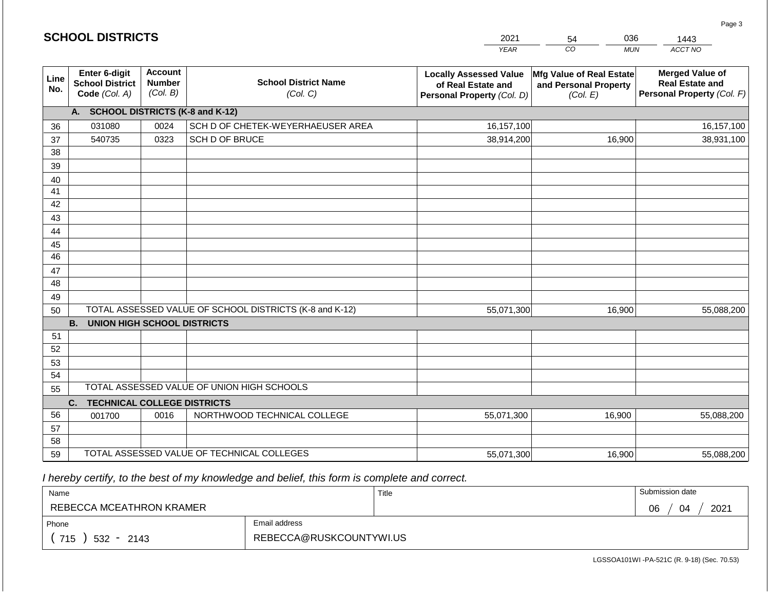## SCHOOL DISTRICTS

| YEAR | CO | MUN | ACCT NO |
|---|---|---|---|
| 2021 | 54 | 036 | 1443 |

| Line No. | Enter 6-digit School District Code (Col. A) | Account Number (Col. B) | School District Name (Col. C) | Locally Assessed Value of Real Estate and Personal Property (Col. D) | Mfg Value of Real Estate and Personal Property (Col. E) | Merged Value of Real Estate and Personal Property (Col. F) |
|---|---|---|---|---|---|---|
| | **A. SCHOOL DISTRICTS (K-8 and K-12)** | | | | | |
| 36 | 031080 | 0024 | SCH D OF CHETEK-WEYERHAEUSER AREA | 16,157,100 | | 16,157,100 |
| 37 | 540735 | 0323 | SCH D OF BRUCE | 38,914,200 | 16,900 | 38,931,100 |
| 38 | | | | | | |
| 39 | | | | | | |
| 40 | | | | | | |
| 41 | | | | | | |
| 42 | | | | | | |
| 43 | | | | | | |
| 44 | | | | | | |
| 45 | | | | | | |
| 46 | | | | | | |
| 47 | | | | | | |
| 48 | | | | | | |
| 49 | | | | | | |
| 50 | TOTAL ASSESSED VALUE OF SCHOOL DISTRICTS (K-8 and K-12) | | | 55,071,300 | 16,900 | 55,088,200 |
| | **B. UNION HIGH SCHOOL DISTRICTS** | | | | | |
| 51 | | | | | | |
| 52 | | | | | | |
| 53 | | | | | | |
| 54 | | | | | | |
| 55 | TOTAL ASSESSED VALUE OF UNION HIGH SCHOOLS | | | | | |
| | **C. TECHNICAL COLLEGE DISTRICTS** | | | | | |
| 56 | 001700 | 0016 | NORTHWOOD TECHNICAL COLLEGE | 55,071,300 | 16,900 | 55,088,200 |
| 57 | | | | | | |
| 58 | | | | | | |
| 59 | TOTAL ASSESSED VALUE OF TECHNICAL COLLEGES | | | 55,071,300 | 16,900 | 55,088,200 |

*I hereby certify, to the best of my knowledge and belief, this form is complete and correct.*

| Name | Title | Submission date |
|---|---|---|
| REBECCA MCEATHRON KRAMER | | 06 / 04 / 2021 |

| Phone | Email address |
|---|---|
| ( 715 ) 532 - 2143 | REBECCA@RUSKCOUNTYWI.US |

LGSSOA101WI -PA-521C (R. 9-18) (Sec. 70.53)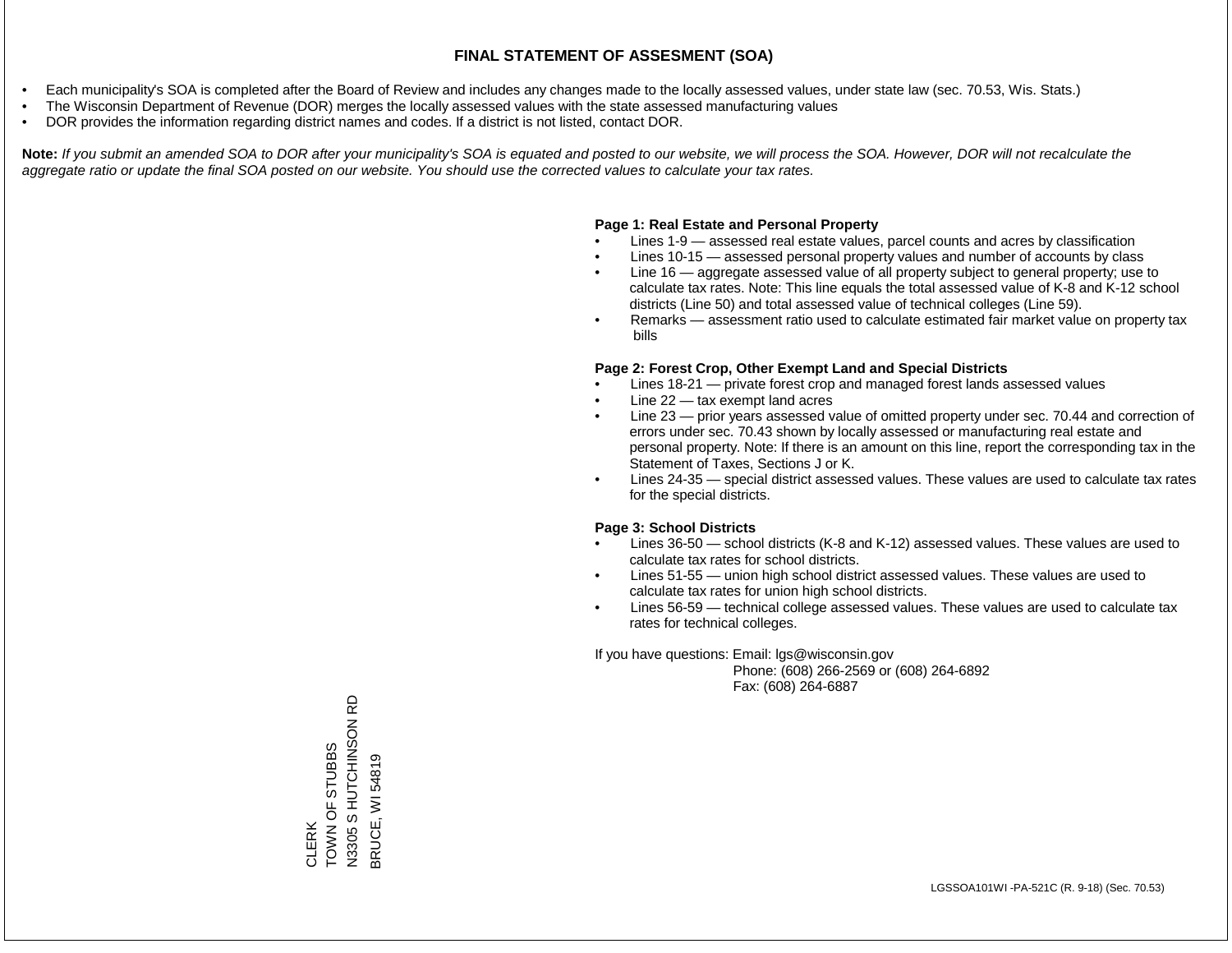# FINAL STATEMENT OF ASSESMENT (SOA)

- Each municipality's SOA is completed after the Board of Review and includes any changes made to the locally assessed values, under state law (sec. 70.53, Wis. Stats.)
- The Wisconsin Department of Revenue (DOR) merges the locally assessed values with the state assessed manufacturing values
- DOR provides the information regarding district names and codes. If a district is not listed, contact DOR.

**Note:** *If you submit an amended SOA to DOR after your municipality's SOA is equated and posted to our website, we will process the SOA. However, DOR will not recalculate the aggregate ratio or update the final SOA posted on our website. You should use the corrected values to calculate your tax rates.*

**Page 1: Real Estate and Personal Property**

- Lines 1-9 — assessed real estate values, parcel counts and acres by classification
- Lines 10-15 — assessed personal property values and number of accounts by class
- Line 16 — aggregate assessed value of all property subject to general property; use to calculate tax rates. Note: This line equals the total assessed value of K-8 and K-12 school districts (Line 50) and total assessed value of technical colleges (Line 59).
- Remarks — assessment ratio used to calculate estimated fair market value on property tax bills

**Page 2: Forest Crop, Other Exempt Land and Special Districts**

- Lines 18-21 — private forest crop and managed forest lands assessed values
- Line 22 — tax exempt land acres
- Line 23 — prior years assessed value of omitted property under sec. 70.44 and correction of errors under sec. 70.43 shown by locally assessed or manufacturing real estate and personal property. Note: If there is an amount on this line, report the corresponding tax in the Statement of Taxes, Sections J or K.
- Lines 24-35 — special district assessed values. These values are used to calculate tax rates for the special districts.

**Page 3: School Districts**

- Lines 36-50 — school districts (K-8 and K-12) assessed values. These values are used to calculate tax rates for school districts.
- Lines 51-55 — union high school district assessed values. These values are used to calculate tax rates for union high school districts.
- Lines 56-59 — technical college assessed values. These values are used to calculate tax rates for technical colleges.

If you have questions: Email: lgs@wisconsin.gov
Phone: (608) 266-2569 or (608) 264-6892
Fax: (608) 264-6887

CLERK
TOWN OF STUBBS
N3305 S HUTCHINSON RD
BRUCE, WI 54819

LGSSOA101WI -PA-521C (R. 9-18) (Sec. 70.53)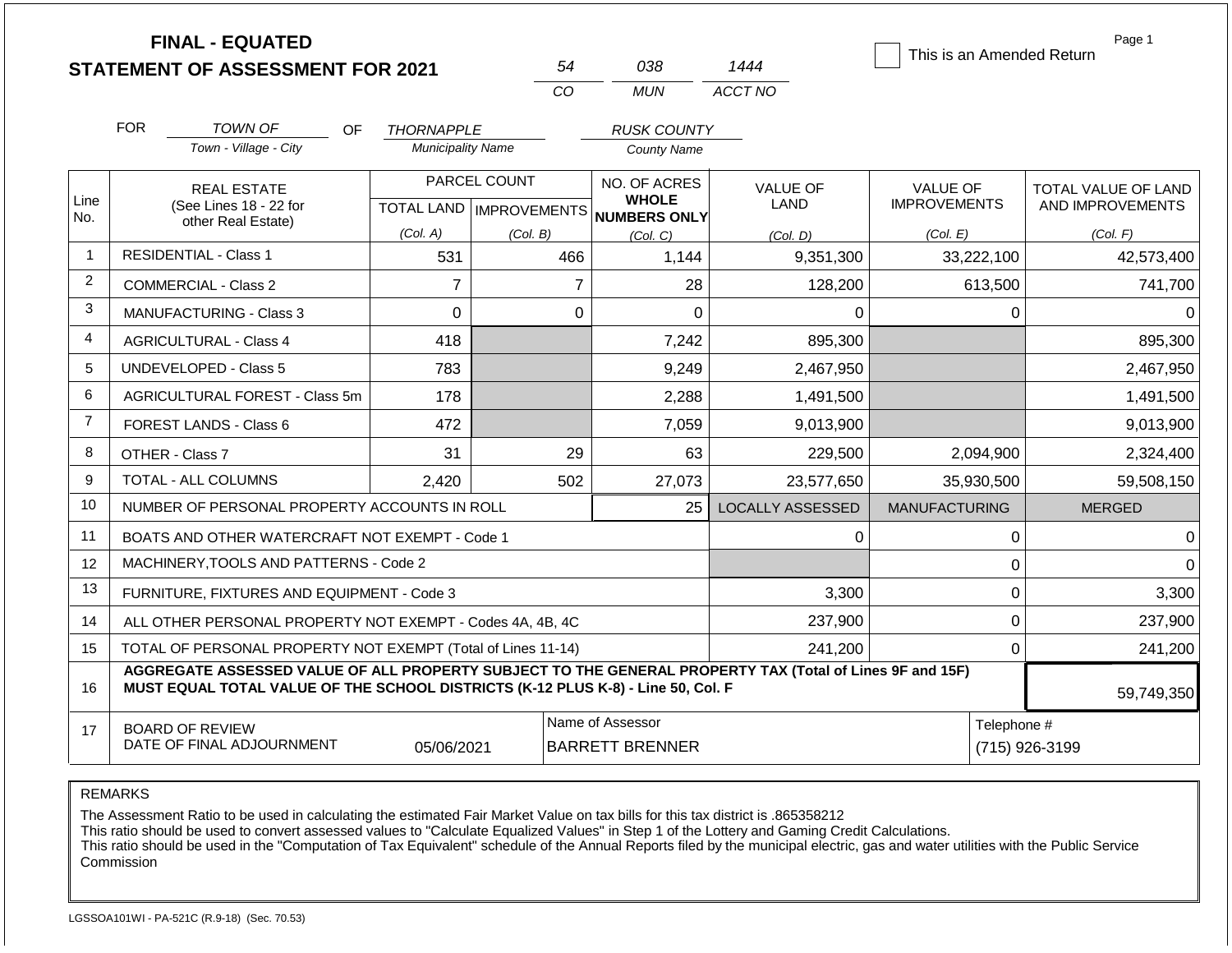# FINAL - EQUATED
## STATEMENT OF ASSESSMENT FOR 2021

54 | 038 | 1444
CO | MUN | ACCT NO

This is an Amended Return

Page 1

FOR *TOWN OF* OF *THORNAPPLE* *RUSK COUNTY*
Town - Village - City | Municipality Name | County Name

| Line No. | REAL ESTATE (See Lines 18 - 22 for other Real Estate) | PARCEL COUNT TOTAL LAND (Col. A) | PARCEL COUNT IMPROVEMENTS (Col. B) | NO. OF ACRES WHOLE NUMBERS ONLY (Col. C) | VALUE OF LAND (Col. D) | VALUE OF IMPROVEMENTS (Col. E) | TOTAL VALUE OF LAND AND IMPROVEMENTS (Col. F) |
|---|---|---|---|---|---|---|---|
| 1 | RESIDENTIAL - Class 1 | 531 | 466 | 1,144 | 9,351,300 | 33,222,100 | 42,573,400 |
| 2 | COMMERCIAL - Class 2 | 7 | 7 | 28 | 128,200 | 613,500 | 741,700 |
| 3 | MANUFACTURING - Class 3 | 0 | 0 | 0 | 0 | 0 | 0 |
| 4 | AGRICULTURAL - Class 4 | 418 | | 7,242 | 895,300 | | 895,300 |
| 5 | UNDEVELOPED - Class 5 | 783 | | 9,249 | 2,467,950 | | 2,467,950 |
| 6 | AGRICULTURAL FOREST - Class 5m | 178 | | 2,288 | 1,491,500 | | 1,491,500 |
| 7 | FOREST LANDS - Class 6 | 472 | | 7,059 | 9,013,900 | | 9,013,900 |
| 8 | OTHER - Class 7 | 31 | 29 | 63 | 229,500 | 2,094,900 | 2,324,400 |
| 9 | TOTAL - ALL COLUMNS | 2,420 | 502 | 27,073 | 23,577,650 | 35,930,500 | 59,508,150 |
| 10 | NUMBER OF PERSONAL PROPERTY ACCOUNTS IN ROLL | | | 25 | LOCALLY ASSESSED | MANUFACTURING | MERGED |
| 11 | BOATS AND OTHER WATERCRAFT NOT EXEMPT - Code 1 | | | | 0 | 0 | 0 |
| 12 | MACHINERY,TOOLS AND PATTERNS - Code 2 | | | | | 0 | 0 |
| 13 | FURNITURE, FIXTURES AND EQUIPMENT - Code 3 | | | | 3,300 | 0 | 3,300 |
| 14 | ALL OTHER PERSONAL PROPERTY NOT EXEMPT - Codes 4A, 4B, 4C | | | | 237,900 | 0 | 237,900 |
| 15 | TOTAL OF PERSONAL PROPERTY NOT EXEMPT (Total of Lines 11-14) | | | | 241,200 | 0 | 241,200 |
| 16 | **AGGREGATE ASSESSED VALUE OF ALL PROPERTY SUBJECT TO THE GENERAL PROPERTY TAX (Total of Lines 9F and 15F) MUST EQUAL TOTAL VALUE OF THE SCHOOL DISTRICTS (K-12 PLUS K-8) - Line 50, Col. F** | | | | | | 59,749,350 |
| 17 | BOARD OF REVIEW DATE OF FINAL ADJOURNMENT | 05/06/2021 | | Name of Assessor: BARRETT BRENNER | | | Telephone #: (715) 926-3199 |

REMARKS

The Assessment Ratio to be used in calculating the estimated Fair Market Value on tax bills for this tax district is .865358212
This ratio should be used to convert assessed values to "Calculate Equalized Values" in Step 1 of the Lottery and Gaming Credit Calculations.
This ratio should be used in the "Computation of Tax Equivalent" schedule of the Annual Reports filed by the municipal electric, gas and water utilities with the Public Service Commission

LGSSOA101WI - PA-521C (R.9-18) (Sec. 70.53)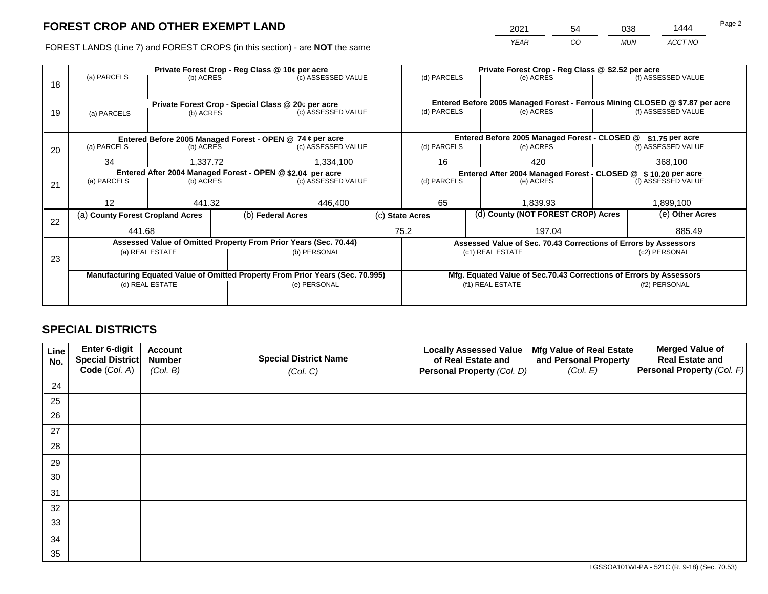# FOREST CROP AND OTHER EXEMPT LAND

FOREST LANDS (Line 7) and FOREST CROPS (in this section) - are **NOT** the same

| YEAR | CO | MUN | ACCT NO |
|---|---|---|---|
| 2021 | 54 | 038 | 1444 |

| Line | Private Forest Crop - Reg Class @ 10¢ per acre | | | Private Forest Crop - Reg Class @ $2.52 per acre | | |
|---|---|---|---|---|---|---|
| | (a) PARCELS | (b) ACRES | (c) ASSESSED VALUE | (d) PARCELS | (e) ACRES | (f) ASSESSED VALUE |
| 18 | | | | | | |
| | **Private Forest Crop - Special Class @ 20¢ per acre** | | | **Entered Before 2005 Managed Forest - Ferrous Mining CLOSED @ $7.87 per acre** | | |
| | (a) PARCELS | (b) ACRES | (c) ASSESSED VALUE | (d) PARCELS | (e) ACRES | (f) ASSESSED VALUE |
| 19 | | | | | | |
| | **Entered Before 2005 Managed Forest - OPEN @ 74 ¢ per acre** | | | **Entered Before 2005 Managed Forest - CLOSED @ $1.75 per acre** | | |
| | (a) PARCELS | (b) ACRES | (c) ASSESSED VALUE | (d) PARCELS | (e) ACRES | (f) ASSESSED VALUE |
| 20 | 34 | 1,337.72 | 1,334,100 | 16 | 420 | 368,100 |
| | **Entered After 2004 Managed Forest - OPEN @ $2.04 per acre** | | | **Entered After 2004 Managed Forest - CLOSED @ $ 10.20 per acre** | | |
| | (a) PARCELS | (b) ACRES | (c) ASSESSED VALUE | (d) PARCELS | (e) ACRES | (f) ASSESSED VALUE |
| 21 | 12 | 441.32 | 446,400 | 65 | 1,839.93 | 1,899,100 |

| Line | (a) County Forest Cropland Acres | (b) Federal Acres | (c) State Acres | (d) County (NOT FOREST CROP) Acres | (e) Other Acres |
|---|---|---|---|---|---|
| 22 | 441.68 | | 75.2 | 197.04 | 885.49 |

| Line | Assessed Value of Omitted Property From Prior Years (Sec. 70.44) | | Assessed Value of Sec. 70.43 Corrections of Errors by Assessors | |
|---|---|---|---|---|
| | (a) REAL ESTATE | (b) PERSONAL | (c1) REAL ESTATE | (c2) PERSONAL |
| 23 | | | | |
| | **Manufacturing Equated Value of Omitted Property From Prior Years (Sec. 70.995)** | | **Mfg. Equated Value of Sec.70.43 Corrections of Errors by Assessors** | |
| | (d) REAL ESTATE | (e) PERSONAL | (f1) REAL ESTATE | (f2) PERSONAL |
| | | | | |

## SPECIAL DISTRICTS

| Line No. | Enter 6-digit Special District Code (Col. A) | Account Number (Col. B) | Special District Name (Col. C) | Locally Assessed Value of Real Estate and Personal Property (Col. D) | Mfg Value of Real Estate and Personal Property (Col. E) | Merged Value of Real Estate and Personal Property (Col. F) |
|---|---|---|---|---|---|---|
| 24 | | | | | | |
| 25 | | | | | | |
| 26 | | | | | | |
| 27 | | | | | | |
| 28 | | | | | | |
| 29 | | | | | | |
| 30 | | | | | | |
| 31 | | | | | | |
| 32 | | | | | | |
| 33 | | | | | | |
| 34 | | | | | | |
| 35 | | | | | | |

LGSSOA101WI-PA - 521C (R. 9-18) (Sec. 70.53)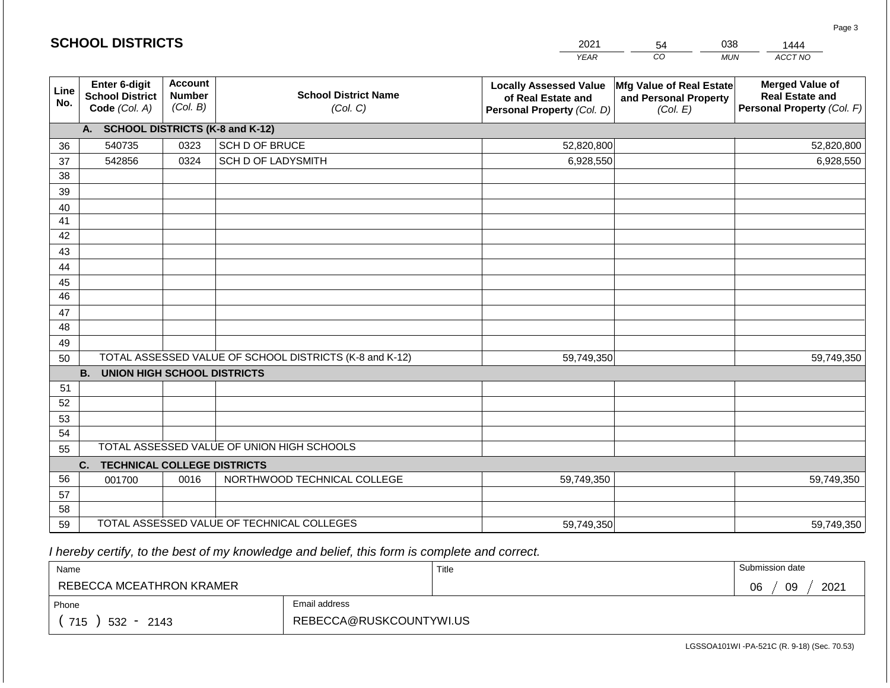## SCHOOL DISTRICTS

| YEAR | CO | MUN | ACCT NO |
|---|---|---|---|
| 2021 | 54 | 038 | 1444 |

| Line No. | Enter 6-digit School District Code (Col. A) | Account Number (Col. B) | School District Name (Col. C) | Locally Assessed Value of Real Estate and Personal Property (Col. D) | Mfg Value of Real Estate and Personal Property (Col. E) | Merged Value of Real Estate and Personal Property (Col. F) |
|---|---|---|---|---|---|---|
| | **A. SCHOOL DISTRICTS (K-8 and K-12)** | | | | | |
| 36 | 540735 | 0323 | SCH D OF BRUCE | 52,820,800 | | 52,820,800 |
| 37 | 542856 | 0324 | SCH D OF LADYSMITH | 6,928,550 | | 6,928,550 |
| 38 | | | | | | |
| 39 | | | | | | |
| 40 | | | | | | |
| 41 | | | | | | |
| 42 | | | | | | |
| 43 | | | | | | |
| 44 | | | | | | |
| 45 | | | | | | |
| 46 | | | | | | |
| 47 | | | | | | |
| 48 | | | | | | |
| 49 | | | | | | |
| 50 | TOTAL ASSESSED VALUE OF SCHOOL DISTRICTS (K-8 and K-12) | | | 59,749,350 | | 59,749,350 |
| | **B. UNION HIGH SCHOOL DISTRICTS** | | | | | |
| 51 | | | | | | |
| 52 | | | | | | |
| 53 | | | | | | |
| 54 | | | | | | |
| 55 | TOTAL ASSESSED VALUE OF UNION HIGH SCHOOLS | | | | | |
| | **C. TECHNICAL COLLEGE DISTRICTS** | | | | | |
| 56 | 001700 | 0016 | NORTHWOOD TECHNICAL COLLEGE | 59,749,350 | | 59,749,350 |
| 57 | | | | | | |
| 58 | | | | | | |
| 59 | TOTAL ASSESSED VALUE OF TECHNICAL COLLEGES | | | 59,749,350 | | 59,749,350 |

*I hereby certify, to the best of my knowledge and belief, this form is complete and correct.*

| Name | Title | Submission date |
|---|---|---|
| REBECCA MCEATHRON KRAMER | | 06 / 09 / 2021 |
| **Phone** | **Email address** | |
| ( 715 ) 532 - 2143 | REBECCA@RUSKCOUNTYWI.US | |

LGSSOA101WI -PA-521C (R. 9-18) (Sec. 70.53)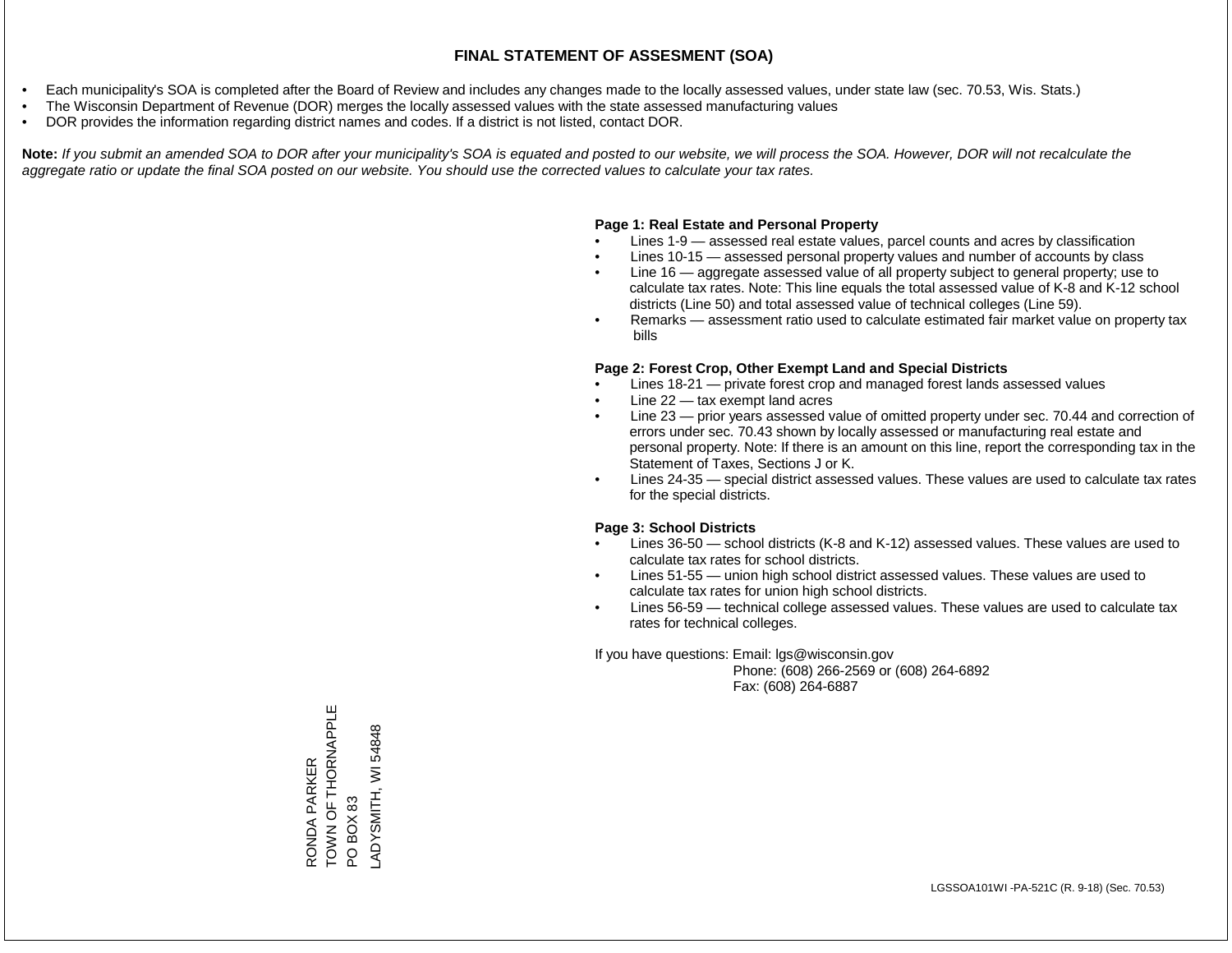# FINAL STATEMENT OF ASSESMENT (SOA)

- Each municipality's SOA is completed after the Board of Review and includes any changes made to the locally assessed values, under state law (sec. 70.53, Wis. Stats.)
- The Wisconsin Department of Revenue (DOR) merges the locally assessed values with the state assessed manufacturing values
- DOR provides the information regarding district names and codes. If a district is not listed, contact DOR.

**Note:** *If you submit an amended SOA to DOR after your municipality's SOA is equated and posted to our website, we will process the SOA. However, DOR will not recalculate the aggregate ratio or update the final SOA posted on our website. You should use the corrected values to calculate your tax rates.*

**Page 1: Real Estate and Personal Property**

- Lines 1-9 — assessed real estate values, parcel counts and acres by classification
- Lines 10-15 — assessed personal property values and number of accounts by class
- Line 16 — aggregate assessed value of all property subject to general property; use to calculate tax rates. Note: This line equals the total assessed value of K-8 and K-12 school districts (Line 50) and total assessed value of technical colleges (Line 59).
- Remarks — assessment ratio used to calculate estimated fair market value on property tax bills

**Page 2: Forest Crop, Other Exempt Land and Special Districts**

- Lines 18-21 — private forest crop and managed forest lands assessed values
- Line 22 — tax exempt land acres
- Line 23 — prior years assessed value of omitted property under sec. 70.44 and correction of errors under sec. 70.43 shown by locally assessed or manufacturing real estate and personal property. Note: If there is an amount on this line, report the corresponding tax in the Statement of Taxes, Sections J or K.
- Lines 24-35 — special district assessed values. These values are used to calculate tax rates for the special districts.

**Page 3: School Districts**

- Lines 36-50 — school districts (K-8 and K-12) assessed values. These values are used to calculate tax rates for school districts.
- Lines 51-55 — union high school district assessed values. These values are used to calculate tax rates for union high school districts.
- Lines 56-59 — technical college assessed values. These values are used to calculate tax rates for technical colleges.

If you have questions: Email: lgs@wisconsin.gov
Phone: (608) 266-2569 or (608) 264-6892
Fax: (608) 264-6887

RONDA PARKER
TOWN OF THORNAPPLE
PO BOX 83
LADYSMITH, WI 54848

LGSSOA101WI -PA-521C (R. 9-18) (Sec. 70.53)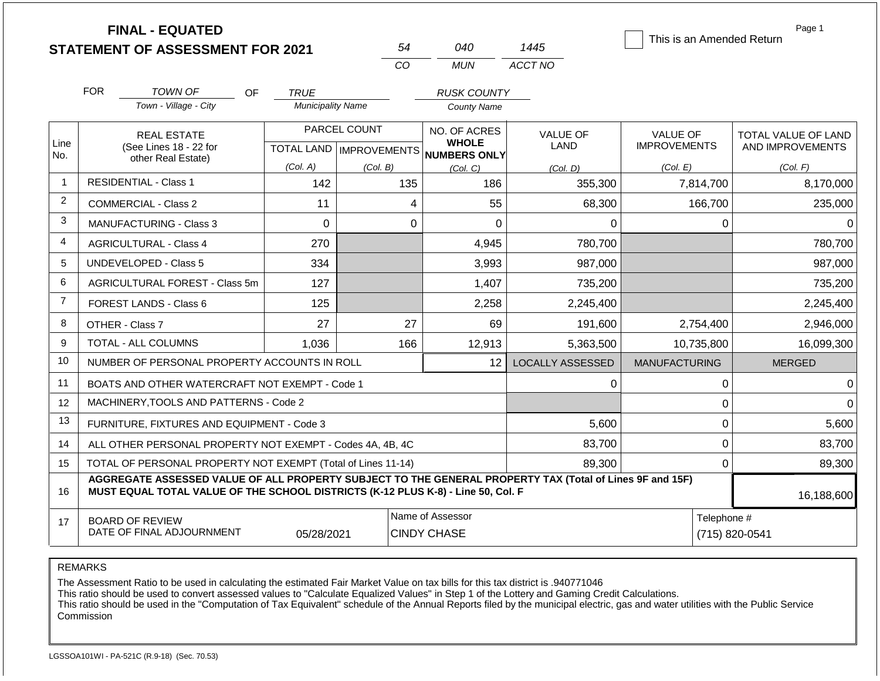# FINAL - EQUATED
## STATEMENT OF ASSESSMENT FOR 2021

| 54 | 040 | 1445 |
|---|---|---|
| CO | MUN | ACCT NO |

☐ This is an Amended Return

Page 1

FOR *TOWN OF* (Town - Village - City) OF *TRUE* (Municipality Name) *RUSK COUNTY* (County Name)

| Line No. | REAL ESTATE (See Lines 18 - 22 for other Real Estate) | PARCEL COUNT TOTAL LAND (Col. A) | PARCEL COUNT IMPROVEMENTS (Col. B) | NO. OF ACRES WHOLE NUMBERS ONLY (Col. C) | VALUE OF LAND (Col. D) | VALUE OF IMPROVEMENTS (Col. E) | TOTAL VALUE OF LAND AND IMPROVEMENTS (Col. F) |
|---|---|---|---|---|---|---|---|
| 1 | RESIDENTIAL - Class 1 | 142 | 135 | 186 | 355,300 | 7,814,700 | 8,170,000 |
| 2 | COMMERCIAL - Class 2 | 11 | 4 | 55 | 68,300 | 166,700 | 235,000 |
| 3 | MANUFACTURING - Class 3 | 0 | 0 | 0 | 0 | 0 | 0 |
| 4 | AGRICULTURAL - Class 4 | 270 | | 4,945 | 780,700 | | 780,700 |
| 5 | UNDEVELOPED - Class 5 | 334 | | 3,993 | 987,000 | | 987,000 |
| 6 | AGRICULTURAL FOREST - Class 5m | 127 | | 1,407 | 735,200 | | 735,200 |
| 7 | FOREST LANDS - Class 6 | 125 | | 2,258 | 2,245,400 | | 2,245,400 |
| 8 | OTHER - Class 7 | 27 | 27 | 69 | 191,600 | 2,754,400 | 2,946,000 |
| 9 | TOTAL - ALL COLUMNS | 1,036 | 166 | 12,913 | 5,363,500 | 10,735,800 | 16,099,300 |
| 10 | NUMBER OF PERSONAL PROPERTY ACCOUNTS IN ROLL | | | 12 | LOCALLY ASSESSED | MANUFACTURING | MERGED |
| 11 | BOATS AND OTHER WATERCRAFT NOT EXEMPT - Code 1 | | | | 0 | 0 | 0 |
| 12 | MACHINERY,TOOLS AND PATTERNS - Code 2 | | | | | 0 | 0 |
| 13 | FURNITURE, FIXTURES AND EQUIPMENT - Code 3 | | | | 5,600 | 0 | 5,600 |
| 14 | ALL OTHER PERSONAL PROPERTY NOT EXEMPT - Codes 4A, 4B, 4C | | | | 83,700 | 0 | 83,700 |
| 15 | TOTAL OF PERSONAL PROPERTY NOT EXEMPT (Total of Lines 11-14) | | | | 89,300 | 0 | 89,300 |
| 16 | **AGGREGATE ASSESSED VALUE OF ALL PROPERTY SUBJECT TO THE GENERAL PROPERTY TAX (Total of Lines 9F and 15F) MUST EQUAL TOTAL VALUE OF THE SCHOOL DISTRICTS (K-12 PLUS K-8) - Line 50, Col. F** | | | | | | 16,188,600 |
| 17 | BOARD OF REVIEW DATE OF FINAL ADJOURNMENT | 05/28/2021 | Name of Assessor: CINDY CHASE | | | Telephone #: (715) 820-0541 | |

REMARKS

The Assessment Ratio to be used in calculating the estimated Fair Market Value on tax bills for this tax district is .940771046
This ratio should be used to convert assessed values to "Calculate Equalized Values" in Step 1 of the Lottery and Gaming Credit Calculations.
This ratio should be used in the "Computation of Tax Equivalent" schedule of the Annual Reports filed by the municipal electric, gas and water utilities with the Public Service Commission

LGSSOA101WI - PA-521C (R.9-18) (Sec. 70.53)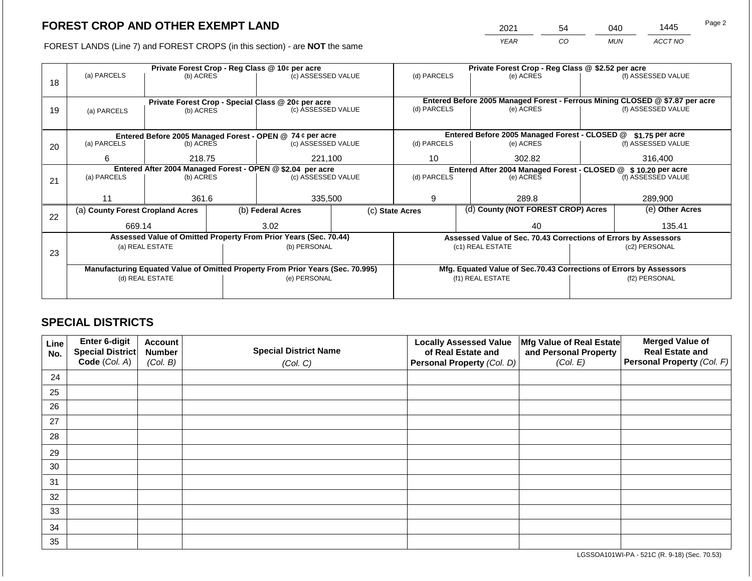## FOREST CROP AND OTHER EXEMPT LAND

| 2021 | 54 | 040 | 1445 |
|---|---|---|---|
| YEAR | CO | MUN | ACCT NO |

FOREST LANDS (Line 7) and FOREST CROPS (in this section) - are **NOT** the same

| Line | Private Forest Crop - Reg Class @ 10¢ per acre | | | Private Forest Crop - Reg Class @ $2.52 per acre | | |
|---|---|---|---|---|---|---|
| | (a) PARCELS | (b) ACRES | (c) ASSESSED VALUE | (d) PARCELS | (e) ACRES | (f) ASSESSED VALUE |
| 18 | | | | | | |
| | **Private Forest Crop - Special Class @ 20¢ per acre** | | | **Entered Before 2005 Managed Forest - Ferrous Mining CLOSED @ $7.87 per acre** | | |
| | (a) PARCELS | (b) ACRES | (c) ASSESSED VALUE | (d) PARCELS | (e) ACRES | (f) ASSESSED VALUE |
| 19 | | | | | | |
| | **Entered Before 2005 Managed Forest - OPEN @ 74 ¢ per acre** | | | **Entered Before 2005 Managed Forest - CLOSED @ $1.75 per acre** | | |
| | (a) PARCELS | (b) ACRES | (c) ASSESSED VALUE | (d) PARCELS | (e) ACRES | (f) ASSESSED VALUE |
| 20 | 6 | 218.75 | 221,100 | 10 | 302.82 | 316,400 |
| | **Entered After 2004 Managed Forest - OPEN @ $2.04 per acre** | | | **Entered After 2004 Managed Forest - CLOSED @ $ 10.20 per acre** | | |
| | (a) PARCELS | (b) ACRES | (c) ASSESSED VALUE | (d) PARCELS | (e) ACRES | (f) ASSESSED VALUE |
| 21 | 11 | 361.6 | 335,500 | 9 | 289.8 | 289,900 |

| Line | (a) County Forest Cropland Acres | (b) Federal Acres | (c) State Acres | (d) County (NOT FOREST CROP) Acres | (e) Other Acres |
|---|---|---|---|---|---|
| 22 | 669.14 | 3.02 | | 40 | 135.41 |

| Line | Assessed Value of Omitted Property From Prior Years (Sec. 70.44) | | Assessed Value of Sec. 70.43 Corrections of Errors by Assessors | |
|---|---|---|---|---|
| | (a) REAL ESTATE | (b) PERSONAL | (c1) REAL ESTATE | (c2) PERSONAL |
| 23 | | | | |
| | **Manufacturing Equated Value of Omitted Property From Prior Years (Sec. 70.995)** | | **Mfg. Equated Value of Sec.70.43 Corrections of Errors by Assessors** | |
| | (d) REAL ESTATE | (e) PERSONAL | (f1) REAL ESTATE | (f2) PERSONAL |
| | | | | |

## SPECIAL DISTRICTS

| Line No. | Enter 6-digit Special District Code (Col. A) | Account Number (Col. B) | Special District Name (Col. C) | Locally Assessed Value of Real Estate and Personal Property (Col. D) | Mfg Value of Real Estate and Personal Property (Col. E) | Merged Value of Real Estate and Personal Property (Col. F) |
|---|---|---|---|---|---|---|
| 24 | | | | | | |
| 25 | | | | | | |
| 26 | | | | | | |
| 27 | | | | | | |
| 28 | | | | | | |
| 29 | | | | | | |
| 30 | | | | | | |
| 31 | | | | | | |
| 32 | | | | | | |
| 33 | | | | | | |
| 34 | | | | | | |
| 35 | | | | | | |

LGSSOA101WI-PA - 521C (R. 9-18) (Sec. 70.53)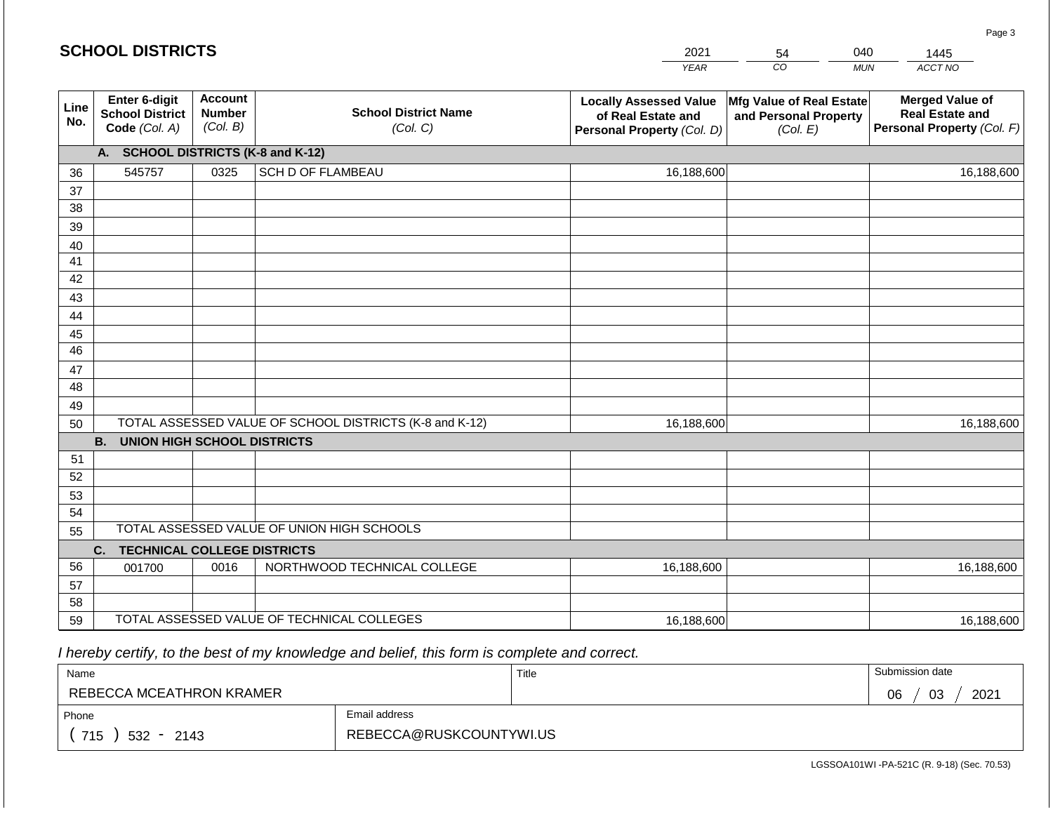## SCHOOL DISTRICTS

| 2021 | 54 | 040 | 1445 |
|---|---|---|---|
| YEAR | CO | MUN | ACCT NO |

| Line No. | Enter 6-digit School District Code (Col. A) | Account Number (Col. B) | School District Name (Col. C) | Locally Assessed Value of Real Estate and Personal Property (Col. D) | Mfg Value of Real Estate and Personal Property (Col. E) | Merged Value of Real Estate and Personal Property (Col. F) |
|---|---|---|---|---|---|---|
| | **A. SCHOOL DISTRICTS (K-8 and K-12)** | | | | | |
| 36 | 545757 | 0325 | SCH D OF FLAMBEAU | 16,188,600 | | 16,188,600 |
| 37 | | | | | | |
| 38 | | | | | | |
| 39 | | | | | | |
| 40 | | | | | | |
| 41 | | | | | | |
| 42 | | | | | | |
| 43 | | | | | | |
| 44 | | | | | | |
| 45 | | | | | | |
| 46 | | | | | | |
| 47 | | | | | | |
| 48 | | | | | | |
| 49 | | | | | | |
| 50 | TOTAL ASSESSED VALUE OF SCHOOL DISTRICTS (K-8 and K-12) | | | 16,188,600 | | 16,188,600 |
| | **B. UNION HIGH SCHOOL DISTRICTS** | | | | | |
| 51 | | | | | | |
| 52 | | | | | | |
| 53 | | | | | | |
| 54 | | | | | | |
| 55 | TOTAL ASSESSED VALUE OF UNION HIGH SCHOOLS | | | | | |
| | **C. TECHNICAL COLLEGE DISTRICTS** | | | | | |
| 56 | 001700 | 0016 | NORTHWOOD TECHNICAL COLLEGE | 16,188,600 | | 16,188,600 |
| 57 | | | | | | |
| 58 | | | | | | |
| 59 | TOTAL ASSESSED VALUE OF TECHNICAL COLLEGES | | | 16,188,600 | | 16,188,600 |

*I hereby certify, to the best of my knowledge and belief, this form is complete and correct.*

| Name | | Title | Submission date |
|---|---|---|---|
| REBECCA MCEATHRON KRAMER | | | 06 / 03 / 2021 |
| Phone | Email address | | |
| ( 715 ) 532 - 2143 | REBECCA@RUSKCOUNTYWI.US | | |

LGSSOA101WI -PA-521C (R. 9-18) (Sec. 70.53)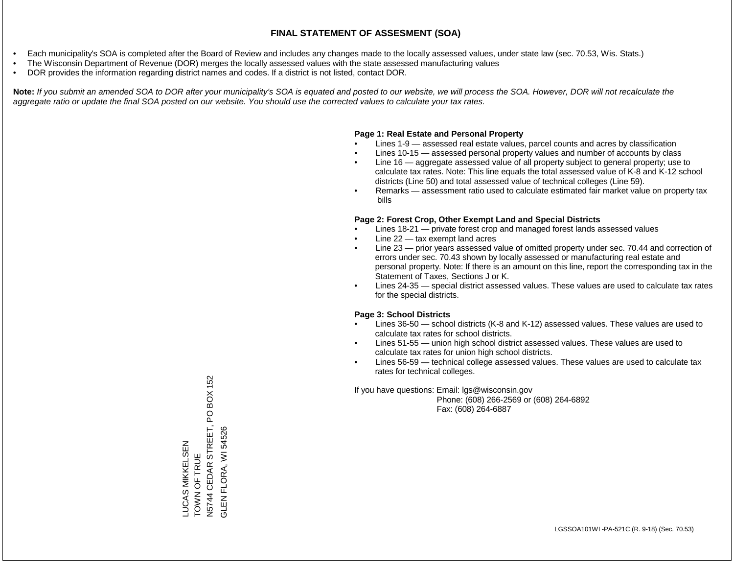# FINAL STATEMENT OF ASSESMENT (SOA)

- Each municipality's SOA is completed after the Board of Review and includes any changes made to the locally assessed values, under state law (sec. 70.53, Wis. Stats.)
- The Wisconsin Department of Revenue (DOR) merges the locally assessed values with the state assessed manufacturing values
- DOR provides the information regarding district names and codes. If a district is not listed, contact DOR.

**Note:** *If you submit an amended SOA to DOR after your municipality's SOA is equated and posted to our website, we will process the SOA. However, DOR will not recalculate the aggregate ratio or update the final SOA posted on our website. You should use the corrected values to calculate your tax rates.*

**Page 1: Real Estate and Personal Property**

- Lines 1-9 — assessed real estate values, parcel counts and acres by classification
- Lines 10-15 — assessed personal property values and number of accounts by class
- Line 16 — aggregate assessed value of all property subject to general property; use to calculate tax rates. Note: This line equals the total assessed value of K-8 and K-12 school districts (Line 50) and total assessed value of technical colleges (Line 59).
- Remarks — assessment ratio used to calculate estimated fair market value on property tax bills

**Page 2: Forest Crop, Other Exempt Land and Special Districts**

- Lines 18-21 — private forest crop and managed forest lands assessed values
- Line 22 — tax exempt land acres
- Line 23 — prior years assessed value of omitted property under sec. 70.44 and correction of errors under sec. 70.43 shown by locally assessed or manufacturing real estate and personal property. Note: If there is an amount on this line, report the corresponding tax in the Statement of Taxes, Sections J or K.
- Lines 24-35 — special district assessed values. These values are used to calculate tax rates for the special districts.

**Page 3: School Districts**

- Lines 36-50 — school districts (K-8 and K-12) assessed values. These values are used to calculate tax rates for school districts.
- Lines 51-55 — union high school district assessed values. These values are used to calculate tax rates for union high school districts.
- Lines 56-59 — technical college assessed values. These values are used to calculate tax rates for technical colleges.

If you have questions: Email: lgs@wisconsin.gov
Phone: (608) 266-2569 or (608) 264-6892
Fax: (608) 264-6887

LUCAS MIKKELSEN
TOWN OF TRUE
N5744 CEDAR STREET, PO BOX 152
GLEN FLORA, WI 54526

LGSSOA101WI -PA-521C (R. 9-18) (Sec. 70.53)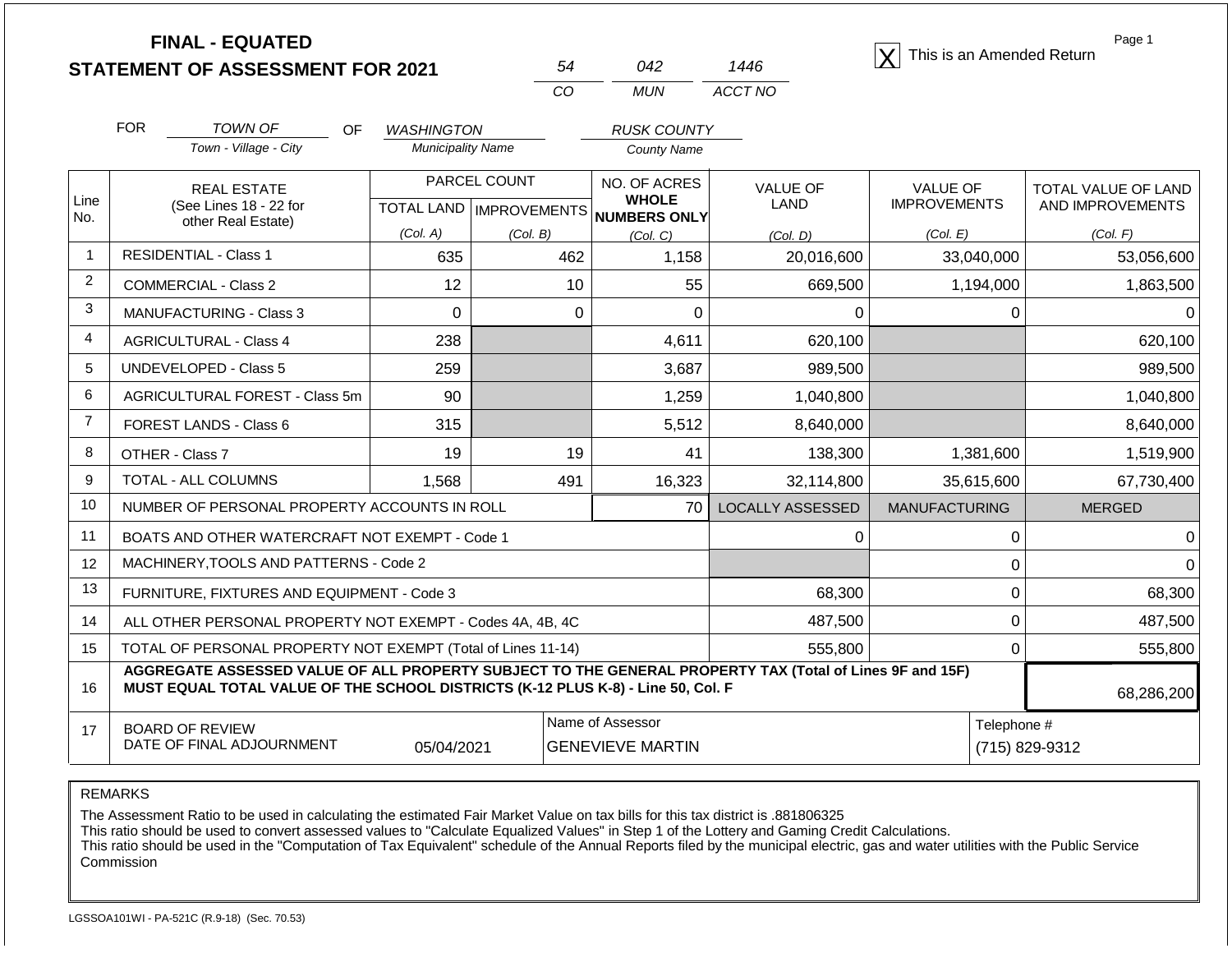# FINAL - EQUATED
# STATEMENT OF ASSESSMENT FOR 2021

| 54 | 042 | 1446 |
|---|---|---|
| CO | MUN | ACCT NO |

[X] This is an Amended Return

FOR *TOWN OF* (Town - Village - City) OF *WASHINGTON* (Municipality Name) *RUSK COUNTY* (County Name)

| Line No. | REAL ESTATE (See Lines 18 - 22 for other Real Estate) | PARCEL COUNT TOTAL LAND (Col. A) | PARCEL COUNT IMPROVEMENTS (Col. B) | NO. OF ACRES **WHOLE NUMBERS ONLY** (Col. C) | VALUE OF LAND (Col. D) | VALUE OF IMPROVEMENTS (Col. E) | TOTAL VALUE OF LAND AND IMPROVEMENTS (Col. F) |
|---|---|---|---|---|---|---|---|
| 1 | RESIDENTIAL - Class 1 | 635 | 462 | 1,158 | 20,016,600 | 33,040,000 | 53,056,600 |
| 2 | COMMERCIAL - Class 2 | 12 | 10 | 55 | 669,500 | 1,194,000 | 1,863,500 |
| 3 | MANUFACTURING - Class 3 | 0 | 0 | 0 | 0 | 0 | 0 |
| 4 | AGRICULTURAL - Class 4 | 238 | | 4,611 | 620,100 | | 620,100 |
| 5 | UNDEVELOPED - Class 5 | 259 | | 3,687 | 989,500 | | 989,500 |
| 6 | AGRICULTURAL FOREST - Class 5m | 90 | | 1,259 | 1,040,800 | | 1,040,800 |
| 7 | FOREST LANDS - Class 6 | 315 | | 5,512 | 8,640,000 | | 8,640,000 |
| 8 | OTHER - Class 7 | 19 | 19 | 41 | 138,300 | 1,381,600 | 1,519,900 |
| 9 | TOTAL - ALL COLUMNS | 1,568 | 491 | 16,323 | 32,114,800 | 35,615,600 | 67,730,400 |
| 10 | NUMBER OF PERSONAL PROPERTY ACCOUNTS IN ROLL | | | 70 | LOCALLY ASSESSED | MANUFACTURING | MERGED |
| 11 | BOATS AND OTHER WATERCRAFT NOT EXEMPT - Code 1 | | | | 0 | 0 | 0 |
| 12 | MACHINERY,TOOLS AND PATTERNS - Code 2 | | | | | 0 | 0 |
| 13 | FURNITURE, FIXTURES AND EQUIPMENT - Code 3 | | | | 68,300 | 0 | 68,300 |
| 14 | ALL OTHER PERSONAL PROPERTY NOT EXEMPT - Codes 4A, 4B, 4C | | | | 487,500 | 0 | 487,500 |
| 15 | TOTAL OF PERSONAL PROPERTY NOT EXEMPT (Total of Lines 11-14) | | | | 555,800 | 0 | 555,800 |
| 16 | **AGGREGATE ASSESSED VALUE OF ALL PROPERTY SUBJECT TO THE GENERAL PROPERTY TAX (Total of Lines 9F and 15F) MUST EQUAL TOTAL VALUE OF THE SCHOOL DISTRICTS (K-12 PLUS K-8) - Line 50, Col. F** | | | | | | 68,286,200 |
| 17 | BOARD OF REVIEW DATE OF FINAL ADJOURNMENT | 05/04/2021 | | Name of Assessor: GENEVIEVE MARTIN | | | Telephone #: (715) 829-9312 |

REMARKS

The Assessment Ratio to be used in calculating the estimated Fair Market Value on tax bills for this tax district is .881806325
This ratio should be used to convert assessed values to "Calculate Equalized Values" in Step 1 of the Lottery and Gaming Credit Calculations.
This ratio should be used in the "Computation of Tax Equivalent" schedule of the Annual Reports filed by the municipal electric, gas and water utilities with the Public Service Commission

LGSSOA101WI - PA-521C (R.9-18) (Sec. 70.53)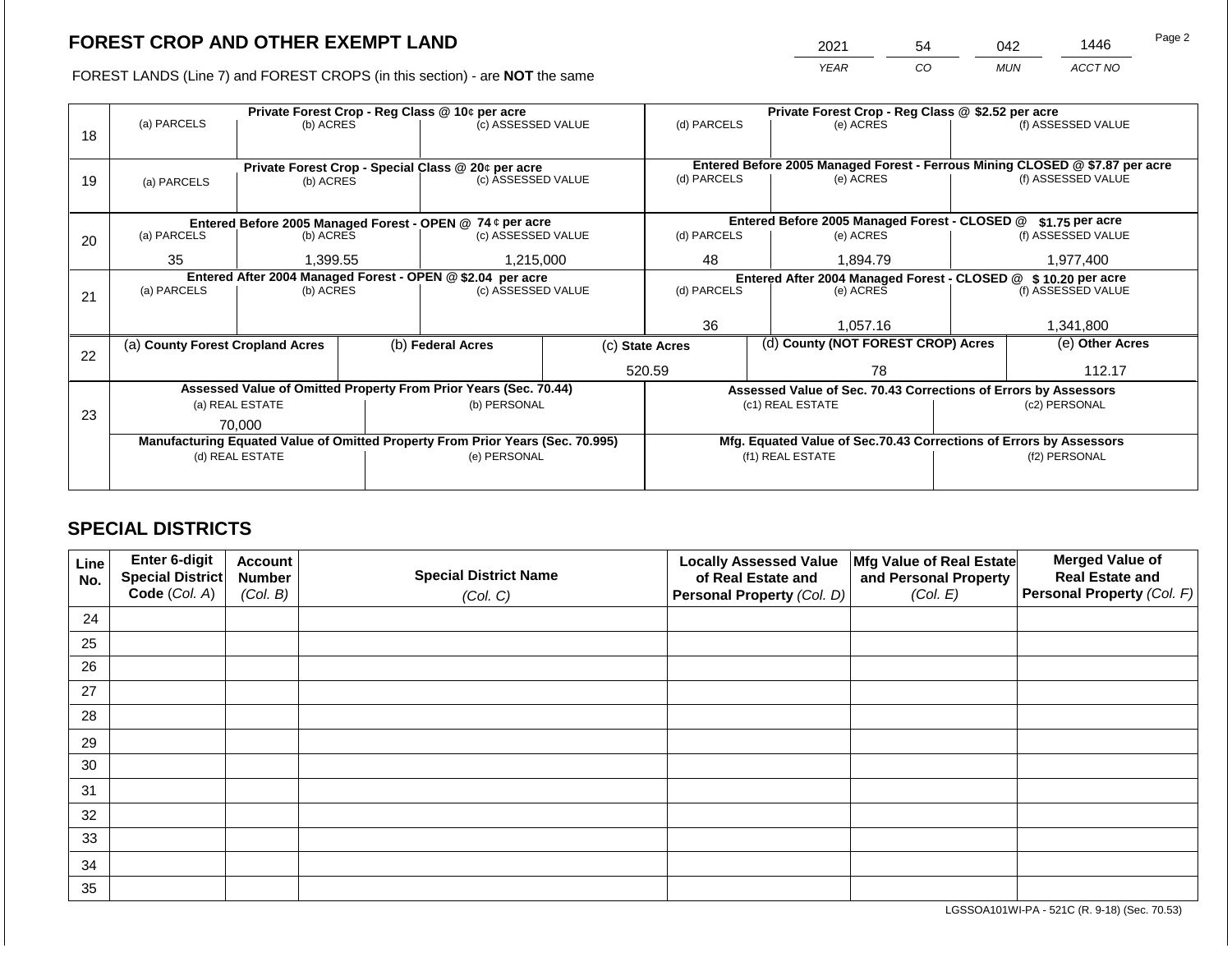# FOREST CROP AND OTHER EXEMPT LAND

| 2021 | 54 | 042 | 1446 |
|---|---|---|---|
| YEAR | CO | MUN | ACCT NO |

FOREST LANDS (Line 7) and FOREST CROPS (in this section) - are **NOT** the same

| Line | | | | | | |
|---|---|---|---|---|---|---|
| 18 | **Private Forest Crop - Reg Class @ 10¢ per acre** | | | **Private Forest Crop - Reg Class @ $2.52 per acre** | | |
| | (a) PARCELS | (b) ACRES | (c) ASSESSED VALUE | (d) PARCELS | (e) ACRES | (f) ASSESSED VALUE |
| | | | | | | |
| 19 | **Private Forest Crop - Special Class @ 20¢ per acre** | | | **Entered Before 2005 Managed Forest - Ferrous Mining CLOSED @ $7.87 per acre** | | |
| | (a) PARCELS | (b) ACRES | (c) ASSESSED VALUE | (d) PARCELS | (e) ACRES | (f) ASSESSED VALUE |
| | | | | | | |
| 20 | **Entered Before 2005 Managed Forest - OPEN @ 74 ¢ per acre** | | | **Entered Before 2005 Managed Forest - CLOSED @ $1.75 per acre** | | |
| | (a) PARCELS | (b) ACRES | (c) ASSESSED VALUE | (d) PARCELS | (e) ACRES | (f) ASSESSED VALUE |
| | 35 | 1,399.55 | 1,215,000 | 48 | 1,894.79 | 1,977,400 |
| 21 | **Entered After 2004 Managed Forest - OPEN @ $2.04 per acre** | | | **Entered After 2004 Managed Forest - CLOSED @ $ 10.20 per acre** | | |
| | (a) PARCELS | (b) ACRES | (c) ASSESSED VALUE | (d) PARCELS | (e) ACRES | (f) ASSESSED VALUE |
| | | | | 36 | 1,057.16 | 1,341,800 |

| Line | (a) County Forest Cropland Acres | (b) Federal Acres | (c) State Acres | (d) County (NOT FOREST CROP) Acres | (e) Other Acres |
|---|---|---|---|---|---|
| 22 | | | 520.59 | 78 | 112.17 |

| Line | | | | |
|---|---|---|---|---|
| 23 | **Assessed Value of Omitted Property From Prior Years (Sec. 70.44)** | | **Assessed Value of Sec. 70.43 Corrections of Errors by Assessors** | |
| | (a) REAL ESTATE | (b) PERSONAL | (c1) REAL ESTATE | (c2) PERSONAL |
| | 70,000 | | | |
| | **Manufacturing Equated Value of Omitted Property From Prior Years (Sec. 70.995)** | | **Mfg. Equated Value of Sec.70.43 Corrections of Errors by Assessors** | |
| | (d) REAL ESTATE | (e) PERSONAL | (f1) REAL ESTATE | (f2) PERSONAL |
| | | | | |

## SPECIAL DISTRICTS

| Line No. | Enter 6-digit Special District Code (Col. A) | Account Number (Col. B) | Special District Name (Col. C) | Locally Assessed Value of Real Estate and Personal Property (Col. D) | Mfg Value of Real Estate and Personal Property (Col. E) | Merged Value of Real Estate and Personal Property (Col. F) |
|---|---|---|---|---|---|---|
| 24 | | | | | | |
| 25 | | | | | | |
| 26 | | | | | | |
| 27 | | | | | | |
| 28 | | | | | | |
| 29 | | | | | | |
| 30 | | | | | | |
| 31 | | | | | | |
| 32 | | | | | | |
| 33 | | | | | | |
| 34 | | | | | | |
| 35 | | | | | | |

LGSSOA101WI-PA - 521C (R. 9-18) (Sec. 70.53)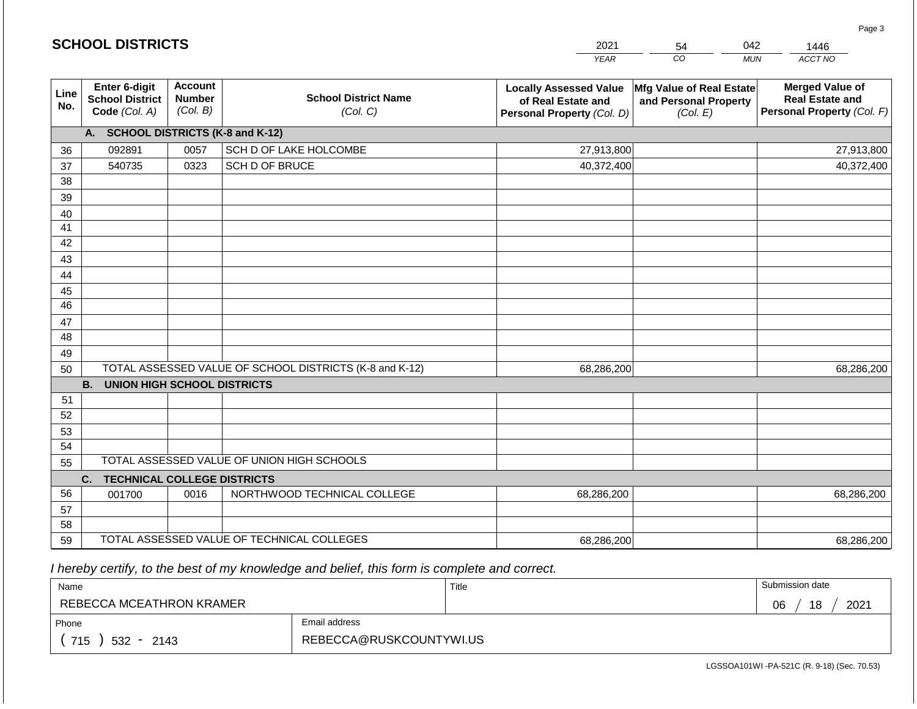# SCHOOL DISTRICTS

| 2021 | 54 | 042 | 1446 |
|---|---|---|---|
| *YEAR* | *CO* | *MUN* | *ACCT NO* |

| Line No. | Enter 6-digit School District Code *(Col. A)* | Account Number *(Col. B)* | School District Name *(Col. C)* | Locally Assessed Value of Real Estate and Personal Property *(Col. D)* | Mfg Value of Real Estate and Personal Property *(Col. E)* | Merged Value of Real Estate and Personal Property *(Col. F)* |
|---|---|---|---|---|---|---|
| | **A. SCHOOL DISTRICTS (K-8 and K-12)** | | | | | |
| 36 | 092891 | 0057 | SCH D OF LAKE HOLCOMBE | 27,913,800 | | 27,913,800 |
| 37 | 540735 | 0323 | SCH D OF BRUCE | 40,372,400 | | 40,372,400 |
| 38 | | | | | | |
| 39 | | | | | | |
| 40 | | | | | | |
| 41 | | | | | | |
| 42 | | | | | | |
| 43 | | | | | | |
| 44 | | | | | | |
| 45 | | | | | | |
| 46 | | | | | | |
| 47 | | | | | | |
| 48 | | | | | | |
| 49 | | | | | | |
| 50 | TOTAL ASSESSED VALUE OF SCHOOL DISTRICTS (K-8 and K-12) | | | 68,286,200 | | 68,286,200 |
| | **B. UNION HIGH SCHOOL DISTRICTS** | | | | | |
| 51 | | | | | | |
| 52 | | | | | | |
| 53 | | | | | | |
| 54 | | | | | | |
| 55 | TOTAL ASSESSED VALUE OF UNION HIGH SCHOOLS | | | | | |
| | **C. TECHNICAL COLLEGE DISTRICTS** | | | | | |
| 56 | 001700 | 0016 | NORTHWOOD TECHNICAL COLLEGE | 68,286,200 | | 68,286,200 |
| 57 | | | | | | |
| 58 | | | | | | |
| 59 | TOTAL ASSESSED VALUE OF TECHNICAL COLLEGES | | | 68,286,200 | | 68,286,200 |

*I hereby certify, to the best of my knowledge and belief, this form is complete and correct.*

| Name | Title | Submission date |
|---|---|---|
| REBECCA MCEATHRON KRAMER | | 06 / 18 / 2021 |
| **Phone** | **Email address** | |
| ( 715 ) 532 - 2143 | REBECCA@RUSKCOUNTYWI.US | |

LGSSOA101WI -PA-521C (R. 9-18) (Sec. 70.53)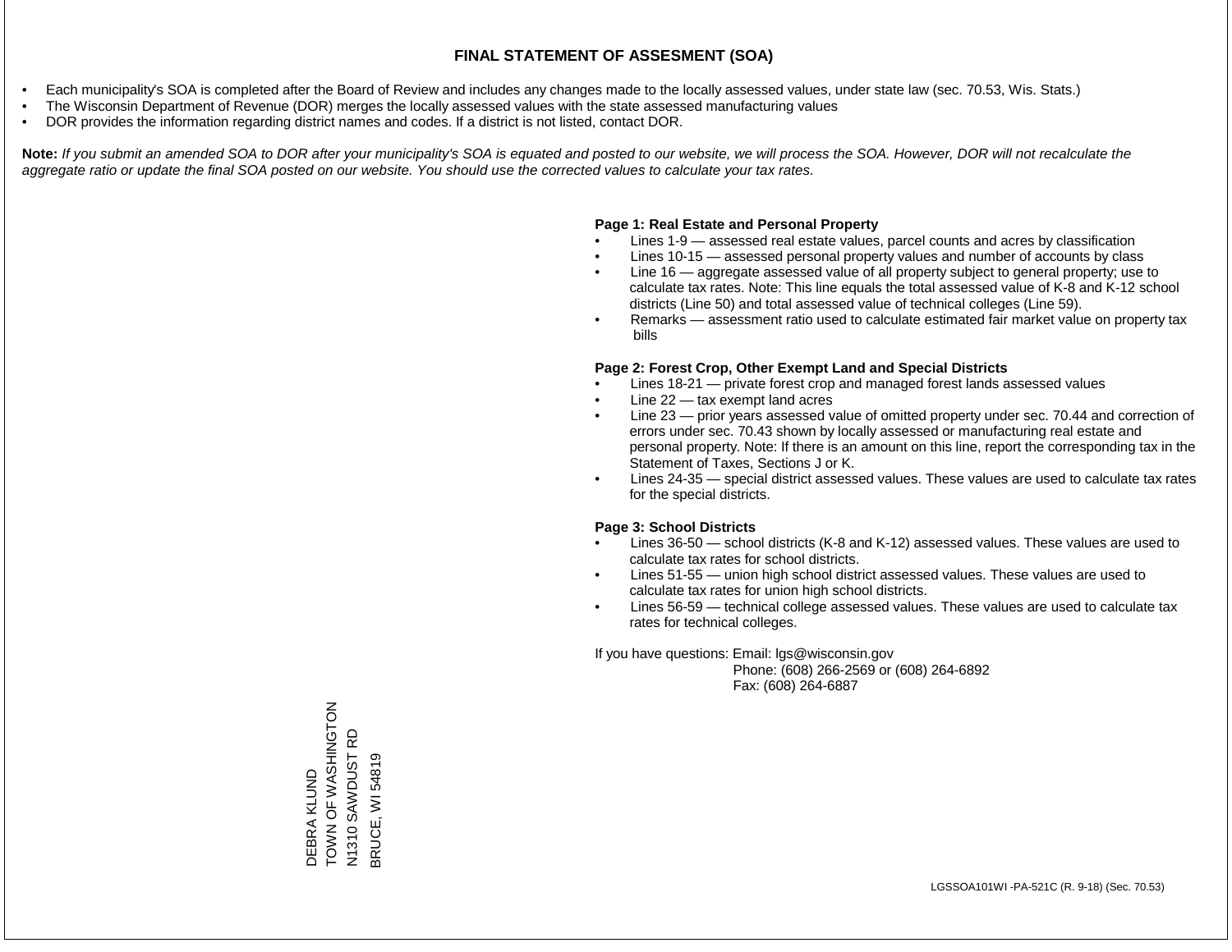# FINAL STATEMENT OF ASSESMENT (SOA)

- Each municipality's SOA is completed after the Board of Review and includes any changes made to the locally assessed values, under state law (sec. 70.53, Wis. Stats.)
- The Wisconsin Department of Revenue (DOR) merges the locally assessed values with the state assessed manufacturing values
- DOR provides the information regarding district names and codes. If a district is not listed, contact DOR.

**Note:** *If you submit an amended SOA to DOR after your municipality's SOA is equated and posted to our website, we will process the SOA. However, DOR will not recalculate the aggregate ratio or update the final SOA posted on our website. You should use the corrected values to calculate your tax rates.*

**Page 1: Real Estate and Personal Property**

- Lines 1-9 — assessed real estate values, parcel counts and acres by classification
- Lines 10-15 — assessed personal property values and number of accounts by class
- Line 16 — aggregate assessed value of all property subject to general property; use to calculate tax rates. Note: This line equals the total assessed value of K-8 and K-12 school districts (Line 50) and total assessed value of technical colleges (Line 59).
- Remarks — assessment ratio used to calculate estimated fair market value on property tax bills

**Page 2: Forest Crop, Other Exempt Land and Special Districts**

- Lines 18-21 — private forest crop and managed forest lands assessed values
- Line 22 — tax exempt land acres
- Line 23 — prior years assessed value of omitted property under sec. 70.44 and correction of errors under sec. 70.43 shown by locally assessed or manufacturing real estate and personal property. Note: If there is an amount on this line, report the corresponding tax in the Statement of Taxes, Sections J or K.
- Lines 24-35 — special district assessed values. These values are used to calculate tax rates for the special districts.

**Page 3: School Districts**

- Lines 36-50 — school districts (K-8 and K-12) assessed values. These values are used to calculate tax rates for school districts.
- Lines 51-55 — union high school district assessed values. These values are used to calculate tax rates for union high school districts.
- Lines 56-59 — technical college assessed values. These values are used to calculate tax rates for technical colleges.

If you have questions: Email: lgs@wisconsin.gov
Phone: (608) 266-2569 or (608) 264-6892
Fax: (608) 264-6887

DEBRA KLUND
TOWN OF WASHINGTON
N1310 SAWDUST RD
BRUCE, WI 54819

LGSSOA101WI -PA-521C (R. 9-18) (Sec. 70.53)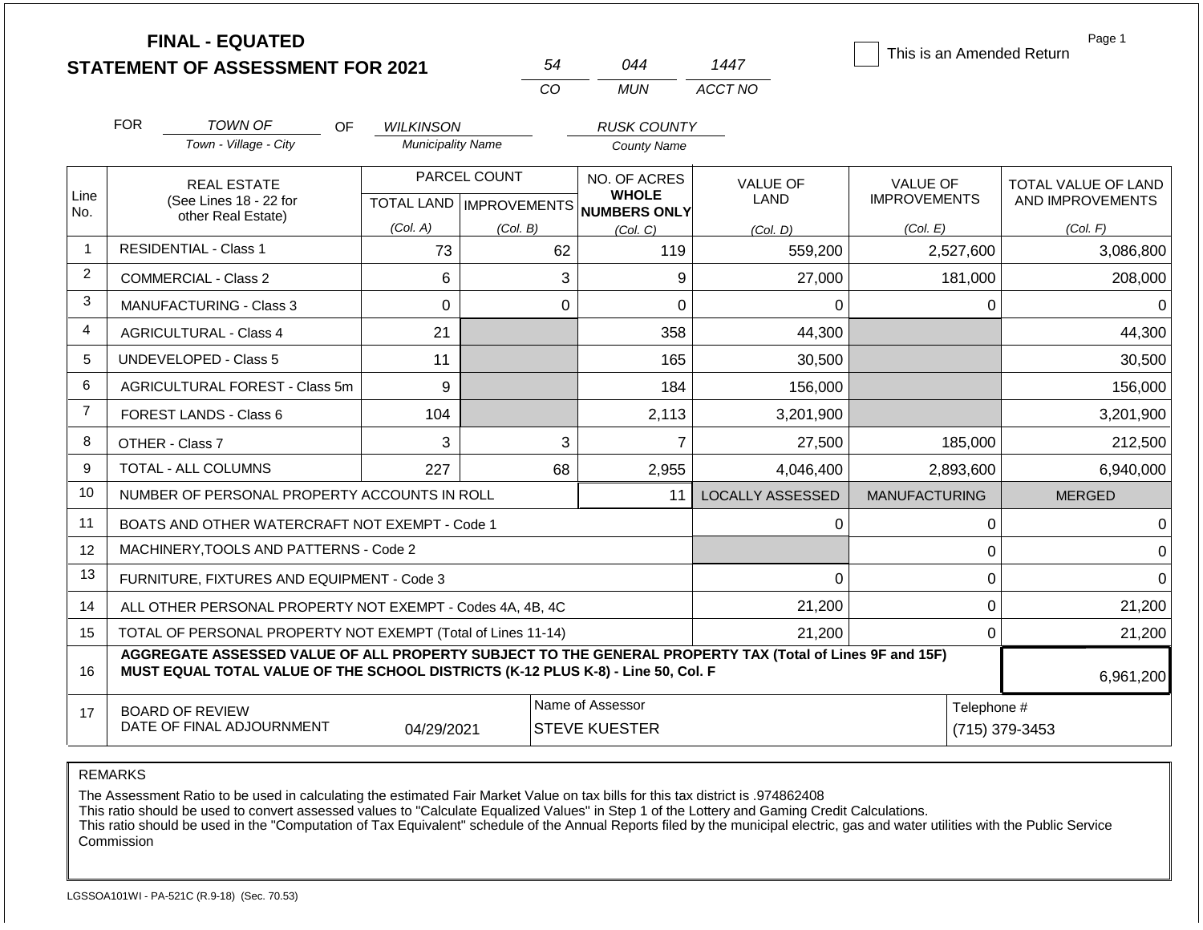# FINAL - EQUATED
## STATEMENT OF ASSESSMENT FOR 2021

| 54 | 044 | 1447 |
|---|---|---|
| CO | MUN | ACCT NO |

☐ This is an Amended Return

Page 1

FOR *TOWN OF* (Town - Village - City) OF *WILKINSON* (Municipality Name) *RUSK COUNTY* (County Name)

| Line No. | REAL ESTATE (See Lines 18 - 22 for other Real Estate) | PARCEL COUNT TOTAL LAND (Col. A) | PARCEL COUNT IMPROVEMENTS (Col. B) | NO. OF ACRES WHOLE NUMBERS ONLY (Col. C) | VALUE OF LAND (Col. D) | VALUE OF IMPROVEMENTS (Col. E) | TOTAL VALUE OF LAND AND IMPROVEMENTS (Col. F) |
|---|---|---|---|---|---|---|---|
| 1 | RESIDENTIAL - Class 1 | 73 | 62 | 119 | 559,200 | 2,527,600 | 3,086,800 |
| 2 | COMMERCIAL - Class 2 | 6 | 3 | 9 | 27,000 | 181,000 | 208,000 |
| 3 | MANUFACTURING - Class 3 | 0 | 0 | 0 | 0 | 0 | 0 |
| 4 | AGRICULTURAL - Class 4 | 21 | | 358 | 44,300 | | 44,300 |
| 5 | UNDEVELOPED - Class 5 | 11 | | 165 | 30,500 | | 30,500 |
| 6 | AGRICULTURAL FOREST - Class 5m | 9 | | 184 | 156,000 | | 156,000 |
| 7 | FOREST LANDS - Class 6 | 104 | | 2,113 | 3,201,900 | | 3,201,900 |
| 8 | OTHER - Class 7 | 3 | 3 | 7 | 27,500 | 185,000 | 212,500 |
| 9 | TOTAL - ALL COLUMNS | 227 | 68 | 2,955 | 4,046,400 | 2,893,600 | 6,940,000 |
| 10 | NUMBER OF PERSONAL PROPERTY ACCOUNTS IN ROLL | | | 11 | LOCALLY ASSESSED | MANUFACTURING | MERGED |
| 11 | BOATS AND OTHER WATERCRAFT NOT EXEMPT - Code 1 | | | | 0 | 0 | 0 |
| 12 | MACHINERY,TOOLS AND PATTERNS - Code 2 | | | | | 0 | 0 |
| 13 | FURNITURE, FIXTURES AND EQUIPMENT - Code 3 | | | | 0 | 0 | 0 |
| 14 | ALL OTHER PERSONAL PROPERTY NOT EXEMPT - Codes 4A, 4B, 4C | | | | 21,200 | 0 | 21,200 |
| 15 | TOTAL OF PERSONAL PROPERTY NOT EXEMPT (Total of Lines 11-14) | | | | 21,200 | 0 | 21,200 |
| 16 | **AGGREGATE ASSESSED VALUE OF ALL PROPERTY SUBJECT TO THE GENERAL PROPERTY TAX (Total of Lines 9F and 15F) MUST EQUAL TOTAL VALUE OF THE SCHOOL DISTRICTS (K-12 PLUS K-8) - Line 50, Col. F** | | | | | | 6,961,200 |
| 17 | BOARD OF REVIEW DATE OF FINAL ADJOURNMENT | 04/29/2021 | | Name of Assessor: STEVE KUESTER | | Telephone #: (715) 379-3453 | |

REMARKS

The Assessment Ratio to be used in calculating the estimated Fair Market Value on tax bills for this tax district is .974862408
This ratio should be used to convert assessed values to "Calculate Equalized Values" in Step 1 of the Lottery and Gaming Credit Calculations.
This ratio should be used in the "Computation of Tax Equivalent" schedule of the Annual Reports filed by the municipal electric, gas and water utilities with the Public Service Commission

LGSSOA101WI - PA-521C (R.9-18) (Sec. 70.53)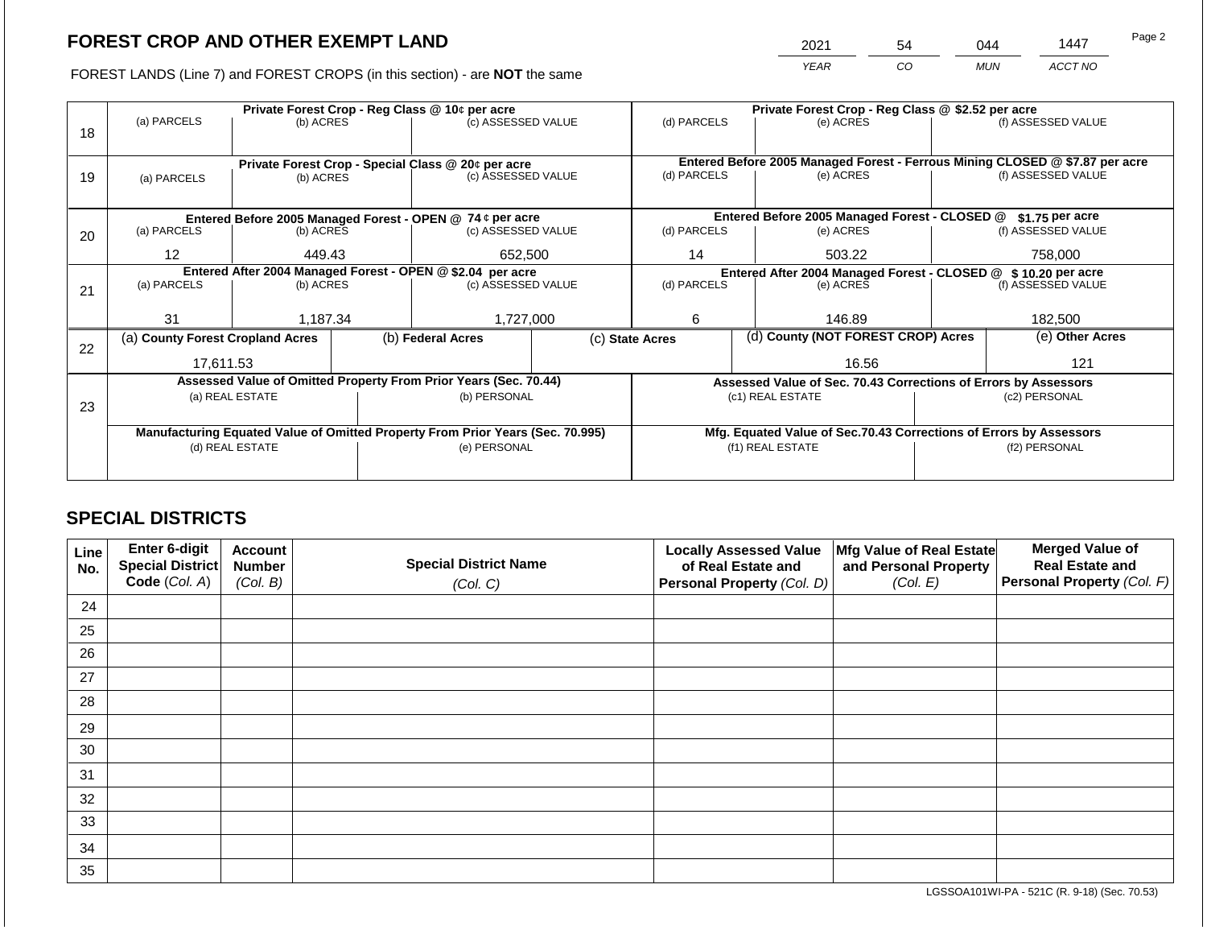# FOREST CROP AND OTHER EXEMPT LAND

| 2021 | 54 | 044 | 1447 |
|---|---|---|---|
| YEAR | CO | MUN | ACCT NO |

FOREST LANDS (Line 7) and FOREST CROPS (in this section) - are **NOT** the same

| Line | Private Forest Crop - Reg Class @ 10¢ per acre | | | Private Forest Crop - Reg Class @ $2.52 per acre | | |
|---|---|---|---|---|---|---|
| 18 | (a) PARCELS | (b) ACRES | (c) ASSESSED VALUE | (d) PARCELS | (e) ACRES | (f) ASSESSED VALUE |
| | | | | | | |
| | **Private Forest Crop - Special Class @ 20¢ per acre** | | | **Entered Before 2005 Managed Forest - Ferrous Mining CLOSED @ $7.87 per acre** | | |
| 19 | (a) PARCELS | (b) ACRES | (c) ASSESSED VALUE | (d) PARCELS | (e) ACRES | (f) ASSESSED VALUE |
| | | | | | | |
| | **Entered Before 2005 Managed Forest - OPEN @ 74 ¢ per acre** | | | **Entered Before 2005 Managed Forest - CLOSED @ $1.75 per acre** | | |
| 20 | (a) PARCELS | (b) ACRES | (c) ASSESSED VALUE | (d) PARCELS | (e) ACRES | (f) ASSESSED VALUE |
| | 12 | 449.43 | 652,500 | 14 | 503.22 | 758,000 |
| | **Entered After 2004 Managed Forest - OPEN @ $2.04 per acre** | | | **Entered After 2004 Managed Forest - CLOSED @ $ 10.20 per acre** | | |
| 21 | (a) PARCELS | (b) ACRES | (c) ASSESSED VALUE | (d) PARCELS | (e) ACRES | (f) ASSESSED VALUE |
| | 31 | 1,187.34 | 1,727,000 | 6 | 146.89 | 182,500 |

| Line | (a) County Forest Cropland Acres | (b) Federal Acres | (c) State Acres | (d) County (NOT FOREST CROP) Acres | (e) Other Acres |
|---|---|---|---|---|---|
| 22 | 17,611.53 | | | 16.56 | 121 |

| Line | Assessed Value of Omitted Property From Prior Years (Sec. 70.44) | | Assessed Value of Sec. 70.43 Corrections of Errors by Assessors | |
|---|---|---|---|---|
| 23 | (a) REAL ESTATE | (b) PERSONAL | (c1) REAL ESTATE | (c2) PERSONAL |
| | | | | |
| | **Manufacturing Equated Value of Omitted Property From Prior Years (Sec. 70.995)** | | **Mfg. Equated Value of Sec.70.43 Corrections of Errors by Assessors** | |
| | (d) REAL ESTATE | (e) PERSONAL | (f1) REAL ESTATE | (f2) PERSONAL |
| | | | | |

## SPECIAL DISTRICTS

| Line No. | Enter 6-digit Special District Code (Col. A) | Account Number (Col. B) | Special District Name (Col. C) | Locally Assessed Value of Real Estate and Personal Property (Col. D) | Mfg Value of Real Estate and Personal Property (Col. E) | Merged Value of Real Estate and Personal Property (Col. F) |
|---|---|---|---|---|---|---|
| 24 | | | | | | |
| 25 | | | | | | |
| 26 | | | | | | |
| 27 | | | | | | |
| 28 | | | | | | |
| 29 | | | | | | |
| 30 | | | | | | |
| 31 | | | | | | |
| 32 | | | | | | |
| 33 | | | | | | |
| 34 | | | | | | |
| 35 | | | | | | |

LGSSOA101WI-PA - 521C (R. 9-18) (Sec. 70.53)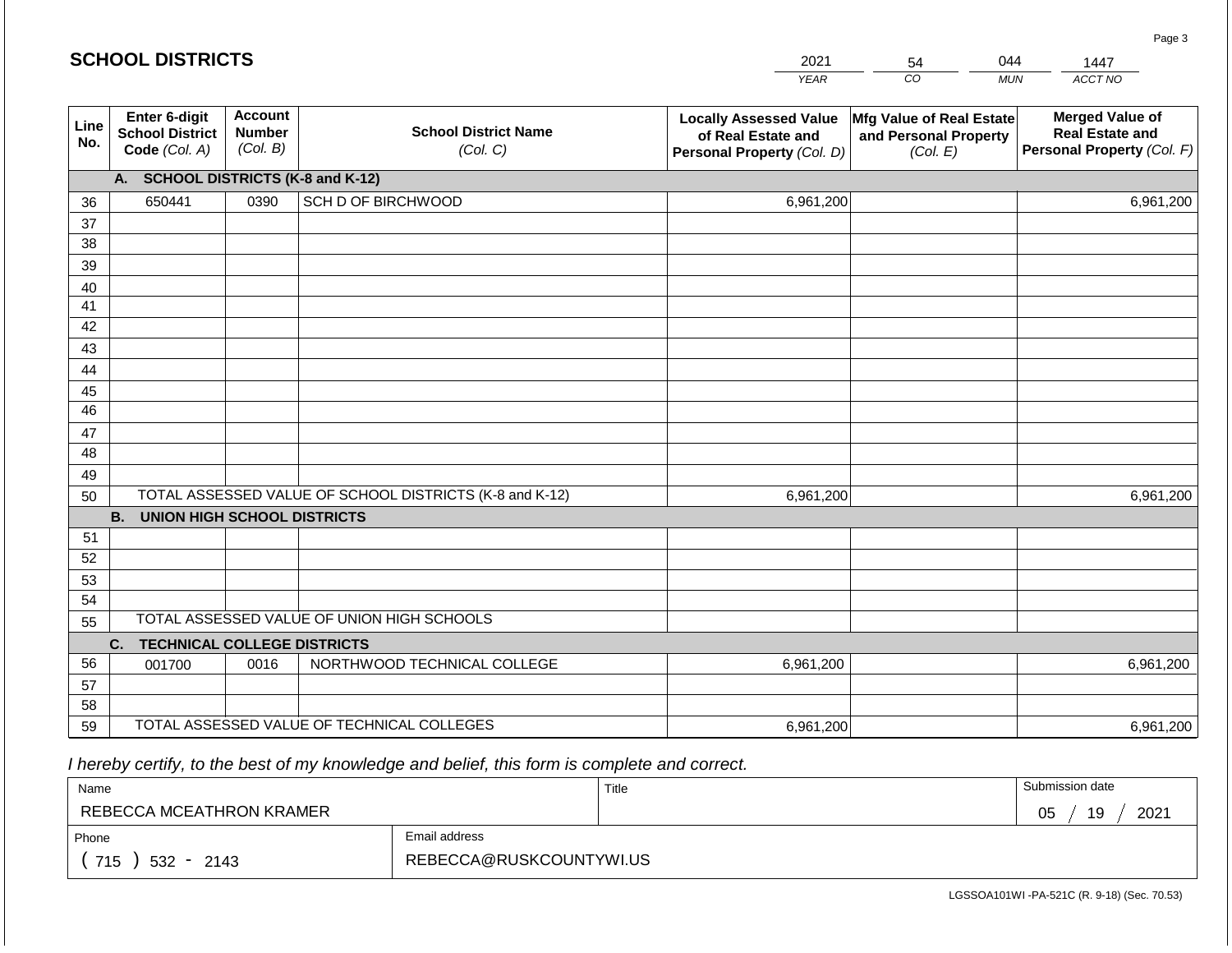## SCHOOL DISTRICTS

| 2021 | 54 | 044 | 1447 |
|---|---|---|---|
| YEAR | CO | MUN | ACCT NO |

| Line No. | Enter 6-digit School District Code (Col. A) | Account Number (Col. B) | School District Name (Col. C) | Locally Assessed Value of Real Estate and Personal Property (Col. D) | Mfg Value of Real Estate and Personal Property (Col. E) | Merged Value of Real Estate and Personal Property (Col. F) |
|---|---|---|---|---|---|---|
| | **A. SCHOOL DISTRICTS (K-8 and K-12)** | | | | | |
| 36 | 650441 | 0390 | SCH D OF BIRCHWOOD | 6,961,200 | | 6,961,200 |
| 37 | | | | | | |
| 38 | | | | | | |
| 39 | | | | | | |
| 40 | | | | | | |
| 41 | | | | | | |
| 42 | | | | | | |
| 43 | | | | | | |
| 44 | | | | | | |
| 45 | | | | | | |
| 46 | | | | | | |
| 47 | | | | | | |
| 48 | | | | | | |
| 49 | | | | | | |
| 50 | TOTAL ASSESSED VALUE OF SCHOOL DISTRICTS (K-8 and K-12) | | | 6,961,200 | | 6,961,200 |
| | **B. UNION HIGH SCHOOL DISTRICTS** | | | | | |
| 51 | | | | | | |
| 52 | | | | | | |
| 53 | | | | | | |
| 54 | | | | | | |
| 55 | TOTAL ASSESSED VALUE OF UNION HIGH SCHOOLS | | | | | |
| | **C. TECHNICAL COLLEGE DISTRICTS** | | | | | |
| 56 | 001700 | 0016 | NORTHWOOD TECHNICAL COLLEGE | 6,961,200 | | 6,961,200 |
| 57 | | | | | | |
| 58 | | | | | | |
| 59 | TOTAL ASSESSED VALUE OF TECHNICAL COLLEGES | | | 6,961,200 | | 6,961,200 |

*I hereby certify, to the best of my knowledge and belief, this form is complete and correct.*

| Name | Title | Submission date |
|---|---|---|
| REBECCA MCEATHRON KRAMER | | 05 / 19 / 2021 |
| **Phone** | **Email address** | |
| ( 715 ) 532 - 2143 | REBECCA@RUSKCOUNTYWI.US | |

LGSSOA101WI -PA-521C (R. 9-18) (Sec. 70.53)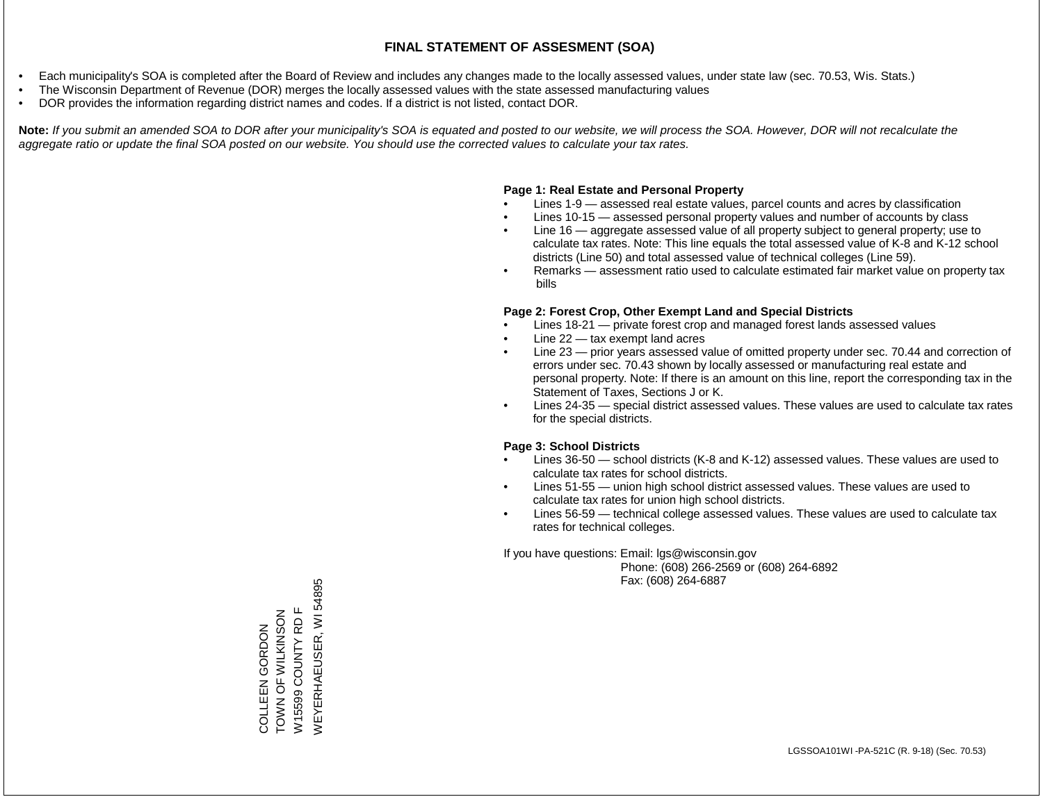# FINAL STATEMENT OF ASSESMENT (SOA)

- Each municipality's SOA is completed after the Board of Review and includes any changes made to the locally assessed values, under state law (sec. 70.53, Wis. Stats.)
- The Wisconsin Department of Revenue (DOR) merges the locally assessed values with the state assessed manufacturing values
- DOR provides the information regarding district names and codes. If a district is not listed, contact DOR.

**Note:** *If you submit an amended SOA to DOR after your municipality's SOA is equated and posted to our website, we will process the SOA. However, DOR will not recalculate the aggregate ratio or update the final SOA posted on our website. You should use the corrected values to calculate your tax rates.*

**Page 1: Real Estate and Personal Property**

- Lines 1-9 — assessed real estate values, parcel counts and acres by classification
- Lines 10-15 — assessed personal property values and number of accounts by class
- Line 16 — aggregate assessed value of all property subject to general property; use to calculate tax rates. Note: This line equals the total assessed value of K-8 and K-12 school districts (Line 50) and total assessed value of technical colleges (Line 59).
- Remarks — assessment ratio used to calculate estimated fair market value on property tax bills

**Page 2: Forest Crop, Other Exempt Land and Special Districts**

- Lines 18-21 — private forest crop and managed forest lands assessed values
- Line 22 — tax exempt land acres
- Line 23 — prior years assessed value of omitted property under sec. 70.44 and correction of errors under sec. 70.43 shown by locally assessed or manufacturing real estate and personal property. Note: If there is an amount on this line, report the corresponding tax in the Statement of Taxes, Sections J or K.
- Lines 24-35 — special district assessed values. These values are used to calculate tax rates for the special districts.

**Page 3: School Districts**

- Lines 36-50 — school districts (K-8 and K-12) assessed values. These values are used to calculate tax rates for school districts.
- Lines 51-55 — union high school district assessed values. These values are used to calculate tax rates for union high school districts.
- Lines 56-59 — technical college assessed values. These values are used to calculate tax rates for technical colleges.

If you have questions: Email: lgs@wisconsin.gov
Phone: (608) 266-2569 or (608) 264-6892
Fax: (608) 264-6887

COLLEEN GORDON
TOWN OF WILKINSON
W15599 COUNTY RD F
WEYERHAEUSER, WI 54895

LGSSOA101WI -PA-521C (R. 9-18) (Sec. 70.53)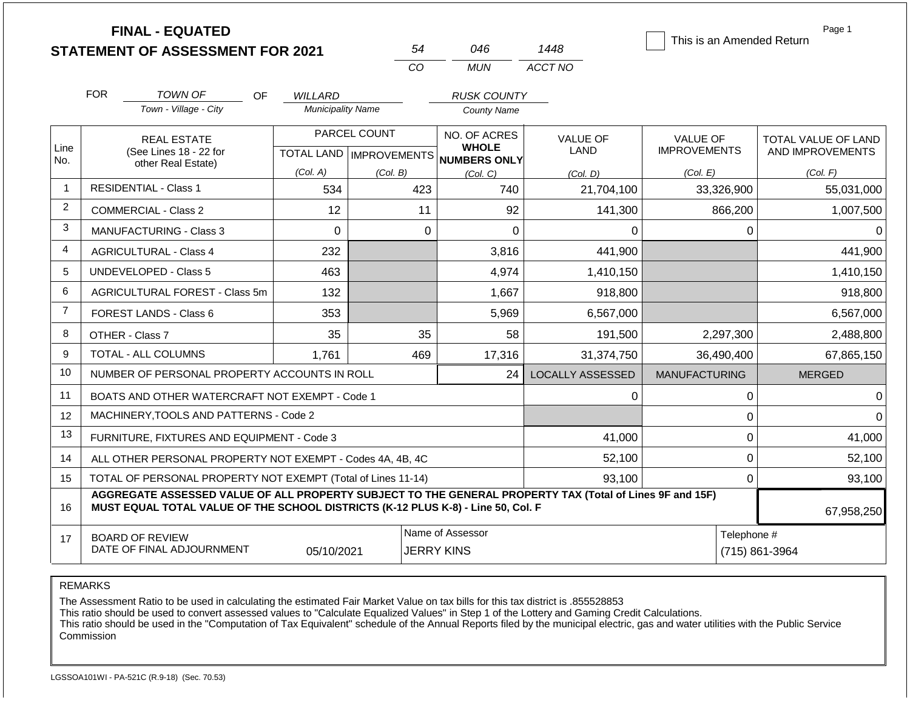# FINAL - EQUATED
# STATEMENT OF ASSESSMENT FOR 2021

| 54 | 046 | 1448 |
|---|---|---|
| CO | MUN | ACCT NO |

☐ This is an Amended Return

Page 1

FOR *TOWN OF* (Town - Village - City) OF *WILLARD* (Municipality Name) *RUSK COUNTY* (County Name)

| Line No. | REAL ESTATE (See Lines 18 - 22 for other Real Estate) | PARCEL COUNT TOTAL LAND (Col. A) | PARCEL COUNT IMPROVEMENTS (Col. B) | NO. OF ACRES WHOLE NUMBERS ONLY (Col. C) | VALUE OF LAND (Col. D) | VALUE OF IMPROVEMENTS (Col. E) | TOTAL VALUE OF LAND AND IMPROVEMENTS (Col. F) |
|---|---|---|---|---|---|---|---|
| 1 | RESIDENTIAL - Class 1 | 534 | 423 | 740 | 21,704,100 | 33,326,900 | 55,031,000 |
| 2 | COMMERCIAL - Class 2 | 12 | 11 | 92 | 141,300 | 866,200 | 1,007,500 |
| 3 | MANUFACTURING - Class 3 | 0 | 0 | 0 | 0 | 0 | 0 |
| 4 | AGRICULTURAL - Class 4 | 232 | | 3,816 | 441,900 | | 441,900 |
| 5 | UNDEVELOPED - Class 5 | 463 | | 4,974 | 1,410,150 | | 1,410,150 |
| 6 | AGRICULTURAL FOREST - Class 5m | 132 | | 1,667 | 918,800 | | 918,800 |
| 7 | FOREST LANDS - Class 6 | 353 | | 5,969 | 6,567,000 | | 6,567,000 |
| 8 | OTHER - Class 7 | 35 | 35 | 58 | 191,500 | 2,297,300 | 2,488,800 |
| 9 | TOTAL - ALL COLUMNS | 1,761 | 469 | 17,316 | 31,374,750 | 36,490,400 | 67,865,150 |
| 10 | NUMBER OF PERSONAL PROPERTY ACCOUNTS IN ROLL | | | 24 | LOCALLY ASSESSED | MANUFACTURING | MERGED |
| 11 | BOATS AND OTHER WATERCRAFT NOT EXEMPT - Code 1 | | | | 0 | 0 | 0 |
| 12 | MACHINERY,TOOLS AND PATTERNS - Code 2 | | | | | 0 | 0 |
| 13 | FURNITURE, FIXTURES AND EQUIPMENT - Code 3 | | | | 41,000 | 0 | 41,000 |
| 14 | ALL OTHER PERSONAL PROPERTY NOT EXEMPT - Codes 4A, 4B, 4C | | | | 52,100 | 0 | 52,100 |
| 15 | TOTAL OF PERSONAL PROPERTY NOT EXEMPT (Total of Lines 11-14) | | | | 93,100 | 0 | 93,100 |
| 16 | **AGGREGATE ASSESSED VALUE OF ALL PROPERTY SUBJECT TO THE GENERAL PROPERTY TAX (Total of Lines 9F and 15F) MUST EQUAL TOTAL VALUE OF THE SCHOOL DISTRICTS (K-12 PLUS K-8) - Line 50, Col. F** | | | | | | 67,958,250 |
| 17 | BOARD OF REVIEW DATE OF FINAL ADJOURNMENT | 05/10/2021 | Name of Assessor: JERRY KINS | | | Telephone #: (715) 861-3964 | |

REMARKS

The Assessment Ratio to be used in calculating the estimated Fair Market Value on tax bills for this tax district is .855528853
This ratio should be used to convert assessed values to "Calculate Equalized Values" in Step 1 of the Lottery and Gaming Credit Calculations.
This ratio should be used in the "Computation of Tax Equivalent" schedule of the Annual Reports filed by the municipal electric, gas and water utilities with the Public Service Commission

LGSSOA101WI - PA-521C (R.9-18) (Sec. 70.53)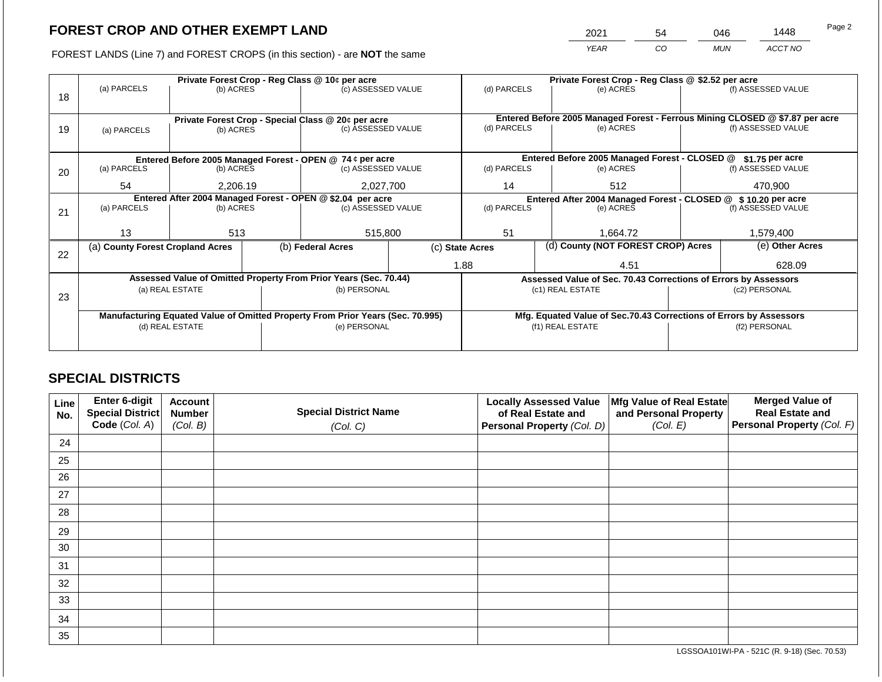## FOREST CROP AND OTHER EXEMPT LAND

FOREST LANDS (Line 7) and FOREST CROPS (in this section) - are **NOT** the same

| YEAR | CO | MUN | ACCT NO |
|---|---|---|---|
| 2021 | 54 | 046 | 1448 |

| Line | Private Forest Crop - Reg Class @ 10¢ per acre | | | Private Forest Crop - Reg Class @ $2.52 per acre | | |
|---|---|---|---|---|---|---|
| | (a) PARCELS | (b) ACRES | (c) ASSESSED VALUE | (d) PARCELS | (e) ACRES | (f) ASSESSED VALUE |
| 18 | | | | | | |
| | **Private Forest Crop - Special Class @ 20¢ per acre** | | | **Entered Before 2005 Managed Forest - Ferrous Mining CLOSED @ $7.87 per acre** | | |
| | (a) PARCELS | (b) ACRES | (c) ASSESSED VALUE | (d) PARCELS | (e) ACRES | (f) ASSESSED VALUE |
| 19 | | | | | | |
| | **Entered Before 2005 Managed Forest - OPEN @ 74 ¢ per acre** | | | **Entered Before 2005 Managed Forest - CLOSED @ $1.75 per acre** | | |
| | (a) PARCELS | (b) ACRES | (c) ASSESSED VALUE | (d) PARCELS | (e) ACRES | (f) ASSESSED VALUE |
| 20 | 54 | 2,206.19 | 2,027,700 | 14 | 512 | 470,900 |
| | **Entered After 2004 Managed Forest - OPEN @ $2.04 per acre** | | | **Entered After 2004 Managed Forest - CLOSED @ $ 10.20 per acre** | | |
| | (a) PARCELS | (b) ACRES | (c) ASSESSED VALUE | (d) PARCELS | (e) ACRES | (f) ASSESSED VALUE |
| 21 | 13 | 513 | 515,800 | 51 | 1,664.72 | 1,579,400 |

| Line | (a) County Forest Cropland Acres | (b) Federal Acres | (c) State Acres | (d) County (NOT FOREST CROP) Acres | (e) Other Acres |
|---|---|---|---|---|---|
| 22 | | | 1.88 | 4.51 | 628.09 |

| Line | Assessed Value of Omitted Property From Prior Years (Sec. 70.44) | | Assessed Value of Sec. 70.43 Corrections of Errors by Assessors | |
|---|---|---|---|---|
| | (a) REAL ESTATE | (b) PERSONAL | (c1) REAL ESTATE | (c2) PERSONAL |
| 23 | | | | |
| | **Manufacturing Equated Value of Omitted Property From Prior Years (Sec. 70.995)** | | **Mfg. Equated Value of Sec.70.43 Corrections of Errors by Assessors** | |
| | (d) REAL ESTATE | (e) PERSONAL | (f1) REAL ESTATE | (f2) PERSONAL |
| | | | | |

## SPECIAL DISTRICTS

| Line No. | Enter 6-digit Special District Code (Col. A) | Account Number (Col. B) | Special District Name (Col. C) | Locally Assessed Value of Real Estate and Personal Property (Col. D) | Mfg Value of Real Estate and Personal Property (Col. E) | Merged Value of Real Estate and Personal Property (Col. F) |
|---|---|---|---|---|---|---|
| 24 | | | | | | |
| 25 | | | | | | |
| 26 | | | | | | |
| 27 | | | | | | |
| 28 | | | | | | |
| 29 | | | | | | |
| 30 | | | | | | |
| 31 | | | | | | |
| 32 | | | | | | |
| 33 | | | | | | |
| 34 | | | | | | |
| 35 | | | | | | |

LGSSOA101WI-PA - 521C (R. 9-18) (Sec. 70.53)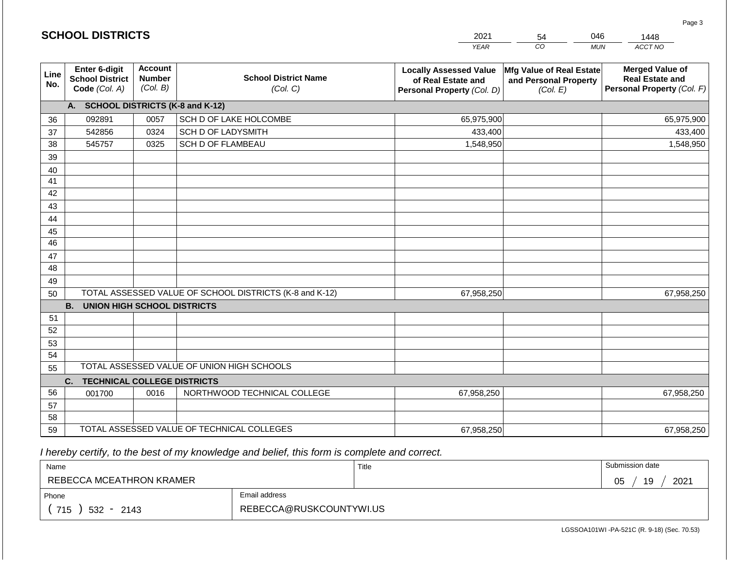## SCHOOL DISTRICTS

| 2021 | 54 | 046 | 1448 |
|---|---|---|---|
| *YEAR* | *CO* | *MUN* | *ACCT NO* |

| Line No. | Enter 6-digit School District Code *(Col. A)* | Account Number *(Col. B)* | School District Name *(Col. C)* | Locally Assessed Value of Real Estate and Personal Property *(Col. D)* | Mfg Value of Real Estate and Personal Property *(Col. E)* | Merged Value of Real Estate and Personal Property *(Col. F)* |
|---|---|---|---|---|---|---|
| | **A. SCHOOL DISTRICTS (K-8 and K-12)** | | | | | |
| 36 | 092891 | 0057 | SCH D OF LAKE HOLCOMBE | 65,975,900 | | 65,975,900 |
| 37 | 542856 | 0324 | SCH D OF LADYSMITH | 433,400 | | 433,400 |
| 38 | 545757 | 0325 | SCH D OF FLAMBEAU | 1,548,950 | | 1,548,950 |
| 39 | | | | | | |
| 40 | | | | | | |
| 41 | | | | | | |
| 42 | | | | | | |
| 43 | | | | | | |
| 44 | | | | | | |
| 45 | | | | | | |
| 46 | | | | | | |
| 47 | | | | | | |
| 48 | | | | | | |
| 49 | | | | | | |
| 50 | TOTAL ASSESSED VALUE OF SCHOOL DISTRICTS (K-8 and K-12) | | | 67,958,250 | | 67,958,250 |
| | **B. UNION HIGH SCHOOL DISTRICTS** | | | | | |
| 51 | | | | | | |
| 52 | | | | | | |
| 53 | | | | | | |
| 54 | | | | | | |
| 55 | TOTAL ASSESSED VALUE OF UNION HIGH SCHOOLS | | | | | |
| | **C. TECHNICAL COLLEGE DISTRICTS** | | | | | |
| 56 | 001700 | 0016 | NORTHWOOD TECHNICAL COLLEGE | 67,958,250 | | 67,958,250 |
| 57 | | | | | | |
| 58 | | | | | | |
| 59 | TOTAL ASSESSED VALUE OF TECHNICAL COLLEGES | | | 67,958,250 | | 67,958,250 |

*I hereby certify, to the best of my knowledge and belief, this form is complete and correct.*

| Name | | Title | Submission date |
|---|---|---|---|
| REBECCA MCEATHRON KRAMER | | | 05 / 19 / 2021 |
| Phone | Email address | | |
| ( 715 ) 532 - 2143 | REBECCA@RUSKCOUNTYWI.US | | |

LGSSOA101WI -PA-521C (R. 9-18) (Sec. 70.53)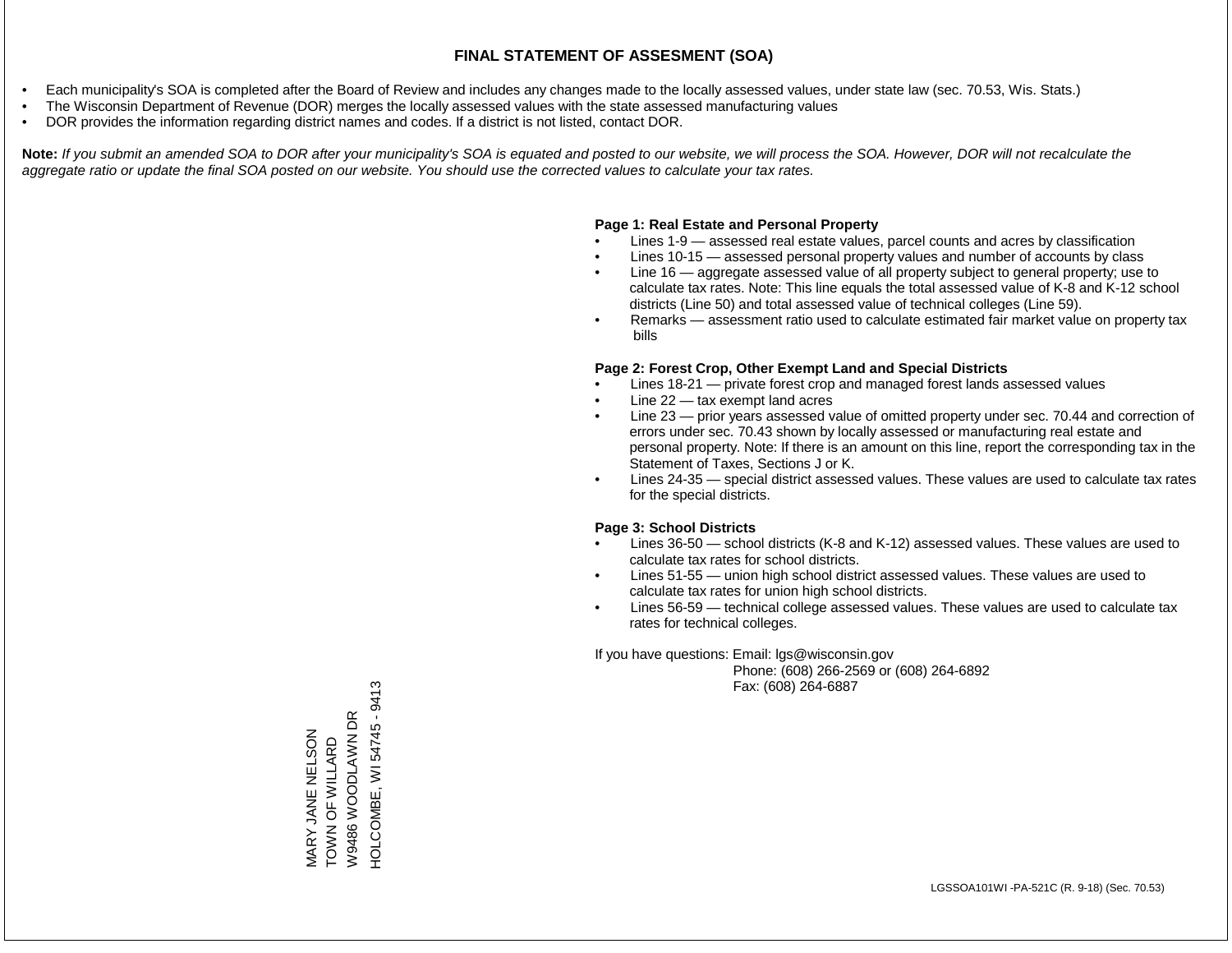# FINAL STATEMENT OF ASSESMENT (SOA)

- Each municipality's SOA is completed after the Board of Review and includes any changes made to the locally assessed values, under state law (sec. 70.53, Wis. Stats.)
- The Wisconsin Department of Revenue (DOR) merges the locally assessed values with the state assessed manufacturing values
- DOR provides the information regarding district names and codes. If a district is not listed, contact DOR.

**Note:** *If you submit an amended SOA to DOR after your municipality's SOA is equated and posted to our website, we will process the SOA. However, DOR will not recalculate the aggregate ratio or update the final SOA posted on our website. You should use the corrected values to calculate your tax rates.*

**Page 1: Real Estate and Personal Property**

- Lines 1-9 — assessed real estate values, parcel counts and acres by classification
- Lines 10-15 — assessed personal property values and number of accounts by class
- Line 16 — aggregate assessed value of all property subject to general property; use to calculate tax rates. Note: This line equals the total assessed value of K-8 and K-12 school districts (Line 50) and total assessed value of technical colleges (Line 59).
- Remarks — assessment ratio used to calculate estimated fair market value on property tax bills

**Page 2: Forest Crop, Other Exempt Land and Special Districts**

- Lines 18-21 — private forest crop and managed forest lands assessed values
- Line 22 — tax exempt land acres
- Line 23 — prior years assessed value of omitted property under sec. 70.44 and correction of errors under sec. 70.43 shown by locally assessed or manufacturing real estate and personal property. Note: If there is an amount on this line, report the corresponding tax in the Statement of Taxes, Sections J or K.
- Lines 24-35 — special district assessed values. These values are used to calculate tax rates for the special districts.

**Page 3: School Districts**

- Lines 36-50 — school districts (K-8 and K-12) assessed values. These values are used to calculate tax rates for school districts.
- Lines 51-55 — union high school district assessed values. These values are used to calculate tax rates for union high school districts.
- Lines 56-59 — technical college assessed values. These values are used to calculate tax rates for technical colleges.

If you have questions: Email: lgs@wisconsin.gov
Phone: (608) 266-2569 or (608) 264-6892
Fax: (608) 264-6887

MARY JANE NELSON
TOWN OF WILLARD
W9486 WOODLAWN DR
HOLCOMBE, WI 54745 - 9413

LGSSOA101WI -PA-521C (R. 9-18) (Sec. 70.53)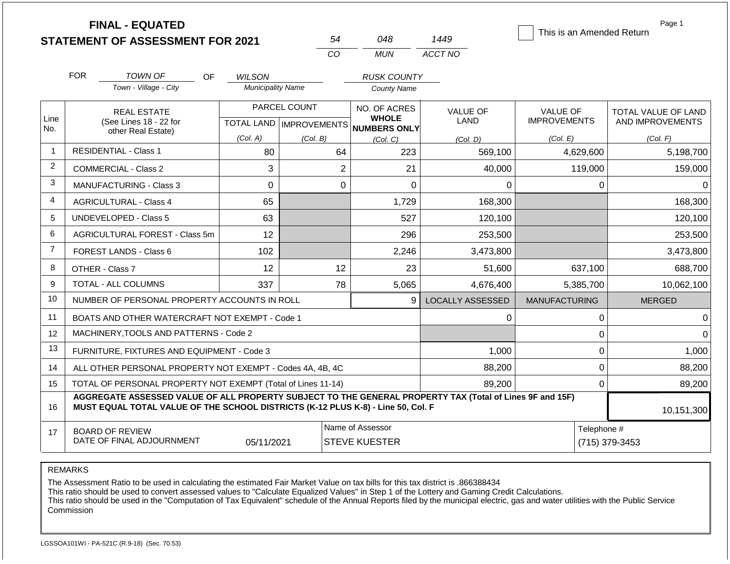# FINAL - EQUATED
## STATEMENT OF ASSESSMENT FOR 2021

| 54 | 048 | 1449 |
|---|---|---|
| CO | MUN | ACCT NO |

☐ This is an Amended Return

Page 1

FOR *TOWN OF* (Town - Village - City) OF *WILSON* (Municipality Name) *RUSK COUNTY* (County Name)

| Line No. | REAL ESTATE (See Lines 18 - 22 for other Real Estate) | PARCEL COUNT TOTAL LAND (Col. A) | PARCEL COUNT IMPROVEMENTS (Col. B) | NO. OF ACRES WHOLE NUMBERS ONLY (Col. C) | VALUE OF LAND (Col. D) | VALUE OF IMPROVEMENTS (Col. E) | TOTAL VALUE OF LAND AND IMPROVEMENTS (Col. F) |
|---|---|---|---|---|---|---|---|
| 1 | RESIDENTIAL - Class 1 | 80 | 64 | 223 | 569,100 | 4,629,600 | 5,198,700 |
| 2 | COMMERCIAL - Class 2 | 3 | 2 | 21 | 40,000 | 119,000 | 159,000 |
| 3 | MANUFACTURING - Class 3 | 0 | 0 | 0 | 0 | 0 | 0 |
| 4 | AGRICULTURAL - Class 4 | 65 | | 1,729 | 168,300 | | 168,300 |
| 5 | UNDEVELOPED - Class 5 | 63 | | 527 | 120,100 | | 120,100 |
| 6 | AGRICULTURAL FOREST - Class 5m | 12 | | 296 | 253,500 | | 253,500 |
| 7 | FOREST LANDS - Class 6 | 102 | | 2,246 | 3,473,800 | | 3,473,800 |
| 8 | OTHER - Class 7 | 12 | 12 | 23 | 51,600 | 637,100 | 688,700 |
| 9 | TOTAL - ALL COLUMNS | 337 | 78 | 5,065 | 4,676,400 | 5,385,700 | 10,062,100 |
| 10 | NUMBER OF PERSONAL PROPERTY ACCOUNTS IN ROLL | | | 9 | LOCALLY ASSESSED | MANUFACTURING | MERGED |
| 11 | BOATS AND OTHER WATERCRAFT NOT EXEMPT - Code 1 | | | | 0 | 0 | 0 |
| 12 | MACHINERY,TOOLS AND PATTERNS - Code 2 | | | | | 0 | 0 |
| 13 | FURNITURE, FIXTURES AND EQUIPMENT - Code 3 | | | | 1,000 | 0 | 1,000 |
| 14 | ALL OTHER PERSONAL PROPERTY NOT EXEMPT - Codes 4A, 4B, 4C | | | | 88,200 | 0 | 88,200 |
| 15 | TOTAL OF PERSONAL PROPERTY NOT EXEMPT (Total of Lines 11-14) | | | | 89,200 | 0 | 89,200 |
| 16 | **AGGREGATE ASSESSED VALUE OF ALL PROPERTY SUBJECT TO THE GENERAL PROPERTY TAX (Total of Lines 9F and 15F) MUST EQUAL TOTAL VALUE OF THE SCHOOL DISTRICTS (K-12 PLUS K-8) - Line 50, Col. F** | | | | | | 10,151,300 |
| 17 | BOARD OF REVIEW DATE OF FINAL ADJOURNMENT | 05/11/2021 | Name of Assessor: STEVE KUESTER | | | Telephone #: (715) 379-3453 | |

REMARKS

The Assessment Ratio to be used in calculating the estimated Fair Market Value on tax bills for this tax district is .866388434
This ratio should be used to convert assessed values to "Calculate Equalized Values" in Step 1 of the Lottery and Gaming Credit Calculations.
This ratio should be used in the "Computation of Tax Equivalent" schedule of the Annual Reports filed by the municipal electric, gas and water utilities with the Public Service Commission

LGSSOA101WI - PA-521C (R.9-18) (Sec. 70.53)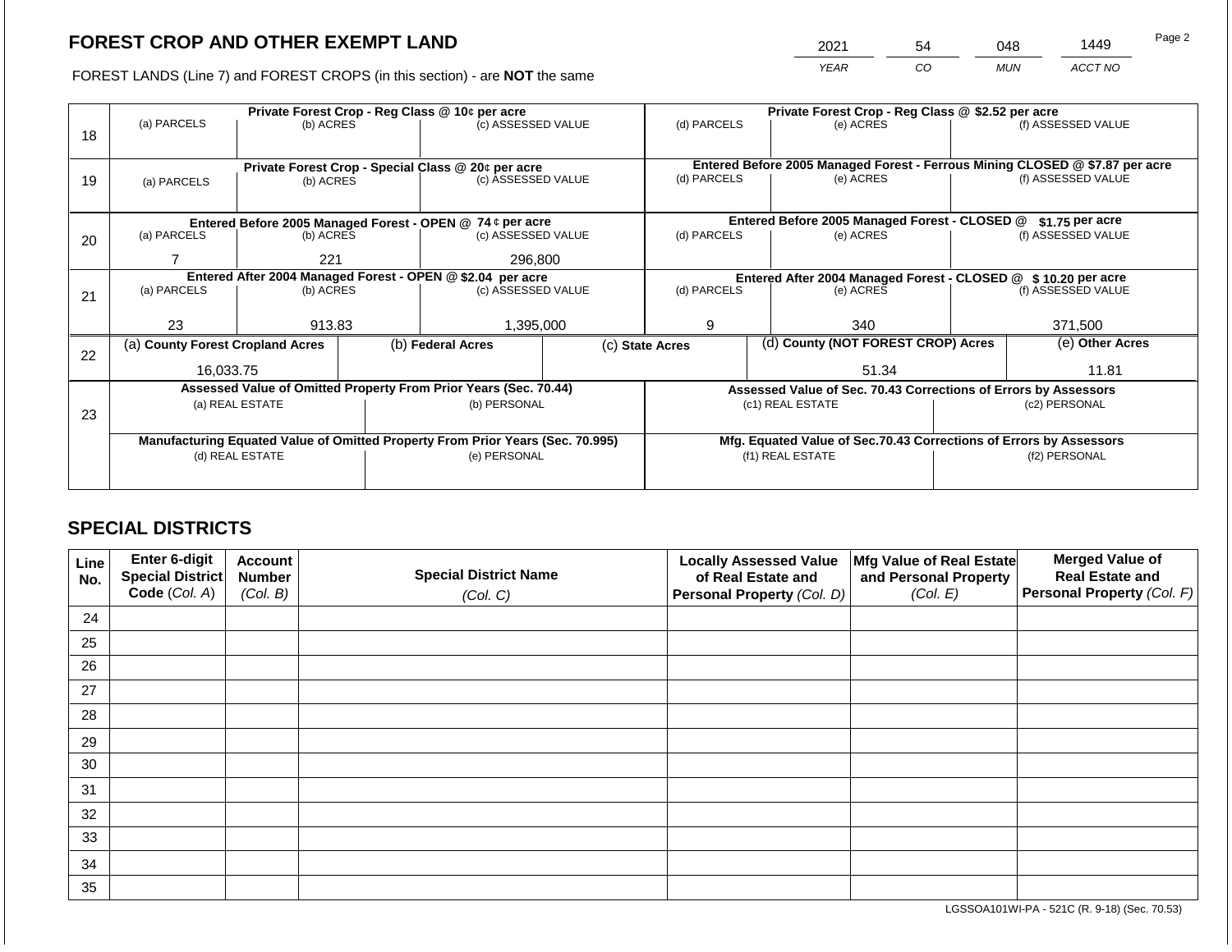## FOREST CROP AND OTHER EXEMPT LAND

FOREST LANDS (Line 7) and FOREST CROPS (in this section) - are **NOT** the same

| 2021 | 54 | 048 | 1449 |
|---|---|---|---|
| *YEAR* | *CO* | *MUN* | *ACCT NO* |

| Line | Private Forest Crop - Reg Class @ 10¢ per acre | | | Private Forest Crop - Reg Class @ $2.52 per acre | | |
|---|---|---|---|---|---|---|
| | (a) PARCELS | (b) ACRES | (c) ASSESSED VALUE | (d) PARCELS | (e) ACRES | (f) ASSESSED VALUE |
| 18 | | | | | | |
| | **Private Forest Crop - Special Class @ 20¢ per acre** | | | **Entered Before 2005 Managed Forest - Ferrous Mining CLOSED @ $7.87 per acre** | | |
| 19 | (a) PARCELS | (b) ACRES | (c) ASSESSED VALUE | (d) PARCELS | (e) ACRES | (f) ASSESSED VALUE |
| | | | | | | |
| | **Entered Before 2005 Managed Forest - OPEN @ 74 ¢ per acre** | | | **Entered Before 2005 Managed Forest - CLOSED @ $1.75 per acre** | | |
| 20 | (a) PARCELS | (b) ACRES | (c) ASSESSED VALUE | (d) PARCELS | (e) ACRES | (f) ASSESSED VALUE |
| | 7 | 221 | 296,800 | | | |
| | **Entered After 2004 Managed Forest - OPEN @ $2.04 per acre** | | | **Entered After 2004 Managed Forest - CLOSED @ $ 10.20 per acre** | | |
| 21 | (a) PARCELS | (b) ACRES | (c) ASSESSED VALUE | (d) PARCELS | (e) ACRES | (f) ASSESSED VALUE |
| | 23 | 913.83 | 1,395,000 | 9 | 340 | 371,500 |

| Line | (a) County Forest Cropland Acres | (b) Federal Acres | (c) State Acres | (d) County (NOT FOREST CROP) Acres | (e) Other Acres |
|---|---|---|---|---|---|
| 22 | 16,033.75 | | | 51.34 | 11.81 |

| Line | Assessed Value of Omitted Property From Prior Years (Sec. 70.44) | | Assessed Value of Sec. 70.43 Corrections of Errors by Assessors | |
|---|---|---|---|---|
| 23 | (a) REAL ESTATE | (b) PERSONAL | (c1) REAL ESTATE | (c2) PERSONAL |
| | | | | |
| | **Manufacturing Equated Value of Omitted Property From Prior Years (Sec. 70.995)** | | **Mfg. Equated Value of Sec.70.43 Corrections of Errors by Assessors** | |
| | (d) REAL ESTATE | (e) PERSONAL | (f1) REAL ESTATE | (f2) PERSONAL |
| | | | | |

## SPECIAL DISTRICTS

| Line No. | Enter 6-digit Special District Code (Col. A) | Account Number (Col. B) | Special District Name (Col. C) | Locally Assessed Value of Real Estate and Personal Property (Col. D) | Mfg Value of Real Estate and Personal Property (Col. E) | Merged Value of Real Estate and Personal Property (Col. F) |
|---|---|---|---|---|---|---|
| 24 | | | | | | |
| 25 | | | | | | |
| 26 | | | | | | |
| 27 | | | | | | |
| 28 | | | | | | |
| 29 | | | | | | |
| 30 | | | | | | |
| 31 | | | | | | |
| 32 | | | | | | |
| 33 | | | | | | |
| 34 | | | | | | |
| 35 | | | | | | |

LGSSOA101WI-PA - 521C (R. 9-18) (Sec. 70.53)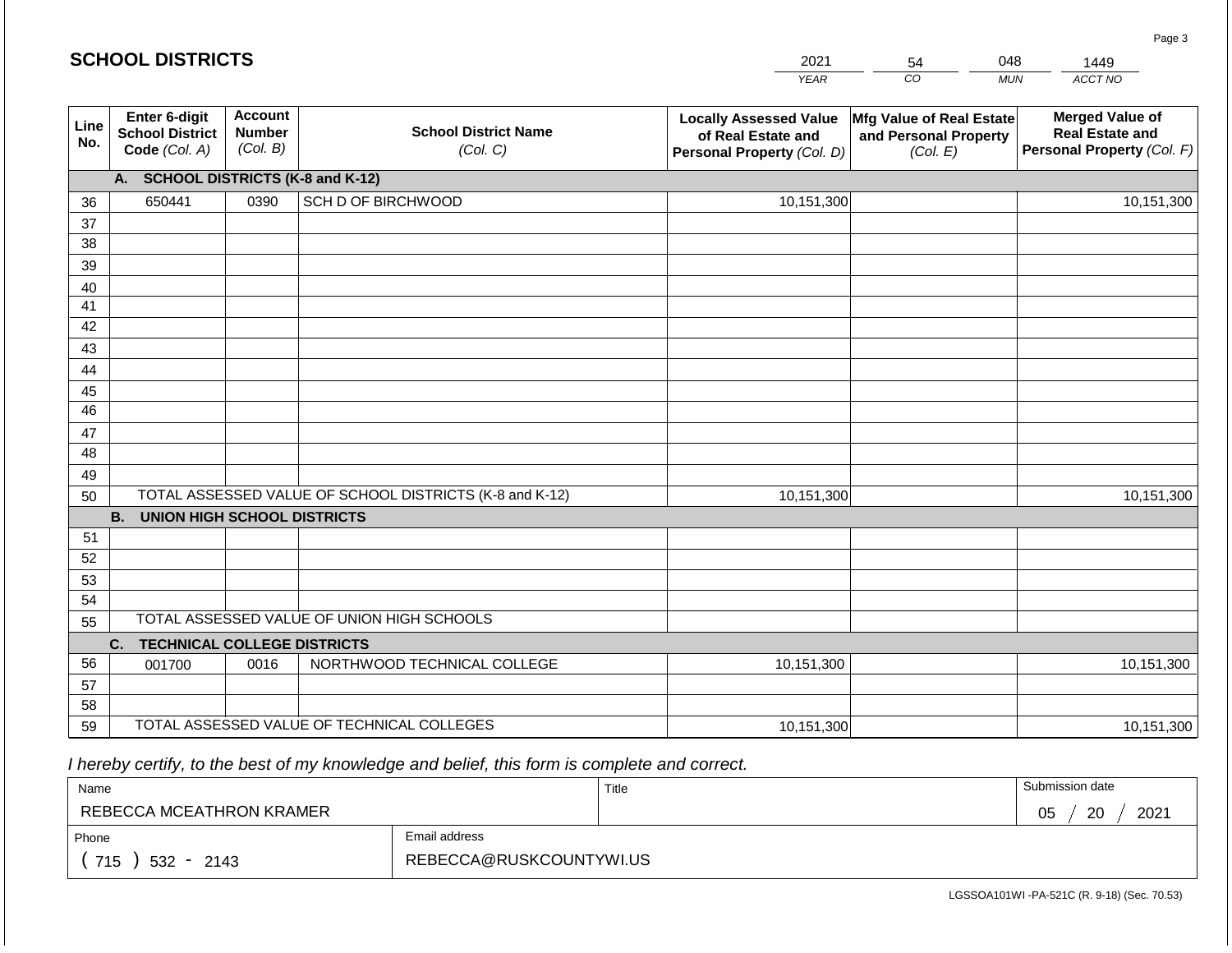# SCHOOL DISTRICTS

| 2021 | 54 | 048 | 1449 |
|---|---|---|---|
| *YEAR* | *CO* | *MUN* | *ACCT NO* |

| Line No. | Enter 6-digit School District Code *(Col. A)* | Account Number *(Col. B)* | School District Name *(Col. C)* | Locally Assessed Value of Real Estate and Personal Property *(Col. D)* | Mfg Value of Real Estate and Personal Property *(Col. E)* | Merged Value of Real Estate and Personal Property *(Col. F)* |
|---|---|---|---|---|---|---|
| | **A. SCHOOL DISTRICTS (K-8 and K-12)** | | | | | |
| 36 | 650441 | 0390 | SCH D OF BIRCHWOOD | 10,151,300 | | 10,151,300 |
| 37 | | | | | | |
| 38 | | | | | | |
| 39 | | | | | | |
| 40 | | | | | | |
| 41 | | | | | | |
| 42 | | | | | | |
| 43 | | | | | | |
| 44 | | | | | | |
| 45 | | | | | | |
| 46 | | | | | | |
| 47 | | | | | | |
| 48 | | | | | | |
| 49 | | | | | | |
| 50 | TOTAL ASSESSED VALUE OF SCHOOL DISTRICTS (K-8 and K-12) | | | 10,151,300 | | 10,151,300 |
| | **B. UNION HIGH SCHOOL DISTRICTS** | | | | | |
| 51 | | | | | | |
| 52 | | | | | | |
| 53 | | | | | | |
| 54 | | | | | | |
| 55 | TOTAL ASSESSED VALUE OF UNION HIGH SCHOOLS | | | | | |
| | **C. TECHNICAL COLLEGE DISTRICTS** | | | | | |
| 56 | 001700 | 0016 | NORTHWOOD TECHNICAL COLLEGE | 10,151,300 | | 10,151,300 |
| 57 | | | | | | |
| 58 | | | | | | |
| 59 | TOTAL ASSESSED VALUE OF TECHNICAL COLLEGES | | | 10,151,300 | | 10,151,300 |

*I hereby certify, to the best of my knowledge and belief, this form is complete and correct.*

| Name | Title | Submission date |
|---|---|---|
| REBECCA MCEATHRON KRAMER | | 05 / 20 / 2021 |
| **Phone** | **Email address** | |
| ( 715 ) 532 - 2143 | REBECCA@RUSKCOUNTYWI.US | |

LGSSOA101WI -PA-521C (R. 9-18) (Sec. 70.53)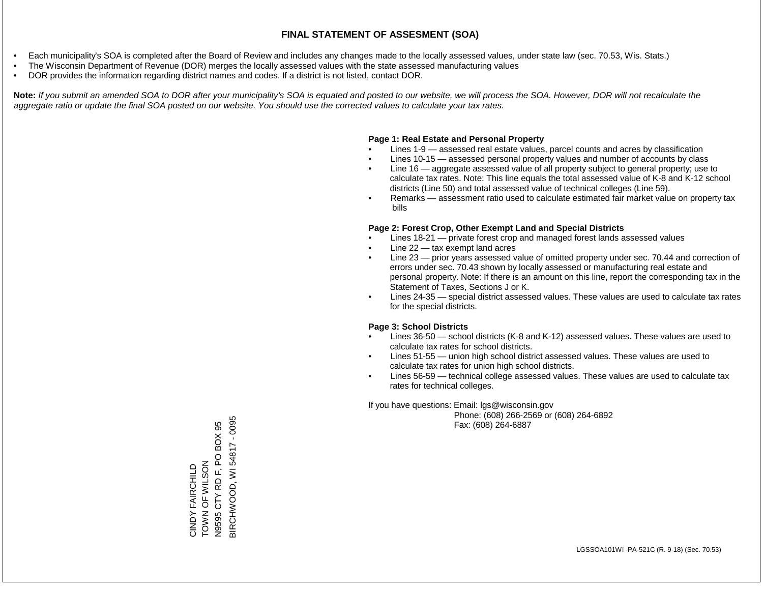# FINAL STATEMENT OF ASSESMENT (SOA)

- Each municipality's SOA is completed after the Board of Review and includes any changes made to the locally assessed values, under state law (sec. 70.53, Wis. Stats.)
- The Wisconsin Department of Revenue (DOR) merges the locally assessed values with the state assessed manufacturing values
- DOR provides the information regarding district names and codes. If a district is not listed, contact DOR.

**Note:** *If you submit an amended SOA to DOR after your municipality's SOA is equated and posted to our website, we will process the SOA. However, DOR will not recalculate the aggregate ratio or update the final SOA posted on our website. You should use the corrected values to calculate your tax rates.*

**Page 1: Real Estate and Personal Property**

- Lines 1-9 — assessed real estate values, parcel counts and acres by classification
- Lines 10-15 — assessed personal property values and number of accounts by class
- Line 16 — aggregate assessed value of all property subject to general property; use to calculate tax rates. Note: This line equals the total assessed value of K-8 and K-12 school districts (Line 50) and total assessed value of technical colleges (Line 59).
- Remarks — assessment ratio used to calculate estimated fair market value on property tax bills

**Page 2: Forest Crop, Other Exempt Land and Special Districts**

- Lines 18-21 — private forest crop and managed forest lands assessed values
- Line 22 — tax exempt land acres
- Line 23 — prior years assessed value of omitted property under sec. 70.44 and correction of errors under sec. 70.43 shown by locally assessed or manufacturing real estate and personal property. Note: If there is an amount on this line, report the corresponding tax in the Statement of Taxes, Sections J or K.
- Lines 24-35 — special district assessed values. These values are used to calculate tax rates for the special districts.

**Page 3: School Districts**

- Lines 36-50 — school districts (K-8 and K-12) assessed values. These values are used to calculate tax rates for school districts.
- Lines 51-55 — union high school district assessed values. These values are used to calculate tax rates for union high school districts.
- Lines 56-59 — technical college assessed values. These values are used to calculate tax rates for technical colleges.

If you have questions: Email: lgs@wisconsin.gov
Phone: (608) 266-2569 or (608) 264-6892
Fax: (608) 264-6887

CINDY FAIRCHILD
TOWN OF WILSON
N9595 CTY RD F, PO BOX 95
BIRCHWOOD, WI 54817 - 0095

LGSSOA101WI -PA-521C (R. 9-18) (Sec. 70.53)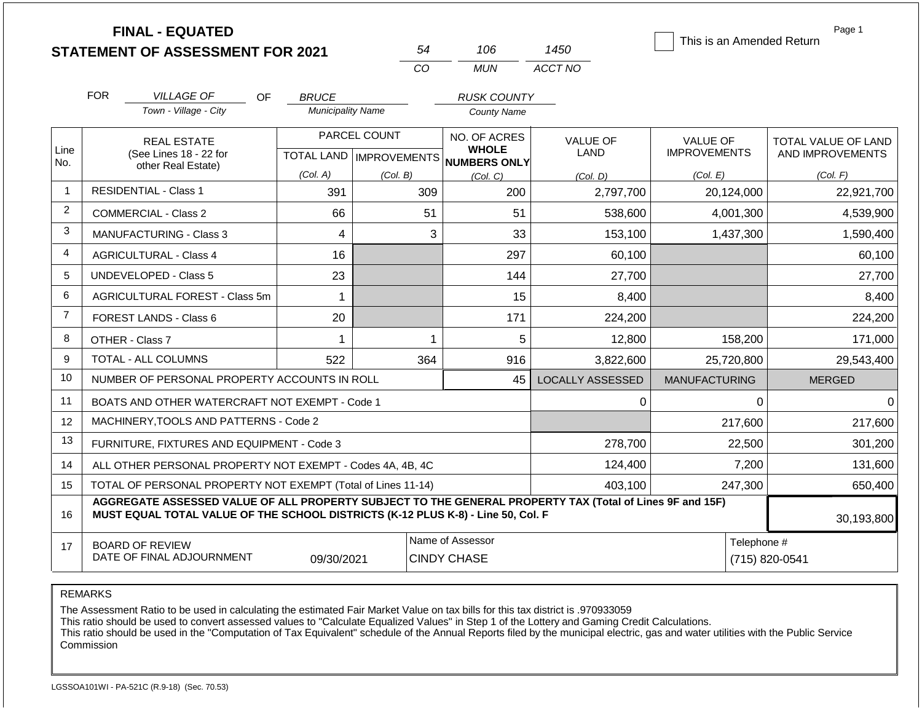**FINAL - EQUATED**
**STATEMENT OF ASSESSMENT FOR 2021**

| 54 | 106 | 1450 |
|---|---|---|
| CO | MUN | ACCT NO |

☐ This is an Amended Return

FOR *VILLAGE OF* (Town - Village - City) OF *BRUCE* (Municipality Name) *RUSK COUNTY* (County Name)

| Line No. | REAL ESTATE (See Lines 18 - 22 for other Real Estate) | PARCEL COUNT TOTAL LAND (Col. A) | PARCEL COUNT IMPROVEMENTS (Col. B) | NO. OF ACRES WHOLE NUMBERS ONLY (Col. C) | VALUE OF LAND (Col. D) | VALUE OF IMPROVEMENTS (Col. E) | TOTAL VALUE OF LAND AND IMPROVEMENTS (Col. F) |
|---|---|---|---|---|---|---|---|
| 1 | RESIDENTIAL - Class 1 | 391 | 309 | 200 | 2,797,700 | 20,124,000 | 22,921,700 |
| 2 | COMMERCIAL - Class 2 | 66 | 51 | 51 | 538,600 | 4,001,300 | 4,539,900 |
| 3 | MANUFACTURING - Class 3 | 4 | 3 | 33 | 153,100 | 1,437,300 | 1,590,400 |
| 4 | AGRICULTURAL - Class 4 | 16 | | 297 | 60,100 | | 60,100 |
| 5 | UNDEVELOPED - Class 5 | 23 | | 144 | 27,700 | | 27,700 |
| 6 | AGRICULTURAL FOREST - Class 5m | 1 | | 15 | 8,400 | | 8,400 |
| 7 | FOREST LANDS - Class 6 | 20 | | 171 | 224,200 | | 224,200 |
| 8 | OTHER - Class 7 | 1 | 1 | 5 | 12,800 | 158,200 | 171,000 |
| 9 | TOTAL - ALL COLUMNS | 522 | 364 | 916 | 3,822,600 | 25,720,800 | 29,543,400 |
| 10 | NUMBER OF PERSONAL PROPERTY ACCOUNTS IN ROLL | | | 45 | LOCALLY ASSESSED | MANUFACTURING | MERGED |
| 11 | BOATS AND OTHER WATERCRAFT NOT EXEMPT - Code 1 | | | | 0 | 0 | 0 |
| 12 | MACHINERY,TOOLS AND PATTERNS - Code 2 | | | | | 217,600 | 217,600 |
| 13 | FURNITURE, FIXTURES AND EQUIPMENT - Code 3 | | | | 278,700 | 22,500 | 301,200 |
| 14 | ALL OTHER PERSONAL PROPERTY NOT EXEMPT - Codes 4A, 4B, 4C | | | | 124,400 | 7,200 | 131,600 |
| 15 | TOTAL OF PERSONAL PROPERTY NOT EXEMPT (Total of Lines 11-14) | | | | 403,100 | 247,300 | 650,400 |
| 16 | **AGGREGATE ASSESSED VALUE OF ALL PROPERTY SUBJECT TO THE GENERAL PROPERTY TAX (Total of Lines 9F and 15F) MUST EQUAL TOTAL VALUE OF THE SCHOOL DISTRICTS (K-12 PLUS K-8) - Line 50, Col. F** | | | | | | 30,193,800 |
| 17 | BOARD OF REVIEW DATE OF FINAL ADJOURNMENT | 09/30/2021 | Name of Assessor: CINDY CHASE | | | Telephone #: (715) 820-0541 | |

REMARKS

The Assessment Ratio to be used in calculating the estimated Fair Market Value on tax bills for this tax district is .970933059
This ratio should be used to convert assessed values to "Calculate Equalized Values" in Step 1 of the Lottery and Gaming Credit Calculations.
This ratio should be used in the "Computation of Tax Equivalent" schedule of the Annual Reports filed by the municipal electric, gas and water utilities with the Public Service Commission

LGSSOA101WI - PA-521C (R.9-18) (Sec. 70.53)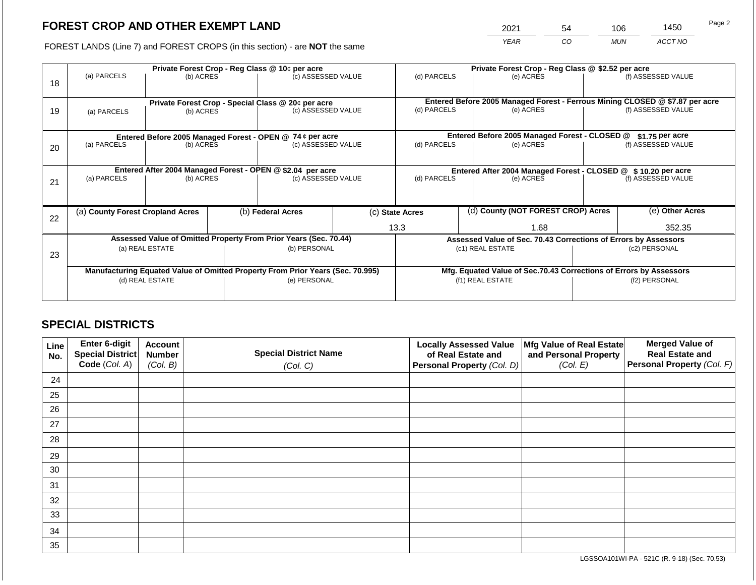## FOREST CROP AND OTHER EXEMPT LAND

FOREST LANDS (Line 7) and FOREST CROPS (in this section) - are **NOT** the same

| 2021 | 54 | 106 | 1450 |
|---|---|---|---|
| *YEAR* | *CO* | *MUN* | *ACCT NO* |

| Line | Private Forest Crop - Reg Class @ 10¢ per acre | | | Private Forest Crop - Reg Class @ $2.52 per acre | | |
|---|---|---|---|---|---|---|
| 18 | (a) PARCELS | (b) ACRES | (c) ASSESSED VALUE | (d) PARCELS | (e) ACRES | (f) ASSESSED VALUE |
| | **Private Forest Crop - Special Class @ 20¢ per acre** | | | **Entered Before 2005 Managed Forest - Ferrous Mining CLOSED @ $7.87 per acre** | | |
| 19 | (a) PARCELS | (b) ACRES | (c) ASSESSED VALUE | (d) PARCELS | (e) ACRES | (f) ASSESSED VALUE |
| | **Entered Before 2005 Managed Forest - OPEN @ 74 ¢ per acre** | | | **Entered Before 2005 Managed Forest - CLOSED @ $1.75 per acre** | | |
| 20 | (a) PARCELS | (b) ACRES | (c) ASSESSED VALUE | (d) PARCELS | (e) ACRES | (f) ASSESSED VALUE |
| | **Entered After 2004 Managed Forest - OPEN @ $2.04 per acre** | | | **Entered After 2004 Managed Forest - CLOSED @ $ 10.20 per acre** | | |
| 21 | (a) PARCELS | (b) ACRES | (c) ASSESSED VALUE | (d) PARCELS | (e) ACRES | (f) ASSESSED VALUE |

| Line | (a) County Forest Cropland Acres | (b) Federal Acres | (c) State Acres | (d) County (NOT FOREST CROP) Acres | (e) Other Acres |
|---|---|---|---|---|---|
| 22 | | | 13.3 | 1.68 | 352.35 |

| Line | Assessed Value of Omitted Property From Prior Years (Sec. 70.44) | | Assessed Value of Sec. 70.43 Corrections of Errors by Assessors | |
|---|---|---|---|---|
| 23 | (a) REAL ESTATE | (b) PERSONAL | (c1) REAL ESTATE | (c2) PERSONAL |
| | | | | |
| | **Manufacturing Equated Value of Omitted Property From Prior Years (Sec. 70.995)** | | **Mfg. Equated Value of Sec.70.43 Corrections of Errors by Assessors** | |
| | (d) REAL ESTATE | (e) PERSONAL | (f1) REAL ESTATE | (f2) PERSONAL |
| | | | | |

## SPECIAL DISTRICTS

| Line No. | Enter 6-digit Special District Code (Col. A) | Account Number (Col. B) | Special District Name (Col. C) | Locally Assessed Value of Real Estate and Personal Property (Col. D) | Mfg Value of Real Estate and Personal Property (Col. E) | Merged Value of Real Estate and Personal Property (Col. F) |
|---|---|---|---|---|---|---|
| 24 | | | | | | |
| 25 | | | | | | |
| 26 | | | | | | |
| 27 | | | | | | |
| 28 | | | | | | |
| 29 | | | | | | |
| 30 | | | | | | |
| 31 | | | | | | |
| 32 | | | | | | |
| 33 | | | | | | |
| 34 | | | | | | |
| 35 | | | | | | |

LGSSOA101WI-PA - 521C (R. 9-18) (Sec. 70.53)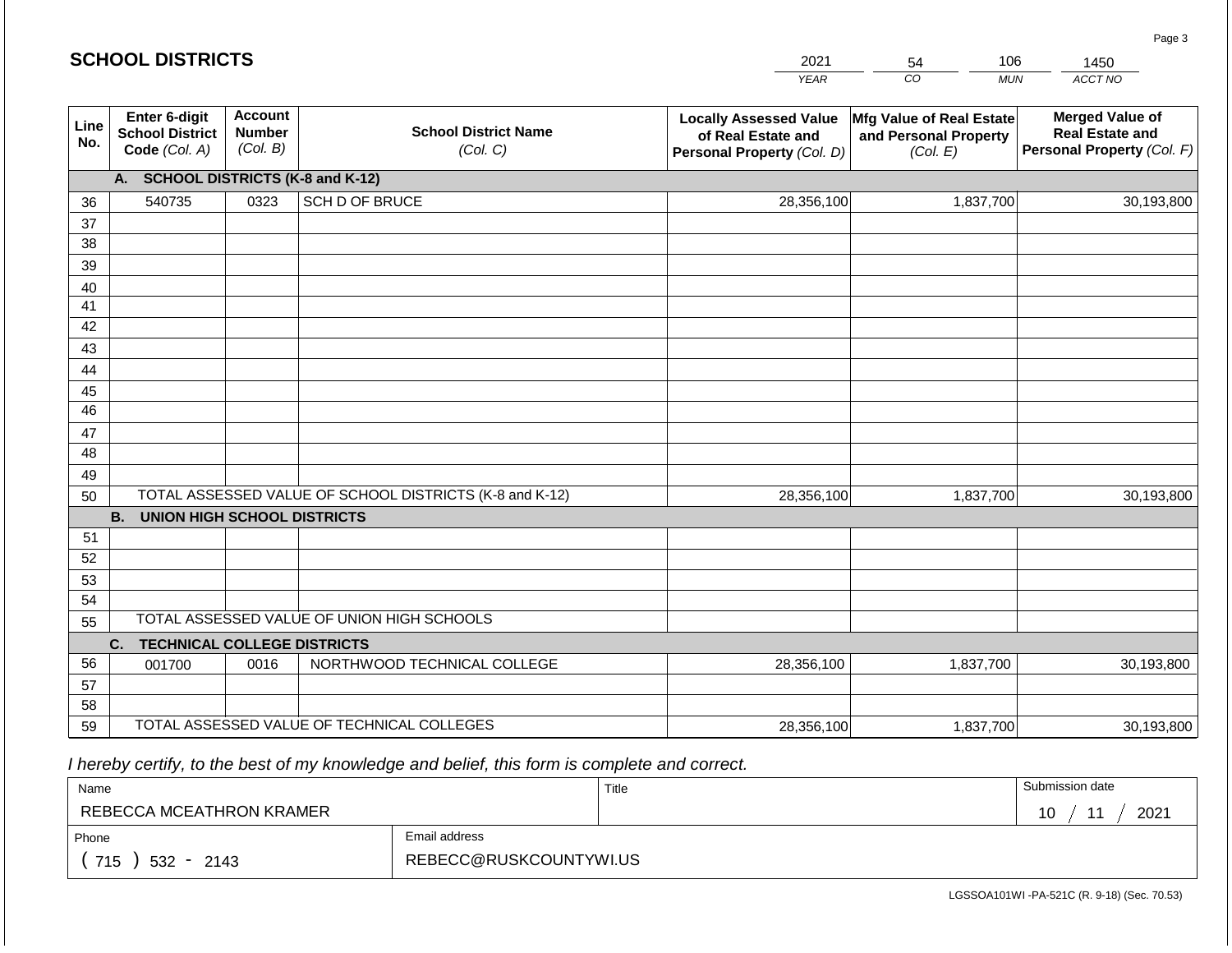# SCHOOL DISTRICTS

| 2021 | 54 | 106 | 1450 |
|---|---|---|---|
| *YEAR* | *CO* | *MUN* | *ACCT NO* |

| Line No. | Enter 6-digit School District Code *(Col. A)* | Account Number *(Col. B)* | School District Name *(Col. C)* | Locally Assessed Value of Real Estate and Personal Property *(Col. D)* | Mfg Value of Real Estate and Personal Property *(Col. E)* | Merged Value of Real Estate and Personal Property *(Col. F)* |
|---|---|---|---|---|---|---|
| | **A. SCHOOL DISTRICTS (K-8 and K-12)** | | | | | |
| 36 | 540735 | 0323 | SCH D OF BRUCE | 28,356,100 | 1,837,700 | 30,193,800 |
| 37 | | | | | | |
| 38 | | | | | | |
| 39 | | | | | | |
| 40 | | | | | | |
| 41 | | | | | | |
| 42 | | | | | | |
| 43 | | | | | | |
| 44 | | | | | | |
| 45 | | | | | | |
| 46 | | | | | | |
| 47 | | | | | | |
| 48 | | | | | | |
| 49 | | | | | | |
| 50 | TOTAL ASSESSED VALUE OF SCHOOL DISTRICTS (K-8 and K-12) | | | 28,356,100 | 1,837,700 | 30,193,800 |
| | **B. UNION HIGH SCHOOL DISTRICTS** | | | | | |
| 51 | | | | | | |
| 52 | | | | | | |
| 53 | | | | | | |
| 54 | | | | | | |
| 55 | TOTAL ASSESSED VALUE OF UNION HIGH SCHOOLS | | | | | |
| | **C. TECHNICAL COLLEGE DISTRICTS** | | | | | |
| 56 | 001700 | 0016 | NORTHWOOD TECHNICAL COLLEGE | 28,356,100 | 1,837,700 | 30,193,800 |
| 57 | | | | | | |
| 58 | | | | | | |
| 59 | TOTAL ASSESSED VALUE OF TECHNICAL COLLEGES | | | 28,356,100 | 1,837,700 | 30,193,800 |

*I hereby certify, to the best of my knowledge and belief, this form is complete and correct.*

| Name | Title | Submission date |
|---|---|---|
| REBECCA MCEATHRON KRAMER | | 10 / 11 / 2021 |
| **Phone** | **Email address** | |
| ( 715 ) 532 - 2143 | REBECC@RUSKCOUNTYWI.US | |

LGSSOA101WI -PA-521C (R. 9-18) (Sec. 70.53)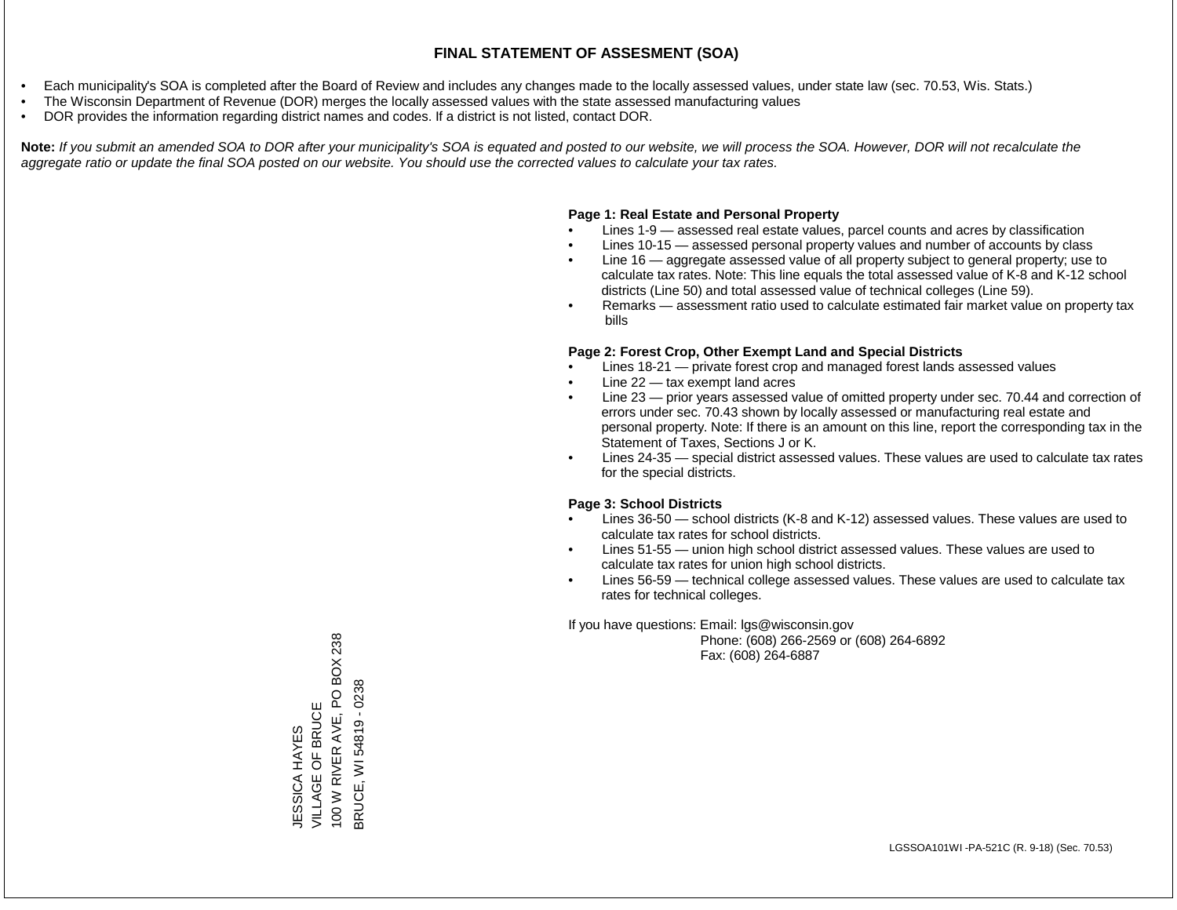# FINAL STATEMENT OF ASSESMENT (SOA)

- Each municipality's SOA is completed after the Board of Review and includes any changes made to the locally assessed values, under state law (sec. 70.53, Wis. Stats.)
- The Wisconsin Department of Revenue (DOR) merges the locally assessed values with the state assessed manufacturing values
- DOR provides the information regarding district names and codes. If a district is not listed, contact DOR.

**Note:** *If you submit an amended SOA to DOR after your municipality's SOA is equated and posted to our website, we will process the SOA. However, DOR will not recalculate the aggregate ratio or update the final SOA posted on our website. You should use the corrected values to calculate your tax rates.*

**Page 1: Real Estate and Personal Property**

- Lines 1-9 — assessed real estate values, parcel counts and acres by classification
- Lines 10-15 — assessed personal property values and number of accounts by class
- Line 16 — aggregate assessed value of all property subject to general property; use to calculate tax rates. Note: This line equals the total assessed value of K-8 and K-12 school districts (Line 50) and total assessed value of technical colleges (Line 59).
- Remarks — assessment ratio used to calculate estimated fair market value on property tax bills

**Page 2: Forest Crop, Other Exempt Land and Special Districts**

- Lines 18-21 — private forest crop and managed forest lands assessed values
- Line 22 — tax exempt land acres
- Line 23 — prior years assessed value of omitted property under sec. 70.44 and correction of errors under sec. 70.43 shown by locally assessed or manufacturing real estate and personal property. Note: If there is an amount on this line, report the corresponding tax in the Statement of Taxes, Sections J or K.
- Lines 24-35 — special district assessed values. These values are used to calculate tax rates for the special districts.

**Page 3: School Districts**

- Lines 36-50 — school districts (K-8 and K-12) assessed values. These values are used to calculate tax rates for school districts.
- Lines 51-55 — union high school district assessed values. These values are used to calculate tax rates for union high school districts.
- Lines 56-59 — technical college assessed values. These values are used to calculate tax rates for technical colleges.

If you have questions: Email: lgs@wisconsin.gov
Phone: (608) 266-2569 or (608) 264-6892
Fax: (608) 264-6887

JESSICA HAYES
VILLAGE OF BRUCE
100 W RIVER AVE, PO BOX 238
BRUCE, WI 54819 - 0238

LGSSOA101WI -PA-521C (R. 9-18) (Sec. 70.53)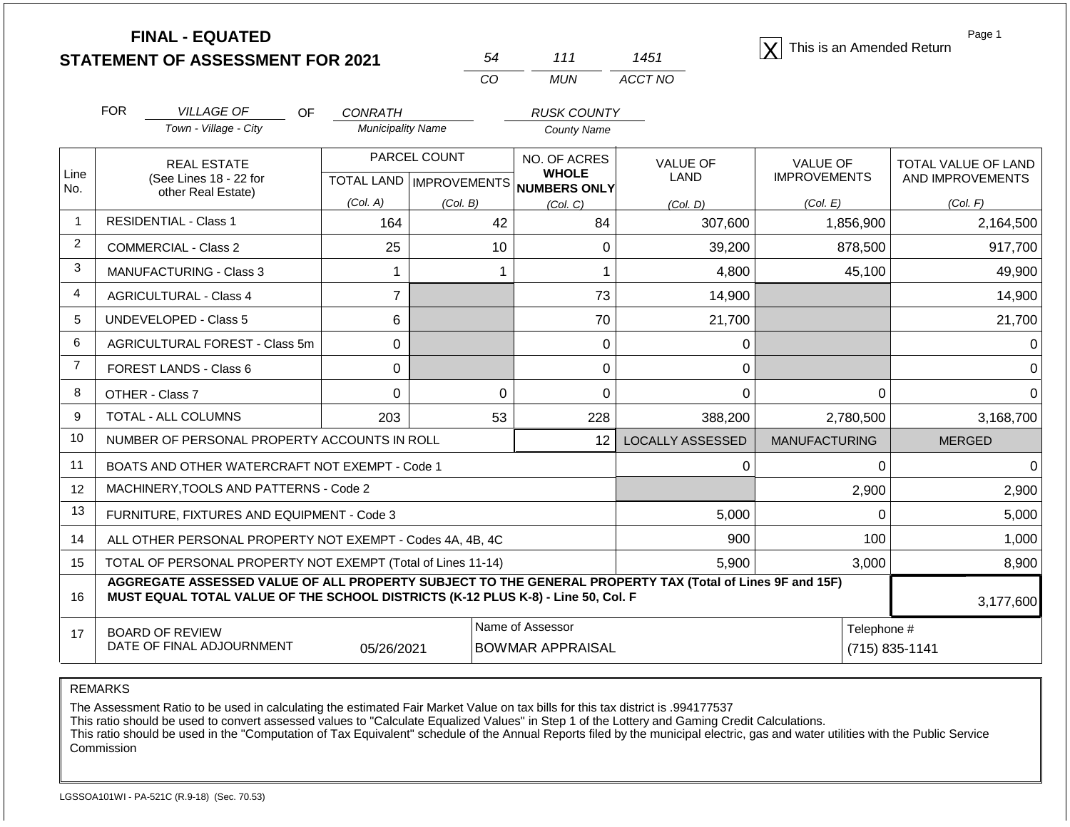# FINAL - EQUATED
## STATEMENT OF ASSESSMENT FOR 2021

| 54 | 111 | 1451 |
|---|---|---|
| CO | MUN | ACCT NO |

[X] This is an Amended Return

FOR *VILLAGE OF* (Town - Village - City) OF *CONRATH* (Municipality Name) *RUSK COUNTY* (County Name)

| Line No. | REAL ESTATE (See Lines 18 - 22 for other Real Estate) | PARCEL COUNT | | NO. OF ACRES **WHOLE NUMBERS ONLY** | VALUE OF LAND | VALUE OF IMPROVEMENTS | TOTAL VALUE OF LAND AND IMPROVEMENTS |
|---|---|---|---|---|---|---|---|
| | | TOTAL LAND (Col. A) | IMPROVEMENTS (Col. B) | (Col. C) | (Col. D) | (Col. E) | (Col. F) |
| 1 | RESIDENTIAL - Class 1 | 164 | 42 | 84 | 307,600 | 1,856,900 | 2,164,500 |
| 2 | COMMERCIAL - Class 2 | 25 | 10 | 0 | 39,200 | 878,500 | 917,700 |
| 3 | MANUFACTURING - Class 3 | 1 | 1 | 1 | 4,800 | 45,100 | 49,900 |
| 4 | AGRICULTURAL - Class 4 | 7 | | 73 | 14,900 | | 14,900 |
| 5 | UNDEVELOPED - Class 5 | 6 | | 70 | 21,700 | | 21,700 |
| 6 | AGRICULTURAL FOREST - Class 5m | 0 | | 0 | 0 | | 0 |
| 7 | FOREST LANDS - Class 6 | 0 | | 0 | 0 | | 0 |
| 8 | OTHER - Class 7 | 0 | 0 | 0 | 0 | 0 | 0 |
| 9 | TOTAL - ALL COLUMNS | 203 | 53 | 228 | 388,200 | 2,780,500 | 3,168,700 |
| 10 | NUMBER OF PERSONAL PROPERTY ACCOUNTS IN ROLL | | | 12 | LOCALLY ASSESSED | MANUFACTURING | MERGED |
| 11 | BOATS AND OTHER WATERCRAFT NOT EXEMPT - Code 1 | | | | 0 | 0 | 0 |
| 12 | MACHINERY,TOOLS AND PATTERNS - Code 2 | | | | | 2,900 | 2,900 |
| 13 | FURNITURE, FIXTURES AND EQUIPMENT - Code 3 | | | | 5,000 | 0 | 5,000 |
| 14 | ALL OTHER PERSONAL PROPERTY NOT EXEMPT - Codes 4A, 4B, 4C | | | | 900 | 100 | 1,000 |
| 15 | TOTAL OF PERSONAL PROPERTY NOT EXEMPT (Total of Lines 11-14) | | | | 5,900 | 3,000 | 8,900 |
| 16 | **AGGREGATE ASSESSED VALUE OF ALL PROPERTY SUBJECT TO THE GENERAL PROPERTY TAX (Total of Lines 9F and 15F) MUST EQUAL TOTAL VALUE OF THE SCHOOL DISTRICTS (K-12 PLUS K-8) - Line 50, Col. F** | | | | | | 3,177,600 |
| 17 | BOARD OF REVIEW DATE OF FINAL ADJOURNMENT | 05/26/2021 | | Name of Assessor: BOWMAR APPRAISAL | | | Telephone #: (715) 835-1141 |

REMARKS

The Assessment Ratio to be used in calculating the estimated Fair Market Value on tax bills for this tax district is .994177537
This ratio should be used to convert assessed values to "Calculate Equalized Values" in Step 1 of the Lottery and Gaming Credit Calculations.
This ratio should be used in the "Computation of Tax Equivalent" schedule of the Annual Reports filed by the municipal electric, gas and water utilities with the Public Service Commission

LGSSOA101WI - PA-521C (R.9-18) (Sec. 70.53)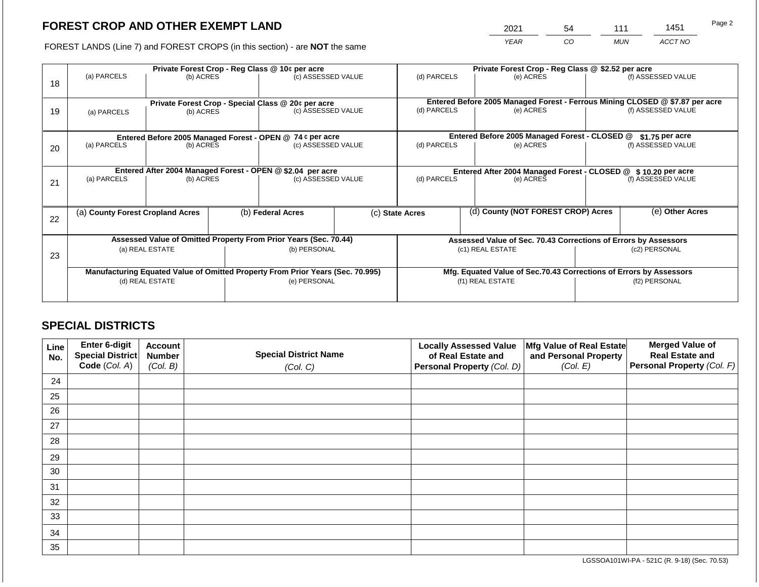# FOREST CROP AND OTHER EXEMPT LAND

| 2021 | 54 | 111 | 1451 |
|---|---|---|---|
| YEAR | CO | MUN | ACCT NO |

FOREST LANDS (Line 7) and FOREST CROPS (in this section) - are **NOT** the same

| | Private Forest Crop - Reg Class @ 10¢ per acre | | | Private Forest Crop - Reg Class @ $2.52 per acre | | |
|---|---|---|---|---|---|---|
| 18 | (a) PARCELS | (b) ACRES | (c) ASSESSED VALUE | (d) PARCELS | (e) ACRES | (f) ASSESSED VALUE |
| | **Private Forest Crop - Special Class @ 20¢ per acre** | | | **Entered Before 2005 Managed Forest - Ferrous Mining CLOSED @ $7.87 per acre** | | |
| 19 | (a) PARCELS | (b) ACRES | (c) ASSESSED VALUE | (d) PARCELS | (e) ACRES | (f) ASSESSED VALUE |
| | **Entered Before 2005 Managed Forest - OPEN @ 74 ¢ per acre** | | | **Entered Before 2005 Managed Forest - CLOSED @ $1.75 per acre** | | |
| 20 | (a) PARCELS | (b) ACRES | (c) ASSESSED VALUE | (d) PARCELS | (e) ACRES | (f) ASSESSED VALUE |
| | **Entered After 2004 Managed Forest - OPEN @ $2.04 per acre** | | | **Entered After 2004 Managed Forest - CLOSED @ $ 10.20 per acre** | | |
| 21 | (a) PARCELS | (b) ACRES | (c) ASSESSED VALUE | (d) PARCELS | (e) ACRES | (f) ASSESSED VALUE |

| | | | | | |
|---|---|---|---|---|---|
| 22 | (a) **County Forest Cropland Acres** | (b) **Federal Acres** | (c) **State Acres** | (d) **County (NOT FOREST CROP) Acres** | (e) **Other Acres** |

| | Assessed Value of Omitted Property From Prior Years (Sec. 70.44) | | Assessed Value of Sec. 70.43 Corrections of Errors by Assessors | |
|---|---|---|---|---|
| 23 | (a) REAL ESTATE | (b) PERSONAL | (c1) REAL ESTATE | (c2) PERSONAL |
| | **Manufacturing Equated Value of Omitted Property From Prior Years (Sec. 70.995)** | | **Mfg. Equated Value of Sec.70.43 Corrections of Errors by Assessors** | |
| | (d) REAL ESTATE | (e) PERSONAL | (f1) REAL ESTATE | (f2) PERSONAL |

## SPECIAL DISTRICTS

| Line No. | Enter 6-digit Special District Code (Col. A) | Account Number (Col. B) | Special District Name (Col. C) | Locally Assessed Value of Real Estate and Personal Property (Col. D) | Mfg Value of Real Estate and Personal Property (Col. E) | Merged Value of Real Estate and Personal Property (Col. F) |
|---|---|---|---|---|---|---|
| 24 | | | | | | |
| 25 | | | | | | |
| 26 | | | | | | |
| 27 | | | | | | |
| 28 | | | | | | |
| 29 | | | | | | |
| 30 | | | | | | |
| 31 | | | | | | |
| 32 | | | | | | |
| 33 | | | | | | |
| 34 | | | | | | |
| 35 | | | | | | |

LGSSOA101WI-PA - 521C (R. 9-18) (Sec. 70.53)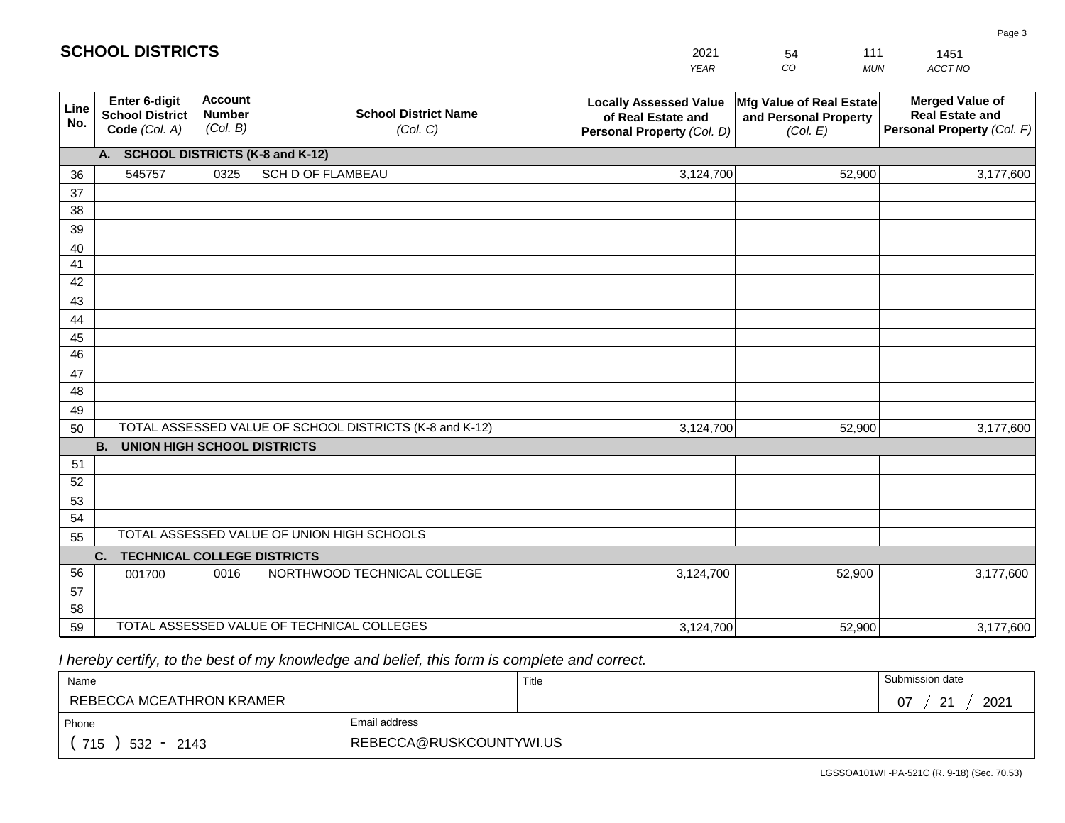## SCHOOL DISTRICTS

| YEAR | CO | MUN | ACCT NO |
|---|---|---|---|
| 2021 | 54 | 111 | 1451 |

| Line No. | Enter 6-digit School District Code (Col. A) | Account Number (Col. B) | School District Name (Col. C) | Locally Assessed Value of Real Estate and Personal Property (Col. D) | Mfg Value of Real Estate and Personal Property (Col. E) | Merged Value of Real Estate and Personal Property (Col. F) |
|---|---|---|---|---|---|---|
| | **A. SCHOOL DISTRICTS (K-8 and K-12)** | | | | | |
| 36 | 545757 | 0325 | SCH D OF FLAMBEAU | 3,124,700 | 52,900 | 3,177,600 |
| 37 | | | | | | |
| 38 | | | | | | |
| 39 | | | | | | |
| 40 | | | | | | |
| 41 | | | | | | |
| 42 | | | | | | |
| 43 | | | | | | |
| 44 | | | | | | |
| 45 | | | | | | |
| 46 | | | | | | |
| 47 | | | | | | |
| 48 | | | | | | |
| 49 | | | | | | |
| 50 | TOTAL ASSESSED VALUE OF SCHOOL DISTRICTS (K-8 and K-12) | | | 3,124,700 | 52,900 | 3,177,600 |
| | **B. UNION HIGH SCHOOL DISTRICTS** | | | | | |
| 51 | | | | | | |
| 52 | | | | | | |
| 53 | | | | | | |
| 54 | | | | | | |
| 55 | TOTAL ASSESSED VALUE OF UNION HIGH SCHOOLS | | | | | |
| | **C. TECHNICAL COLLEGE DISTRICTS** | | | | | |
| 56 | 001700 | 0016 | NORTHWOOD TECHNICAL COLLEGE | 3,124,700 | 52,900 | 3,177,600 |
| 57 | | | | | | |
| 58 | | | | | | |
| 59 | TOTAL ASSESSED VALUE OF TECHNICAL COLLEGES | | | 3,124,700 | 52,900 | 3,177,600 |

*I hereby certify, to the best of my knowledge and belief, this form is complete and correct.*

| Name | Title | Submission date |
|---|---|---|
| REBECCA MCEATHRON KRAMER | | 07 / 21 / 2021 |
| **Phone** | **Email address** | |
| ( 715 ) 532 - 2143 | REBECCA@RUSKCOUNTYWI.US | |

LGSSOA101WI -PA-521C (R. 9-18) (Sec. 70.53)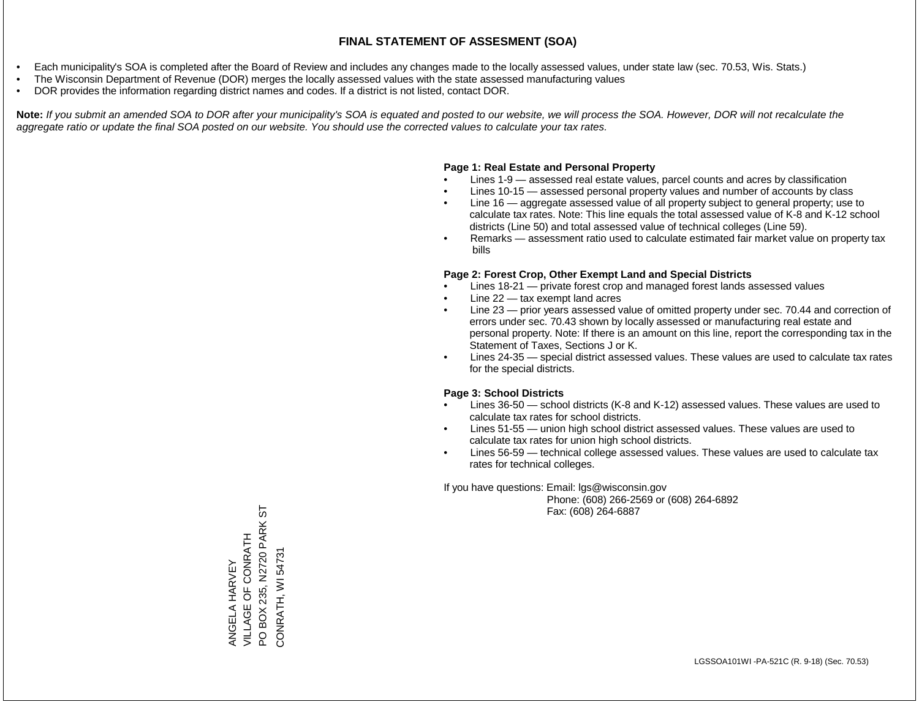# FINAL STATEMENT OF ASSESMENT (SOA)

- Each municipality's SOA is completed after the Board of Review and includes any changes made to the locally assessed values, under state law (sec. 70.53, Wis. Stats.)
- The Wisconsin Department of Revenue (DOR) merges the locally assessed values with the state assessed manufacturing values
- DOR provides the information regarding district names and codes. If a district is not listed, contact DOR.

**Note:** *If you submit an amended SOA to DOR after your municipality's SOA is equated and posted to our website, we will process the SOA. However, DOR will not recalculate the aggregate ratio or update the final SOA posted on our website. You should use the corrected values to calculate your tax rates.*

**Page 1: Real Estate and Personal Property**

- Lines 1-9 — assessed real estate values, parcel counts and acres by classification
- Lines 10-15 — assessed personal property values and number of accounts by class
- Line 16 — aggregate assessed value of all property subject to general property; use to calculate tax rates. Note: This line equals the total assessed value of K-8 and K-12 school districts (Line 50) and total assessed value of technical colleges (Line 59).
- Remarks — assessment ratio used to calculate estimated fair market value on property tax bills

**Page 2: Forest Crop, Other Exempt Land and Special Districts**

- Lines 18-21 — private forest crop and managed forest lands assessed values
- Line 22 — tax exempt land acres
- Line 23 — prior years assessed value of omitted property under sec. 70.44 and correction of errors under sec. 70.43 shown by locally assessed or manufacturing real estate and personal property. Note: If there is an amount on this line, report the corresponding tax in the Statement of Taxes, Sections J or K.
- Lines 24-35 — special district assessed values. These values are used to calculate tax rates for the special districts.

**Page 3: School Districts**

- Lines 36-50 — school districts (K-8 and K-12) assessed values. These values are used to calculate tax rates for school districts.
- Lines 51-55 — union high school district assessed values. These values are used to calculate tax rates for union high school districts.
- Lines 56-59 — technical college assessed values. These values are used to calculate tax rates for technical colleges.

If you have questions: Email: lgs@wisconsin.gov
Phone: (608) 266-2569 or (608) 264-6892
Fax: (608) 264-6887

ANGELA HARVEY
VILLAGE OF CONRATH
PO BOX 235, N2720 PARK ST
CONRATH, WI 54731

LGSSOA101WI -PA-521C (R. 9-18) (Sec. 70.53)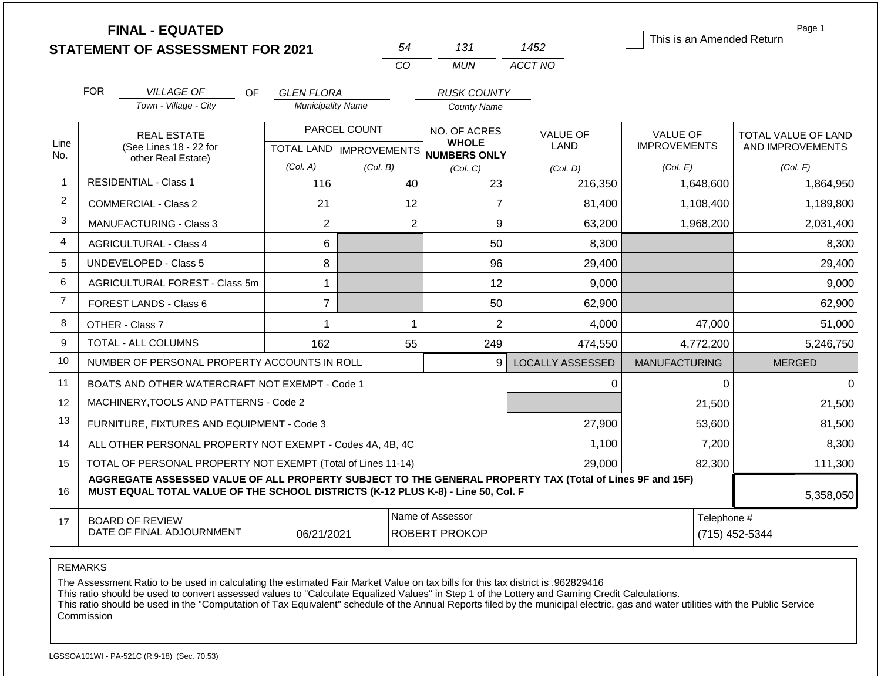# FINAL - EQUATED
# STATEMENT OF ASSESSMENT FOR 2021

| 54 | 131 | 1452 |
|---|---|---|
| CO | MUN | ACCT NO |

☐ This is an Amended Return

Page 1

FOR *VILLAGE OF* (Town - Village - City) OF *GLEN FLORA* (Municipality Name) *RUSK COUNTY* (County Name)

| Line No. | REAL ESTATE (See Lines 18 - 22 for other Real Estate) | PARCEL COUNT TOTAL LAND (Col. A) | PARCEL COUNT IMPROVEMENTS (Col. B) | NO. OF ACRES WHOLE NUMBERS ONLY (Col. C) | VALUE OF LAND (Col. D) | VALUE OF IMPROVEMENTS (Col. E) | TOTAL VALUE OF LAND AND IMPROVEMENTS (Col. F) |
|---|---|---|---|---|---|---|---|
| 1 | RESIDENTIAL - Class 1 | 116 | 40 | 23 | 216,350 | 1,648,600 | 1,864,950 |
| 2 | COMMERCIAL - Class 2 | 21 | 12 | 7 | 81,400 | 1,108,400 | 1,189,800 |
| 3 | MANUFACTURING - Class 3 | 2 | 2 | 9 | 63,200 | 1,968,200 | 2,031,400 |
| 4 | AGRICULTURAL - Class 4 | 6 | | 50 | 8,300 | | 8,300 |
| 5 | UNDEVELOPED - Class 5 | 8 | | 96 | 29,400 | | 29,400 |
| 6 | AGRICULTURAL FOREST - Class 5m | 1 | | 12 | 9,000 | | 9,000 |
| 7 | FOREST LANDS - Class 6 | 7 | | 50 | 62,900 | | 62,900 |
| 8 | OTHER - Class 7 | 1 | 1 | 2 | 4,000 | 47,000 | 51,000 |
| 9 | TOTAL - ALL COLUMNS | 162 | 55 | 249 | 474,550 | 4,772,200 | 5,246,750 |
| 10 | NUMBER OF PERSONAL PROPERTY ACCOUNTS IN ROLL | | | 9 | LOCALLY ASSESSED | MANUFACTURING | MERGED |
| 11 | BOATS AND OTHER WATERCRAFT NOT EXEMPT - Code 1 | | | | 0 | 0 | 0 |
| 12 | MACHINERY,TOOLS AND PATTERNS - Code 2 | | | | | 21,500 | 21,500 |
| 13 | FURNITURE, FIXTURES AND EQUIPMENT - Code 3 | | | | 27,900 | 53,600 | 81,500 |
| 14 | ALL OTHER PERSONAL PROPERTY NOT EXEMPT - Codes 4A, 4B, 4C | | | | 1,100 | 7,200 | 8,300 |
| 15 | TOTAL OF PERSONAL PROPERTY NOT EXEMPT (Total of Lines 11-14) | | | | 29,000 | 82,300 | 111,300 |
| 16 | **AGGREGATE ASSESSED VALUE OF ALL PROPERTY SUBJECT TO THE GENERAL PROPERTY TAX (Total of Lines 9F and 15F) MUST EQUAL TOTAL VALUE OF THE SCHOOL DISTRICTS (K-12 PLUS K-8) - Line 50, Col. F** | | | | | | 5,358,050 |
| 17 | BOARD OF REVIEW DATE OF FINAL ADJOURNMENT | 06/21/2021 | | Name of Assessor: ROBERT PROKOP | | | Telephone #: (715) 452-5344 |

REMARKS

The Assessment Ratio to be used in calculating the estimated Fair Market Value on tax bills for this tax district is .962829416
This ratio should be used to convert assessed values to "Calculate Equalized Values" in Step 1 of the Lottery and Gaming Credit Calculations.
This ratio should be used in the "Computation of Tax Equivalent" schedule of the Annual Reports filed by the municipal electric, gas and water utilities with the Public Service Commission

LGSSOA101WI - PA-521C (R.9-18) (Sec. 70.53)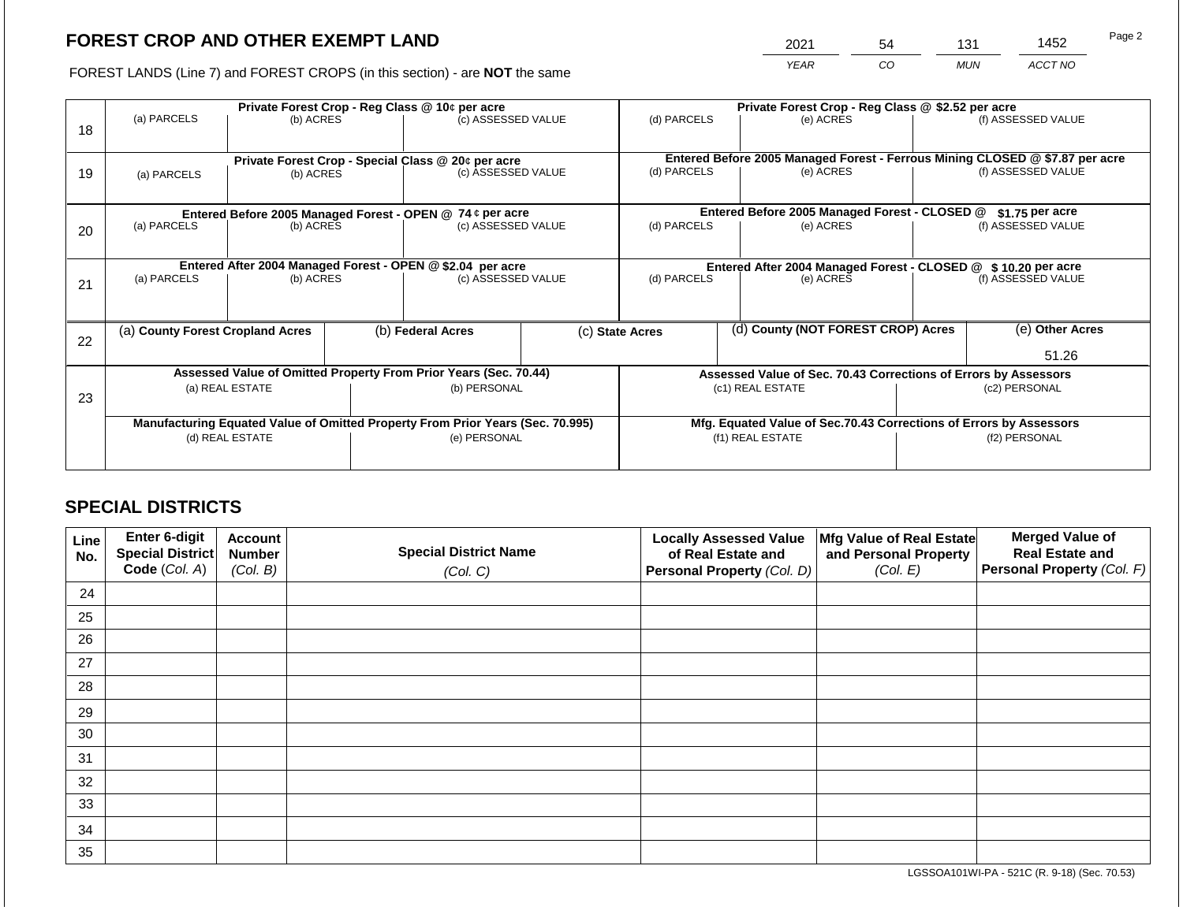# FOREST CROP AND OTHER EXEMPT LAND

| 2021 | 54 | 131 | 1452 |
|---|---|---|---|
| *YEAR* | *CO* | *MUN* | *ACCT NO* |

FOREST LANDS (Line 7) and FOREST CROPS (in this section) - are **NOT** the same

| Line | (a) PARCELS | (b) ACRES | (c) ASSESSED VALUE | (d) PARCELS | (e) ACRES | (f) ASSESSED VALUE |
|---|---|---|---|---|---|---|
| 18 | **Private Forest Crop - Reg Class @ 10¢ per acre** | | | **Private Forest Crop - Reg Class @ $2.52 per acre** | | |
| | | | | | | |
| 19 | **Private Forest Crop - Special Class @ 20¢ per acre** | | | **Entered Before 2005 Managed Forest - Ferrous Mining CLOSED @ $7.87 per acre** | | |
| | | | | | | |
| 20 | **Entered Before 2005 Managed Forest - OPEN @ 74 ¢ per acre** | | | **Entered Before 2005 Managed Forest - CLOSED @ $1.75 per acre** | | |
| | | | | | | |
| 21 | **Entered After 2004 Managed Forest - OPEN @ $2.04 per acre** | | | **Entered After 2004 Managed Forest - CLOSED @ $ 10.20 per acre** | | |
| | | | | | | |

| Line | (a) **County Forest Cropland Acres** | (b) **Federal Acres** | (c) **State Acres** | (d) **County (NOT FOREST CROP) Acres** | (e) **Other Acres** |
|---|---|---|---|---|---|
| 22 | | | | | 51.26 |

| Line | **Assessed Value of Omitted Property From Prior Years (Sec. 70.44)** | | **Assessed Value of Sec. 70.43 Corrections of Errors by Assessors** | |
|---|---|---|---|---|
| 23 | (a) REAL ESTATE | (b) PERSONAL | (c1) REAL ESTATE | (c2) PERSONAL |
| | | | | |
| | **Manufacturing Equated Value of Omitted Property From Prior Years (Sec. 70.995)** | | **Mfg. Equated Value of Sec.70.43 Corrections of Errors by Assessors** | |
| | (d) REAL ESTATE | (e) PERSONAL | (f1) REAL ESTATE | (f2) PERSONAL |
| | | | | |

# SPECIAL DISTRICTS

| Line No. | Enter 6-digit Special District Code (*Col. A*) | Account Number (*Col. B*) | Special District Name (*Col. C*) | Locally Assessed Value of Real Estate and Personal Property (*Col. D*) | Mfg Value of Real Estate and Personal Property (*Col. E*) | Merged Value of Real Estate and Personal Property (*Col. F*) |
|---|---|---|---|---|---|---|
| 24 | | | | | | |
| 25 | | | | | | |
| 26 | | | | | | |
| 27 | | | | | | |
| 28 | | | | | | |
| 29 | | | | | | |
| 30 | | | | | | |
| 31 | | | | | | |
| 32 | | | | | | |
| 33 | | | | | | |
| 34 | | | | | | |
| 35 | | | | | | |

LGSSOA101WI-PA - 521C (R. 9-18) (Sec. 70.53)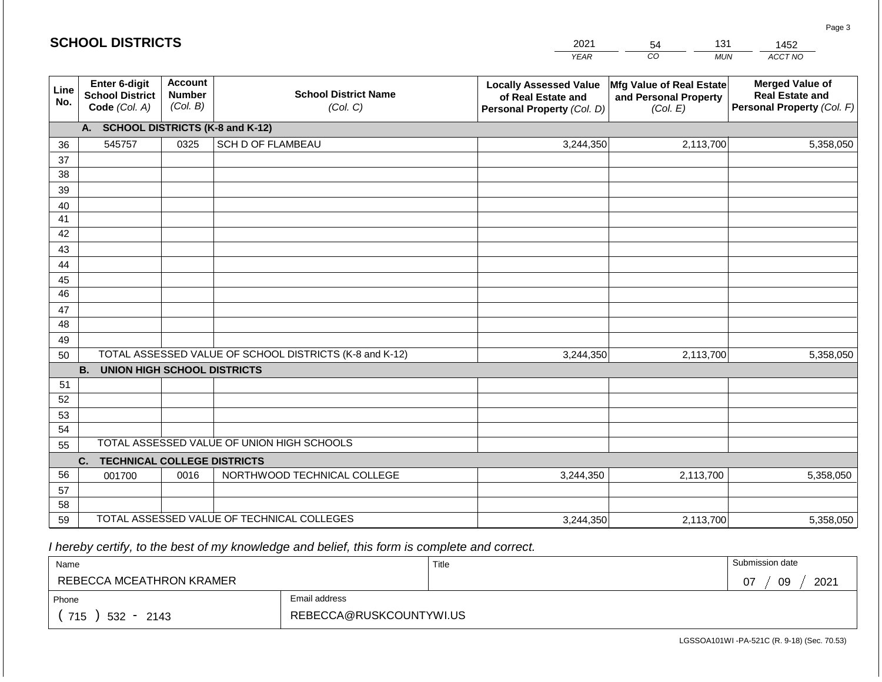## SCHOOL DISTRICTS

| 2021 | 54 | 131 | 1452 |
|---|---|---|---|
| *YEAR* | *CO* | *MUN* | *ACCT NO* |

| Line No. | Enter 6-digit School District Code *(Col. A)* | Account Number *(Col. B)* | School District Name *(Col. C)* | Locally Assessed Value of Real Estate and Personal Property *(Col. D)* | Mfg Value of Real Estate and Personal Property *(Col. E)* | Merged Value of Real Estate and Personal Property *(Col. F)* |
|---|---|---|---|---|---|---|
| | **A. SCHOOL DISTRICTS (K-8 and K-12)** | | | | | |
| 36 | 545757 | 0325 | SCH D OF FLAMBEAU | 3,244,350 | 2,113,700 | 5,358,050 |
| 37 | | | | | | |
| 38 | | | | | | |
| 39 | | | | | | |
| 40 | | | | | | |
| 41 | | | | | | |
| 42 | | | | | | |
| 43 | | | | | | |
| 44 | | | | | | |
| 45 | | | | | | |
| 46 | | | | | | |
| 47 | | | | | | |
| 48 | | | | | | |
| 49 | | | | | | |
| 50 | TOTAL ASSESSED VALUE OF SCHOOL DISTRICTS (K-8 and K-12) | | | 3,244,350 | 2,113,700 | 5,358,050 |
| | **B. UNION HIGH SCHOOL DISTRICTS** | | | | | |
| 51 | | | | | | |
| 52 | | | | | | |
| 53 | | | | | | |
| 54 | | | | | | |
| 55 | TOTAL ASSESSED VALUE OF UNION HIGH SCHOOLS | | | | | |
| | **C. TECHNICAL COLLEGE DISTRICTS** | | | | | |
| 56 | 001700 | 0016 | NORTHWOOD TECHNICAL COLLEGE | 3,244,350 | 2,113,700 | 5,358,050 |
| 57 | | | | | | |
| 58 | | | | | | |
| 59 | TOTAL ASSESSED VALUE OF TECHNICAL COLLEGES | | | 3,244,350 | 2,113,700 | 5,358,050 |

*I hereby certify, to the best of my knowledge and belief, this form is complete and correct.*

| Name | | Title | Submission date |
|---|---|---|---|
| REBECCA MCEATHRON KRAMER | | | 07 / 09 / 2021 |
| Phone | Email address | | |
| ( 715 ) 532 - 2143 | REBECCA@RUSKCOUNTYWI.US | | |

LGSSOA101WI -PA-521C (R. 9-18) (Sec. 70.53)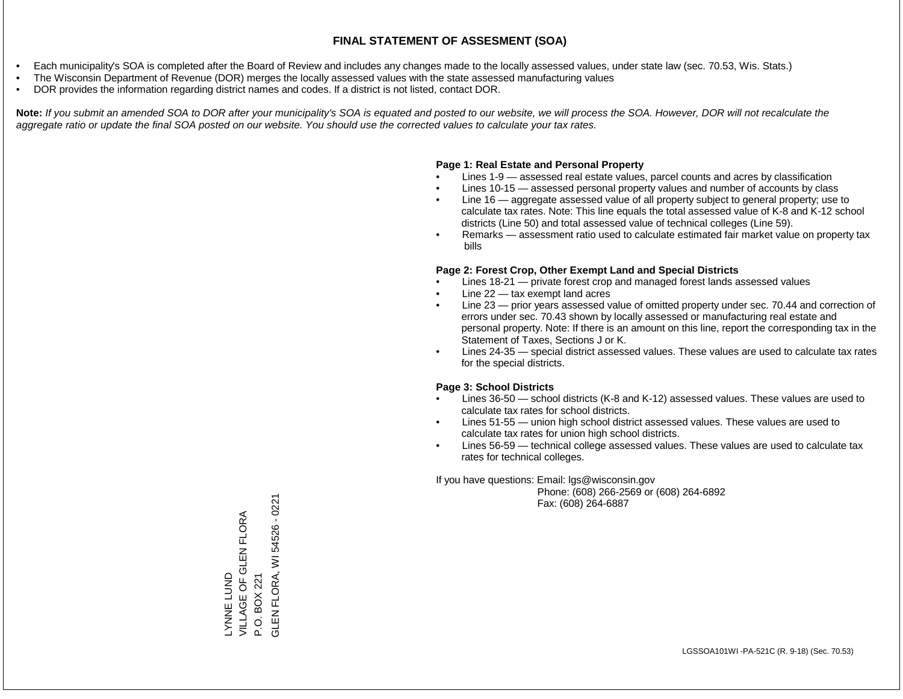# FINAL STATEMENT OF ASSESMENT (SOA)

- Each municipality's SOA is completed after the Board of Review and includes any changes made to the locally assessed values, under state law (sec. 70.53, Wis. Stats.)
- The Wisconsin Department of Revenue (DOR) merges the locally assessed values with the state assessed manufacturing values
- DOR provides the information regarding district names and codes. If a district is not listed, contact DOR.

**Note:** *If you submit an amended SOA to DOR after your municipality's SOA is equated and posted to our website, we will process the SOA. However, DOR will not recalculate the aggregate ratio or update the final SOA posted on our website. You should use the corrected values to calculate your tax rates.*

**Page 1: Real Estate and Personal Property**

- Lines 1-9 — assessed real estate values, parcel counts and acres by classification
- Lines 10-15 — assessed personal property values and number of accounts by class
- Line 16 — aggregate assessed value of all property subject to general property; use to calculate tax rates. Note: This line equals the total assessed value of K-8 and K-12 school districts (Line 50) and total assessed value of technical colleges (Line 59).
- Remarks — assessment ratio used to calculate estimated fair market value on property tax bills

**Page 2: Forest Crop, Other Exempt Land and Special Districts**

- Lines 18-21 — private forest crop and managed forest lands assessed values
- Line 22 — tax exempt land acres
- Line 23 — prior years assessed value of omitted property under sec. 70.44 and correction of errors under sec. 70.43 shown by locally assessed or manufacturing real estate and personal property. Note: If there is an amount on this line, report the corresponding tax in the Statement of Taxes, Sections J or K.
- Lines 24-35 — special district assessed values. These values are used to calculate tax rates for the special districts.

**Page 3: School Districts**

- Lines 36-50 — school districts (K-8 and K-12) assessed values. These values are used to calculate tax rates for school districts.
- Lines 51-55 — union high school district assessed values. These values are used to calculate tax rates for union high school districts.
- Lines 56-59 — technical college assessed values. These values are used to calculate tax rates for technical colleges.

If you have questions: Email: lgs@wisconsin.gov
Phone: (608) 266-2569 or (608) 264-6892
Fax: (608) 264-6887

LYNNE LUND
VILLAGE OF GLEN FLORA
P.O. BOX 221
GLEN FLORA, WI 54526 - 0221

LGSSOA101WI -PA-521C (R. 9-18) (Sec. 70.53)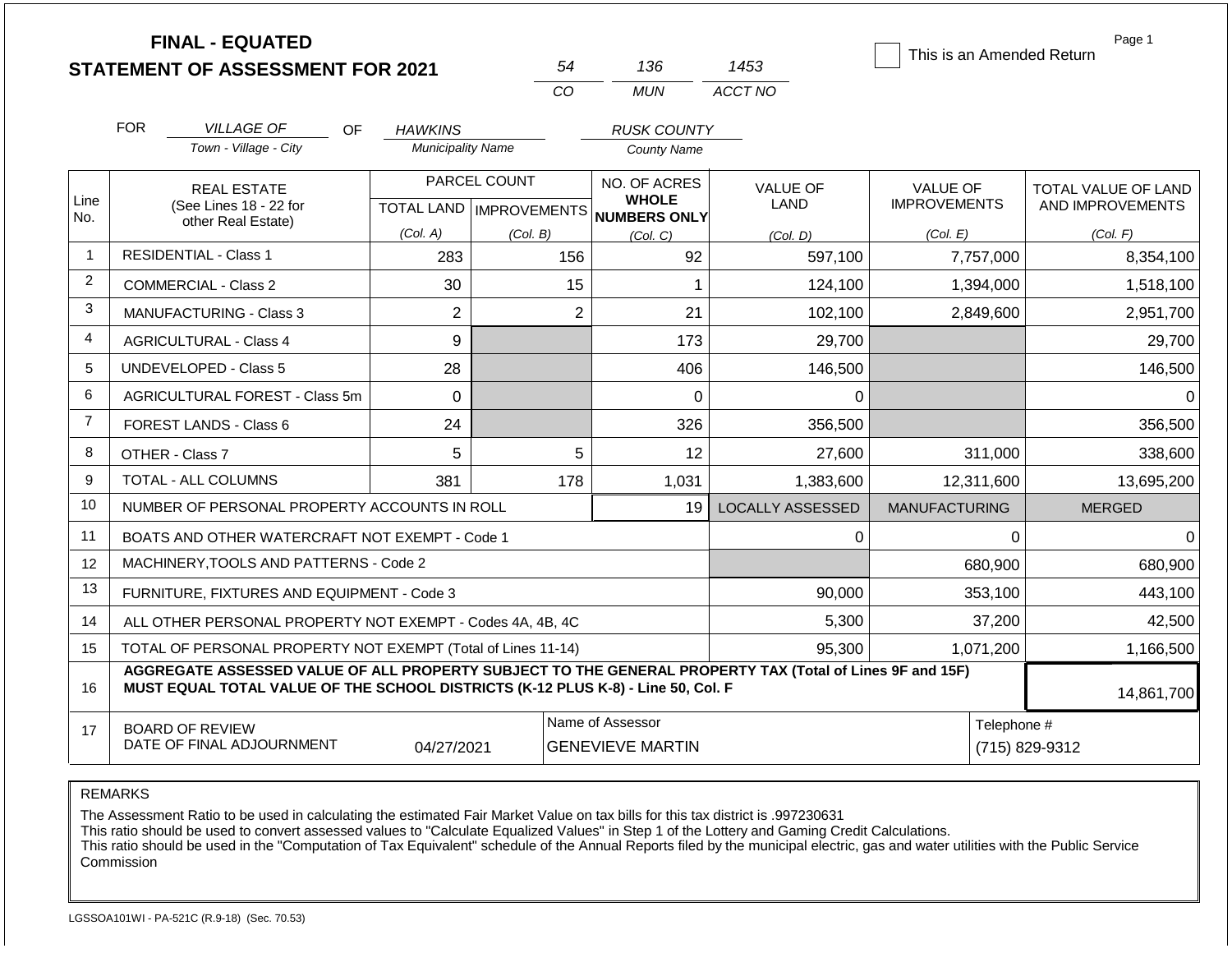**FINAL - EQUATED**
**STATEMENT OF ASSESSMENT FOR 2021**

| 54 | 136 | 1453 |
|---|---|---|
| CO | MUN | ACCT NO |

☐ This is an Amended Return

Page 1

FOR *VILLAGE OF* (Town - Village - City) OF *HAWKINS* (Municipality Name) *RUSK COUNTY* (County Name)

| Line No. | REAL ESTATE (See Lines 18 - 22 for other Real Estate) | PARCEL COUNT TOTAL LAND (Col. A) | PARCEL COUNT IMPROVEMENTS (Col. B) | NO. OF ACRES WHOLE NUMBERS ONLY (Col. C) | VALUE OF LAND (Col. D) | VALUE OF IMPROVEMENTS (Col. E) | TOTAL VALUE OF LAND AND IMPROVEMENTS (Col. F) |
|---|---|---|---|---|---|---|---|
| 1 | RESIDENTIAL - Class 1 | 283 | 156 | 92 | 597,100 | 7,757,000 | 8,354,100 |
| 2 | COMMERCIAL - Class 2 | 30 | 15 | 1 | 124,100 | 1,394,000 | 1,518,100 |
| 3 | MANUFACTURING - Class 3 | 2 | 2 | 21 | 102,100 | 2,849,600 | 2,951,700 |
| 4 | AGRICULTURAL - Class 4 | 9 | | 173 | 29,700 | | 29,700 |
| 5 | UNDEVELOPED - Class 5 | 28 | | 406 | 146,500 | | 146,500 |
| 6 | AGRICULTURAL FOREST - Class 5m | 0 | | 0 | 0 | | 0 |
| 7 | FOREST LANDS - Class 6 | 24 | | 326 | 356,500 | | 356,500 |
| 8 | OTHER - Class 7 | 5 | 5 | 12 | 27,600 | 311,000 | 338,600 |
| 9 | TOTAL - ALL COLUMNS | 381 | 178 | 1,031 | 1,383,600 | 12,311,600 | 13,695,200 |
| 10 | NUMBER OF PERSONAL PROPERTY ACCOUNTS IN ROLL | | | 19 | LOCALLY ASSESSED | MANUFACTURING | MERGED |
| 11 | BOATS AND OTHER WATERCRAFT NOT EXEMPT - Code 1 | | | | 0 | 0 | 0 |
| 12 | MACHINERY,TOOLS AND PATTERNS - Code 2 | | | | | 680,900 | 680,900 |
| 13 | FURNITURE, FIXTURES AND EQUIPMENT - Code 3 | | | | 90,000 | 353,100 | 443,100 |
| 14 | ALL OTHER PERSONAL PROPERTY NOT EXEMPT - Codes 4A, 4B, 4C | | | | 5,300 | 37,200 | 42,500 |
| 15 | TOTAL OF PERSONAL PROPERTY NOT EXEMPT (Total of Lines 11-14) | | | | 95,300 | 1,071,200 | 1,166,500 |
| 16 | **AGGREGATE ASSESSED VALUE OF ALL PROPERTY SUBJECT TO THE GENERAL PROPERTY TAX (Total of Lines 9F and 15F) MUST EQUAL TOTAL VALUE OF THE SCHOOL DISTRICTS (K-12 PLUS K-8) - Line 50, Col. F** | | | | | | 14,861,700 |
| 17 | BOARD OF REVIEW DATE OF FINAL ADJOURNMENT | 04/27/2021 | | Name of Assessor: GENEVIEVE MARTIN | | | Telephone #: (715) 829-9312 |

REMARKS

The Assessment Ratio to be used in calculating the estimated Fair Market Value on tax bills for this tax district is .997230631
This ratio should be used to convert assessed values to "Calculate Equalized Values" in Step 1 of the Lottery and Gaming Credit Calculations.
This ratio should be used in the "Computation of Tax Equivalent" schedule of the Annual Reports filed by the municipal electric, gas and water utilities with the Public Service Commission

LGSSOA101WI - PA-521C (R.9-18) (Sec. 70.53)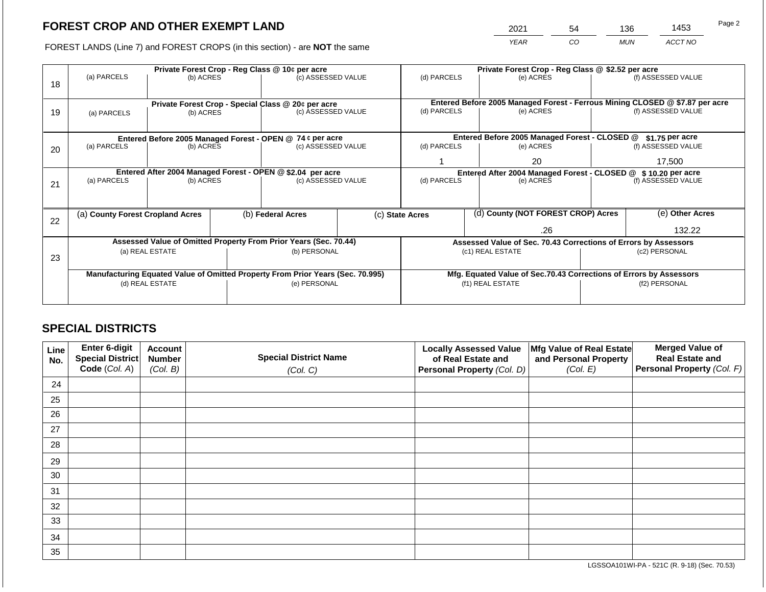# FOREST CROP AND OTHER EXEMPT LAND

FOREST LANDS (Line 7) and FOREST CROPS (in this section) - are **NOT** the same

| 2021 | 54 | 136 | 1453 |
|---|---|---|---|
| *YEAR* | *CO* | *MUN* | *ACCT NO* |

| Line | Private Forest Crop - Reg Class @ 10¢ per acre | | | Private Forest Crop - Reg Class @ $2.52 per acre | | |
|---|---|---|---|---|---|---|
| 18 | (a) PARCELS | (b) ACRES | (c) ASSESSED VALUE | (d) PARCELS | (e) ACRES | (f) ASSESSED VALUE |
| | | | | | | |
| | **Private Forest Crop - Special Class @ 20¢ per acre** | | | **Entered Before 2005 Managed Forest - Ferrous Mining CLOSED @ $7.87 per acre** | | |
| 19 | (a) PARCELS | (b) ACRES | (c) ASSESSED VALUE | (d) PARCELS | (e) ACRES | (f) ASSESSED VALUE |
| | | | | | | |
| | **Entered Before 2005 Managed Forest - OPEN @ 74 ¢ per acre** | | | **Entered Before 2005 Managed Forest - CLOSED @ $1.75 per acre** | | |
| 20 | (a) PARCELS | (b) ACRES | (c) ASSESSED VALUE | (d) PARCELS | (e) ACRES | (f) ASSESSED VALUE |
| | | | | 1 | 20 | 17,500 |
| | **Entered After 2004 Managed Forest - OPEN @ $2.04 per acre** | | | **Entered After 2004 Managed Forest - CLOSED @ $ 10.20 per acre** | | |
| 21 | (a) PARCELS | (b) ACRES | (c) ASSESSED VALUE | (d) PARCELS | (e) ACRES | (f) ASSESSED VALUE |
| | | | | | | |

| Line | (a) County Forest Cropland Acres | (b) Federal Acres | (c) State Acres | (d) County (NOT FOREST CROP) Acres | (e) Other Acres |
|---|---|---|---|---|---|
| 22 | | | | .26 | 132.22 |

| Line | Assessed Value of Omitted Property From Prior Years (Sec. 70.44) | | Assessed Value of Sec. 70.43 Corrections of Errors by Assessors | |
|---|---|---|---|---|
| 23 | (a) REAL ESTATE | (b) PERSONAL | (c1) REAL ESTATE | (c2) PERSONAL |
| | | | | |
| | **Manufacturing Equated Value of Omitted Property From Prior Years (Sec. 70.995)** | | **Mfg. Equated Value of Sec.70.43 Corrections of Errors by Assessors** | |
| | (d) REAL ESTATE | (e) PERSONAL | (f1) REAL ESTATE | (f2) PERSONAL |
| | | | | |

## SPECIAL DISTRICTS

| Line No. | Enter 6-digit Special District Code (Col. A) | Account Number (Col. B) | Special District Name (Col. C) | Locally Assessed Value of Real Estate and Personal Property (Col. D) | Mfg Value of Real Estate and Personal Property (Col. E) | Merged Value of Real Estate and Personal Property (Col. F) |
|---|---|---|---|---|---|---|
| 24 | | | | | | |
| 25 | | | | | | |
| 26 | | | | | | |
| 27 | | | | | | |
| 28 | | | | | | |
| 29 | | | | | | |
| 30 | | | | | | |
| 31 | | | | | | |
| 32 | | | | | | |
| 33 | | | | | | |
| 34 | | | | | | |
| 35 | | | | | | |

LGSSOA101WI-PA - 521C (R. 9-18) (Sec. 70.53)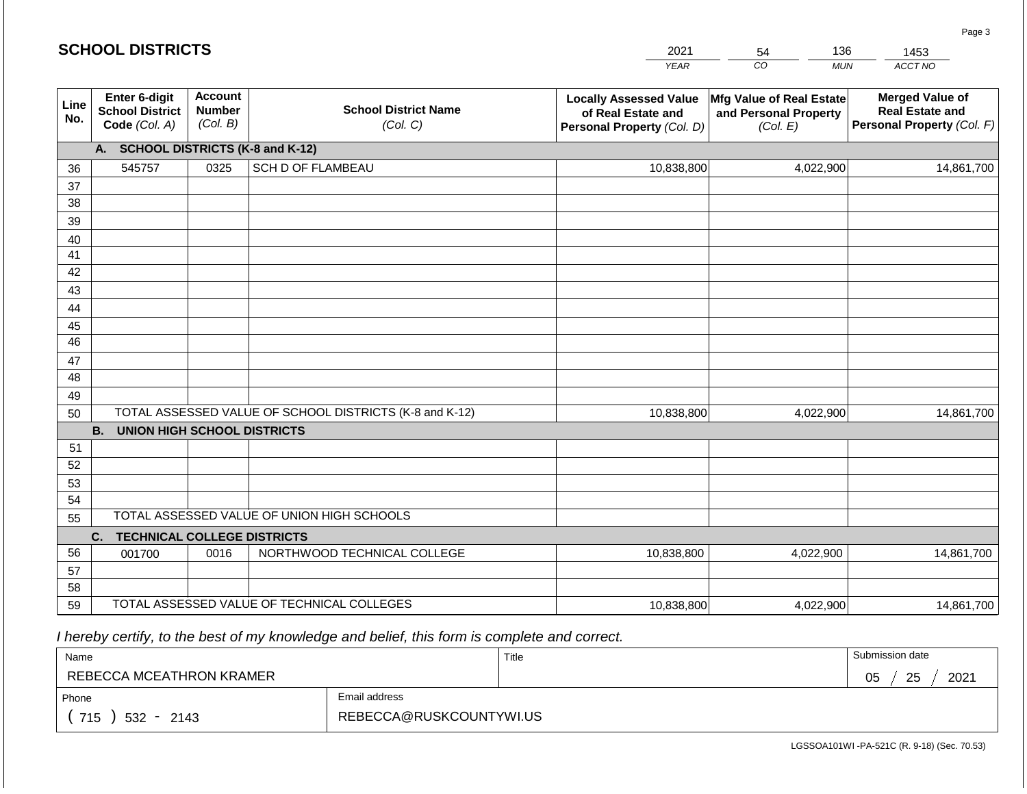## SCHOOL DISTRICTS

| YEAR | CO | MUN | ACCT NO |
|---|---|---|---|
| 2021 | 54 | 136 | 1453 |

| Line No. | Enter 6-digit School District Code (Col. A) | Account Number (Col. B) | School District Name (Col. C) | Locally Assessed Value of Real Estate and Personal Property (Col. D) | Mfg Value of Real Estate and Personal Property (Col. E) | Merged Value of Real Estate and Personal Property (Col. F) |
|---|---|---|---|---|---|---|
| | **A. SCHOOL DISTRICTS (K-8 and K-12)** | | | | | |
| 36 | 545757 | 0325 | SCH D OF FLAMBEAU | 10,838,800 | 4,022,900 | 14,861,700 |
| 37 | | | | | | |
| 38 | | | | | | |
| 39 | | | | | | |
| 40 | | | | | | |
| 41 | | | | | | |
| 42 | | | | | | |
| 43 | | | | | | |
| 44 | | | | | | |
| 45 | | | | | | |
| 46 | | | | | | |
| 47 | | | | | | |
| 48 | | | | | | |
| 49 | | | | | | |
| 50 | TOTAL ASSESSED VALUE OF SCHOOL DISTRICTS (K-8 and K-12) | | | 10,838,800 | 4,022,900 | 14,861,700 |
| | **B. UNION HIGH SCHOOL DISTRICTS** | | | | | |
| 51 | | | | | | |
| 52 | | | | | | |
| 53 | | | | | | |
| 54 | | | | | | |
| 55 | TOTAL ASSESSED VALUE OF UNION HIGH SCHOOLS | | | | | |
| | **C. TECHNICAL COLLEGE DISTRICTS** | | | | | |
| 56 | 001700 | 0016 | NORTHWOOD TECHNICAL COLLEGE | 10,838,800 | 4,022,900 | 14,861,700 |
| 57 | | | | | | |
| 58 | | | | | | |
| 59 | TOTAL ASSESSED VALUE OF TECHNICAL COLLEGES | | | 10,838,800 | 4,022,900 | 14,861,700 |

*I hereby certify, to the best of my knowledge and belief, this form is complete and correct.*

| Name | Title | Submission date |
|---|---|---|
| REBECCA MCEATHRON KRAMER | | 05 / 25 / 2021 |

| Phone | Email address |
|---|---|
| ( 715 ) 532 - 2143 | REBECCA@RUSKCOUNTYWI.US |

LGSSOA101WI -PA-521C (R. 9-18) (Sec. 70.53)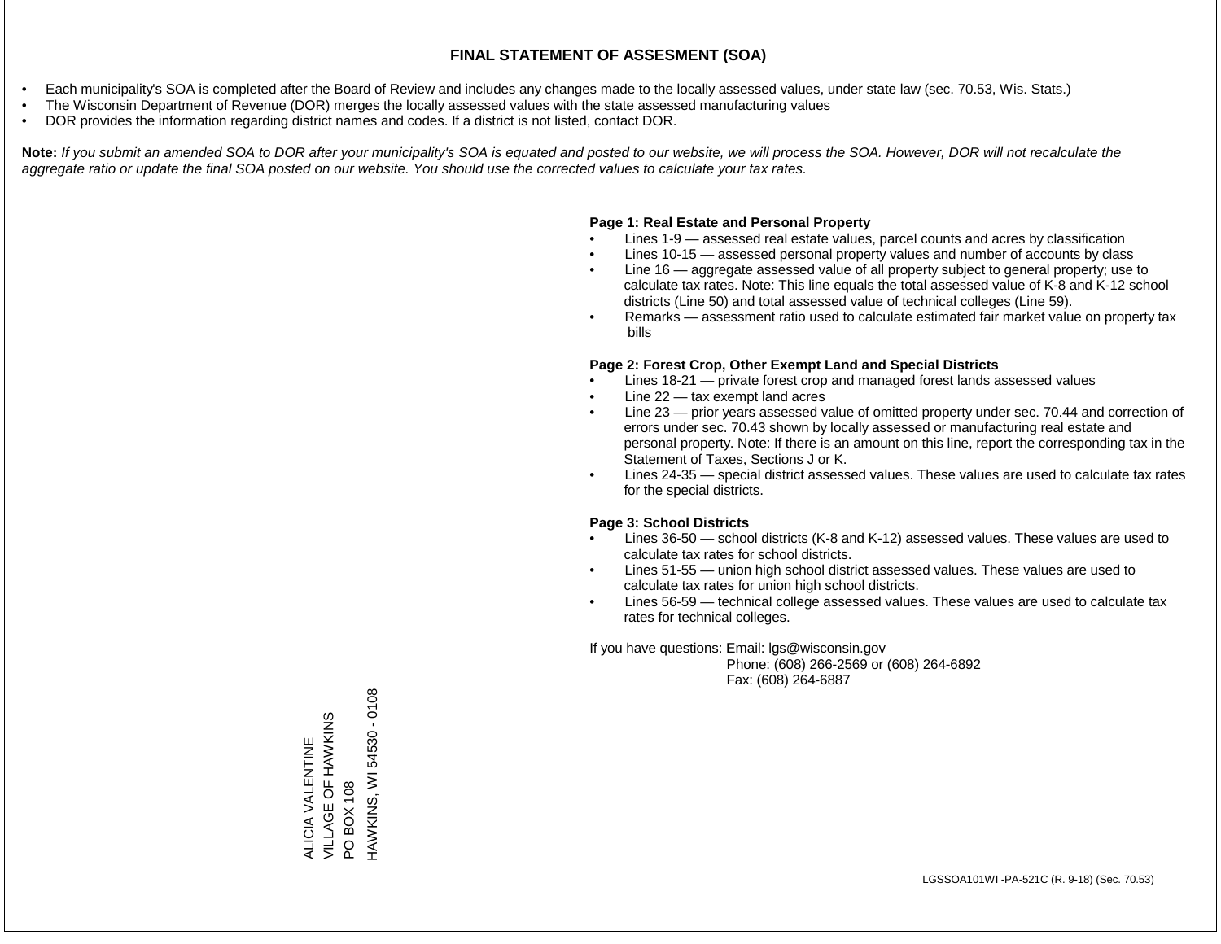# FINAL STATEMENT OF ASSESMENT (SOA)

- Each municipality's SOA is completed after the Board of Review and includes any changes made to the locally assessed values, under state law (sec. 70.53, Wis. Stats.)
- The Wisconsin Department of Revenue (DOR) merges the locally assessed values with the state assessed manufacturing values
- DOR provides the information regarding district names and codes. If a district is not listed, contact DOR.

**Note:** *If you submit an amended SOA to DOR after your municipality's SOA is equated and posted to our website, we will process the SOA. However, DOR will not recalculate the aggregate ratio or update the final SOA posted on our website. You should use the corrected values to calculate your tax rates.*

**Page 1: Real Estate and Personal Property**

- Lines 1-9 — assessed real estate values, parcel counts and acres by classification
- Lines 10-15 — assessed personal property values and number of accounts by class
- Line 16 — aggregate assessed value of all property subject to general property; use to calculate tax rates. Note: This line equals the total assessed value of K-8 and K-12 school districts (Line 50) and total assessed value of technical colleges (Line 59).
- Remarks — assessment ratio used to calculate estimated fair market value on property tax bills

**Page 2: Forest Crop, Other Exempt Land and Special Districts**

- Lines 18-21 — private forest crop and managed forest lands assessed values
- Line 22 — tax exempt land acres
- Line 23 — prior years assessed value of omitted property under sec. 70.44 and correction of errors under sec. 70.43 shown by locally assessed or manufacturing real estate and personal property. Note: If there is an amount on this line, report the corresponding tax in the Statement of Taxes, Sections J or K.
- Lines 24-35 — special district assessed values. These values are used to calculate tax rates for the special districts.

**Page 3: School Districts**

- Lines 36-50 — school districts (K-8 and K-12) assessed values. These values are used to calculate tax rates for school districts.
- Lines 51-55 — union high school district assessed values. These values are used to calculate tax rates for union high school districts.
- Lines 56-59 — technical college assessed values. These values are used to calculate tax rates for technical colleges.

If you have questions: Email: lgs@wisconsin.gov
Phone: (608) 266-2569 or (608) 264-6892
Fax: (608) 264-6887

ALICIA VALENTINE
VILLAGE OF HAWKINS
PO BOX 108
HAWKINS, WI 54530 - 0108

LGSSOA101WI -PA-521C (R. 9-18) (Sec. 70.53)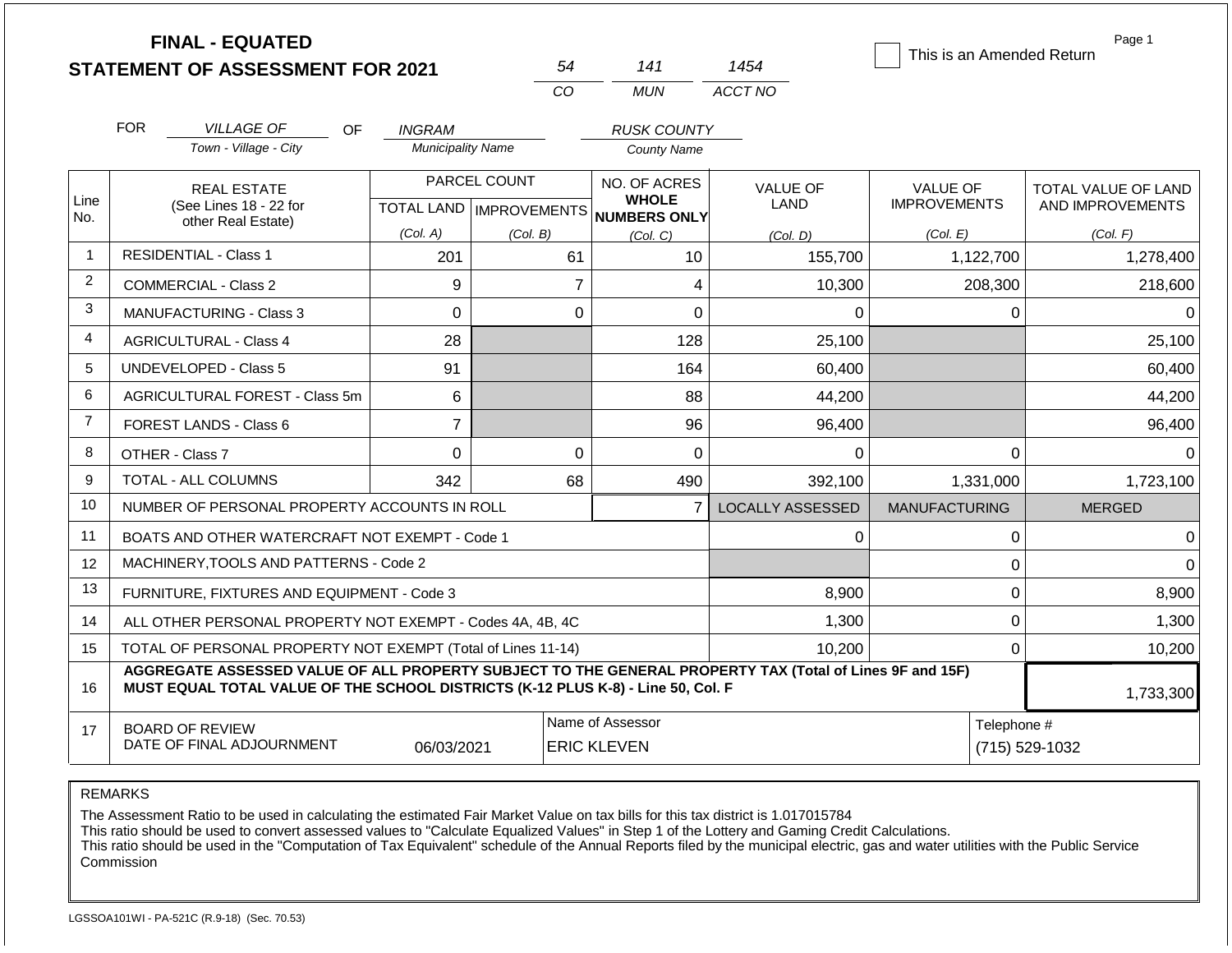**FINAL - EQUATED**
**STATEMENT OF ASSESSMENT FOR 2021**

| 54 | 141 | 1454 |
|---|---|---|
| CO | MUN | ACCT NO |

☐ This is an Amended Return

FOR *VILLAGE OF* (Town - Village - City) OF *INGRAM* (Municipality Name) *RUSK COUNTY* (County Name)

| Line No. | REAL ESTATE (See Lines 18 - 22 for other Real Estate) | PARCEL COUNT TOTAL LAND (Col. A) | PARCEL COUNT IMPROVEMENTS (Col. B) | NO. OF ACRES WHOLE NUMBERS ONLY (Col. C) | VALUE OF LAND (Col. D) | VALUE OF IMPROVEMENTS (Col. E) | TOTAL VALUE OF LAND AND IMPROVEMENTS (Col. F) |
|---|---|---|---|---|---|---|---|
| 1 | RESIDENTIAL - Class 1 | 201 | 61 | 10 | 155,700 | 1,122,700 | 1,278,400 |
| 2 | COMMERCIAL - Class 2 | 9 | 7 | 4 | 10,300 | 208,300 | 218,600 |
| 3 | MANUFACTURING - Class 3 | 0 | 0 | 0 | 0 | 0 | 0 |
| 4 | AGRICULTURAL - Class 4 | 28 | | 128 | 25,100 | | 25,100 |
| 5 | UNDEVELOPED - Class 5 | 91 | | 164 | 60,400 | | 60,400 |
| 6 | AGRICULTURAL FOREST - Class 5m | 6 | | 88 | 44,200 | | 44,200 |
| 7 | FOREST LANDS - Class 6 | 7 | | 96 | 96,400 | | 96,400 |
| 8 | OTHER - Class 7 | 0 | 0 | 0 | 0 | 0 | 0 |
| 9 | TOTAL - ALL COLUMNS | 342 | 68 | 490 | 392,100 | 1,331,000 | 1,723,100 |
| 10 | NUMBER OF PERSONAL PROPERTY ACCOUNTS IN ROLL | | | 7 | LOCALLY ASSESSED | MANUFACTURING | MERGED |
| 11 | BOATS AND OTHER WATERCRAFT NOT EXEMPT - Code 1 | | | | 0 | 0 | 0 |
| 12 | MACHINERY,TOOLS AND PATTERNS - Code 2 | | | | | 0 | 0 |
| 13 | FURNITURE, FIXTURES AND EQUIPMENT - Code 3 | | | | 8,900 | 0 | 8,900 |
| 14 | ALL OTHER PERSONAL PROPERTY NOT EXEMPT - Codes 4A, 4B, 4C | | | | 1,300 | 0 | 1,300 |
| 15 | TOTAL OF PERSONAL PROPERTY NOT EXEMPT (Total of Lines 11-14) | | | | 10,200 | 0 | 10,200 |
| 16 | **AGGREGATE ASSESSED VALUE OF ALL PROPERTY SUBJECT TO THE GENERAL PROPERTY TAX (Total of Lines 9F and 15F) MUST EQUAL TOTAL VALUE OF THE SCHOOL DISTRICTS (K-12 PLUS K-8) - Line 50, Col. F** | | | | | | 1,733,300 |
| 17 | BOARD OF REVIEW DATE OF FINAL ADJOURNMENT | 06/03/2021 | | Name of Assessor: ERIC KLEVEN | | Telephone #: (715) 529-1032 | |

REMARKS

The Assessment Ratio to be used in calculating the estimated Fair Market Value on tax bills for this tax district is 1.017015784
This ratio should be used to convert assessed values to "Calculate Equalized Values" in Step 1 of the Lottery and Gaming Credit Calculations.
This ratio should be used in the "Computation of Tax Equivalent" schedule of the Annual Reports filed by the municipal electric, gas and water utilities with the Public Service Commission

LGSSOA101WI - PA-521C (R.9-18) (Sec. 70.53)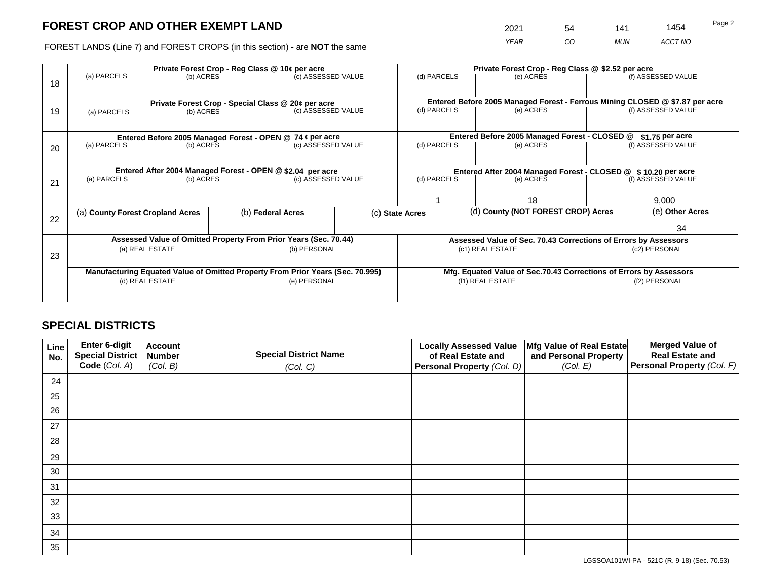# FOREST CROP AND OTHER EXEMPT LAND

FOREST LANDS (Line 7) and FOREST CROPS (in this section) - are **NOT** the same

| YEAR | CO | MUN | ACCT NO |
|---|---|---|---|
| 2021 | 54 | 141 | 1454 |

| Line | Private Forest Crop - Reg Class @ 10¢ per acre | | | Private Forest Crop - Reg Class @ $2.52 per acre | | |
|---|---|---|---|---|---|---|
| | (a) PARCELS | (b) ACRES | (c) ASSESSED VALUE | (d) PARCELS | (e) ACRES | (f) ASSESSED VALUE |
| 18 | | | | | | |
| | **Private Forest Crop - Special Class @ 20¢ per acre** | | | **Entered Before 2005 Managed Forest - Ferrous Mining CLOSED @ $7.87 per acre** | | |
| | (a) PARCELS | (b) ACRES | (c) ASSESSED VALUE | (d) PARCELS | (e) ACRES | (f) ASSESSED VALUE |
| 19 | | | | | | |
| | **Entered Before 2005 Managed Forest - OPEN @ 74 ¢ per acre** | | | **Entered Before 2005 Managed Forest - CLOSED @ $1.75 per acre** | | |
| | (a) PARCELS | (b) ACRES | (c) ASSESSED VALUE | (d) PARCELS | (e) ACRES | (f) ASSESSED VALUE |
| 20 | | | | | | |
| | **Entered After 2004 Managed Forest - OPEN @ $2.04 per acre** | | | **Entered After 2004 Managed Forest - CLOSED @ $ 10.20 per acre** | | |
| | (a) PARCELS | (b) ACRES | (c) ASSESSED VALUE | (d) PARCELS | (e) ACRES | (f) ASSESSED VALUE |
| 21 | | | | 1 | 18 | 9,000 |

| Line | (a) County Forest Cropland Acres | (b) Federal Acres | (c) State Acres | (d) County (NOT FOREST CROP) Acres | (e) Other Acres |
|---|---|---|---|---|---|
| 22 | | | | | 34 |

| Line | Assessed Value of Omitted Property From Prior Years (Sec. 70.44) | | Assessed Value of Sec. 70.43 Corrections of Errors by Assessors | |
|---|---|---|---|---|
| | (a) REAL ESTATE | (b) PERSONAL | (c1) REAL ESTATE | (c2) PERSONAL |
| 23 | | | | |
| | **Manufacturing Equated Value of Omitted Property From Prior Years (Sec. 70.995)** | | **Mfg. Equated Value of Sec.70.43 Corrections of Errors by Assessors** | |
| | (d) REAL ESTATE | (e) PERSONAL | (f1) REAL ESTATE | (f2) PERSONAL |
| | | | | |

## SPECIAL DISTRICTS

| Line No. | Enter 6-digit Special District Code (Col. A) | Account Number (Col. B) | Special District Name (Col. C) | Locally Assessed Value of Real Estate and Personal Property (Col. D) | Mfg Value of Real Estate and Personal Property (Col. E) | Merged Value of Real Estate and Personal Property (Col. F) |
|---|---|---|---|---|---|---|
| 24 | | | | | | |
| 25 | | | | | | |
| 26 | | | | | | |
| 27 | | | | | | |
| 28 | | | | | | |
| 29 | | | | | | |
| 30 | | | | | | |
| 31 | | | | | | |
| 32 | | | | | | |
| 33 | | | | | | |
| 34 | | | | | | |
| 35 | | | | | | |

LGSSOA101WI-PA - 521C (R. 9-18) (Sec. 70.53)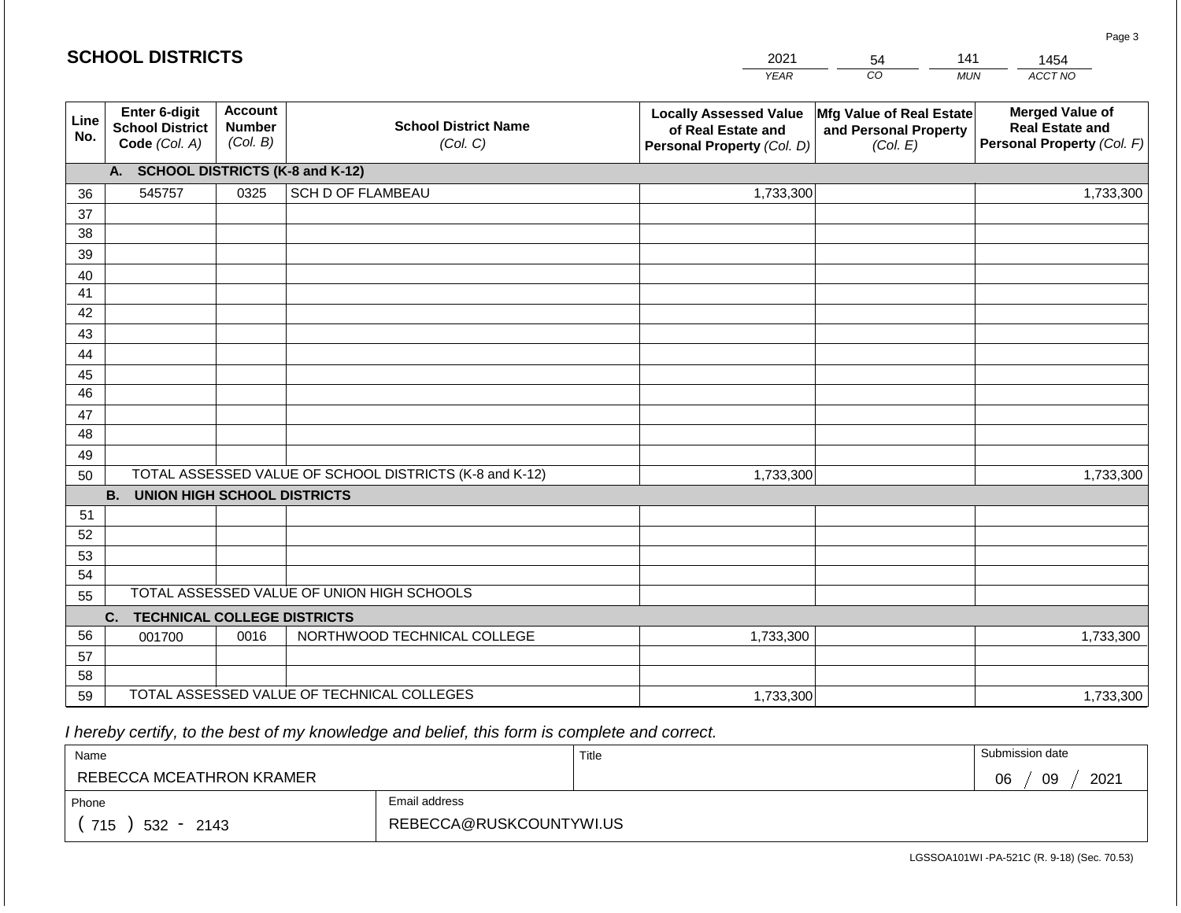## SCHOOL DISTRICTS

| 2021 | 54 | 141 | 1454 |
|---|---|---|---|
| YEAR | CO | MUN | ACCT NO |

| Line No. | Enter 6-digit School District Code (Col. A) | Account Number (Col. B) | School District Name (Col. C) | Locally Assessed Value of Real Estate and Personal Property (Col. D) | Mfg Value of Real Estate and Personal Property (Col. E) | Merged Value of Real Estate and Personal Property (Col. F) |
|---|---|---|---|---|---|---|
| | **A. SCHOOL DISTRICTS (K-8 and K-12)** | | | | | |
| 36 | 545757 | 0325 | SCH D OF FLAMBEAU | 1,733,300 | | 1,733,300 |
| 37 | | | | | | |
| 38 | | | | | | |
| 39 | | | | | | |
| 40 | | | | | | |
| 41 | | | | | | |
| 42 | | | | | | |
| 43 | | | | | | |
| 44 | | | | | | |
| 45 | | | | | | |
| 46 | | | | | | |
| 47 | | | | | | |
| 48 | | | | | | |
| 49 | | | | | | |
| 50 | TOTAL ASSESSED VALUE OF SCHOOL DISTRICTS (K-8 and K-12) | | | 1,733,300 | | 1,733,300 |
| | **B. UNION HIGH SCHOOL DISTRICTS** | | | | | |
| 51 | | | | | | |
| 52 | | | | | | |
| 53 | | | | | | |
| 54 | | | | | | |
| 55 | TOTAL ASSESSED VALUE OF UNION HIGH SCHOOLS | | | | | |
| | **C. TECHNICAL COLLEGE DISTRICTS** | | | | | |
| 56 | 001700 | 0016 | NORTHWOOD TECHNICAL COLLEGE | 1,733,300 | | 1,733,300 |
| 57 | | | | | | |
| 58 | | | | | | |
| 59 | TOTAL ASSESSED VALUE OF TECHNICAL COLLEGES | | | 1,733,300 | | 1,733,300 |

*I hereby certify, to the best of my knowledge and belief, this form is complete and correct.*

| Name | Title | Submission date |
|---|---|---|
| REBECCA MCEATHRON KRAMER | | 06 / 09 / 2021 |

| Phone | Email address |
|---|---|
| ( 715 ) 532 - 2143 | REBECCA@RUSKCOUNTYWI.US |

LGSSOA101WI -PA-521C (R. 9-18) (Sec. 70.53)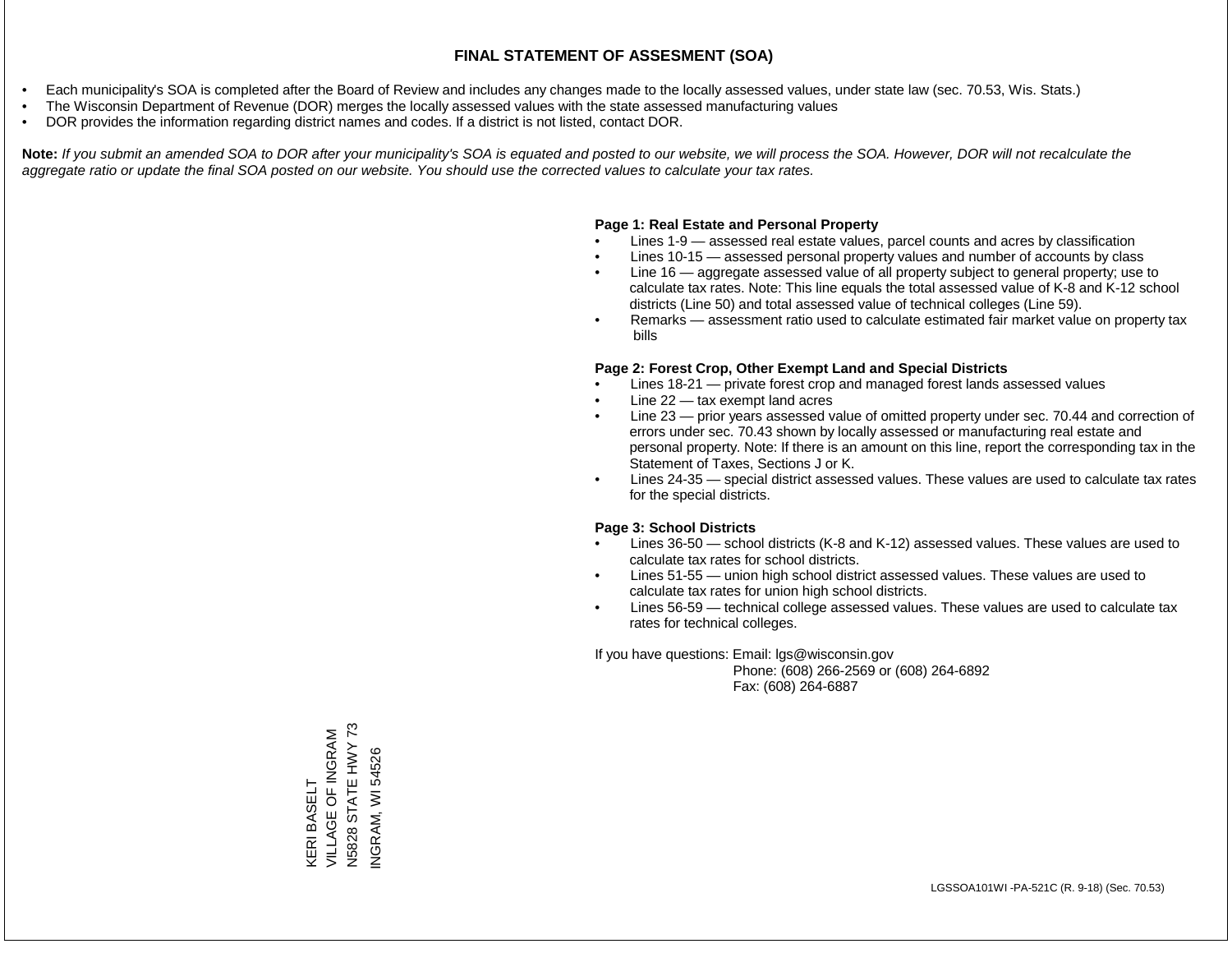# FINAL STATEMENT OF ASSESMENT (SOA)

- Each municipality's SOA is completed after the Board of Review and includes any changes made to the locally assessed values, under state law (sec. 70.53, Wis. Stats.)
- The Wisconsin Department of Revenue (DOR) merges the locally assessed values with the state assessed manufacturing values
- DOR provides the information regarding district names and codes. If a district is not listed, contact DOR.

**Note:** *If you submit an amended SOA to DOR after your municipality's SOA is equated and posted to our website, we will process the SOA. However, DOR will not recalculate the aggregate ratio or update the final SOA posted on our website. You should use the corrected values to calculate your tax rates.*

**Page 1: Real Estate and Personal Property**

- Lines 1-9 — assessed real estate values, parcel counts and acres by classification
- Lines 10-15 — assessed personal property values and number of accounts by class
- Line 16 — aggregate assessed value of all property subject to general property; use to calculate tax rates. Note: This line equals the total assessed value of K-8 and K-12 school districts (Line 50) and total assessed value of technical colleges (Line 59).
- Remarks — assessment ratio used to calculate estimated fair market value on property tax bills

**Page 2: Forest Crop, Other Exempt Land and Special Districts**

- Lines 18-21 — private forest crop and managed forest lands assessed values
- Line 22 — tax exempt land acres
- Line 23 — prior years assessed value of omitted property under sec. 70.44 and correction of errors under sec. 70.43 shown by locally assessed or manufacturing real estate and personal property. Note: If there is an amount on this line, report the corresponding tax in the Statement of Taxes, Sections J or K.
- Lines 24-35 — special district assessed values. These values are used to calculate tax rates for the special districts.

**Page 3: School Districts**

- Lines 36-50 — school districts (K-8 and K-12) assessed values. These values are used to calculate tax rates for school districts.
- Lines 51-55 — union high school district assessed values. These values are used to calculate tax rates for union high school districts.
- Lines 56-59 — technical college assessed values. These values are used to calculate tax rates for technical colleges.

If you have questions: Email: lgs@wisconsin.gov
Phone: (608) 266-2569 or (608) 264-6892
Fax: (608) 264-6887

KERI BASELT
VILLAGE OF INGRAM
N5828 STATE HWY 73
INGRAM, WI 54526

LGSSOA101WI -PA-521C (R. 9-18) (Sec. 70.53)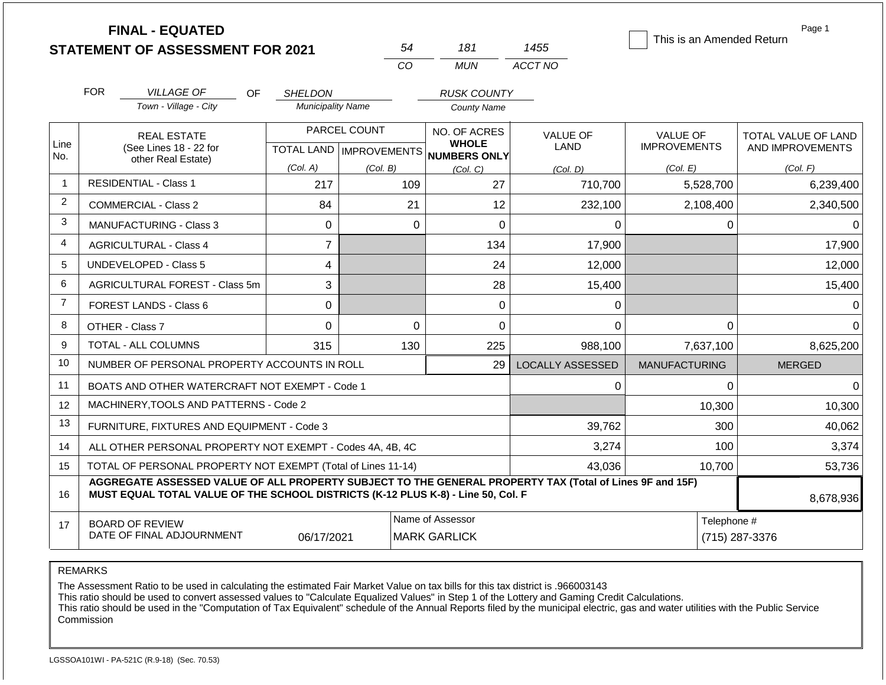# FINAL - EQUATED
## STATEMENT OF ASSESSMENT FOR 2021

| 54 | 181 | 1455 |
|---|---|---|
| CO | MUN | ACCT NO |

☐ This is an Amended Return

FOR *VILLAGE OF* (Town - Village - City) OF *SHELDON* (Municipality Name) *RUSK COUNTY* (County Name)

| Line No. | REAL ESTATE (See Lines 18 - 22 for other Real Estate) | PARCEL COUNT TOTAL LAND (Col. A) | PARCEL COUNT IMPROVEMENTS (Col. B) | NO. OF ACRES WHOLE NUMBERS ONLY (Col. C) | VALUE OF LAND (Col. D) | VALUE OF IMPROVEMENTS (Col. E) | TOTAL VALUE OF LAND AND IMPROVEMENTS (Col. F) |
|---|---|---|---|---|---|---|---|
| 1 | RESIDENTIAL - Class 1 | 217 | 109 | 27 | 710,700 | 5,528,700 | 6,239,400 |
| 2 | COMMERCIAL - Class 2 | 84 | 21 | 12 | 232,100 | 2,108,400 | 2,340,500 |
| 3 | MANUFACTURING - Class 3 | 0 | 0 | 0 | 0 | 0 | 0 |
| 4 | AGRICULTURAL - Class 4 | 7 | | 134 | 17,900 | | 17,900 |
| 5 | UNDEVELOPED - Class 5 | 4 | | 24 | 12,000 | | 12,000 |
| 6 | AGRICULTURAL FOREST - Class 5m | 3 | | 28 | 15,400 | | 15,400 |
| 7 | FOREST LANDS - Class 6 | 0 | | 0 | 0 | | 0 |
| 8 | OTHER - Class 7 | 0 | 0 | 0 | 0 | 0 | 0 |
| 9 | TOTAL - ALL COLUMNS | 315 | 130 | 225 | 988,100 | 7,637,100 | 8,625,200 |
| 10 | NUMBER OF PERSONAL PROPERTY ACCOUNTS IN ROLL | | | 29 | LOCALLY ASSESSED | MANUFACTURING | MERGED |
| 11 | BOATS AND OTHER WATERCRAFT NOT EXEMPT - Code 1 | | | | 0 | 0 | 0 |
| 12 | MACHINERY,TOOLS AND PATTERNS - Code 2 | | | | | 10,300 | 10,300 |
| 13 | FURNITURE, FIXTURES AND EQUIPMENT - Code 3 | | | | 39,762 | 300 | 40,062 |
| 14 | ALL OTHER PERSONAL PROPERTY NOT EXEMPT - Codes 4A, 4B, 4C | | | | 3,274 | 100 | 3,374 |
| 15 | TOTAL OF PERSONAL PROPERTY NOT EXEMPT (Total of Lines 11-14) | | | | 43,036 | 10,700 | 53,736 |
| 16 | **AGGREGATE ASSESSED VALUE OF ALL PROPERTY SUBJECT TO THE GENERAL PROPERTY TAX (Total of Lines 9F and 15F) MUST EQUAL TOTAL VALUE OF THE SCHOOL DISTRICTS (K-12 PLUS K-8) - Line 50, Col. F** | | | | | | 8,678,936 |
| 17 | BOARD OF REVIEW DATE OF FINAL ADJOURNMENT | 06/17/2021 | Name of Assessor | MARK GARLICK | | Telephone # | (715) 287-3376 |

REMARKS

The Assessment Ratio to be used in calculating the estimated Fair Market Value on tax bills for this tax district is .966003143
This ratio should be used to convert assessed values to "Calculate Equalized Values" in Step 1 of the Lottery and Gaming Credit Calculations.
This ratio should be used in the "Computation of Tax Equivalent" schedule of the Annual Reports filed by the municipal electric, gas and water utilities with the Public Service Commission

LGSSOA101WI - PA-521C (R.9-18) (Sec. 70.53)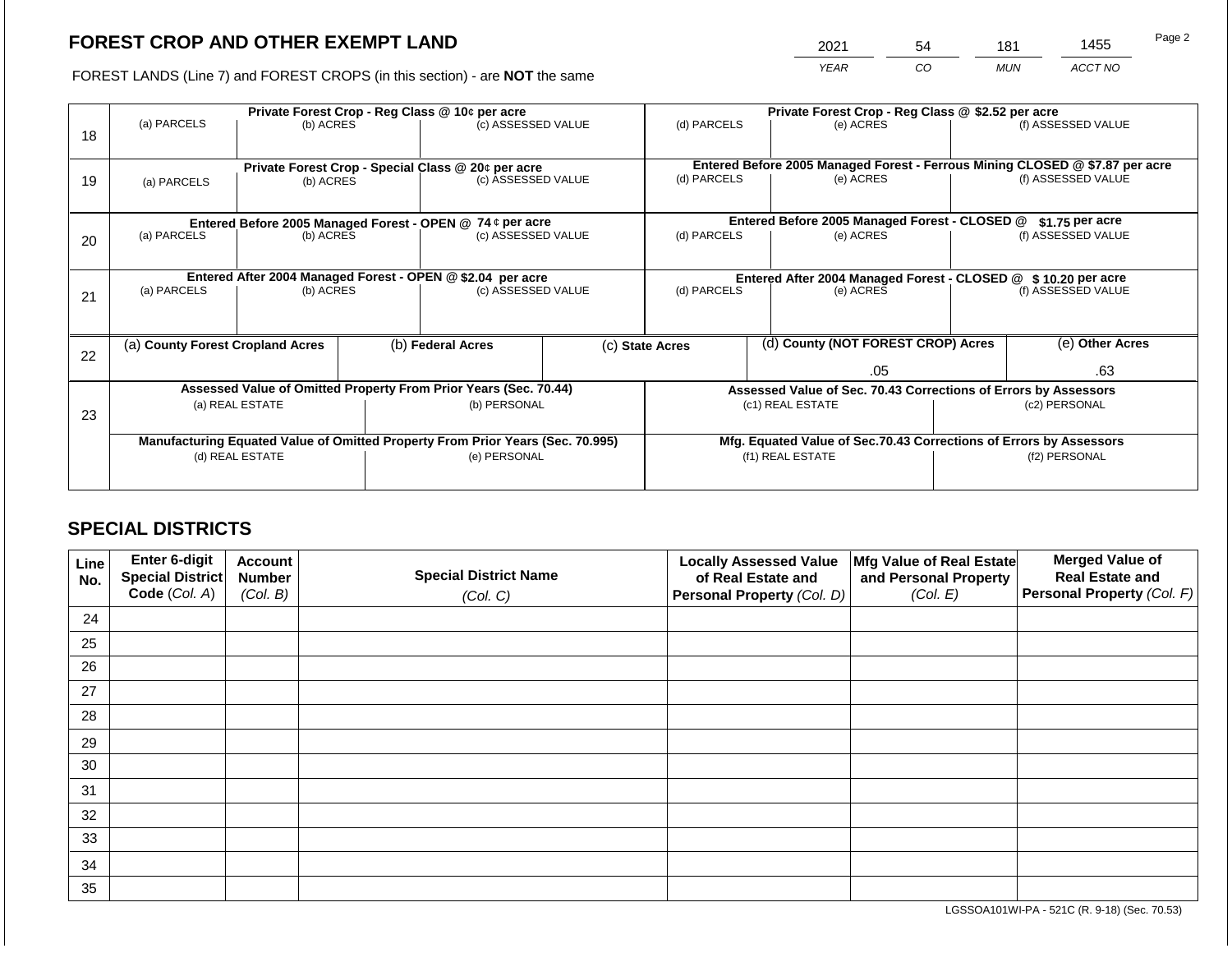## FOREST CROP AND OTHER EXEMPT LAND

| 2021 | 54 | 181 | 1455 |
|---|---|---|---|
| *YEAR* | *CO* | *MUN* | *ACCT NO* |

FOREST LANDS (Line 7) and FOREST CROPS (in this section) - are **NOT** the same

| Line | Private Forest Crop - Reg Class @ 10¢ per acre | | | Private Forest Crop - Reg Class @ $2.52 per acre | | |
|---|---|---|---|---|---|---|
| | (a) PARCELS | (b) ACRES | (c) ASSESSED VALUE | (d) PARCELS | (e) ACRES | (f) ASSESSED VALUE |
| 18 | | | | | | |
| | **Private Forest Crop - Special Class @ 20¢ per acre** | | | **Entered Before 2005 Managed Forest - Ferrous Mining CLOSED @ $7.87 per acre** | | |
| | (a) PARCELS | (b) ACRES | (c) ASSESSED VALUE | (d) PARCELS | (e) ACRES | (f) ASSESSED VALUE |
| 19 | | | | | | |
| | **Entered Before 2005 Managed Forest - OPEN @ 74 ¢ per acre** | | | **Entered Before 2005 Managed Forest - CLOSED @ $1.75 per acre** | | |
| | (a) PARCELS | (b) ACRES | (c) ASSESSED VALUE | (d) PARCELS | (e) ACRES | (f) ASSESSED VALUE |
| 20 | | | | | | |
| | **Entered After 2004 Managed Forest - OPEN @ $2.04 per acre** | | | **Entered After 2004 Managed Forest - CLOSED @ $ 10.20 per acre** | | |
| | (a) PARCELS | (b) ACRES | (c) ASSESSED VALUE | (d) PARCELS | (e) ACRES | (f) ASSESSED VALUE |
| 21 | | | | | | |

| Line | (a) County Forest Cropland Acres | (b) Federal Acres | (c) State Acres | (d) County (NOT FOREST CROP) Acres | (e) Other Acres |
|---|---|---|---|---|---|
| 22 | | | | .05 | .63 |

| Line | Assessed Value of Omitted Property From Prior Years (Sec. 70.44) | | Assessed Value of Sec. 70.43 Corrections of Errors by Assessors | |
|---|---|---|---|---|
| | (a) REAL ESTATE | (b) PERSONAL | (c1) REAL ESTATE | (c2) PERSONAL |
| 23 | | | | |
| | **Manufacturing Equated Value of Omitted Property From Prior Years (Sec. 70.995)** | | **Mfg. Equated Value of Sec.70.43 Corrections of Errors by Assessors** | |
| | (d) REAL ESTATE | (e) PERSONAL | (f1) REAL ESTATE | (f2) PERSONAL |
| | | | | |

## SPECIAL DISTRICTS

| Line No. | Enter 6-digit Special District Code *(Col. A)* | Account Number *(Col. B)* | Special District Name *(Col. C)* | Locally Assessed Value of Real Estate and Personal Property *(Col. D)* | Mfg Value of Real Estate and Personal Property *(Col. E)* | Merged Value of Real Estate and Personal Property *(Col. F)* |
|---|---|---|---|---|---|---|
| 24 | | | | | | |
| 25 | | | | | | |
| 26 | | | | | | |
| 27 | | | | | | |
| 28 | | | | | | |
| 29 | | | | | | |
| 30 | | | | | | |
| 31 | | | | | | |
| 32 | | | | | | |
| 33 | | | | | | |
| 34 | | | | | | |
| 35 | | | | | | |

LGSSOA101WI-PA - 521C (R. 9-18) (Sec. 70.53)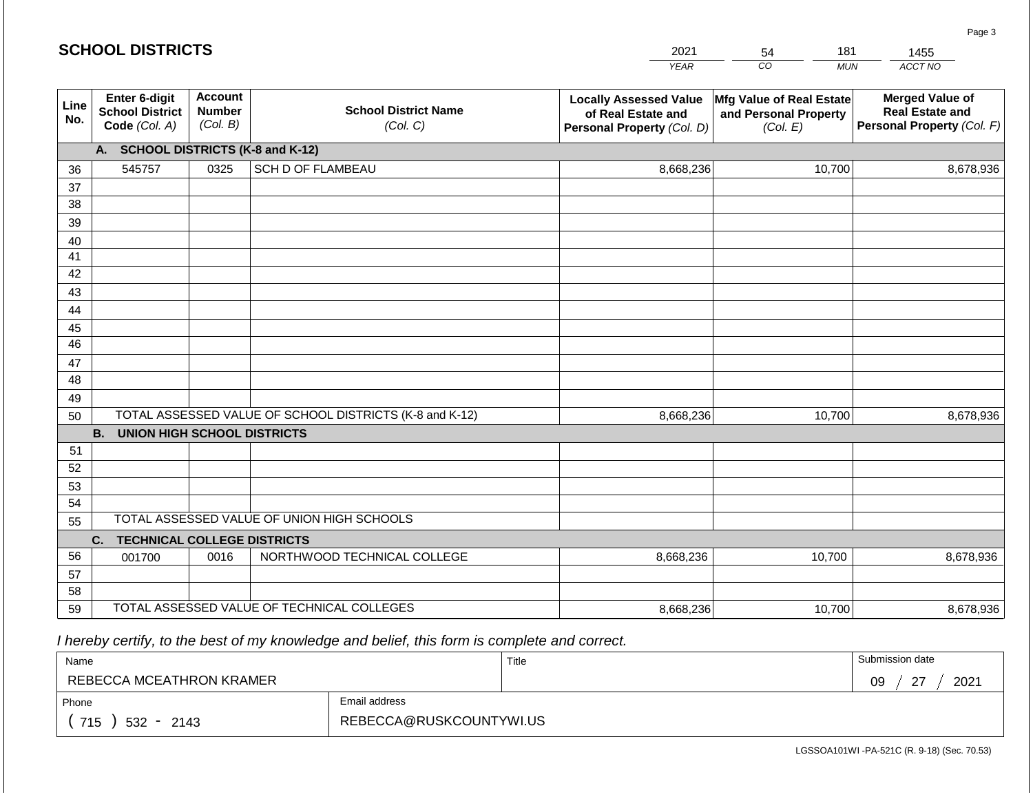## SCHOOL DISTRICTS

| 2021 | 54 | 181 | 1455 |
|---|---|---|---|
| YEAR | CO | MUN | ACCT NO |

| Line No. | Enter 6-digit School District Code (Col. A) | Account Number (Col. B) | School District Name (Col. C) | Locally Assessed Value of Real Estate and Personal Property (Col. D) | Mfg Value of Real Estate and Personal Property (Col. E) | Merged Value of Real Estate and Personal Property (Col. F) |
|---|---|---|---|---|---|---|
| | **A. SCHOOL DISTRICTS (K-8 and K-12)** | | | | | |
| 36 | 545757 | 0325 | SCH D OF FLAMBEAU | 8,668,236 | 10,700 | 8,678,936 |
| 37 | | | | | | |
| 38 | | | | | | |
| 39 | | | | | | |
| 40 | | | | | | |
| 41 | | | | | | |
| 42 | | | | | | |
| 43 | | | | | | |
| 44 | | | | | | |
| 45 | | | | | | |
| 46 | | | | | | |
| 47 | | | | | | |
| 48 | | | | | | |
| 49 | | | | | | |
| 50 | TOTAL ASSESSED VALUE OF SCHOOL DISTRICTS (K-8 and K-12) | | | 8,668,236 | 10,700 | 8,678,936 |
| | **B. UNION HIGH SCHOOL DISTRICTS** | | | | | |
| 51 | | | | | | |
| 52 | | | | | | |
| 53 | | | | | | |
| 54 | | | | | | |
| 55 | TOTAL ASSESSED VALUE OF UNION HIGH SCHOOLS | | | | | |
| | **C. TECHNICAL COLLEGE DISTRICTS** | | | | | |
| 56 | 001700 | 0016 | NORTHWOOD TECHNICAL COLLEGE | 8,668,236 | 10,700 | 8,678,936 |
| 57 | | | | | | |
| 58 | | | | | | |
| 59 | TOTAL ASSESSED VALUE OF TECHNICAL COLLEGES | | | 8,668,236 | 10,700 | 8,678,936 |

*I hereby certify, to the best of my knowledge and belief, this form is complete and correct.*

| Name | Title | Submission date |
|---|---|---|
| REBECCA MCEATHRON KRAMER | | 09 / 27 / 2021 |
| Phone | Email address | |
| ( 715 ) 532 - 2143 | REBECCA@RUSKCOUNTYWI.US | |

LGSSOA101WI -PA-521C (R. 9-18) (Sec. 70.53)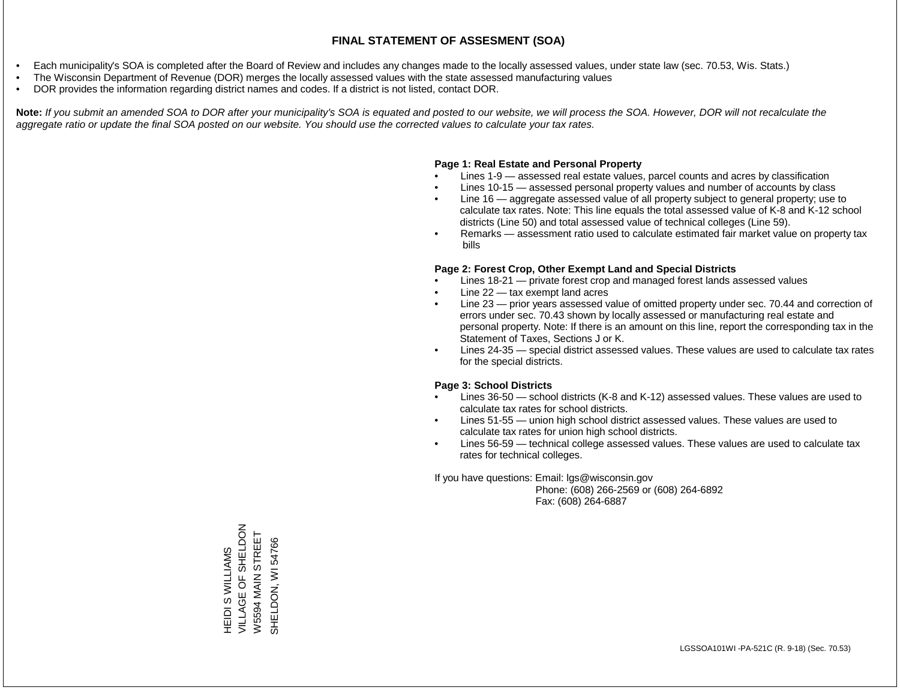# FINAL STATEMENT OF ASSESMENT (SOA)

- Each municipality's SOA is completed after the Board of Review and includes any changes made to the locally assessed values, under state law (sec. 70.53, Wis. Stats.)
- The Wisconsin Department of Revenue (DOR) merges the locally assessed values with the state assessed manufacturing values
- DOR provides the information regarding district names and codes. If a district is not listed, contact DOR.

**Note:** *If you submit an amended SOA to DOR after your municipality's SOA is equated and posted to our website, we will process the SOA. However, DOR will not recalculate the aggregate ratio or update the final SOA posted on our website. You should use the corrected values to calculate your tax rates.*

**Page 1: Real Estate and Personal Property**

- Lines 1-9 — assessed real estate values, parcel counts and acres by classification
- Lines 10-15 — assessed personal property values and number of accounts by class
- Line 16 — aggregate assessed value of all property subject to general property; use to calculate tax rates. Note: This line equals the total assessed value of K-8 and K-12 school districts (Line 50) and total assessed value of technical colleges (Line 59).
- Remarks — assessment ratio used to calculate estimated fair market value on property tax bills

**Page 2: Forest Crop, Other Exempt Land and Special Districts**

- Lines 18-21 — private forest crop and managed forest lands assessed values
- Line 22 — tax exempt land acres
- Line 23 — prior years assessed value of omitted property under sec. 70.44 and correction of errors under sec. 70.43 shown by locally assessed or manufacturing real estate and personal property. Note: If there is an amount on this line, report the corresponding tax in the Statement of Taxes, Sections J or K.
- Lines 24-35 — special district assessed values. These values are used to calculate tax rates for the special districts.

**Page 3: School Districts**

- Lines 36-50 — school districts (K-8 and K-12) assessed values. These values are used to calculate tax rates for school districts.
- Lines 51-55 — union high school district assessed values. These values are used to calculate tax rates for union high school districts.
- Lines 56-59 — technical college assessed values. These values are used to calculate tax rates for technical colleges.

If you have questions: Email: lgs@wisconsin.gov
Phone: (608) 266-2569 or (608) 264-6892
Fax: (608) 264-6887

HEIDI S WILLIAMS
VILLAGE OF SHELDON
W5594 MAIN STREET
SHELDON, WI 54766

LGSSOA101WI -PA-521C (R. 9-18) (Sec. 70.53)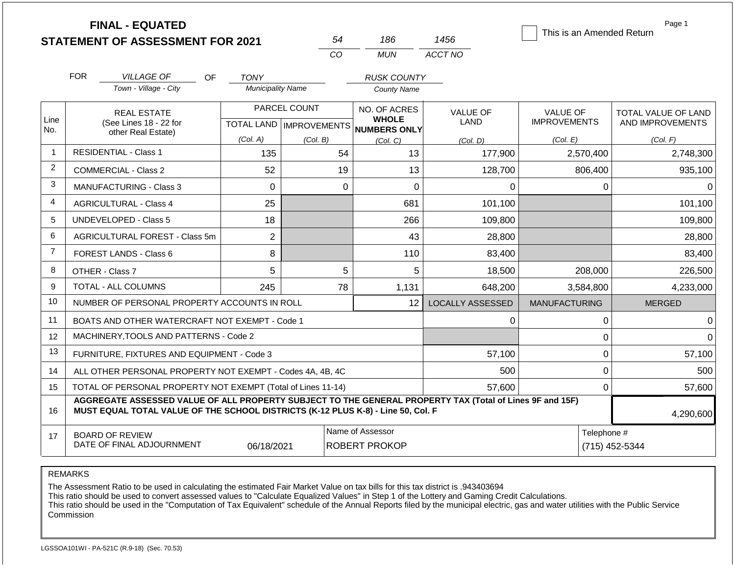# FINAL - EQUATED
## STATEMENT OF ASSESSMENT FOR 2021

| 54 | 186 | 1456 |
|---|---|---|
| CO | MUN | ACCT NO |

☐ This is an Amended Return

Page 1

FOR *VILLAGE OF* (Town - Village - City) OF *TONY* (Municipality Name) *RUSK COUNTY* (County Name)

| Line No. | REAL ESTATE (See Lines 18 - 22 for other Real Estate) | PARCEL COUNT TOTAL LAND (Col. A) | PARCEL COUNT IMPROVEMENTS (Col. B) | NO. OF ACRES WHOLE NUMBERS ONLY (Col. C) | VALUE OF LAND (Col. D) | VALUE OF IMPROVEMENTS (Col. E) | TOTAL VALUE OF LAND AND IMPROVEMENTS (Col. F) |
|---|---|---|---|---|---|---|---|
| 1 | RESIDENTIAL - Class 1 | 135 | 54 | 13 | 177,900 | 2,570,400 | 2,748,300 |
| 2 | COMMERCIAL - Class 2 | 52 | 19 | 13 | 128,700 | 806,400 | 935,100 |
| 3 | MANUFACTURING - Class 3 | 0 | 0 | 0 | 0 | 0 | 0 |
| 4 | AGRICULTURAL - Class 4 | 25 | | 681 | 101,100 | | 101,100 |
| 5 | UNDEVELOPED - Class 5 | 18 | | 266 | 109,800 | | 109,800 |
| 6 | AGRICULTURAL FOREST - Class 5m | 2 | | 43 | 28,800 | | 28,800 |
| 7 | FOREST LANDS - Class 6 | 8 | | 110 | 83,400 | | 83,400 |
| 8 | OTHER - Class 7 | 5 | 5 | 5 | 18,500 | 208,000 | 226,500 |
| 9 | TOTAL - ALL COLUMNS | 245 | 78 | 1,131 | 648,200 | 3,584,800 | 4,233,000 |
| 10 | NUMBER OF PERSONAL PROPERTY ACCOUNTS IN ROLL | | | 12 | LOCALLY ASSESSED | MANUFACTURING | MERGED |
| 11 | BOATS AND OTHER WATERCRAFT NOT EXEMPT - Code 1 | | | | 0 | 0 | 0 |
| 12 | MACHINERY,TOOLS AND PATTERNS - Code 2 | | | | | 0 | 0 |
| 13 | FURNITURE, FIXTURES AND EQUIPMENT - Code 3 | | | | 57,100 | 0 | 57,100 |
| 14 | ALL OTHER PERSONAL PROPERTY NOT EXEMPT - Codes 4A, 4B, 4C | | | | 500 | 0 | 500 |
| 15 | TOTAL OF PERSONAL PROPERTY NOT EXEMPT (Total of Lines 11-14) | | | | 57,600 | 0 | 57,600 |
| 16 | **AGGREGATE ASSESSED VALUE OF ALL PROPERTY SUBJECT TO THE GENERAL PROPERTY TAX (Total of Lines 9F and 15F) MUST EQUAL TOTAL VALUE OF THE SCHOOL DISTRICTS (K-12 PLUS K-8) - Line 50, Col. F** | | | | | | 4,290,600 |
| 17 | BOARD OF REVIEW DATE OF FINAL ADJOURNMENT | 06/18/2021 | | Name of Assessor: ROBERT PROKOP | | | Telephone #: (715) 452-5344 |

REMARKS

The Assessment Ratio to be used in calculating the estimated Fair Market Value on tax bills for this tax district is .943403694
This ratio should be used to convert assessed values to "Calculate Equalized Values" in Step 1 of the Lottery and Gaming Credit Calculations.
This ratio should be used in the "Computation of Tax Equivalent" schedule of the Annual Reports filed by the municipal electric, gas and water utilities with the Public Service Commission

LGSSOA101WI - PA-521C (R.9-18) (Sec. 70.53)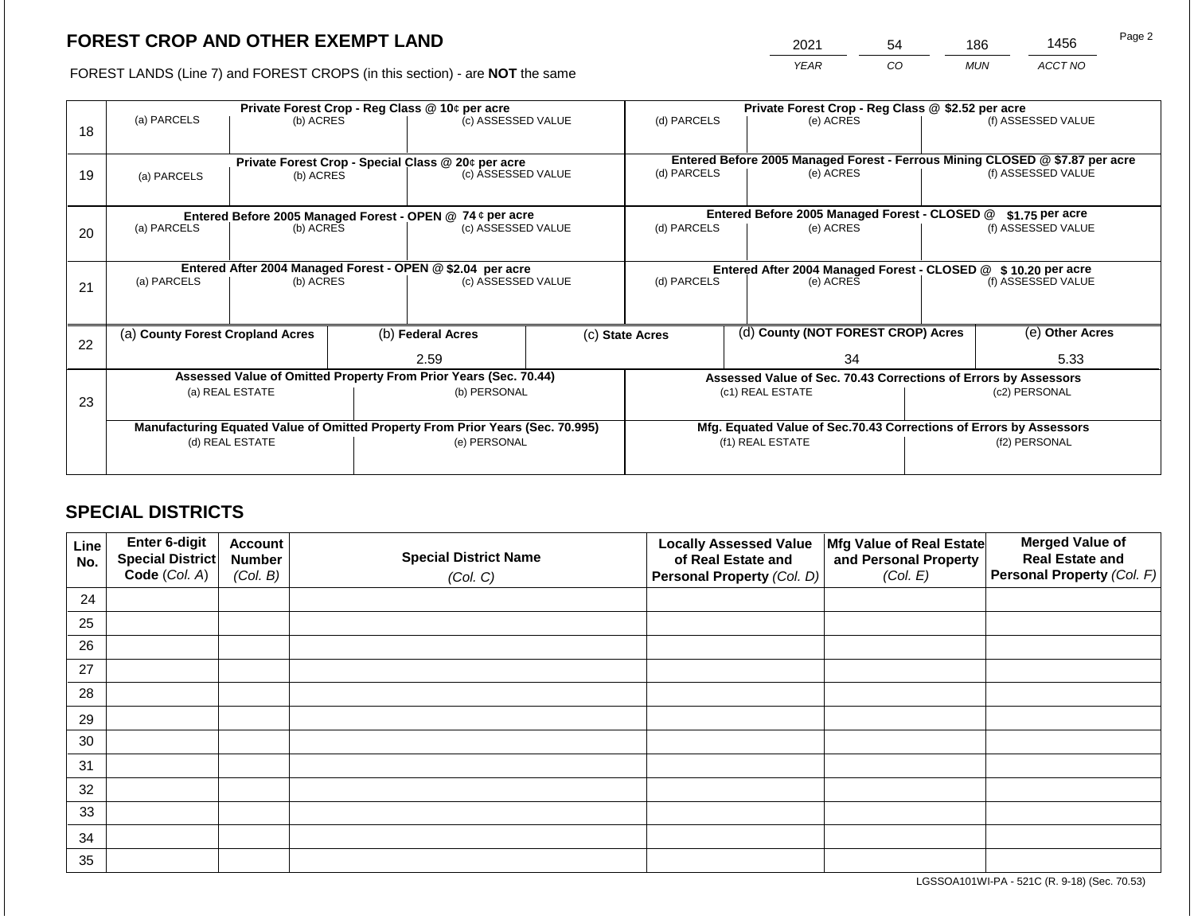# FOREST CROP AND OTHER EXEMPT LAND

FOREST LANDS (Line 7) and FOREST CROPS (in this section) - are **NOT** the same

| 2021 | 54 | 186 | 1456 |
|---|---|---|---|
| *YEAR* | *CO* | *MUN* | *ACCT NO* |

| Line | Private Forest Crop - Reg Class @ 10¢ per acre | | | Private Forest Crop - Reg Class @ $2.52 per acre | | |
|---|---|---|---|---|---|---|
| | (a) PARCELS | (b) ACRES | (c) ASSESSED VALUE | (d) PARCELS | (e) ACRES | (f) ASSESSED VALUE |
| 18 | | | | | | |
| | **Private Forest Crop - Special Class @ 20¢ per acre** | | | **Entered Before 2005 Managed Forest - Ferrous Mining CLOSED @ $7.87 per acre** | | |
| | (a) PARCELS | (b) ACRES | (c) ASSESSED VALUE | (d) PARCELS | (e) ACRES | (f) ASSESSED VALUE |
| 19 | | | | | | |
| | **Entered Before 2005 Managed Forest - OPEN @ 74 ¢ per acre** | | | **Entered Before 2005 Managed Forest - CLOSED @ $1.75 per acre** | | |
| | (a) PARCELS | (b) ACRES | (c) ASSESSED VALUE | (d) PARCELS | (e) ACRES | (f) ASSESSED VALUE |
| 20 | | | | | | |
| | **Entered After 2004 Managed Forest - OPEN @ $2.04 per acre** | | | **Entered After 2004 Managed Forest - CLOSED @ $ 10.20 per acre** | | |
| | (a) PARCELS | (b) ACRES | (c) ASSESSED VALUE | (d) PARCELS | (e) ACRES | (f) ASSESSED VALUE |
| 21 | | | | | | |

| Line | (a) **County Forest Cropland Acres** | (b) **Federal Acres** | (c) **State Acres** | (d) **County (NOT FOREST CROP) Acres** | (e) **Other Acres** |
|---|---|---|---|---|---|
| 22 | | 2.59 | | 34 | 5.33 |

| Line | Assessed Value of Omitted Property From Prior Years (Sec. 70.44) | | Assessed Value of Sec. 70.43 Corrections of Errors by Assessors | |
|---|---|---|---|---|
| | (a) REAL ESTATE | (b) PERSONAL | (c1) REAL ESTATE | (c2) PERSONAL |
| 23 | | | | |
| | **Manufacturing Equated Value of Omitted Property From Prior Years (Sec. 70.995)** | | **Mfg. Equated Value of Sec.70.43 Corrections of Errors by Assessors** | |
| | (d) REAL ESTATE | (e) PERSONAL | (f1) REAL ESTATE | (f2) PERSONAL |
| | | | | |

## SPECIAL DISTRICTS

| Line No. | Enter 6-digit Special District Code *(Col. A)* | Account Number *(Col. B)* | Special District Name *(Col. C)* | Locally Assessed Value of Real Estate and Personal Property *(Col. D)* | Mfg Value of Real Estate and Personal Property *(Col. E)* | Merged Value of Real Estate and Personal Property *(Col. F)* |
|---|---|---|---|---|---|---|
| 24 | | | | | | |
| 25 | | | | | | |
| 26 | | | | | | |
| 27 | | | | | | |
| 28 | | | | | | |
| 29 | | | | | | |
| 30 | | | | | | |
| 31 | | | | | | |
| 32 | | | | | | |
| 33 | | | | | | |
| 34 | | | | | | |
| 35 | | | | | | |

LGSSOA101WI-PA - 521C (R. 9-18) (Sec. 70.53)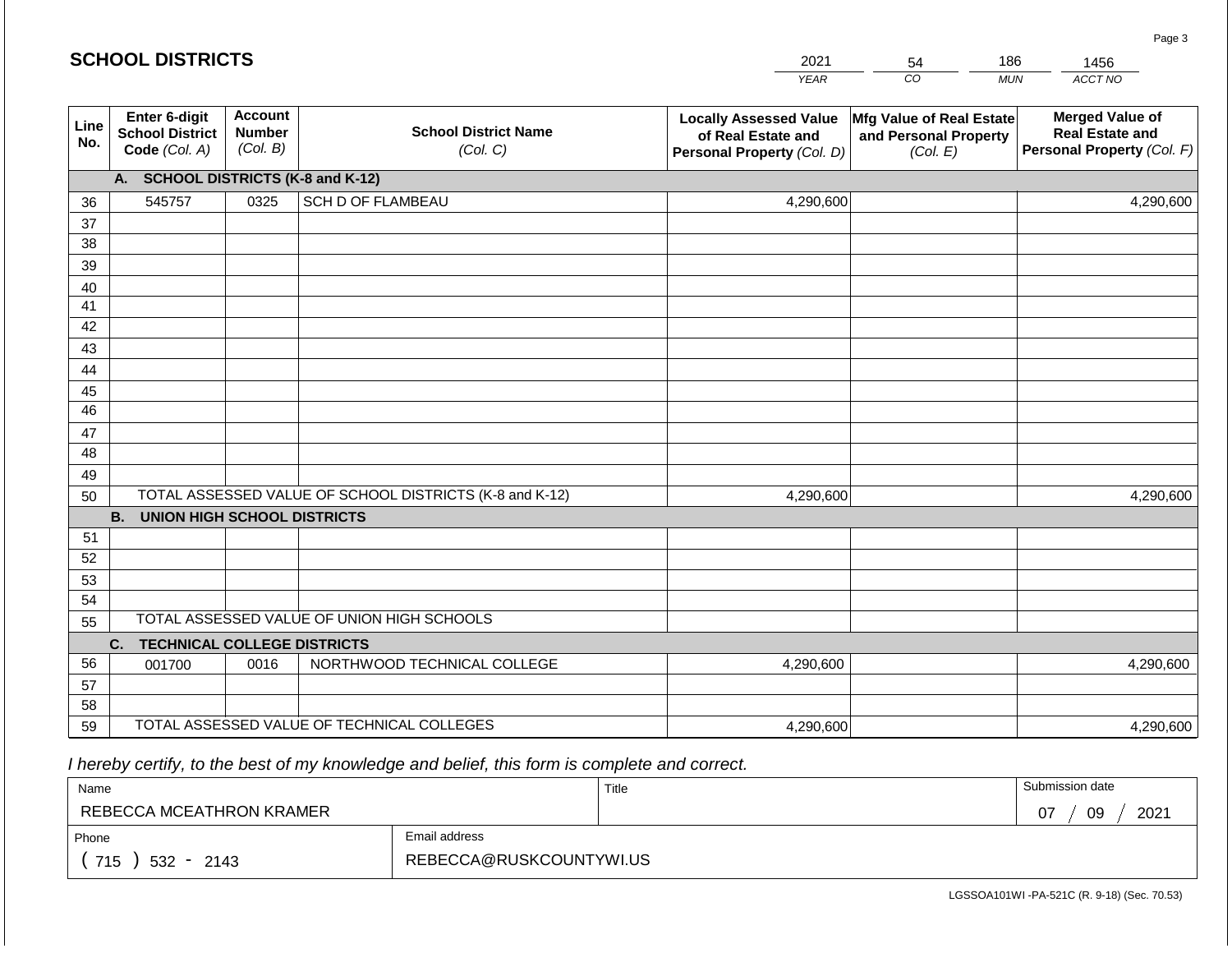## SCHOOL DISTRICTS

| 2021 | 54 | 186 | 1456 |
|---|---|---|---|
| *YEAR* | *CO* | *MUN* | *ACCT NO* |

| Line No. | Enter 6-digit School District Code *(Col. A)* | Account Number *(Col. B)* | School District Name *(Col. C)* | Locally Assessed Value of Real Estate and Personal Property *(Col. D)* | Mfg Value of Real Estate and Personal Property *(Col. E)* | Merged Value of Real Estate and Personal Property *(Col. F)* |
|---|---|---|---|---|---|---|
| | **A. SCHOOL DISTRICTS (K-8 and K-12)** | | | | | |
| 36 | 545757 | 0325 | SCH D OF FLAMBEAU | 4,290,600 | | 4,290,600 |
| 37 | | | | | | |
| 38 | | | | | | |
| 39 | | | | | | |
| 40 | | | | | | |
| 41 | | | | | | |
| 42 | | | | | | |
| 43 | | | | | | |
| 44 | | | | | | |
| 45 | | | | | | |
| 46 | | | | | | |
| 47 | | | | | | |
| 48 | | | | | | |
| 49 | | | | | | |
| 50 | TOTAL ASSESSED VALUE OF SCHOOL DISTRICTS (K-8 and K-12) | | | 4,290,600 | | 4,290,600 |
| | **B. UNION HIGH SCHOOL DISTRICTS** | | | | | |
| 51 | | | | | | |
| 52 | | | | | | |
| 53 | | | | | | |
| 54 | | | | | | |
| 55 | TOTAL ASSESSED VALUE OF UNION HIGH SCHOOLS | | | | | |
| | **C. TECHNICAL COLLEGE DISTRICTS** | | | | | |
| 56 | 001700 | 0016 | NORTHWOOD TECHNICAL COLLEGE | 4,290,600 | | 4,290,600 |
| 57 | | | | | | |
| 58 | | | | | | |
| 59 | TOTAL ASSESSED VALUE OF TECHNICAL COLLEGES | | | 4,290,600 | | 4,290,600 |

*I hereby certify, to the best of my knowledge and belief, this form is complete and correct.*

| Name | | Title | Submission date |
|---|---|---|---|
| REBECCA MCEATHRON KRAMER | | | 07 / 09 / 2021 |
| Phone | Email address | | |
| ( 715 ) 532 - 2143 | REBECCA@RUSKCOUNTYWI.US | | |

LGSSOA101WI -PA-521C (R. 9-18) (Sec. 70.53)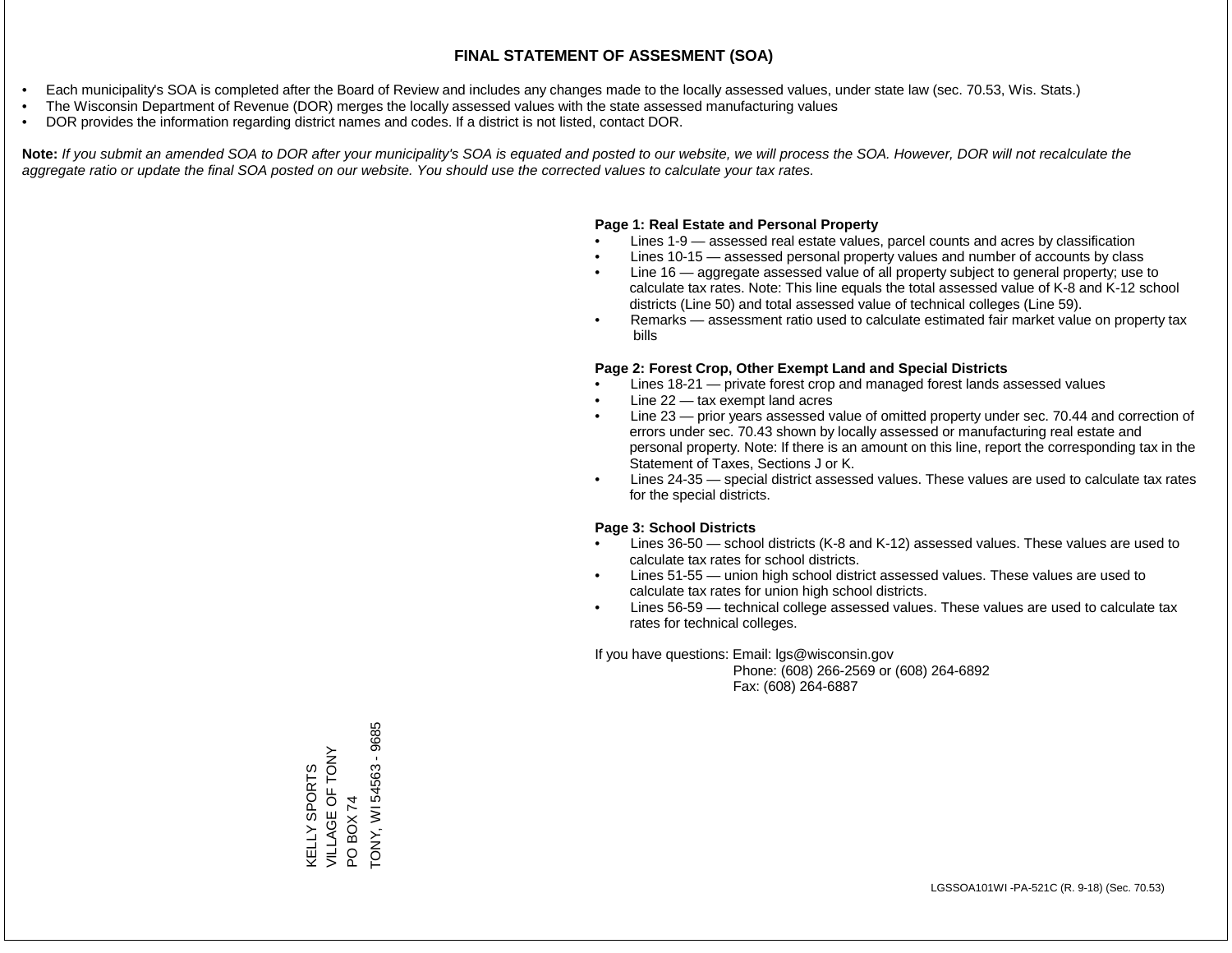# FINAL STATEMENT OF ASSESMENT (SOA)

- Each municipality's SOA is completed after the Board of Review and includes any changes made to the locally assessed values, under state law (sec. 70.53, Wis. Stats.)
- The Wisconsin Department of Revenue (DOR) merges the locally assessed values with the state assessed manufacturing values
- DOR provides the information regarding district names and codes. If a district is not listed, contact DOR.

**Note:** *If you submit an amended SOA to DOR after your municipality's SOA is equated and posted to our website, we will process the SOA. However, DOR will not recalculate the aggregate ratio or update the final SOA posted on our website. You should use the corrected values to calculate your tax rates.*

**Page 1: Real Estate and Personal Property**

- Lines 1-9 — assessed real estate values, parcel counts and acres by classification
- Lines 10-15 — assessed personal property values and number of accounts by class
- Line 16 — aggregate assessed value of all property subject to general property; use to calculate tax rates. Note: This line equals the total assessed value of K-8 and K-12 school districts (Line 50) and total assessed value of technical colleges (Line 59).
- Remarks — assessment ratio used to calculate estimated fair market value on property tax bills

**Page 2: Forest Crop, Other Exempt Land and Special Districts**

- Lines 18-21 — private forest crop and managed forest lands assessed values
- Line 22 — tax exempt land acres
- Line 23 — prior years assessed value of omitted property under sec. 70.44 and correction of errors under sec. 70.43 shown by locally assessed or manufacturing real estate and personal property. Note: If there is an amount on this line, report the corresponding tax in the Statement of Taxes, Sections J or K.
- Lines 24-35 — special district assessed values. These values are used to calculate tax rates for the special districts.

**Page 3: School Districts**

- Lines 36-50 — school districts (K-8 and K-12) assessed values. These values are used to calculate tax rates for school districts.
- Lines 51-55 — union high school district assessed values. These values are used to calculate tax rates for union high school districts.
- Lines 56-59 — technical college assessed values. These values are used to calculate tax rates for technical colleges.

If you have questions: Email: lgs@wisconsin.gov
Phone: (608) 266-2569 or (608) 264-6892
Fax: (608) 264-6887

KELLY SPORTS
VILLAGE OF TONY
PO BOX 74
TONY, WI 54563 - 9685

LGSSOA101WI -PA-521C (R. 9-18) (Sec. 70.53)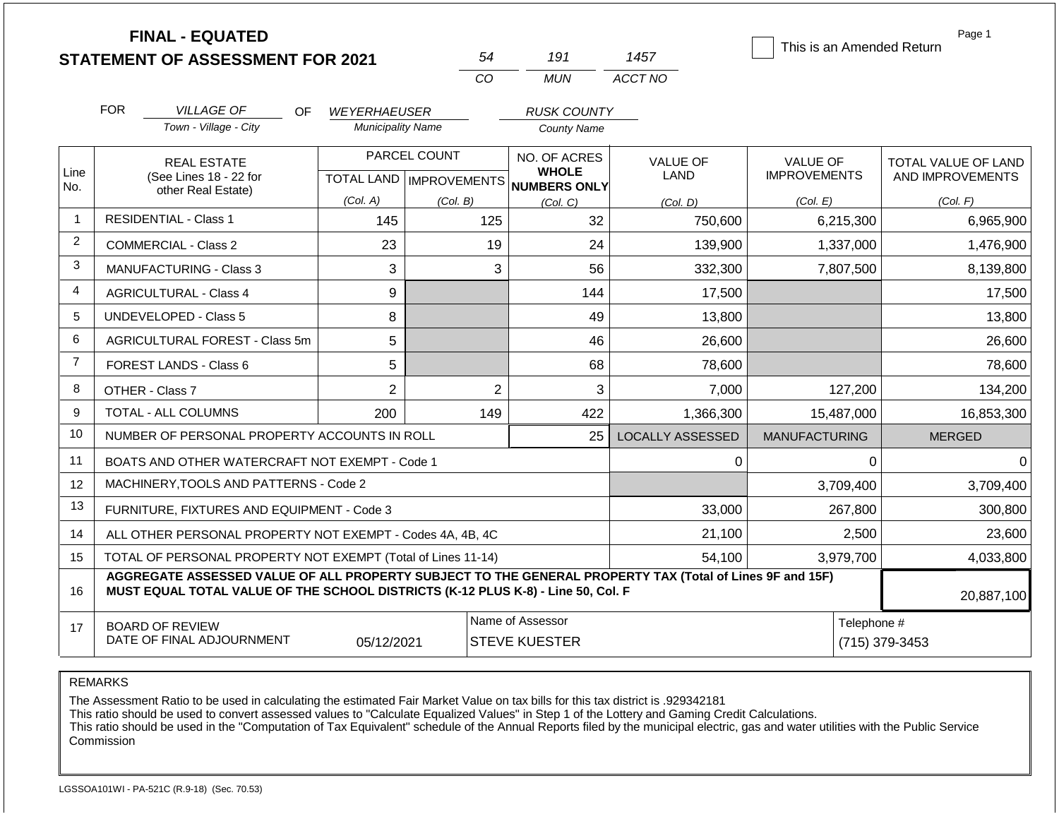**FINAL - EQUATED**
**STATEMENT OF ASSESSMENT FOR 2021**

| 54 | 191 | 1457 |
|---|---|---|
| CO | MUN | ACCT NO |

☐ This is an Amended Return

FOR *VILLAGE OF* (Town - Village - City) OF *WEYERHAEUSER* (Municipality Name) *RUSK COUNTY* (County Name)

| Line No. | REAL ESTATE (See Lines 18 - 22 for other Real Estate) | PARCEL COUNT TOTAL LAND (Col. A) | PARCEL COUNT IMPROVEMENTS (Col. B) | NO. OF ACRES WHOLE NUMBERS ONLY (Col. C) | VALUE OF LAND (Col. D) | VALUE OF IMPROVEMENTS (Col. E) | TOTAL VALUE OF LAND AND IMPROVEMENTS (Col. F) |
|---|---|---|---|---|---|---|---|
| 1 | RESIDENTIAL - Class 1 | 145 | 125 | 32 | 750,600 | 6,215,300 | 6,965,900 |
| 2 | COMMERCIAL - Class 2 | 23 | 19 | 24 | 139,900 | 1,337,000 | 1,476,900 |
| 3 | MANUFACTURING - Class 3 | 3 | 3 | 56 | 332,300 | 7,807,500 | 8,139,800 |
| 4 | AGRICULTURAL - Class 4 | 9 | | 144 | 17,500 | | 17,500 |
| 5 | UNDEVELOPED - Class 5 | 8 | | 49 | 13,800 | | 13,800 |
| 6 | AGRICULTURAL FOREST - Class 5m | 5 | | 46 | 26,600 | | 26,600 |
| 7 | FOREST LANDS - Class 6 | 5 | | 68 | 78,600 | | 78,600 |
| 8 | OTHER - Class 7 | 2 | 2 | 3 | 7,000 | 127,200 | 134,200 |
| 9 | TOTAL - ALL COLUMNS | 200 | 149 | 422 | 1,366,300 | 15,487,000 | 16,853,300 |
| 10 | NUMBER OF PERSONAL PROPERTY ACCOUNTS IN ROLL | | | 25 | LOCALLY ASSESSED | MANUFACTURING | MERGED |
| 11 | BOATS AND OTHER WATERCRAFT NOT EXEMPT - Code 1 | | | | 0 | 0 | 0 |
| 12 | MACHINERY,TOOLS AND PATTERNS - Code 2 | | | | | 3,709,400 | 3,709,400 |
| 13 | FURNITURE, FIXTURES AND EQUIPMENT - Code 3 | | | | 33,000 | 267,800 | 300,800 |
| 14 | ALL OTHER PERSONAL PROPERTY NOT EXEMPT - Codes 4A, 4B, 4C | | | | 21,100 | 2,500 | 23,600 |
| 15 | TOTAL OF PERSONAL PROPERTY NOT EXEMPT (Total of Lines 11-14) | | | | 54,100 | 3,979,700 | 4,033,800 |
| 16 | **AGGREGATE ASSESSED VALUE OF ALL PROPERTY SUBJECT TO THE GENERAL PROPERTY TAX (Total of Lines 9F and 15F) MUST EQUAL TOTAL VALUE OF THE SCHOOL DISTRICTS (K-12 PLUS K-8) - Line 50, Col. F** | | | | | | 20,887,100 |
| 17 | BOARD OF REVIEW DATE OF FINAL ADJOURNMENT | 05/12/2021 | Name of Assessor | STEVE KUESTER | | Telephone # | (715) 379-3453 |

REMARKS

The Assessment Ratio to be used in calculating the estimated Fair Market Value on tax bills for this tax district is .929342181
This ratio should be used to convert assessed values to "Calculate Equalized Values" in Step 1 of the Lottery and Gaming Credit Calculations.
This ratio should be used in the "Computation of Tax Equivalent" schedule of the Annual Reports filed by the municipal electric, gas and water utilities with the Public Service Commission

LGSSOA101WI - PA-521C (R.9-18) (Sec. 70.53)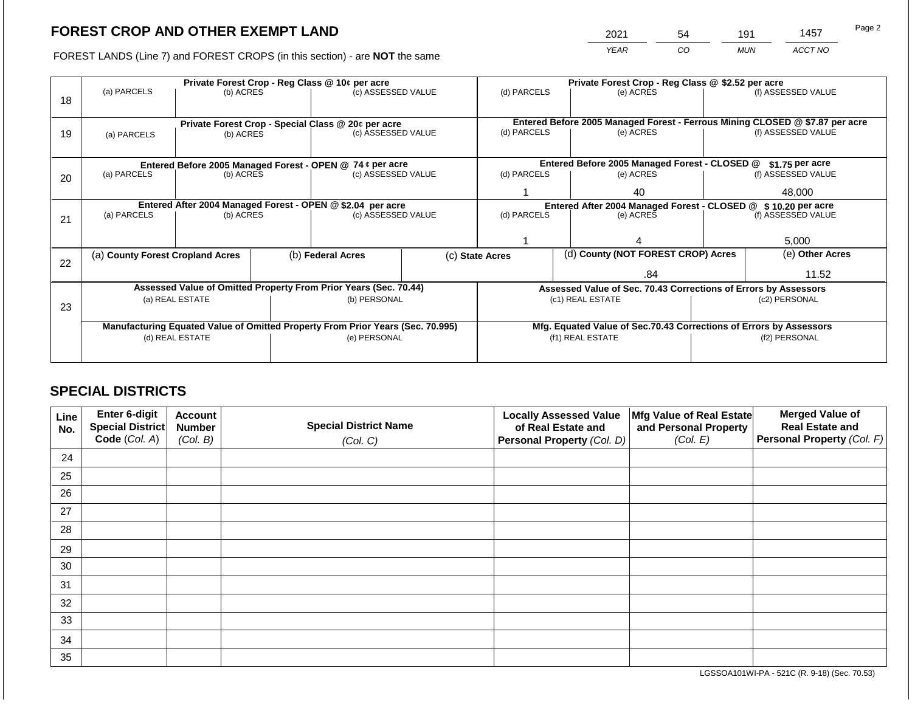# FOREST CROP AND OTHER EXEMPT LAND

FOREST LANDS (Line 7) and FOREST CROPS (in this section) - are **NOT** the same

| 2021 | 54 | 191 | 1457 |
|---|---|---|---|
| *YEAR* | *CO* | *MUN* | *ACCT NO* |

Page 2

| Line | Private Forest Crop - Reg Class @ 10¢ per acre | | | Private Forest Crop - Reg Class @ $2.52 per acre | | |
|---|---|---|---|---|---|---|
| 18 | (a) PARCELS | (b) ACRES | (c) ASSESSED VALUE | (d) PARCELS | (e) ACRES | (f) ASSESSED VALUE |
| | | | | | | |
| | **Private Forest Crop - Special Class @ 20¢ per acre** | | | **Entered Before 2005 Managed Forest - Ferrous Mining CLOSED @ $7.87 per acre** | | |
| 19 | (a) PARCELS | (b) ACRES | (c) ASSESSED VALUE | (d) PARCELS | (e) ACRES | (f) ASSESSED VALUE |
| | | | | | | |
| | **Entered Before 2005 Managed Forest - OPEN @ 74 ¢ per acre** | | | **Entered Before 2005 Managed Forest - CLOSED @ $1.75 per acre** | | |
| 20 | (a) PARCELS | (b) ACRES | (c) ASSESSED VALUE | (d) PARCELS | (e) ACRES | (f) ASSESSED VALUE |
| | | | | 1 | 40 | 48,000 |
| | **Entered After 2004 Managed Forest - OPEN @ $2.04 per acre** | | | **Entered After 2004 Managed Forest - CLOSED @ $ 10.20 per acre** | | |
| 21 | (a) PARCELS | (b) ACRES | (c) ASSESSED VALUE | (d) PARCELS | (e) ACRES | (f) ASSESSED VALUE |
| | | | | 1 | 4 | 5,000 |

| Line | (a) **County Forest Cropland Acres** | (b) **Federal Acres** | (c) **State Acres** | (d) **County (NOT FOREST CROP) Acres** | (e) **Other Acres** |
|---|---|---|---|---|---|
| 22 | | | | .84 | 11.52 |

| Line | Assessed Value of Omitted Property From Prior Years (Sec. 70.44) | | Assessed Value of Sec. 70.43 Corrections of Errors by Assessors | |
|---|---|---|---|---|
| 23 | (a) REAL ESTATE | (b) PERSONAL | (c1) REAL ESTATE | (c2) PERSONAL |
| | | | | |
| | **Manufacturing Equated Value of Omitted Property From Prior Years (Sec. 70.995)** | | **Mfg. Equated Value of Sec.70.43 Corrections of Errors by Assessors** | |
| | (d) REAL ESTATE | (e) PERSONAL | (f1) REAL ESTATE | (f2) PERSONAL |
| | | | | |

## SPECIAL DISTRICTS

| Line No. | Enter 6-digit Special District Code (Col. A) | Account Number (Col. B) | Special District Name (Col. C) | Locally Assessed Value of Real Estate and Personal Property (Col. D) | Mfg Value of Real Estate and Personal Property (Col. E) | Merged Value of Real Estate and Personal Property (Col. F) |
|---|---|---|---|---|---|---|
| 24 | | | | | | |
| 25 | | | | | | |
| 26 | | | | | | |
| 27 | | | | | | |
| 28 | | | | | | |
| 29 | | | | | | |
| 30 | | | | | | |
| 31 | | | | | | |
| 32 | | | | | | |
| 33 | | | | | | |
| 34 | | | | | | |
| 35 | | | | | | |

LGSSOA101WI-PA - 521C (R. 9-18) (Sec. 70.53)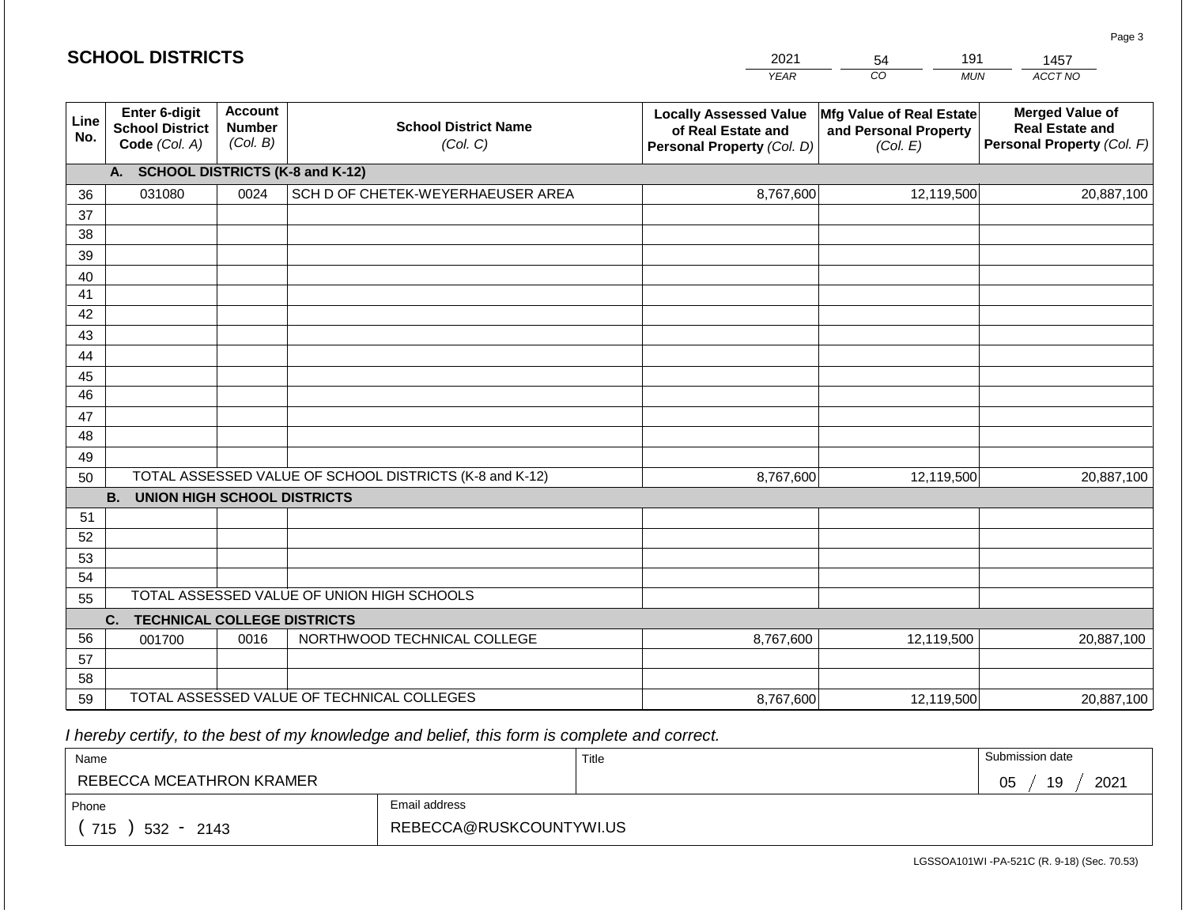## SCHOOL DISTRICTS

| 2021 | 54 | 191 | 1457 |
|---|---|---|---|
| YEAR | CO | MUN | ACCT NO |

| Line No. | Enter 6-digit School District Code (Col. A) | Account Number (Col. B) | School District Name (Col. C) | Locally Assessed Value of Real Estate and Personal Property (Col. D) | Mfg Value of Real Estate and Personal Property (Col. E) | Merged Value of Real Estate and Personal Property (Col. F) |
|---|---|---|---|---|---|---|
| | **A. SCHOOL DISTRICTS (K-8 and K-12)** | | | | | |
| 36 | 031080 | 0024 | SCH D OF CHETEK-WEYERHAEUSER AREA | 8,767,600 | 12,119,500 | 20,887,100 |
| 37 | | | | | | |
| 38 | | | | | | |
| 39 | | | | | | |
| 40 | | | | | | |
| 41 | | | | | | |
| 42 | | | | | | |
| 43 | | | | | | |
| 44 | | | | | | |
| 45 | | | | | | |
| 46 | | | | | | |
| 47 | | | | | | |
| 48 | | | | | | |
| 49 | | | | | | |
| 50 | TOTAL ASSESSED VALUE OF SCHOOL DISTRICTS (K-8 and K-12) | | | 8,767,600 | 12,119,500 | 20,887,100 |
| | **B. UNION HIGH SCHOOL DISTRICTS** | | | | | |
| 51 | | | | | | |
| 52 | | | | | | |
| 53 | | | | | | |
| 54 | | | | | | |
| 55 | TOTAL ASSESSED VALUE OF UNION HIGH SCHOOLS | | | | | |
| | **C. TECHNICAL COLLEGE DISTRICTS** | | | | | |
| 56 | 001700 | 0016 | NORTHWOOD TECHNICAL COLLEGE | 8,767,600 | 12,119,500 | 20,887,100 |
| 57 | | | | | | |
| 58 | | | | | | |
| 59 | TOTAL ASSESSED VALUE OF TECHNICAL COLLEGES | | | 8,767,600 | 12,119,500 | 20,887,100 |

*I hereby certify, to the best of my knowledge and belief, this form is complete and correct.*

| Name | Title | Submission date |
|---|---|---|
| REBECCA MCEATHRON KRAMER | | 05 / 19 / 2021 |
| **Phone** | **Email address** | |
| ( 715 ) 532 - 2143 | REBECCA@RUSKCOUNTYWI.US | |

LGSSOA101WI -PA-521C (R. 9-18) (Sec. 70.53)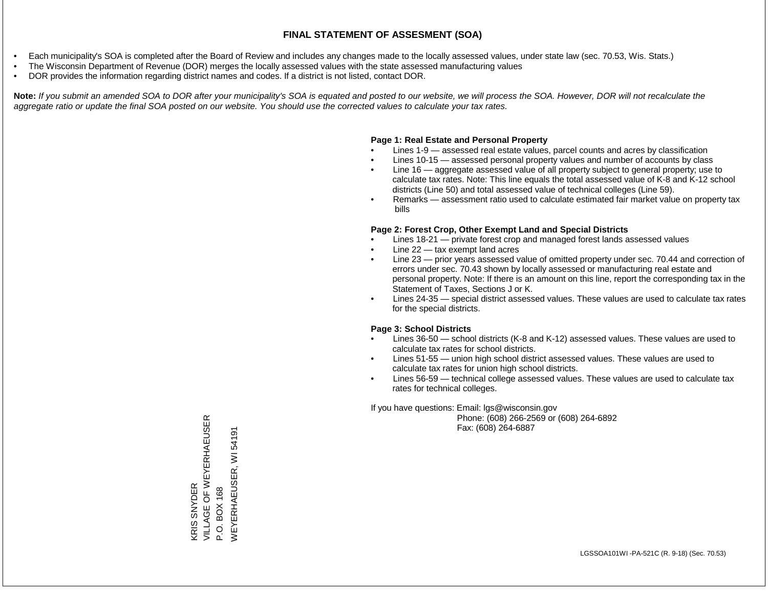# FINAL STATEMENT OF ASSESMENT (SOA)

- Each municipality's SOA is completed after the Board of Review and includes any changes made to the locally assessed values, under state law (sec. 70.53, Wis. Stats.)
- The Wisconsin Department of Revenue (DOR) merges the locally assessed values with the state assessed manufacturing values
- DOR provides the information regarding district names and codes. If a district is not listed, contact DOR.

**Note:** *If you submit an amended SOA to DOR after your municipality's SOA is equated and posted to our website, we will process the SOA. However, DOR will not recalculate the aggregate ratio or update the final SOA posted on our website. You should use the corrected values to calculate your tax rates.*

**Page 1: Real Estate and Personal Property**

- Lines 1-9 — assessed real estate values, parcel counts and acres by classification
- Lines 10-15 — assessed personal property values and number of accounts by class
- Line 16 — aggregate assessed value of all property subject to general property; use to calculate tax rates. Note: This line equals the total assessed value of K-8 and K-12 school districts (Line 50) and total assessed value of technical colleges (Line 59).
- Remarks — assessment ratio used to calculate estimated fair market value on property tax bills

**Page 2: Forest Crop, Other Exempt Land and Special Districts**

- Lines 18-21 — private forest crop and managed forest lands assessed values
- Line 22 — tax exempt land acres
- Line 23 — prior years assessed value of omitted property under sec. 70.44 and correction of errors under sec. 70.43 shown by locally assessed or manufacturing real estate and personal property. Note: If there is an amount on this line, report the corresponding tax in the Statement of Taxes, Sections J or K.
- Lines 24-35 — special district assessed values. These values are used to calculate tax rates for the special districts.

**Page 3: School Districts**

- Lines 36-50 — school districts (K-8 and K-12) assessed values. These values are used to calculate tax rates for school districts.
- Lines 51-55 — union high school district assessed values. These values are used to calculate tax rates for union high school districts.
- Lines 56-59 — technical college assessed values. These values are used to calculate tax rates for technical colleges.

If you have questions: Email: lgs@wisconsin.gov
Phone: (608) 266-2569 or (608) 264-6892
Fax: (608) 264-6887

KRIS SNYDER
VILLAGE OF WEYERHAEUSER
P.O. BOX 168
WEYERHAEUSER, WI 54191

LGSSOA101WI -PA-521C (R. 9-18) (Sec. 70.53)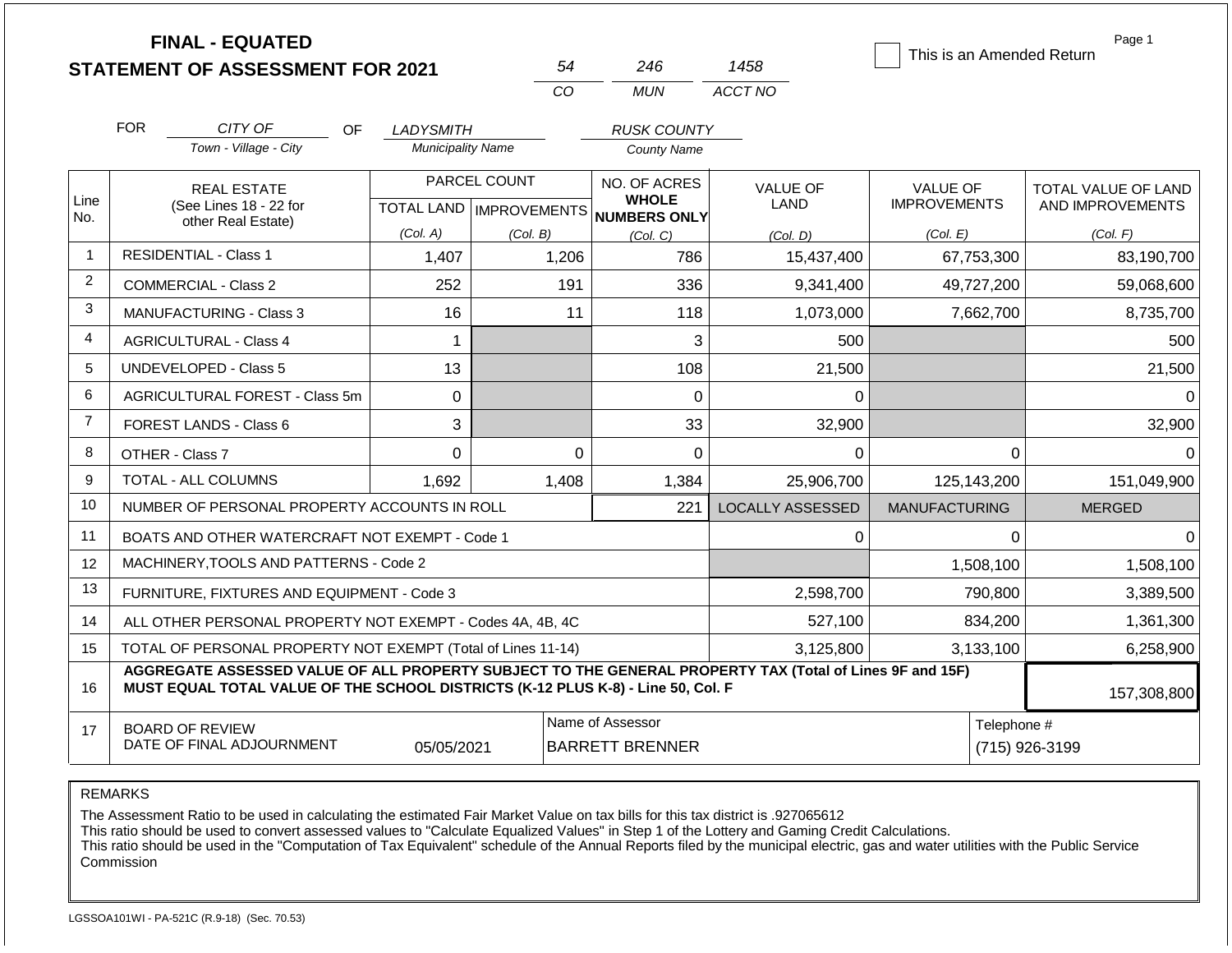**FINAL - EQUATED**
**STATEMENT OF ASSESSMENT FOR 2021**

| 54 | 246 | 1458 |
|---|---|---|
| CO | MUN | ACCT NO |

☐ This is an Amended Return

Page 1

FOR *CITY OF* (Town - Village - City) OF *LADYSMITH* (Municipality Name) *RUSK COUNTY* (County Name)

| Line No. | REAL ESTATE (See Lines 18 - 22 for other Real Estate) | PARCEL COUNT TOTAL LAND (Col. A) | PARCEL COUNT IMPROVEMENTS (Col. B) | NO. OF ACRES WHOLE NUMBERS ONLY (Col. C) | VALUE OF LAND (Col. D) | VALUE OF IMPROVEMENTS (Col. E) | TOTAL VALUE OF LAND AND IMPROVEMENTS (Col. F) |
|---|---|---|---|---|---|---|---|
| 1 | RESIDENTIAL - Class 1 | 1,407 | 1,206 | 786 | 15,437,400 | 67,753,300 | 83,190,700 |
| 2 | COMMERCIAL - Class 2 | 252 | 191 | 336 | 9,341,400 | 49,727,200 | 59,068,600 |
| 3 | MANUFACTURING - Class 3 | 16 | 11 | 118 | 1,073,000 | 7,662,700 | 8,735,700 |
| 4 | AGRICULTURAL - Class 4 | 1 | | 3 | 500 | | 500 |
| 5 | UNDEVELOPED - Class 5 | 13 | | 108 | 21,500 | | 21,500 |
| 6 | AGRICULTURAL FOREST - Class 5m | 0 | | 0 | 0 | | 0 |
| 7 | FOREST LANDS - Class 6 | 3 | | 33 | 32,900 | | 32,900 |
| 8 | OTHER - Class 7 | 0 | 0 | 0 | 0 | 0 | 0 |
| 9 | TOTAL - ALL COLUMNS | 1,692 | 1,408 | 1,384 | 25,906,700 | 125,143,200 | 151,049,900 |
| 10 | NUMBER OF PERSONAL PROPERTY ACCOUNTS IN ROLL | | | 221 | LOCALLY ASSESSED | MANUFACTURING | MERGED |
| 11 | BOATS AND OTHER WATERCRAFT NOT EXEMPT - Code 1 | | | | 0 | 0 | 0 |
| 12 | MACHINERY,TOOLS AND PATTERNS - Code 2 | | | | | 1,508,100 | 1,508,100 |
| 13 | FURNITURE, FIXTURES AND EQUIPMENT - Code 3 | | | | 2,598,700 | 790,800 | 3,389,500 |
| 14 | ALL OTHER PERSONAL PROPERTY NOT EXEMPT - Codes 4A, 4B, 4C | | | | 527,100 | 834,200 | 1,361,300 |
| 15 | TOTAL OF PERSONAL PROPERTY NOT EXEMPT (Total of Lines 11-14) | | | | 3,125,800 | 3,133,100 | 6,258,900 |
| 16 | **AGGREGATE ASSESSED VALUE OF ALL PROPERTY SUBJECT TO THE GENERAL PROPERTY TAX (Total of Lines 9F and 15F) MUST EQUAL TOTAL VALUE OF THE SCHOOL DISTRICTS (K-12 PLUS K-8) - Line 50, Col. F** | | | | | | 157,308,800 |
| 17 | BOARD OF REVIEW DATE OF FINAL ADJOURNMENT | 05/05/2021 | Name of Assessor: BARRETT BRENNER | | | Telephone #: (715) 926-3199 | |

REMARKS

The Assessment Ratio to be used in calculating the estimated Fair Market Value on tax bills for this tax district is .927065612
This ratio should be used to convert assessed values to "Calculate Equalized Values" in Step 1 of the Lottery and Gaming Credit Calculations.
This ratio should be used in the "Computation of Tax Equivalent" schedule of the Annual Reports filed by the municipal electric, gas and water utilities with the Public Service Commission

LGSSOA101WI - PA-521C (R.9-18) (Sec. 70.53)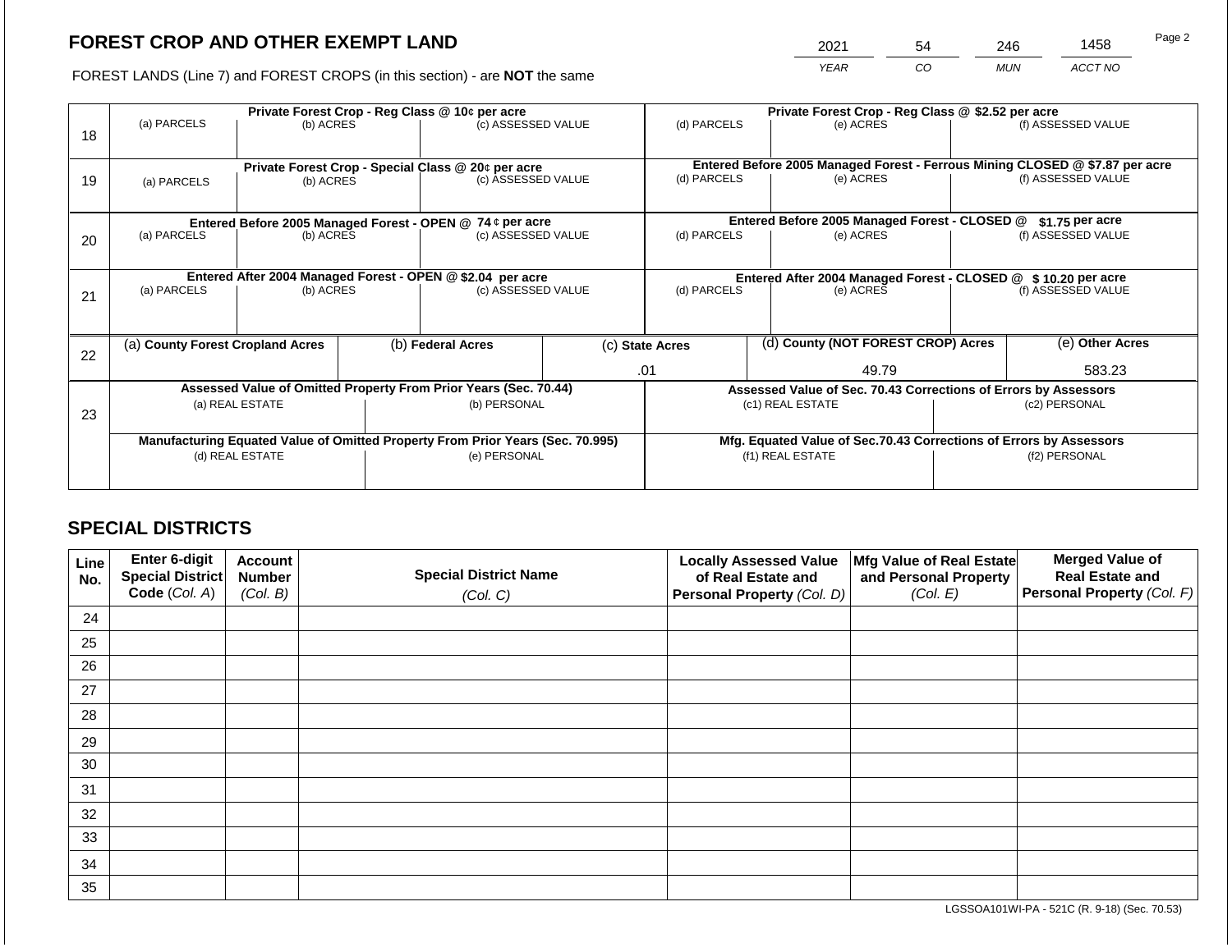## FOREST CROP AND OTHER EXEMPT LAND

FOREST LANDS (Line 7) and FOREST CROPS (in this section) - are **NOT** the same

| YEAR | CO | MUN | ACCT NO |
|---|---|---|---|
| 2021 | 54 | 246 | 1458 |

| Line | (a) PARCELS | (b) ACRES | (c) ASSESSED VALUE | (d) PARCELS | (e) ACRES | (f) ASSESSED VALUE |
|---|---|---|---|---|---|---|
| 18 | **Private Forest Crop - Reg Class @ 10¢ per acre** | | | **Private Forest Crop - Reg Class @ $2.52 per acre** | | |
| | | | | | | |
| 19 | **Private Forest Crop - Special Class @ 20¢ per acre** | | | **Entered Before 2005 Managed Forest - Ferrous Mining CLOSED @ $7.87 per acre** | | |
| | | | | | | |
| 20 | **Entered Before 2005 Managed Forest - OPEN @ 74 ¢ per acre** | | | **Entered Before 2005 Managed Forest - CLOSED @ $1.75 per acre** | | |
| | | | | | | |
| 21 | **Entered After 2004 Managed Forest - OPEN @ $2.04 per acre** | | | **Entered After 2004 Managed Forest - CLOSED @ $ 10.20 per acre** | | |
| | | | | | | |

| Line | (a) County Forest Cropland Acres | (b) Federal Acres | (c) State Acres | (d) County (NOT FOREST CROP) Acres | (e) Other Acres |
|---|---|---|---|---|---|
| 22 | | | .01 | 49.79 | 583.23 |

| Line | Assessed Value of Omitted Property From Prior Years (Sec. 70.44) | | Assessed Value of Sec. 70.43 Corrections of Errors by Assessors | |
|---|---|---|---|---|
| 23 | (a) REAL ESTATE | (b) PERSONAL | (c1) REAL ESTATE | (c2) PERSONAL |
| | | | | |
| | **Manufacturing Equated Value of Omitted Property From Prior Years (Sec. 70.995)** | | **Mfg. Equated Value of Sec.70.43 Corrections of Errors by Assessors** | |
| | (d) REAL ESTATE | (e) PERSONAL | (f1) REAL ESTATE | (f2) PERSONAL |
| | | | | |

## SPECIAL DISTRICTS

| Line No. | Enter 6-digit Special District Code (Col. A) | Account Number (Col. B) | Special District Name (Col. C) | Locally Assessed Value of Real Estate and Personal Property (Col. D) | Mfg Value of Real Estate and Personal Property (Col. E) | Merged Value of Real Estate and Personal Property (Col. F) |
|---|---|---|---|---|---|---|
| 24 | | | | | | |
| 25 | | | | | | |
| 26 | | | | | | |
| 27 | | | | | | |
| 28 | | | | | | |
| 29 | | | | | | |
| 30 | | | | | | |
| 31 | | | | | | |
| 32 | | | | | | |
| 33 | | | | | | |
| 34 | | | | | | |
| 35 | | | | | | |

LGSSOA101WI-PA - 521C (R. 9-18) (Sec. 70.53)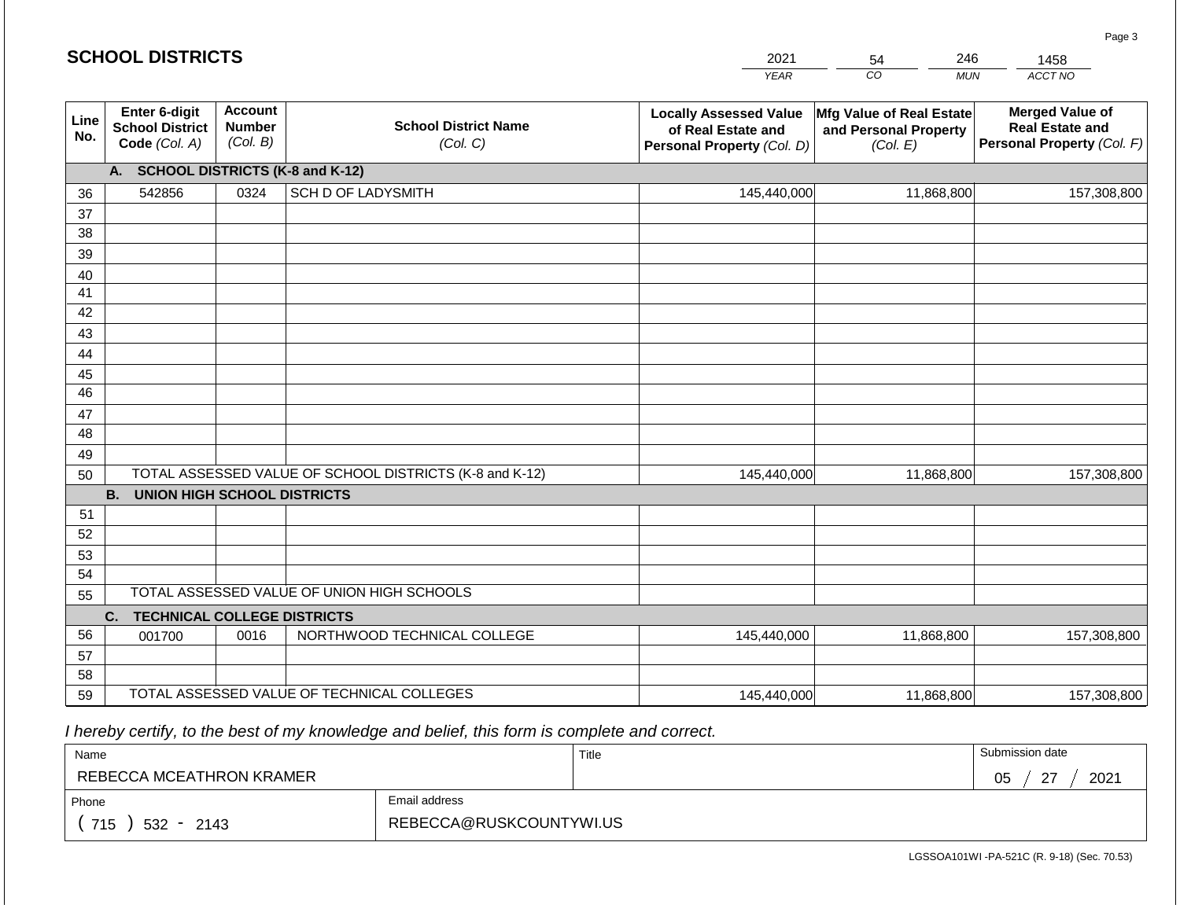## SCHOOL DISTRICTS

| 2021 | 54 | 246 | 1458 |
|---|---|---|---|
| YEAR | CO | MUN | ACCT NO |

| Line No. | Enter 6-digit School District Code (Col. A) | Account Number (Col. B) | School District Name (Col. C) | Locally Assessed Value of Real Estate and Personal Property (Col. D) | Mfg Value of Real Estate and Personal Property (Col. E) | Merged Value of Real Estate and Personal Property (Col. F) |
|---|---|---|---|---|---|---|
| | **A. SCHOOL DISTRICTS (K-8 and K-12)** | | | | | |
| 36 | 542856 | 0324 | SCH D OF LADYSMITH | 145,440,000 | 11,868,800 | 157,308,800 |
| 37 | | | | | | |
| 38 | | | | | | |
| 39 | | | | | | |
| 40 | | | | | | |
| 41 | | | | | | |
| 42 | | | | | | |
| 43 | | | | | | |
| 44 | | | | | | |
| 45 | | | | | | |
| 46 | | | | | | |
| 47 | | | | | | |
| 48 | | | | | | |
| 49 | | | | | | |
| 50 | TOTAL ASSESSED VALUE OF SCHOOL DISTRICTS (K-8 and K-12) | | | 145,440,000 | 11,868,800 | 157,308,800 |
| | **B. UNION HIGH SCHOOL DISTRICTS** | | | | | |
| 51 | | | | | | |
| 52 | | | | | | |
| 53 | | | | | | |
| 54 | | | | | | |
| 55 | TOTAL ASSESSED VALUE OF UNION HIGH SCHOOLS | | | | | |
| | **C. TECHNICAL COLLEGE DISTRICTS** | | | | | |
| 56 | 001700 | 0016 | NORTHWOOD TECHNICAL COLLEGE | 145,440,000 | 11,868,800 | 157,308,800 |
| 57 | | | | | | |
| 58 | | | | | | |
| 59 | TOTAL ASSESSED VALUE OF TECHNICAL COLLEGES | | | 145,440,000 | 11,868,800 | 157,308,800 |

*I hereby certify, to the best of my knowledge and belief, this form is complete and correct.*

| Name | | Title | Submission date |
|---|---|---|---|
| REBECCA MCEATHRON KRAMER | | | 05 / 27 / 2021 |
| Phone | Email address | | |
| ( 715 ) 532 - 2143 | REBECCA@RUSKCOUNTYWI.US | | |

LGSSOA101WI -PA-521C (R. 9-18) (Sec. 70.53)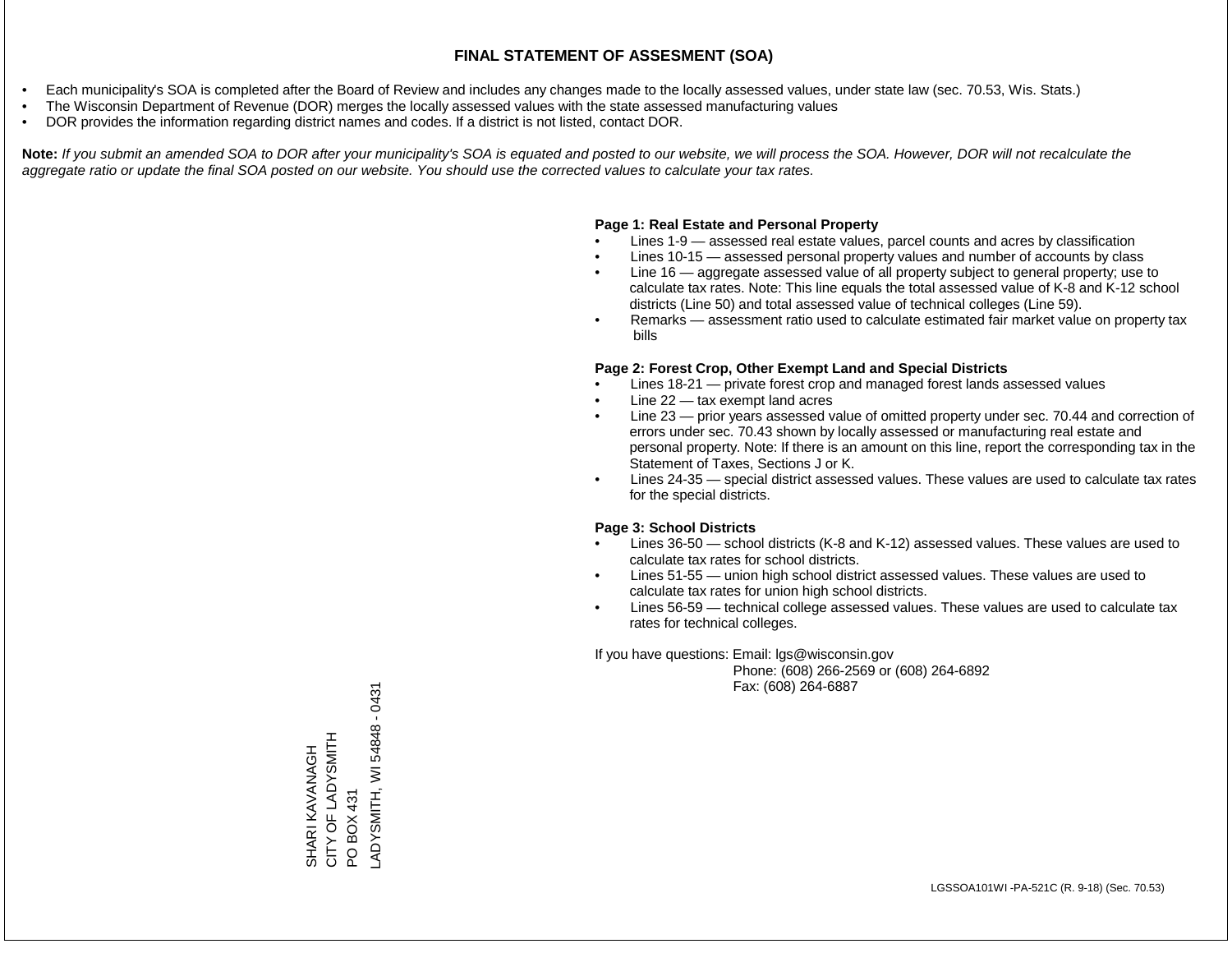# FINAL STATEMENT OF ASSESMENT (SOA)

- Each municipality's SOA is completed after the Board of Review and includes any changes made to the locally assessed values, under state law (sec. 70.53, Wis. Stats.)
- The Wisconsin Department of Revenue (DOR) merges the locally assessed values with the state assessed manufacturing values
- DOR provides the information regarding district names and codes. If a district is not listed, contact DOR.

**Note:** *If you submit an amended SOA to DOR after your municipality's SOA is equated and posted to our website, we will process the SOA. However, DOR will not recalculate the aggregate ratio or update the final SOA posted on our website. You should use the corrected values to calculate your tax rates.*

**Page 1: Real Estate and Personal Property**

- Lines 1-9 — assessed real estate values, parcel counts and acres by classification
- Lines 10-15 — assessed personal property values and number of accounts by class
- Line 16 — aggregate assessed value of all property subject to general property; use to calculate tax rates. Note: This line equals the total assessed value of K-8 and K-12 school districts (Line 50) and total assessed value of technical colleges (Line 59).
- Remarks — assessment ratio used to calculate estimated fair market value on property tax bills

**Page 2: Forest Crop, Other Exempt Land and Special Districts**

- Lines 18-21 — private forest crop and managed forest lands assessed values
- Line 22 — tax exempt land acres
- Line 23 — prior years assessed value of omitted property under sec. 70.44 and correction of errors under sec. 70.43 shown by locally assessed or manufacturing real estate and personal property. Note: If there is an amount on this line, report the corresponding tax in the Statement of Taxes, Sections J or K.
- Lines 24-35 — special district assessed values. These values are used to calculate tax rates for the special districts.

**Page 3: School Districts**

- Lines 36-50 — school districts (K-8 and K-12) assessed values. These values are used to calculate tax rates for school districts.
- Lines 51-55 — union high school district assessed values. These values are used to calculate tax rates for union high school districts.
- Lines 56-59 — technical college assessed values. These values are used to calculate tax rates for technical colleges.

If you have questions: Email: lgs@wisconsin.gov
Phone: (608) 266-2569 or (608) 264-6892
Fax: (608) 264-6887

SHARI KAVANAGH
CITY OF LADYSMITH
PO BOX 431
LADYSMITH, WI 54848 - 0431

LGSSOA101WI -PA-521C (R. 9-18) (Sec. 70.53)